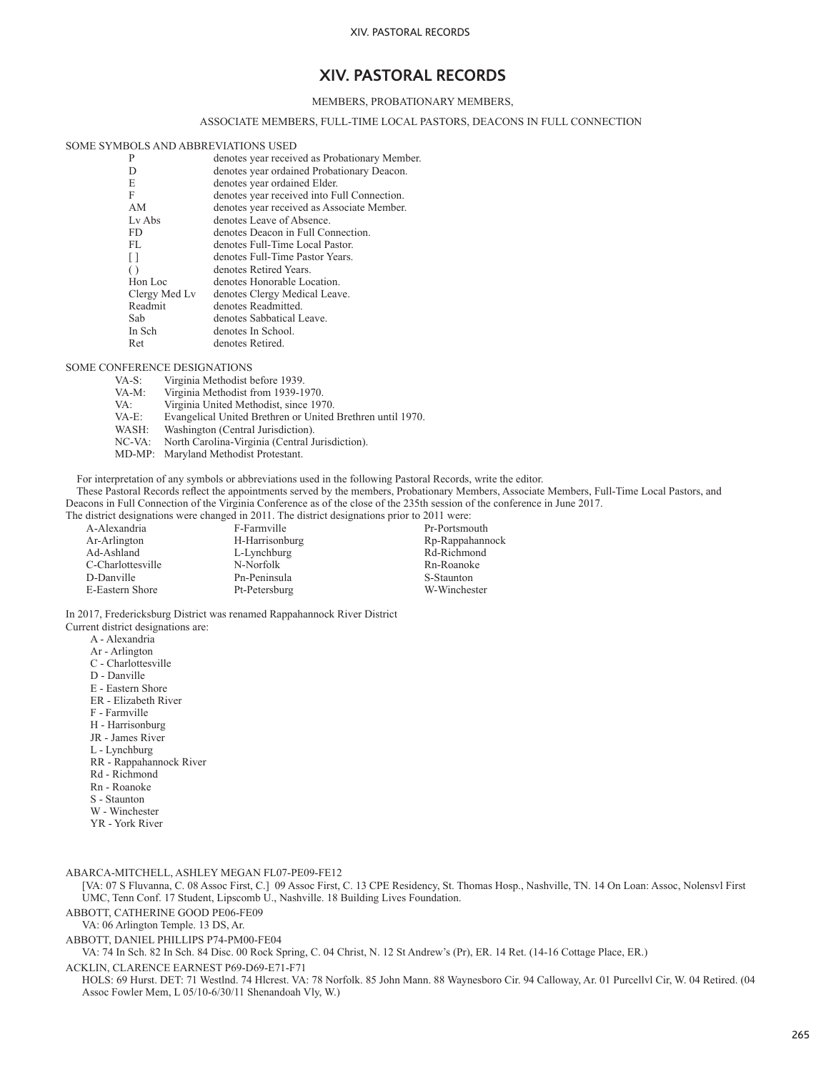# XIV. PASTORAL RECORDS

MEMBERS, PROBATIONARY MEMBERS,

ASSOCIATE MEMBERS, FULL-TIME LOCAL PASTORS, DEACONS IN FULL CONNECTION

SOME SYMBOLS AND ABBREVIATIONS USED

| | |
|---|---|
| P | denotes year received as Probationary Member. |
| D | denotes year ordained Probationary Deacon. |
| E | denotes year ordained Elder. |
| F | denotes year received into Full Connection. |
| AM | denotes year received as Associate Member. |
| Lv Abs | denotes Leave of Absence. |
| FD | denotes Deacon in Full Connection. |
| FL | denotes Full-Time Local Pastor. |
| [ ] | denotes Full-Time Pastor Years. |
| ( ) | denotes Retired Years. |
| Hon Loc | denotes Honorable Location. |
| Clergy Med Lv | denotes Clergy Medical Leave. |
| Readmit | denotes Readmitted. |
| Sab | denotes Sabbatical Leave. |
| In Sch | denotes In School. |
| Ret | denotes Retired. |

SOME CONFERENCE DESIGNATIONS

| | |
|---|---|
| VA-S: | Virginia Methodist before 1939. |
| VA-M: | Virginia Methodist from 1939-1970. |
| VA: | Virginia United Methodist, since 1970. |
| VA-E: | Evangelical United Brethren or United Brethren until 1970. |
| WASH: | Washington (Central Jurisdiction). |
| NC-VA: | North Carolina-Virginia (Central Jurisdiction). |
| MD-MP: | Maryland Methodist Protestant. |

For interpretation of any symbols or abbreviations used in the following Pastoral Records, write the editor.

These Pastoral Records reflect the appointments served by the members, Probationary Members, Associate Members, Full-Time Local Pastors, and Deacons in Full Connection of the Virginia Conference as of the close of the 235th session of the conference in June 2017.

The district designations were changed in 2011. The district designations prior to 2011 were:

| | | |
|---|---|---|
| A-Alexandria | F-Farmville | Pr-Portsmouth |
| Ar-Arlington | H-Harrisonburg | Rp-Rappahannock |
| Ad-Ashland | L-Lynchburg | Rd-Richmond |
| C-Charlottesville | N-Norfolk | Rn-Roanoke |
| D-Danville | Pn-Peninsula | S-Staunton |
| E-Eastern Shore | Pt-Petersburg | W-Winchester |

In 2017, Fredericksburg District was renamed Rappahannock River District

Current district designations are:

- A - Alexandria
- Ar - Arlington
- C - Charlottesville
- D - Danville
- E - Eastern Shore
- ER - Elizabeth River
- F - Farmville
- H - Harrisonburg
- JR - James River
- L - Lynchburg
- RR - Rappahannock River
- Rd - Richmond
- Rn - Roanoke
- S - Staunton
- W - Winchester
- YR - York River

ABARCA-MITCHELL, ASHLEY MEGAN FL07-PE09-FE12
[VA: 07 S Fluvanna, C. 08 Assoc First, C.] 09 Assoc First, C. 13 CPE Residency, St. Thomas Hosp., Nashville, TN. 14 On Loan: Assoc, Nolensvl First UMC, Tenn Conf. 17 Student, Lipscomb U., Nashville. 18 Building Lives Foundation.

ABBOTT, CATHERINE GOOD PE06-FE09
VA: 06 Arlington Temple. 13 DS, Ar.

ABBOTT, DANIEL PHILLIPS P74-PM00-FE04
VA: 74 In Sch. 82 In Sch. 84 Disc. 00 Rock Spring, C. 04 Christ, N. 12 St Andrew's (Pr), ER. 14 Ret. (14-16 Cottage Place, ER.)

ACKLIN, CLARENCE EARNEST P69-D69-E71-F71
HOLS: 69 Hurst. DET: 71 Westlnd. 74 Hlcrest. VA: 78 Norfolk. 85 John Mann. 88 Waynesboro Cir. 94 Calloway, Ar. 01 Purcellvl Cir, W. 04 Retired. (04 Assoc Fowler Mem, L 05/10-6/30/11 Shenandoah Vly, W.)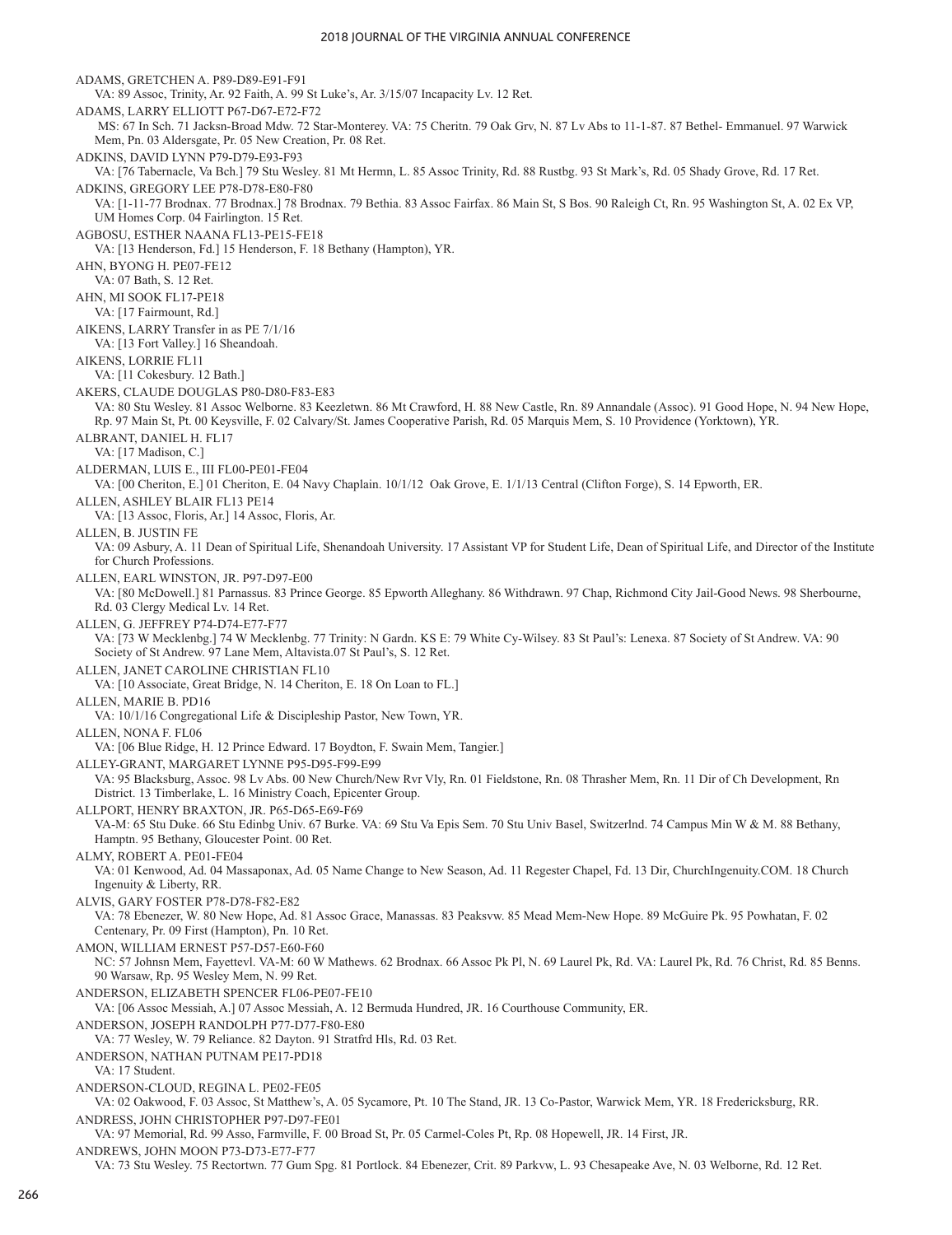ADAMS, GRETCHEN A. P89-D89-E91-F91

VA: 89 Assoc, Trinity, Ar. 92 Faith, A. 99 St Luke's, Ar. 3/15/07 Incapacity Lv. 12 Ret.

ADAMS, LARRY ELLIOTT P67-D67-E72-F72

MS: 67 In Sch. 71 Jacksn-Broad Mdw. 72 Star-Monterey. VA: 75 Cheritn. 79 Oak Grv, N. 87 Lv Abs to 11-1-87. 87 Bethel- Emmanuel. 97 Warwick Mem, Pn. 03 Aldersgate, Pr. 05 New Creation, Pr. 08 Ret.

ADKINS, DAVID LYNN P79-D79-E93-F93

VA: [76 Tabernacle, Va Bch.] 79 Stu Wesley. 81 Mt Hermn, L. 85 Assoc Trinity, Rd. 88 Rustbg. 93 St Mark's, Rd. 05 Shady Grove, Rd. 17 Ret.

ADKINS, GREGORY LEE P78-D78-E80-F80

VA: [1-11-77 Brodnax. 77 Brodnax.] 78 Brodnax. 79 Bethia. 83 Assoc Fairfax. 86 Main St, S Bos. 90 Raleigh Ct, Rn. 95 Washington St, A. 02 Ex VP, UM Homes Corp. 04 Fairlington. 15 Ret.

AGBOSU, ESTHER NAANA FL13-PE15-FE18

VA: [13 Henderson, Fd.] 15 Henderson, F. 18 Bethany (Hampton), YR.

AHN, BYONG H. PE07-FE12

VA: 07 Bath, S. 12 Ret.

AHN, MI SOOK FL17-PE18

VA: [17 Fairmount, Rd.]

AIKENS, LARRY Transfer in as PE 7/1/16

VA: [13 Fort Valley.] 16 Sheandoah.

AIKENS, LORRIE FL11

VA: [11 Cokesbury. 12 Bath.]

AKERS, CLAUDE DOUGLAS P80-D80-F83-E83

VA: 80 Stu Wesley. 81 Assoc Welborne. 83 Keezletwn. 86 Mt Crawford, H. 88 New Castle, Rn. 89 Annandale (Assoc). 91 Good Hope, N. 94 New Hope, Rp. 97 Main St, Pt. 00 Keysville, F. 02 Calvary/St. James Cooperative Parish, Rd. 05 Marquis Mem, S. 10 Providence (Yorktown), YR.

ALBRANT, DANIEL H. FL17

VA: [17 Madison, C.]

ALDERMAN, LUIS E., III FL00-PE01-FE04

VA: [00 Cheriton, E.] 01 Cheriton, E. 04 Navy Chaplain. 10/1/12 Oak Grove, E. 1/1/13 Central (Clifton Forge), S. 14 Epworth, ER.

ALLEN, ASHLEY BLAIR FL13 PE14

VA: [13 Assoc, Floris, Ar.] 14 Assoc, Floris, Ar.

ALLEN, B. JUSTIN FE

VA: 09 Asbury, A. 11 Dean of Spiritual Life, Shenandoah University. 17 Assistant VP for Student Life, Dean of Spiritual Life, and Director of the Institute for Church Professions.

ALLEN, EARL WINSTON, JR. P97-D97-E00

VA: [80 McDowell.] 81 Parnassus. 83 Prince George. 85 Epworth Alleghany. 86 Withdrawn. 97 Chap, Richmond City Jail-Good News. 98 Sherbourne, Rd. 03 Clergy Medical Lv. 14 Ret.

ALLEN, G. JEFFREY P74-D74-E77-F77

VA: [73 W Mecklenbg.] 74 W Mecklenbg. 77 Trinity: N Gardn. KS E: 79 White Cy-Wilsey. 83 St Paul's: Lenexa. 87 Society of St Andrew. VA: 90 Society of St Andrew. 97 Lane Mem, Altavista.07 St Paul's, S. 12 Ret.

ALLEN, JANET CAROLINE CHRISTIAN FL10

VA: [10 Associate, Great Bridge, N. 14 Cheriton, E. 18 On Loan to FL.]

ALLEN, MARIE B. PD16

VA: 10/1/16 Congregational Life & Discipleship Pastor, New Town, YR.

ALLEN, NONA F. FL06

VA: [06 Blue Ridge, H. 12 Prince Edward. 17 Boydton, F. Swain Mem, Tangier.]

ALLEY-GRANT, MARGARET LYNNE P95-D95-F99-E99

VA: 95 Blacksburg, Assoc. 98 Lv Abs. 00 New Church/New Rvr Vly, Rn. 01 Fieldstone, Rn. 08 Thrasher Mem, Rn. 11 Dir of Ch Development, Rn District. 13 Timberlake, L. 16 Ministry Coach, Epicenter Group.

ALLPORT, HENRY BRAXTON, JR. P65-D65-E69-F69

VA-M: 65 Stu Duke. 66 Stu Edinbg Univ. 67 Burke. VA: 69 Stu Va Epis Sem. 70 Stu Univ Basel, Switzerlnd. 74 Campus Min W & M. 88 Bethany, Hamptn. 95 Bethany, Gloucester Point. 00 Ret.

ALMY, ROBERT A. PE01-FE04

VA: 01 Kenwood, Ad. 04 Massaponax, Ad. 05 Name Change to New Season, Ad. 11 Regester Chapel, Fd. 13 Dir, ChurchIngenuity.COM. 18 Church Ingenuity & Liberty, RR.

ALVIS, GARY FOSTER P78-D78-F82-E82

VA: 78 Ebenezer, W. 80 New Hope, Ad. 81 Assoc Grace, Manassas. 83 Peaksvw. 85 Mead Mem-New Hope. 89 McGuire Pk. 95 Powhatan, F. 02 Centenary, Pr. 09 First (Hampton), Pn. 10 Ret.

AMON, WILLIAM ERNEST P57-D57-E60-F60

NC: 57 Johnsn Mem, Fayettevl. VA-M: 60 W Mathews. 62 Brodnax. 66 Assoc Pk Pl, N. 69 Laurel Pk, Rd. VA: Laurel Pk, Rd. 76 Christ, Rd. 85 Benns. 90 Warsaw, Rp. 95 Wesley Mem, N. 99 Ret.

ANDERSON, ELIZABETH SPENCER FL06-PE07-FE10

VA: [06 Assoc Messiah, A.] 07 Assoc Messiah, A. 12 Bermuda Hundred, JR. 16 Courthouse Community, ER.

ANDERSON, JOSEPH RANDOLPH P77-D77-F80-E80

VA: 77 Wesley, W. 79 Reliance. 82 Dayton. 91 Stratfrd Hls, Rd. 03 Ret.

ANDERSON, NATHAN PUTNAM PE17-PD18

VA: 17 Student.

ANDERSON-CLOUD, REGINA L. PE02-FE05

VA: 02 Oakwood, F. 03 Assoc, St Matthew's, A. 05 Sycamore, Pt. 10 The Stand, JR. 13 Co-Pastor, Warwick Mem, YR. 18 Fredericksburg, RR.

ANDRESS, JOHN CHRISTOPHER P97-D97-FE01

VA: 97 Memorial, Rd. 99 Asso, Farmville, F. 00 Broad St, Pr. 05 Carmel-Coles Pt, Rp. 08 Hopewell, JR. 14 First, JR.

ANDREWS, JOHN MOON P73-D73-E77-F77

VA: 73 Stu Wesley. 75 Rectortwn. 77 Gum Spg. 81 Portlock. 84 Ebenezer, Crit. 89 Parkvw, L. 93 Chesapeake Ave, N. 03 Welborne, Rd. 12 Ret.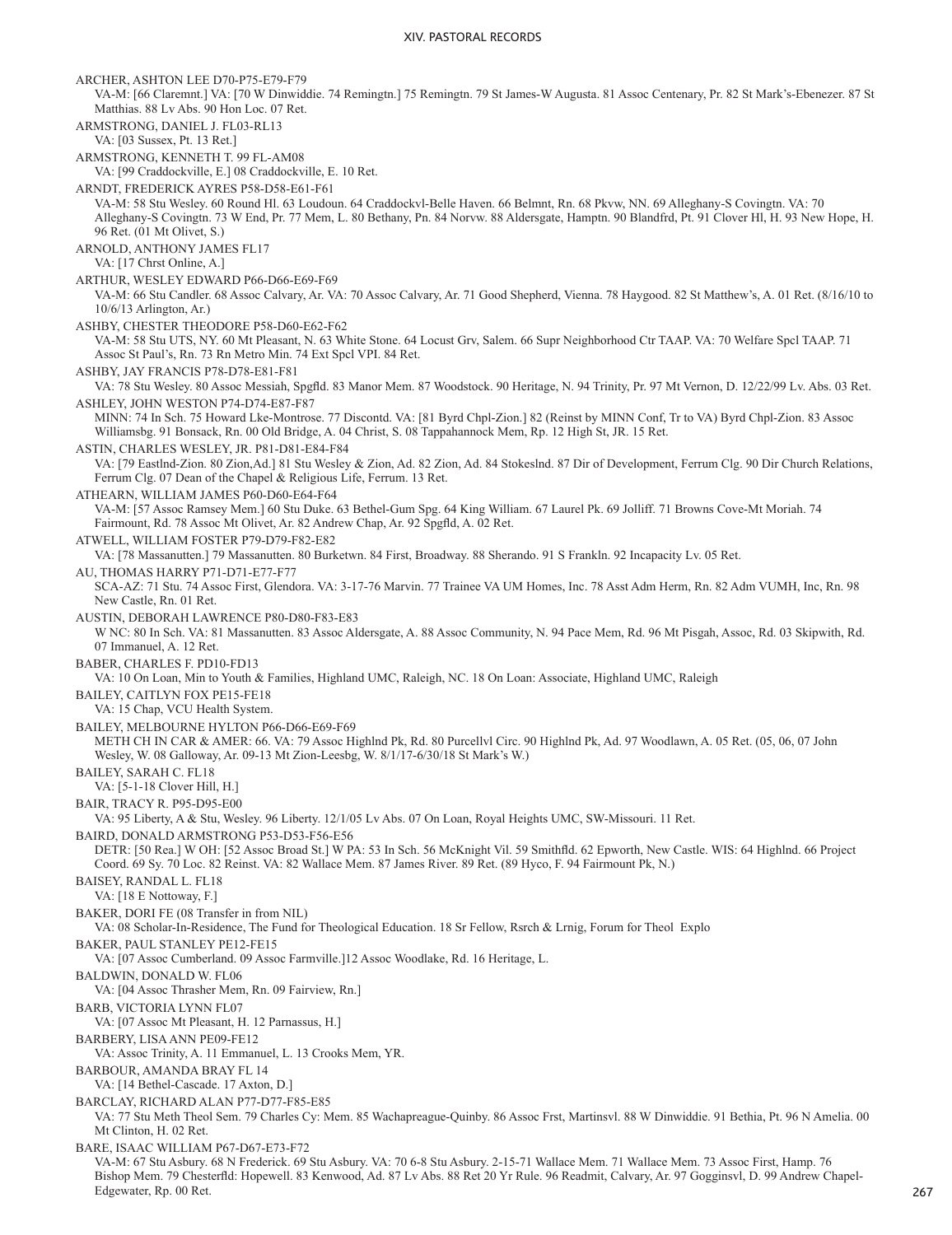ARCHER, ASHTON LEE D70-P75-E79-F79

VA-M: [66 Claremnt.] VA: [70 W Dinwiddie. 74 Remingtn.] 75 Remingtn. 79 St James-W Augusta. 81 Assoc Centenary, Pr. 82 St Mark's-Ebenezer. 87 St Matthias. 88 Lv Abs. 90 Hon Loc. 07 Ret.

ARMSTRONG, DANIEL J. FL03-RL13

VA: [03 Sussex, Pt. 13 Ret.]

ARMSTRONG, KENNETH T. 99 FL-AM08

VA: [99 Craddockville, E.] 08 Craddockville, E. 10 Ret.

ARNDT, FREDERICK AYRES P58-D58-E61-F61

VA-M: 58 Stu Wesley. 60 Round Hl. 63 Loudoun. 64 Craddockvl-Belle Haven. 66 Belmnt, Rn. 68 Pkvw, NN. 69 Alleghany-S Covingtn. VA: 70 Alleghany-S Covingtn. 73 W End, Pr. 77 Mem, L. 80 Bethany, Pn. 84 Norvw. 88 Aldersgate, Hamptn. 90 Blandfrd, Pt. 91 Clover Hl, H. 93 New Hope, H. 96 Ret. (01 Mt Olivet, S.)

ARNOLD, ANTHONY JAMES FL17

VA: [17 Chrst Online, A.]

ARTHUR, WESLEY EDWARD P66-D66-E69-F69

VA-M: 66 Stu Candler. 68 Assoc Calvary, Ar. VA: 70 Assoc Calvary, Ar. 71 Good Shepherd, Vienna. 78 Haygood. 82 St Matthew's, A. 01 Ret. (8/16/10 to 10/6/13 Arlington, Ar.)

ASHBY, CHESTER THEODORE P58-D60-E62-F62

VA-M: 58 Stu UTS, NY. 60 Mt Pleasant, N. 63 White Stone. 64 Locust Grv, Salem. 66 Supr Neighborhood Ctr TAAP. VA: 70 Welfare Spcl TAAP. 71 Assoc St Paul's, Rn. 73 Rn Metro Min. 74 Ext Spcl VPI. 84 Ret.

ASHBY, JAY FRANCIS P78-D78-E81-F81

VA: 78 Stu Wesley. 80 Assoc Messiah, Spgfld. 83 Manor Mem. 87 Woodstock. 90 Heritage, N. 94 Trinity, Pr. 97 Mt Vernon, D. 12/22/99 Lv. Abs. 03 Ret.

ASHLEY, JOHN WESTON P74-D74-E87-F87

MINN: 74 In Sch. 75 Howard Lke-Montrose. 77 Discontd. VA: [81 Byrd Chpl-Zion.] 82 (Reinst by MINN Conf, Tr to VA) Byrd Chpl-Zion. 83 Assoc Williamsbg. 91 Bonsack, Rn. 00 Old Bridge, A. 04 Christ, S. 08 Tappahannock Mem, Rp. 12 High St, JR. 15 Ret.

ASTIN, CHARLES WESLEY, JR. P81-D81-E84-F84

VA: [79 Eastlnd-Zion. 80 Zion,Ad.] 81 Stu Wesley & Zion, Ad. 82 Zion, Ad. 84 Stokeslnd. 87 Dir of Development, Ferrum Clg. 90 Dir Church Relations, Ferrum Clg. 07 Dean of the Chapel & Religious Life, Ferrum. 13 Ret.

ATHEARN, WILLIAM JAMES P60-D60-E64-F64

VA-M: [57 Assoc Ramsey Mem.] 60 Stu Duke. 63 Bethel-Gum Spg. 64 King William. 67 Laurel Pk. 69 Jolliff. 71 Browns Cove-Mt Moriah. 74 Fairmount, Rd. 78 Assoc Mt Olivet, Ar. 82 Andrew Chap, Ar. 92 Spgfld, A. 02 Ret.

ATWELL, WILLIAM FOSTER P79-D79-F82-E82

VA: [78 Massanutten.] 79 Massanutten. 80 Burketwn. 84 First, Broadway. 88 Sherando. 91 S Frankln. 92 Incapacity Lv. 05 Ret.

AU, THOMAS HARRY P71-D71-E77-F77

SCA-AZ: 71 Stu. 74 Assoc First, Glendora. VA: 3-17-76 Marvin. 77 Trainee VA UM Homes, Inc. 78 Asst Adm Herm, Rn. 82 Adm VUMH, Inc, Rn. 98 New Castle, Rn. 01 Ret.

AUSTIN, DEBORAH LAWRENCE P80-D80-F83-E83

W NC: 80 In Sch. VA: 81 Massanutten. 83 Assoc Aldersgate, A. 88 Assoc Community, N. 94 Pace Mem, Rd. 96 Mt Pisgah, Assoc, Rd. 03 Skipwith, Rd. 07 Immanuel, A. 12 Ret.

BABER, CHARLES F. PD10-FD13

VA: 10 On Loan, Min to Youth & Families, Highland UMC, Raleigh, NC. 18 On Loan: Associate, Highland UMC, Raleigh

BAILEY, CAITLYN FOX PE15-FE18

VA: 15 Chap, VCU Health System.

BAILEY, MELBOURNE HYLTON P66-D66-E69-F69

METH CH IN CAR & AMER: 66. VA: 79 Assoc Highlnd Pk, Rd. 80 Purcellvl Circ. 90 Highlnd Pk, Ad. 97 Woodlawn, A. 05 Ret. (05, 06, 07 John Wesley, W. 08 Galloway, Ar. 09-13 Mt Zion-Leesbg, W. 8/1/17-6/30/18 St Mark's W.)

BAILEY, SARAH C. FL18

VA: [5-1-18 Clover Hill, H.]

BAIR, TRACY R. P95-D95-E00

VA: 95 Liberty, A & Stu, Wesley. 96 Liberty. 12/1/05 Lv Abs. 07 On Loan, Royal Heights UMC, SW-Missouri. 11 Ret.

BAIRD, DONALD ARMSTRONG P53-D53-F56-E56

DETR: [50 Rea.] W OH: [52 Assoc Broad St.] W PA: 53 In Sch. 56 McKnight Vil. 59 Smithfld. 62 Epworth, New Castle. WIS: 64 Highlnd. 66 Project Coord. 69 Sy. 70 Loc. 82 Reinst. VA: 82 Wallace Mem. 87 James River. 89 Ret. (89 Hyco, F. 94 Fairmount Pk, N.)

BAISEY, RANDAL L. FL18

VA: [18 E Nottoway, F.]

BAKER, DORI FE (08 Transfer in from NIL)

VA: 08 Scholar-In-Residence, The Fund for Theological Education. 18 Sr Fellow, Rsrch & Lrnig, Forum for Theol Explo

BAKER, PAUL STANLEY PE12-FE15

VA: [07 Assoc Cumberland. 09 Assoc Farmville.]12 Assoc Woodlake, Rd. 16 Heritage, L.

BALDWIN, DONALD W. FL06

VA: [04 Assoc Thrasher Mem, Rn. 09 Fairview, Rn.]

BARB, VICTORIA LYNN FL07

VA: [07 Assoc Mt Pleasant, H. 12 Parnassus, H.]

BARBERY, LISA ANN PE09-FE12

VA: Assoc Trinity, A. 11 Emmanuel, L. 13 Crooks Mem, YR.

BARBOUR, AMANDA BRAY FL 14

VA: [14 Bethel-Cascade. 17 Axton, D.]

BARCLAY, RICHARD ALAN P77-D77-F85-E85

VA: 77 Stu Meth Theol Sem. 79 Charles Cy: Mem. 85 Wachapreague-Quinby. 86 Assoc Frst, Martinsvl. 88 W Dinwiddie. 91 Bethia, Pt. 96 N Amelia. 00 Mt Clinton, H. 02 Ret.

BARE, ISAAC WILLIAM P67-D67-E73-F72

VA-M: 67 Stu Asbury. 68 N Frederick. 69 Stu Asbury. VA: 70 6-8 Stu Asbury. 2-15-71 Wallace Mem. 71 Wallace Mem. 73 Assoc First, Hamp. 76 Bishop Mem. 79 Chesterfld: Hopewell. 83 Kenwood, Ad. 87 Lv Abs. 88 Ret 20 Yr Rule. 96 Readmit, Calvary, Ar. 97 Gogginsvl, D. 99 Andrew Chapel-Edgewater, Rp. 00 Ret.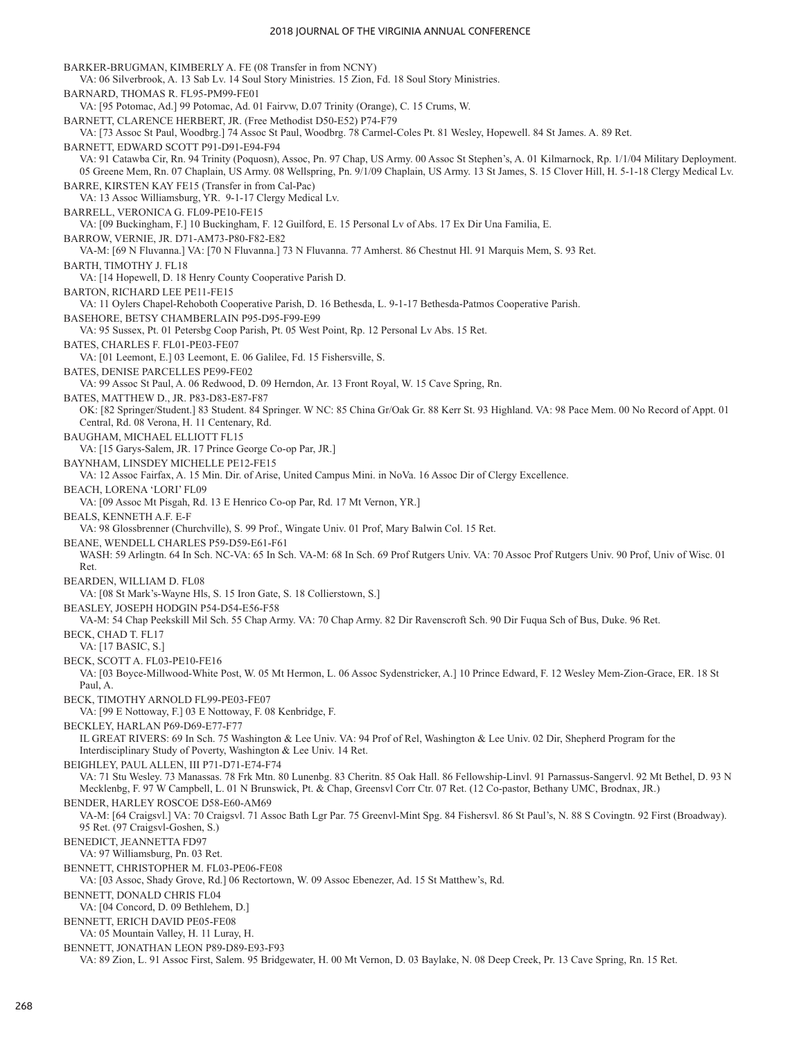BARKER-BRUGMAN, KIMBERLY A. FE (08 Transfer in from NCNY)
VA: 06 Silverbrook, A. 13 Sab Lv. 14 Soul Story Ministries. 15 Zion, Fd. 18 Soul Story Ministries.

BARNARD, THOMAS R. FL95-PM99-FE01
VA: [95 Potomac, Ad.] 99 Potomac, Ad. 01 Fairvw, D.07 Trinity (Orange), C. 15 Crums, W.

BARNETT, CLARENCE HERBERT, JR. (Free Methodist D50-E52) P74-F79
VA: [73 Assoc St Paul, Woodbrg.] 74 Assoc St Paul, Woodbrg. 78 Carmel-Coles Pt. 81 Wesley, Hopewell. 84 St James. A. 89 Ret.

BARNETT, EDWARD SCOTT P91-D91-E94-F94
VA: 91 Catawba Cir, Rn. 94 Trinity (Poquosn), Assoc, Pn. 97 Chap, US Army. 00 Assoc St Stephen's, A. 01 Kilmarnock, Rp. 1/1/04 Military Deployment. 05 Greene Mem, Rn. 07 Chaplain, US Army. 08 Wellspring, Pn. 9/1/09 Chaplain, US Army. 13 St James, S. 15 Clover Hill, H. 5-1-18 Clergy Medical Lv.

BARRE, KIRSTEN KAY FE15 (Transfer in from Cal-Pac)
VA: 13 Assoc Williamsburg, YR. 9-1-17 Clergy Medical Lv.

BARRELL, VERONICA G. FL09-PE10-FE15
VA: [09 Buckingham, F.] 10 Buckingham, F. 12 Guilford, E. 15 Personal Lv of Abs. 17 Ex Dir Una Familia, E.

BARROW, VERNIE, JR. D71-AM73-P80-F82-E82
VA-M: [69 N Fluvanna.] VA: [70 N Fluvanna.] 73 N Fluvanna. 77 Amherst. 86 Chestnut Hl. 91 Marquis Mem, S. 93 Ret.

BARTH, TIMOTHY J. FL18
VA: [14 Hopewell, D. 18 Henry County Cooperative Parish D.

BARTON, RICHARD LEE PE11-FE15
VA: 11 Oylers Chapel-Rehoboth Cooperative Parish, D. 16 Bethesda, L. 9-1-17 Bethesda-Patmos Cooperative Parish.

BASEHORE, BETSY CHAMBERLAIN P95-D95-F99-E99
VA: 95 Sussex, Pt. 01 Petersbg Coop Parish, Pt. 05 West Point, Rp. 12 Personal Lv Abs. 15 Ret.

BATES, CHARLES F. FL01-PE03-FE07
VA: [01 Leemont, E.] 03 Leemont, E. 06 Galilee, Fd. 15 Fishersville, S.

BATES, DENISE PARCELLES PE99-FE02
VA: 99 Assoc St Paul, A. 06 Redwood, D. 09 Herndon, Ar. 13 Front Royal, W. 15 Cave Spring, Rn.

BATES, MATTHEW D., JR. P83-D83-E87-F87
OK: [82 Springer/Student.] 83 Student. 84 Springer. W NC: 85 China Gr/Oak Gr. 88 Kerr St. 93 Highland. VA: 98 Pace Mem. 00 No Record of Appt. 01 Central, Rd. 08 Verona, H. 11 Centenary, Rd.

BAUGHAM, MICHAEL ELLIOTT FL15
VA: [15 Garys-Salem, JR. 17 Prince George Co-op Par, JR.]

BAYNHAM, LINSDEY MICHELLE PE12-FE15
VA: 12 Assoc Fairfax, A. 15 Min. Dir. of Arise, United Campus Mini. in NoVa. 16 Assoc Dir of Clergy Excellence.

BEACH, LORENA 'LORI' FL09
VA: [09 Assoc Mt Pisgah, Rd. 13 E Henrico Co-op Par, Rd. 17 Mt Vernon, YR.]

BEALS, KENNETH A.F. E-F
VA: 98 Glossbrenner (Churchville), S. 99 Prof., Wingate Univ. 01 Prof, Mary Balwin Col. 15 Ret.

BEANE, WENDELL CHARLES P59-D59-E61-F61
WASH: 59 Arlingtn. 64 In Sch. NC-VA: 65 In Sch. VA-M: 68 In Sch. 69 Prof Rutgers Univ. VA: 70 Assoc Prof Rutgers Univ. 90 Prof, Univ of Wisc. 01 Ret.

BEARDEN, WILLIAM D. FL08
VA: [08 St Mark's-Wayne Hls, S. 15 Iron Gate, S. 18 Collierstown, S.]

BEASLEY, JOSEPH HODGIN P54-D54-E56-F58
VA-M: 54 Chap Peekskill Mil Sch. 55 Chap Army. VA: 70 Chap Army. 82 Dir Ravenscroft Sch. 90 Dir Fuqua Sch of Bus, Duke. 96 Ret.

BECK, CHAD T. FL17
VA: [17 BASIC, S.]

BECK, SCOTT A. FL03-PE10-FE16
VA: [03 Boyce-Millwood-White Post, W. 05 Mt Hermon, L. 06 Assoc Sydenstricker, A.] 10 Prince Edward, F. 12 Wesley Mem-Zion-Grace, ER. 18 St Paul, A.

BECK, TIMOTHY ARNOLD FL99-PE03-FE07
VA: [99 E Nottoway, F.] 03 E Nottoway, F. 08 Kenbridge, F.

BECKLEY, HARLAN P69-D69-E77-F77
IL GREAT RIVERS: 69 In Sch. 75 Washington & Lee Univ. VA: 94 Prof of Rel, Washington & Lee Univ. 02 Dir, Shepherd Program for the Interdisciplinary Study of Poverty, Washington & Lee Univ. 14 Ret.

BEIGHLEY, PAUL ALLEN, III P71-D71-E74-F74
VA: 71 Stu Wesley. 73 Manassas. 78 Frk Mtn. 80 Lunenbg. 83 Cheritn. 85 Oak Hall. 86 Fellowship-Linvl. 91 Parnassus-Sangervl. 92 Mt Bethel, D. 93 N Mecklenbg, F. 97 W Campbell, L. 01 N Brunswick, Pt. & Chap, Greensvl Corr Ctr. 07 Ret. (12 Co-pastor, Bethany UMC, Brodnax, JR.)

BENDER, HARLEY ROSCOE D58-E60-AM69
VA-M: [64 Craigsvl.] VA: 70 Craigsvl. 71 Assoc Bath Lgr Par. 75 Greenvl-Mint Spg. 84 Fishersvl. 86 St Paul's, N. 88 S Covingtn. 92 First (Broadway). 95 Ret. (97 Craigsvl-Goshen, S.)

BENEDICT, JEANNETTA FD97
VA: 97 Williamsburg, Pn. 03 Ret.

BENNETT, CHRISTOPHER M. FL03-PE06-FE08
VA: [03 Assoc, Shady Grove, Rd.] 06 Rectortown, W. 09 Assoc Ebenezer, Ad. 15 St Matthew's, Rd.

BENNETT, DONALD CHRIS FL04
VA: [04 Concord, D. 09 Bethlehem, D.]

BENNETT, ERICH DAVID PE05-FE08
VA: 05 Mountain Valley, H. 11 Luray, H.

BENNETT, JONATHAN LEON P89-D89-E93-F93
VA: 89 Zion, L. 91 Assoc First, Salem. 95 Bridgewater, H. 00 Mt Vernon, D. 03 Baylake, N. 08 Deep Creek, Pr. 13 Cave Spring, Rn. 15 Ret.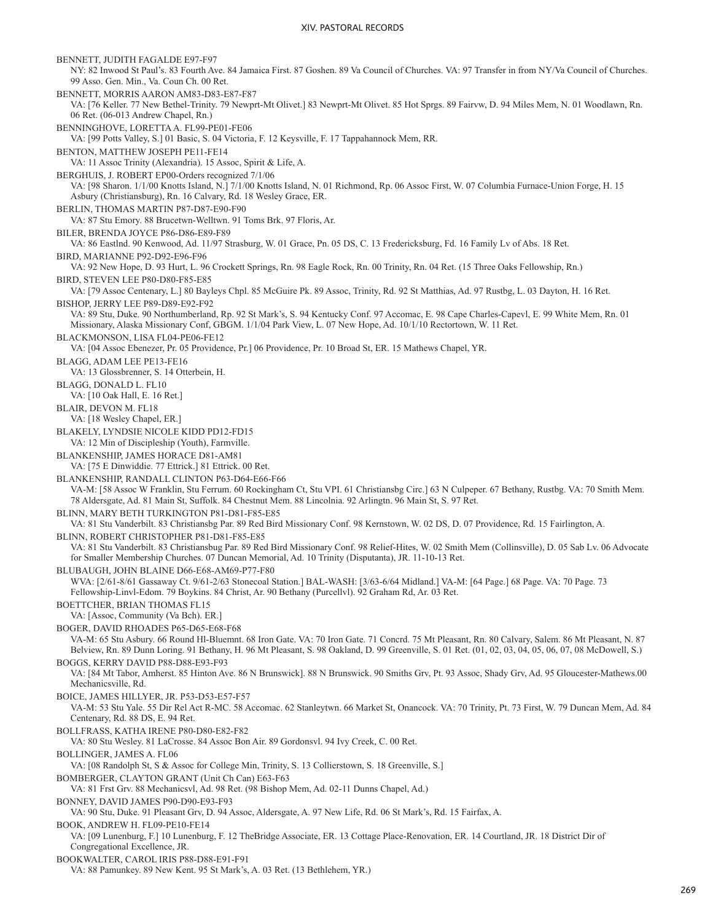BENNETT, JUDITH FAGALDE E97-F97
NY: 82 Inwood St Paul's. 83 Fourth Ave. 84 Jamaica First. 87 Goshen. 89 Va Council of Churches. VA: 97 Transfer in from NY/Va Council of Churches. 99 Asso. Gen. Min., Va. Coun Ch. 00 Ret.

BENNETT, MORRIS AARON AM83-D83-E87-F87
VA: [76 Keller. 77 New Bethel-Trinity. 79 Newprt-Mt Olivet.] 83 Newprt-Mt Olivet. 85 Hot Sprgs. 89 Fairvw, D. 94 Miles Mem, N. 01 Woodlawn, Rn. 06 Ret. (06-013 Andrew Chapel, Rn.)

BENNINGHOVE, LORETTA A. FL99-PE01-FE06
VA: [99 Potts Valley, S.] 01 Basic, S. 04 Victoria, F. 12 Keysville, F. 17 Tappahannock Mem, RR.

BENTON, MATTHEW JOSEPH PE11-FE14
VA: 11 Assoc Trinity (Alexandria). 15 Assoc, Spirit & Life, A.

BERGHUIS, J. ROBERT EP00-Orders recognized 7/1/06
VA: [98 Sharon. 1/1/00 Knotts Island, N.] 7/1/00 Knotts Island, N. 01 Richmond, Rp. 06 Assoc First, W. 07 Columbia Furnace-Union Forge, H. 15 Asbury (Christiansburg), Rn. 16 Calvary, Rd. 18 Wesley Grace, ER.

BERLIN, THOMAS MARTIN P87-D87-E90-F90
VA: 87 Stu Emory. 88 Brucetwn-Welltwn. 91 Toms Brk. 97 Floris, Ar.

BILER, BRENDA JOYCE P86-D86-E89-F89
VA: 86 EastInd. 90 Kenwood, Ad. 11/97 Strasburg, W. 01 Grace, Pn. 05 DS, C. 13 Fredericksburg, Fd. 16 Family Lv of Abs. 18 Ret.

BIRD, MARIANNE P92-D92-E96-F96
VA: 92 New Hope, D. 93 Hurt, L. 96 Crockett Springs, Rn. 98 Eagle Rock, Rn. 00 Trinity, Rn. 04 Ret. (15 Three Oaks Fellowship, Rn.)

BIRD, STEVEN LEE P80-D80-F85-E85
VA: [79 Assoc Centenary, L.] 80 Bayleys Chpl. 85 McGuire Pk. 89 Assoc, Trinity, Rd. 92 St Matthias, Ad. 97 Rustbg, L. 03 Dayton, H. 16 Ret.

BISHOP, JERRY LEE P89-D89-E92-F92
VA: 89 Stu, Duke. 90 Northumberland, Rp. 92 St Mark's, S. 94 Kentucky Conf. 97 Accomac, E. 98 Cape Charles-Capevl, E. 99 White Mem, Rn. 01 Missionary, Alaska Missionary Conf, GBGM. 1/1/04 Park View, L. 07 New Hope, Ad. 10/1/10 Rectortown, W. 11 Ret.

BLACKMONSON, LISA FL04-PE06-FE12
VA: [04 Assoc Ebenezer, Pr. 05 Providence, Pr.] 06 Providence, Pr. 10 Broad St, ER. 15 Mathews Chapel, YR.

BLAGG, ADAM LEE PE13-FE16
VA: 13 Glossbrenner, S. 14 Otterbein, H.

BLAGG, DONALD L. FL10
VA: [10 Oak Hall, E. 16 Ret.]

BLAIR, DEVON M. FL18
VA: [18 Wesley Chapel, ER.]

BLAKELY, LYNDSIE NICOLE KIDD PD12-FD15
VA: 12 Min of Discipleship (Youth), Farmville.

BLANKENSHIP, JAMES HORACE D81-AM81
VA: [75 E Dinwiddie. 77 Ettrick.] 81 Ettrick. 00 Ret.

BLANKENSHIP, RANDALL CLINTON P63-D64-E66-F66
VA-M: [58 Assoc W Franklin, Stu Ferrum. 60 Rockingham Ct, Stu VPI. 61 Christiansbg Circ.] 63 N Culpeper. 67 Bethany, Rustbg. VA: 70 Smith Mem. 78 Aldersgate, Ad. 81 Main St, Suffolk. 84 Chestnut Mem. 88 Lincolnia. 92 Arlingtn. 96 Main St, S. 97 Ret.

BLINN, MARY BETH TURKINGTON P81-D81-F85-E85
VA: 81 Stu Vanderbilt. 83 Christiansbg Par. 89 Red Bird Missionary Conf. 98 Kernstown, W. 02 DS, D. 07 Providence, Rd. 15 Fairlington, A.

BLINN, ROBERT CHRISTOPHER P81-D81-F85-E85
VA: 81 Stu Vanderbilt. 83 Christiansbg Par. 89 Red Bird Missionary Conf. 98 Relief-Hites, W. 02 Smith Mem (Collinsville), D. 05 Sab Lv. 06 Advocate for Smaller Membership Churches. 07 Duncan Memorial, Ad. 10 Trinity (Disputanta), JR. 11-10-13 Ret.

BLUBAUGH, JOHN BLAINE D66-E68-AM69-P77-F80
WVA: [2/61-8/61 Gassaway Ct. 9/61-2/63 Stonecoal Station.] BAL-WASH: [3/63-6/64 Midland.] VA-M: [64 Page.] 68 Page. VA: 70 Page. 73 Fellowship-Linvl-Edom. 79 Boykins. 84 Christ, Ar. 90 Bethany (Purcellvl). 92 Graham Rd, Ar. 03 Ret.

BOETTCHER, BRIAN THOMAS FL15
VA: [Assoc, Community (Va Bch). ER.]

BOGER, DAVID RHOADES P65-D65-E68-F68
VA-M: 65 Stu Asbury. 66 Round Hl-Bluemnt. 68 Iron Gate. VA: 70 Iron Gate. 71 Concrd. 75 Mt Pleasant, Rn. 80 Calvary, Salem. 86 Mt Pleasant, N. 87 Belview, Rn. 89 Dunn Loring. 91 Bethany, H. 96 Mt Pleasant, S. 98 Oakland, D. 99 Greenville, S. 01 Ret. (01, 02, 03, 04, 05, 06, 07, 08 McDowell, S.)

BOGGS, KERRY DAVID P88-D88-E93-F93
VA: [84 Mt Tabor, Amherst. 85 Hinton Ave. 86 N Brunswick]. 88 N Brunswick. 90 Smiths Grv, Pt. 93 Assoc, Shady Grv, Ad. 95 Gloucester-Mathews.00 Mechanicsville, Rd.

BOICE, JAMES HILLYER, JR. P53-D53-E57-F57
VA-M: 53 Stu Yale. 55 Dir Rel Act R-MC. 58 Accomac. 62 Stanleytwn. 66 Market St, Onancock. VA: 70 Trinity, Pt. 73 First, W. 79 Duncan Mem, Ad. 84 Centenary, Rd. 88 DS, E. 94 Ret.

BOLLFRASS, KATHA IRENE P80-D80-E82-F82
VA: 80 Stu Wesley. 81 LaCrosse. 84 Assoc Bon Air. 89 Gordonsvl. 94 Ivy Creek, C. 00 Ret.

BOLLINGER, JAMES A. FL06
VA: [08 Randolph St, S & Assoc for College Min, Trinity, S. 13 Collierstown, S. 18 Greenville, S.]

BOMBERGER, CLAYTON GRANT (Unit Ch Can) E63-F63
VA: 81 Frst Grv. 88 Mechanicsvl, Ad. 98 Ret. (98 Bishop Mem, Ad. 02-11 Dunns Chapel, Ad.)

BONNEY, DAVID JAMES P90-D90-E93-F93
VA: 90 Stu, Duke. 91 Pleasant Grv, D. 94 Assoc, Aldersgate, A. 97 New Life, Rd. 06 St Mark's, Rd. 15 Fairfax, A.

BOOK, ANDREW H. FL09-PE10-FE14
VA: [09 Lunenburg, F.] 10 Lunenburg, F. 12 TheBridge Associate, ER. 13 Cottage Place-Renovation, ER. 14 Courtland, JR. 18 District Dir of Congregational Excellence, JR.

BOOKWALTER, CAROL IRIS P88-D88-E91-F91
VA: 88 Pamunkey. 89 New Kent. 95 St Mark's, A. 03 Ret. (13 Bethlehem, YR.)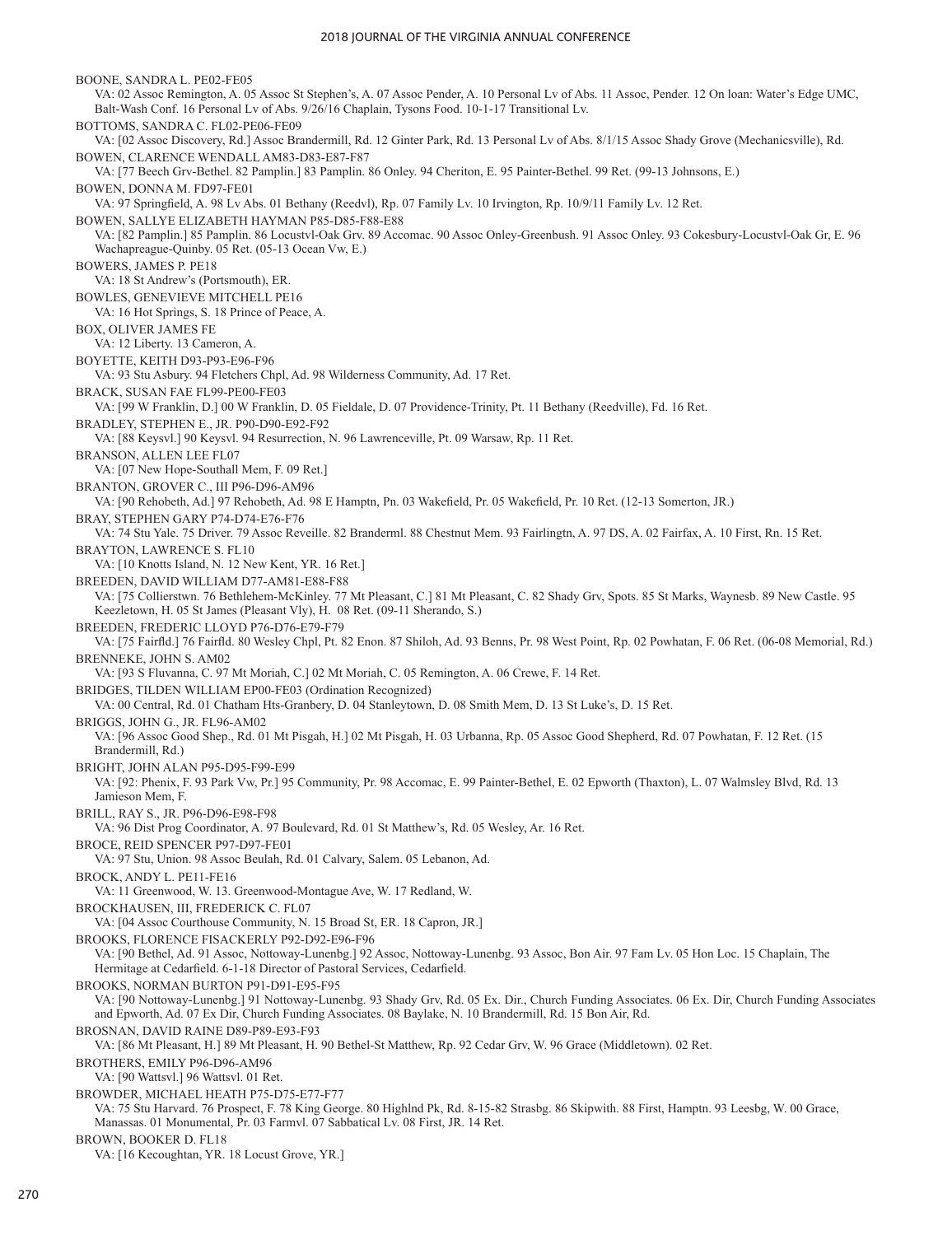BOONE, SANDRA L. PE02-FE05
VA: 02 Assoc Remington, A. 05 Assoc St Stephen's, A. 07 Assoc Pender, A. 10 Personal Lv of Abs. 11 Assoc, Pender. 12 On loan: Water's Edge UMC, Balt-Wash Conf. 16 Personal Lv of Abs. 9/26/16 Chaplain, Tysons Food. 10-1-17 Transitional Lv.

BOTTOMS, SANDRA C. FL02-PE06-FE09
VA: [02 Assoc Discovery, Rd.] Assoc Brandermill, Rd. 12 Ginter Park, Rd. 13 Personal Lv of Abs. 8/1/15 Assoc Shady Grove (Mechanicsville), Rd.

BOWEN, CLARENCE WENDALL AM83-D83-E87-F87
VA: [77 Beech Grv-Bethel. 82 Pamplin.] 83 Pamplin. 86 Onley. 94 Cheriton, E. 95 Painter-Bethel. 99 Ret. (99-13 Johnsons, E.)

BOWEN, DONNA M. FD97-FE01
VA: 97 Springfield, A. 98 Lv Abs. 01 Bethany (Reedvl), Rp. 07 Family Lv. 10 Irvington, Rp. 10/9/11 Family Lv. 12 Ret.

BOWEN, SALLYE ELIZABETH HAYMAN P85-D85-F88-E88
VA: [82 Pamplin.] 85 Pamplin. 86 Locustvl-Oak Grv. 89 Accomac. 90 Assoc Onley-Greenbush. 91 Assoc Onley. 93 Cokesbury-Locustvl-Oak Gr, E. 96 Wachapreague-Quinby. 05 Ret. (05-13 Ocean Vw, E.)

BOWERS, JAMES P. PE18
VA: 18 St Andrew's (Portsmouth), ER.

BOWLES, GENEVIEVE MITCHELL PE16
VA: 16 Hot Springs, S. 18 Prince of Peace, A.

BOX, OLIVER JAMES FE
VA: 12 Liberty. 13 Cameron, A.

BOYETTE, KEITH D93-P93-E96-F96
VA: 93 Stu Asbury. 94 Fletchers Chpl, Ad. 98 Wilderness Community, Ad. 17 Ret.

BRACK, SUSAN FAE FL99-PE00-FE03
VA: [99 W Franklin, D.] 00 W Franklin, D. 05 Fieldale, D. 07 Providence-Trinity, Pt. 11 Bethany (Reedville), Fd. 16 Ret.

BRADLEY, STEPHEN E., JR. P90-D90-E92-F92
VA: [88 Keysvl.] 90 Keysvl. 94 Resurrection, N. 96 Lawrenceville, Pt. 09 Warsaw, Rp. 11 Ret.

BRANSON, ALLEN LEE FL07
VA: [07 New Hope-Southall Mem, F. 09 Ret.]

BRANTON, GROVER C., III P96-D96-AM96
VA: [90 Rehobeth, Ad.] 97 Rehobeth, Ad. 98 E Hamptn, Pn. 03 Wakefield, Pr. 05 Wakefield, Pr. 10 Ret. (12-13 Somerton, JR.)

BRAY, STEPHEN GARY P74-D74-E76-F76
VA: 74 Stu Yale. 75 Driver. 79 Assoc Reveille. 82 Branderml. 88 Chestnut Mem. 93 Fairlingtn, A. 97 DS, A. 02 Fairfax, A. 10 First, Rn. 15 Ret.

BRAYTON, LAWRENCE S. FL10
VA: [10 Knotts Island, N. 12 New Kent, YR. 16 Ret.]

BREEDEN, DAVID WILLIAM D77-AM81-E88-F88
VA: [75 Collierstwn. 76 Bethlehem-McKinley. 77 Mt Pleasant, C.] 81 Mt Pleasant, C. 82 Shady Grv, Spots. 85 St Marks, Waynesb. 89 New Castle. 95 Keezletown, H. 05 St James (Pleasant Vly), H. 08 Ret. (09-11 Sherando, S.)

BREEDEN, FREDERIC LLOYD P76-D76-E79-F79
VA: [75 Fairfld.] 76 Fairfld. 80 Wesley Chpl, Pt. 82 Enon. 87 Shiloh, Ad. 93 Benns, Pr. 98 West Point, Rp. 02 Powhatan, F. 06 Ret. (06-08 Memorial, Rd.)

BRENNEKE, JOHN S. AM02
VA: [93 S Fluvanna, C. 97 Mt Moriah, C.] 02 Mt Moriah, C. 05 Remington, A. 06 Crewe, F. 14 Ret.

BRIDGES, TILDEN WILLIAM EP00-FE03 (Ordination Recognized)
VA: 00 Central, Rd. 01 Chatham Hts-Granbery, D. 04 Stanleytown, D. 08 Smith Mem, D. 13 St Luke's, D. 15 Ret.

BRIGGS, JOHN G., JR. FL96-AM02
VA: [96 Assoc Good Shep., Rd. 01 Mt Pisgah, H.] 02 Mt Pisgah, H. 03 Urbanna, Rp. 05 Assoc Good Shepherd, Rd. 07 Powhatan, F. 12 Ret. (15 Brandermill, Rd.)

BRIGHT, JOHN ALAN P95-D95-F99-E99
VA: [92: Phenix, F. 93 Park Vw, Pr.] 95 Community, Pr. 98 Accomac, E. 99 Painter-Bethel, E. 02 Epworth (Thaxton), L. 07 Walmsley Blvd, Rd. 13 Jamieson Mem, F.

BRILL, RAY S., JR. P96-D96-E98-F98
VA: 96 Dist Prog Coordinator, A. 97 Boulevard, Rd. 01 St Matthew's, Rd. 05 Wesley, Ar. 16 Ret.

BROCE, REID SPENCER P97-D97-FE01
VA: 97 Stu, Union. 98 Assoc Beulah, Rd. 01 Calvary, Salem. 05 Lebanon, Ad.

BROCK, ANDY L. PE11-FE16
VA: 11 Greenwood, W. 13. Greenwood-Montague Ave, W. 17 Redland, W.

BROCKHAUSEN, III, FREDERICK C. FL07
VA: [04 Assoc Courthouse Community, N. 15 Broad St, ER. 18 Capron, JR.]

BROOKS, FLORENCE FISACKERLY P92-D92-E96-F96
VA: [90 Bethel, Ad. 91 Assoc, Nottoway-Lunenbg.] 92 Assoc, Nottoway-Lunenbg. 93 Assoc, Bon Air. 97 Fam Lv. 05 Hon Loc. 15 Chaplain, The Hermitage at Cedarfield. 6-1-18 Director of Pastoral Services, Cedarfield.

BROOKS, NORMAN BURTON P91-D91-E95-F95
VA: [90 Nottoway-Lunenbg.] 91 Nottoway-Lunenbg. 93 Shady Grv, Rd. 05 Ex. Dir., Church Funding Associates. 06 Ex. Dir, Church Funding Associates and Epworth, Ad. 07 Ex Dir, Church Funding Associates. 08 Baylake, N. 10 Brandermill, Rd. 15 Bon Air, Rd.

BROSNAN, DAVID RAINE D89-P89-E93-F93
VA: [86 Mt Pleasant, H.] 89 Mt Pleasant, H. 90 Bethel-St Matthew, Rp. 92 Cedar Grv, W. 96 Grace (Middletown). 02 Ret.

BROTHERS, EMILY P96-D96-AM96
VA: [90 Wattsvl.] 96 Wattsvl. 01 Ret.

BROWDER, MICHAEL HEATH P75-D75-E77-F77
VA: 75 Stu Harvard. 76 Prospect, F. 78 King George. 80 Highlnd Pk, Rd. 8-15-82 Strasbg. 86 Skipwith. 88 First, Hamptn. 93 Leesbg, W. 00 Grace, Manassas. 01 Monumental, Pr. 03 Farmvl. 07 Sabbatical Lv. 08 First, JR. 14 Ret.

BROWN, BOOKER D. FL18
VA: [16 Kecoughtan, YR. 18 Locust Grove, YR.]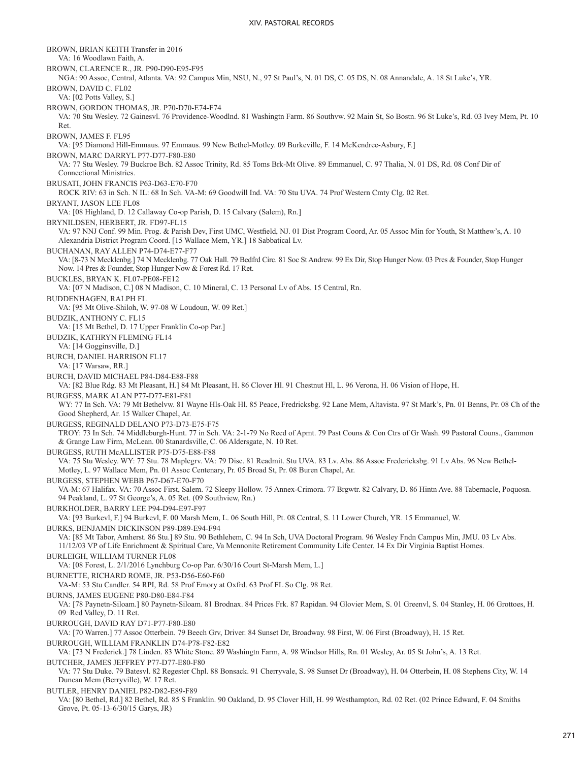BROWN, BRIAN KEITH Transfer in 2016
VA: 16 Woodlawn Faith, A.

BROWN, CLARENCE R., JR. P90-D90-E95-F95
NGA: 90 Assoc, Central, Atlanta. VA: 92 Campus Min, NSU, N., 97 St Paul's, N. 01 DS, C. 05 DS, N. 08 Annandale, A. 18 St Luke's, YR.

BROWN, DAVID C. FL02
VA: [02 Potts Valley, S.]

BROWN, GORDON THOMAS, JR. P70-D70-E74-F74
VA: 70 Stu Wesley. 72 Gainesvl. 76 Providence-Woodlnd. 81 Washingtn Farm. 86 Southvw. 92 Main St, So Bostn. 96 St Luke's, Rd. 03 Ivey Mem, Pt. 10 Ret.

BROWN, JAMES F. FL95
VA: [95 Diamond Hill-Emmaus. 97 Emmaus. 99 New Bethel-Motley. 09 Burkeville, F. 14 McKendree-Asbury, F.]

BROWN, MARC DARRYL P77-D77-F80-E80
VA: 77 Stu Wesley. 79 Buckroe Bch. 82 Assoc Trinity, Rd. 85 Toms Brk-Mt Olive. 89 Emmanuel, C. 97 Thalia, N. 01 DS, Rd. 08 Conf Dir of Connectional Ministries.

BRUSATI, JOHN FRANCIS P63-D63-E70-F70
ROCK RIV: 63 in Sch. N IL: 68 In Sch. VA-M: 69 Goodwill Ind. VA: 70 Stu UVA. 74 Prof Western Cmty Clg. 02 Ret.

BRYANT, JASON LEE FL08
VA: [08 Highland, D. 12 Callaway Co-op Parish, D. 15 Calvary (Salem), Rn.]

BRYNILDSEN, HERBERT, JR. FD97-FL15
VA: 97 NNJ Conf. 99 Min. Prog. & Parish Dev, First UMC, Westfield, NJ. 01 Dist Program Coord, Ar. 05 Assoc Min for Youth, St Matthew's, A. 10 Alexandria District Program Coord. [15 Wallace Mem, YR.] 18 Sabbatical Lv.

BUCHANAN, RAY ALLEN P74-D74-E77-F77
VA: [8-73 N Mecklenbg.] 74 N Mecklenbg. 77 Oak Hall. 79 Bedfrd Circ. 81 Soc St Andrew. 99 Ex Dir, Stop Hunger Now. 03 Pres & Founder, Stop Hunger Now. 14 Pres & Founder, Stop Hunger Now & Forest Rd. 17 Ret.

BUCKLES, BRYAN K. FL07-PE08-FE12
VA: [07 N Madison, C.] 08 N Madison, C. 10 Mineral, C. 13 Personal Lv of Abs. 15 Central, Rn.

BUDDENHAGEN, RALPH FL
VA: [95 Mt Olive-Shiloh, W. 97-08 W Loudoun, W. 09 Ret.]

BUDZIK, ANTHONY C. FL15
VA: [15 Mt Bethel, D. 17 Upper Franklin Co-op Par.]

BUDZIK, KATHRYN FLEMING FL14
VA: [14 Gogginsville, D.]

BURCH, DANIEL HARRISON FL17
VA: [17 Warsaw, RR.]

BURCH, DAVID MICHAEL P84-D84-E88-F88
VA: [82 Blue Rdg. 83 Mt Pleasant, H.] 84 Mt Pleasant, H. 86 Clover Hl. 91 Chestnut Hl, L. 96 Verona, H. 06 Vision of Hope, H.

BURGESS, MARK ALAN P77-D77-E81-F81
WY: 77 In Sch. VA: 79 Mt Bethelvw. 81 Wayne Hls-Oak Hl. 85 Peace, Fredricksbg. 92 Lane Mem, Altavista. 97 St Mark's, Pn. 01 Benns, Pr. 08 Ch of the Good Shepherd, Ar. 15 Walker Chapel, Ar.

BURGESS, REGINALD DELANO P73-D73-E75-F75
TROY: 73 In Sch. 74 Middleburgh-Hunt. 77 in Sch. VA: 2-1-79 No Recd of Apmt. 79 Past Couns & Con Ctrs of Gr Wash. 99 Pastoral Couns., Gammon & Grange Law Firm, McLean. 00 Stanardsville, C. 06 Aldersgate, N. 10 Ret.

BURGESS, RUTH McALLISTER P75-D75-E88-F88
VA: 75 Stu Wesley. WY: 77 Stu. 78 Maplegrv. VA: 79 Disc. 81 Readmit. Stu UVA. 83 Lv. Abs. 86 Assoc Fredericksbg. 91 Lv Abs. 96 New Bethel-Motley, L. 97 Wallace Mem, Pn. 01 Assoc Centenary, Pr. 05 Broad St, Pr. 08 Buren Chapel, Ar.

BURGESS, STEPHEN WEBB P67-D67-E70-F70
VA-M: 67 Halifax. VA: 70 Assoc First, Salem. 72 Sleepy Hollow. 75 Annex-Crimora. 77 Brgwtr. 82 Calvary, D. 86 Hintn Ave. 88 Tabernacle, Poquosn. 94 Peakland, L. 97 St George's, A. 05 Ret. (09 Southview, Rn.)

BURKHOLDER, BARRY LEE P94-D94-E97-F97
VA: [93 Burkevl, F.] 94 Burkevl, F. 00 Marsh Mem, L. 06 South Hill, Pt. 08 Central, S. 11 Lower Church, YR. 15 Emmanuel, W.

BURKS, BENJAMIN DICKINSON P89-D89-E94-F94
VA: [85 Mt Tabor, Amherst. 86 Stu.] 89 Stu. 90 Bethlehem, C. 94 In Sch, UVA Doctoral Program. 96 Wesley Fndn Campus Min, JMU. 03 Lv Abs. 11/12/03 VP of Life Enrichment & Spiritual Care, Va Mennonite Retirement Community Life Center. 14 Ex Dir Virginia Baptist Homes.

BURLEIGH, WILLIAM TURNER FL08
VA: [08 Forest, L. 2/1/2016 Lynchburg Co-op Par. 6/30/16 Court St-Marsh Mem, L.]

BURNETTE, RICHARD ROME, JR. P53-D56-E60-F60
VA-M: 53 Stu Candler. 54 RPI, Rd. 58 Prof Emory at Oxfrd. 63 Prof FL So Clg. 98 Ret.

BURNS, JAMES EUGENE P80-D80-E84-F84
VA: [78 Paynetn-Siloam.] 80 Paynetn-Siloam. 81 Brodnax. 84 Prices Frk. 87 Rapidan. 94 Glovier Mem, S. 01 Greenvl, S. 04 Stanley, H. 06 Grottoes, H. 09 Red Valley, D. 11 Ret.

BURROUGH, DAVID RAY D71-P77-F80-E80
VA: [70 Warren.] 77 Assoc Otterbein. 79 Beech Grv, Driver. 84 Sunset Dr, Broadway. 98 First, W. 06 First (Broadway), H. 15 Ret.

BURROUGH, WILLIAM FRANKLIN D74-P78-F82-E82
VA: [73 N Frederick.] 78 Linden. 83 White Stone. 89 Washingtn Farm, A. 98 Windsor Hills, Rn. 01 Wesley, Ar. 05 St John's, A. 13 Ret.

BUTCHER, JAMES JEFFREY P77-D77-E80-F80
VA: 77 Stu Duke. 79 Batesvl. 82 Regester Chpl. 88 Bonsack. 91 Cherryvale, S. 98 Sunset Dr (Broadway), H. 04 Otterbein, H. 08 Stephens City, W. 14 Duncan Mem (Berryville), W. 17 Ret.

BUTLER, HENRY DANIEL P82-D82-E89-F89
VA: [80 Bethel, Rd.] 82 Bethel, Rd. 85 S Franklin. 90 Oakland, D. 95 Clover Hill, H. 99 Westhampton, Rd. 02 Ret. (02 Prince Edward, F. 04 Smiths Grove, Pt. 05-13-6/30/15 Garys, JR)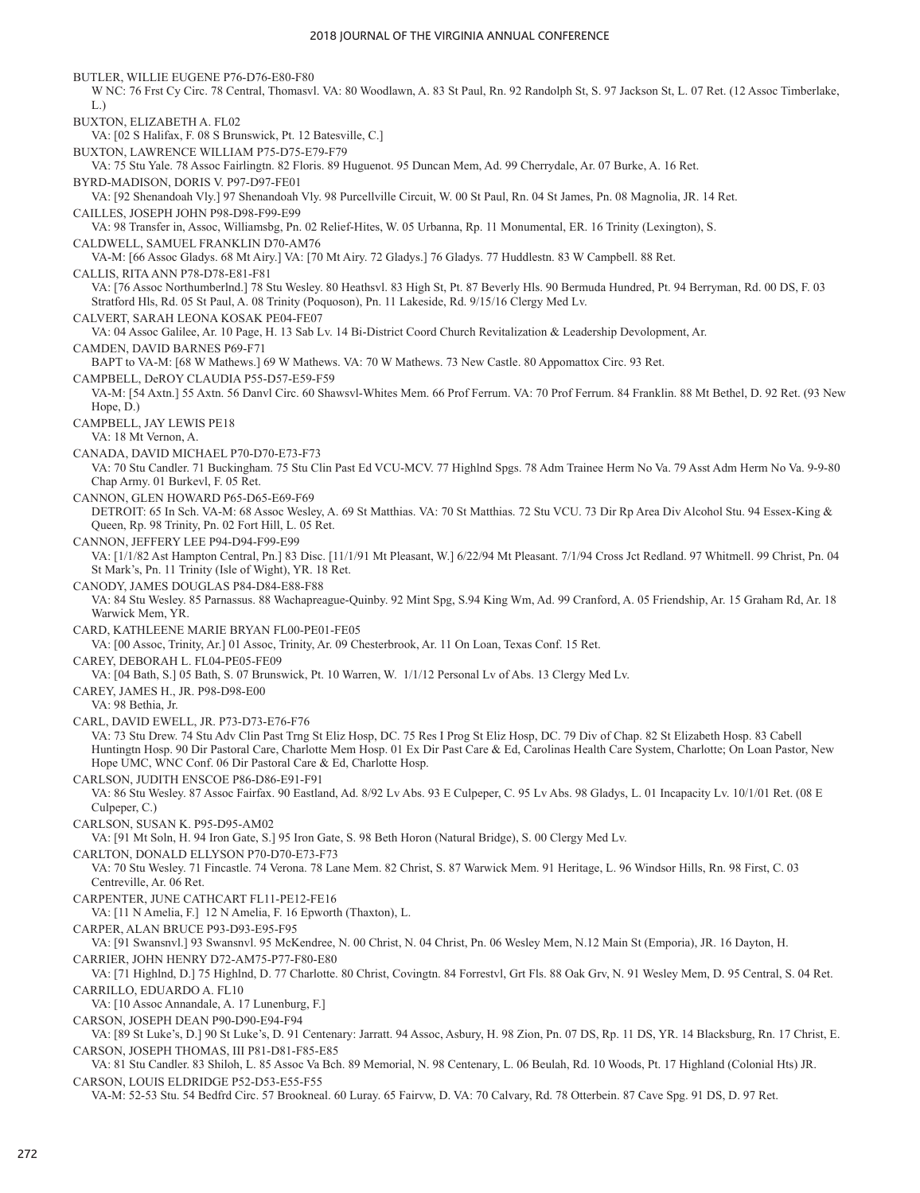BUTLER, WILLIE EUGENE P76-D76-E80-F80

W NC: 76 Frst Cy Circ. 78 Central, Thomasvl. VA: 80 Woodlawn, A. 83 St Paul, Rn. 92 Randolph St, S. 97 Jackson St, L. 07 Ret. (12 Assoc Timberlake, L.)

BUXTON, ELIZABETH A. FL02

VA: [02 S Halifax, F. 08 S Brunswick, Pt. 12 Batesville, C.]

BUXTON, LAWRENCE WILLIAM P75-D75-E79-F79

VA: 75 Stu Yale. 78 Assoc Fairlingtn. 82 Floris. 89 Huguenot. 95 Duncan Mem, Ad. 99 Cherrydale, Ar. 07 Burke, A. 16 Ret.

BYRD-MADISON, DORIS V. P97-D97-FE01

VA: [92 Shenandoah Vly.] 97 Shenandoah Vly. 98 Purcellville Circuit, W. 00 St Paul, Rn. 04 St James, Pn. 08 Magnolia, JR. 14 Ret.

CAILLES, JOSEPH JOHN P98-D98-F99-E99

VA: 98 Transfer in, Assoc, Williamsbg, Pn. 02 Relief-Hites, W. 05 Urbanna, Rp. 11 Monumental, ER. 16 Trinity (Lexington), S.

CALDWELL, SAMUEL FRANKLIN D70-AM76

VA-M: [66 Assoc Gladys. 68 Mt Airy.] VA: [70 Mt Airy. 72 Gladys.] 76 Gladys. 77 Huddlestn. 83 W Campbell. 88 Ret.

CALLIS, RITA ANN P78-D78-E81-F81

VA: [76 Assoc Northumberlnd.] 78 Stu Wesley. 80 Heathsvl. 83 High St, Pt. 87 Beverly Hls. 90 Bermuda Hundred, Pt. 94 Berryman, Rd. 00 DS, F. 03 Stratford Hls, Rd. 05 St Paul, A. 08 Trinity (Poquoson), Pn. 11 Lakeside, Rd. 9/15/16 Clergy Med Lv.

CALVERT, SARAH LEONA KOSAK PE04-FE07

VA: 04 Assoc Galilee, Ar. 10 Page, H. 13 Sab Lv. 14 Bi-District Coord Church Revitalization & Leadership Devolopment, Ar.

CAMDEN, DAVID BARNES P69-F71

BAPT to VA-M: [68 W Mathews.] 69 W Mathews. VA: 70 W Mathews. 73 New Castle. 80 Appomattox Circ. 93 Ret.

CAMPBELL, DeROY CLAUDIA P55-D57-E59-F59

VA-M: [54 Axtn.] 55 Axtn. 56 Danvl Circ. 60 Shawsvl-Whites Mem. 66 Prof Ferrum. VA: 70 Prof Ferrum. 84 Franklin. 88 Mt Bethel, D. 92 Ret. (93 New Hope, D.)

CAMPBELL, JAY LEWIS PE18

VA: 18 Mt Vernon, A.

CANADA, DAVID MICHAEL P70-D70-E73-F73

VA: 70 Stu Candler. 71 Buckingham. 75 Stu Clin Past Ed VCU-MCV. 77 Highlnd Spgs. 78 Adm Trainee Herm No Va. 79 Asst Adm Herm No Va. 9-9-80 Chap Army. 01 Burkevl, F. 05 Ret.

CANNON, GLEN HOWARD P65-D65-E69-F69

DETROIT: 65 In Sch. VA-M: 68 Assoc Wesley, A. 69 St Matthias. VA: 70 St Matthias. 72 Stu VCU. 73 Dir Rp Area Div Alcohol Stu. 94 Essex-King & Queen, Rp. 98 Trinity, Pn. 02 Fort Hill, L. 05 Ret.

CANNON, JEFFERY LEE P94-D94-F99-E99

VA: [1/1/82 Ast Hampton Central, Pn.] 83 Disc. [11/1/91 Mt Pleasant, W.] 6/22/94 Mt Pleasant. 7/1/94 Cross Jct Redland. 97 Whitmell. 99 Christ, Pn. 04 St Mark's, Pn. 11 Trinity (Isle of Wight), YR. 18 Ret.

CANODY, JAMES DOUGLAS P84-D84-E88-F88

VA: 84 Stu Wesley. 85 Parnassus. 88 Wachapreague-Quinby. 92 Mint Spg, S.94 King Wm, Ad. 99 Cranford, A. 05 Friendship, Ar. 15 Graham Rd, Ar. 18 Warwick Mem, YR.

CARD, KATHLEENE MARIE BRYAN FL00-PE01-FE05

VA: [00 Assoc, Trinity, Ar.] 01 Assoc, Trinity, Ar. 09 Chesterbrook, Ar. 11 On Loan, Texas Conf. 15 Ret.

CAREY, DEBORAH L. FL04-PE05-FE09

VA: [04 Bath, S.] 05 Bath, S. 07 Brunswick, Pt. 10 Warren, W. 1/1/12 Personal Lv of Abs. 13 Clergy Med Lv.

CAREY, JAMES H., JR. P98-D98-E00

VA: 98 Bethia, Jr.

CARL, DAVID EWELL, JR. P73-D73-E76-F76

VA: 73 Stu Drew. 74 Stu Adv Clin Past Trng St Eliz Hosp, DC. 75 Res I Prog St Eliz Hosp, DC. 79 Div of Chap. 82 St Elizabeth Hosp. 83 Cabell Huntingtn Hosp. 90 Dir Pastoral Care, Charlotte Mem Hosp. 01 Ex Dir Past Care & Ed, Carolinas Health Care System, Charlotte; On Loan Pastor, New Hope UMC, WNC Conf. 06 Dir Pastoral Care & Ed, Charlotte Hosp.

CARLSON, JUDITH ENSCOE P86-D86-E91-F91

VA: 86 Stu Wesley. 87 Assoc Fairfax. 90 Eastland, Ad. 8/92 Lv Abs. 93 E Culpeper, C. 95 Lv Abs. 98 Gladys, L. 01 Incapacity Lv. 10/1/01 Ret. (08 E Culpeper, C.)

CARLSON, SUSAN K. P95-D95-AM02

VA: [91 Mt Soln, H. 94 Iron Gate, S.] 95 Iron Gate, S. 98 Beth Horon (Natural Bridge), S. 00 Clergy Med Lv.

CARLTON, DONALD ELLYSON P70-D70-E73-F73

VA: 70 Stu Wesley. 71 Fincastle. 74 Verona. 78 Lane Mem. 82 Christ, S. 87 Warwick Mem. 91 Heritage, L. 96 Windsor Hills, Rn. 98 First, C. 03 Centreville, Ar. 06 Ret.

CARPENTER, JUNE CATHCART FL11-PE12-FE16

VA: [11 N Amelia, F.] 12 N Amelia, F. 16 Epworth (Thaxton), L.

CARPER, ALAN BRUCE P93-D93-E95-F95

VA: [91 Swansnvl.] 93 Swansnvl. 95 McKendree, N. 00 Christ, N. 04 Christ, Pn. 06 Wesley Mem, N.12 Main St (Emporia), JR. 16 Dayton, H.

CARRIER, JOHN HENRY D72-AM75-P77-F80-E80

VA: [71 Highlnd, D.] 75 Highlnd, D. 77 Charlotte. 80 Christ, Covingtn. 84 Forrestvl, Grt Fls. 88 Oak Grv, N. 91 Wesley Mem, D. 95 Central, S. 04 Ret.

CARRILLO, EDUARDO A. FL10

VA: [10 Assoc Annandale, A. 17 Lunenburg, F.]

CARSON, JOSEPH DEAN P90-D90-E94-F94

VA: [89 St Luke's, D.] 90 St Luke's, D. 91 Centenary: Jarratt. 94 Assoc, Asbury, H. 98 Zion, Pn. 07 DS, Rp. 11 DS, YR. 14 Blacksburg, Rn. 17 Christ, E.

CARSON, JOSEPH THOMAS, III P81-D81-F85-E85

VA: 81 Stu Candler. 83 Shiloh, L. 85 Assoc Va Bch. 89 Memorial, N. 98 Centenary, L. 06 Beulah, Rd. 10 Woods, Pt. 17 Highland (Colonial Hts) JR.

CARSON, LOUIS ELDRIDGE P52-D53-E55-F55

VA-M: 52-53 Stu. 54 Bedfrd Circ. 57 Brookneal. 60 Luray. 65 Fairvw, D. VA: 70 Calvary, Rd. 78 Otterbein. 87 Cave Spg. 91 DS, D. 97 Ret.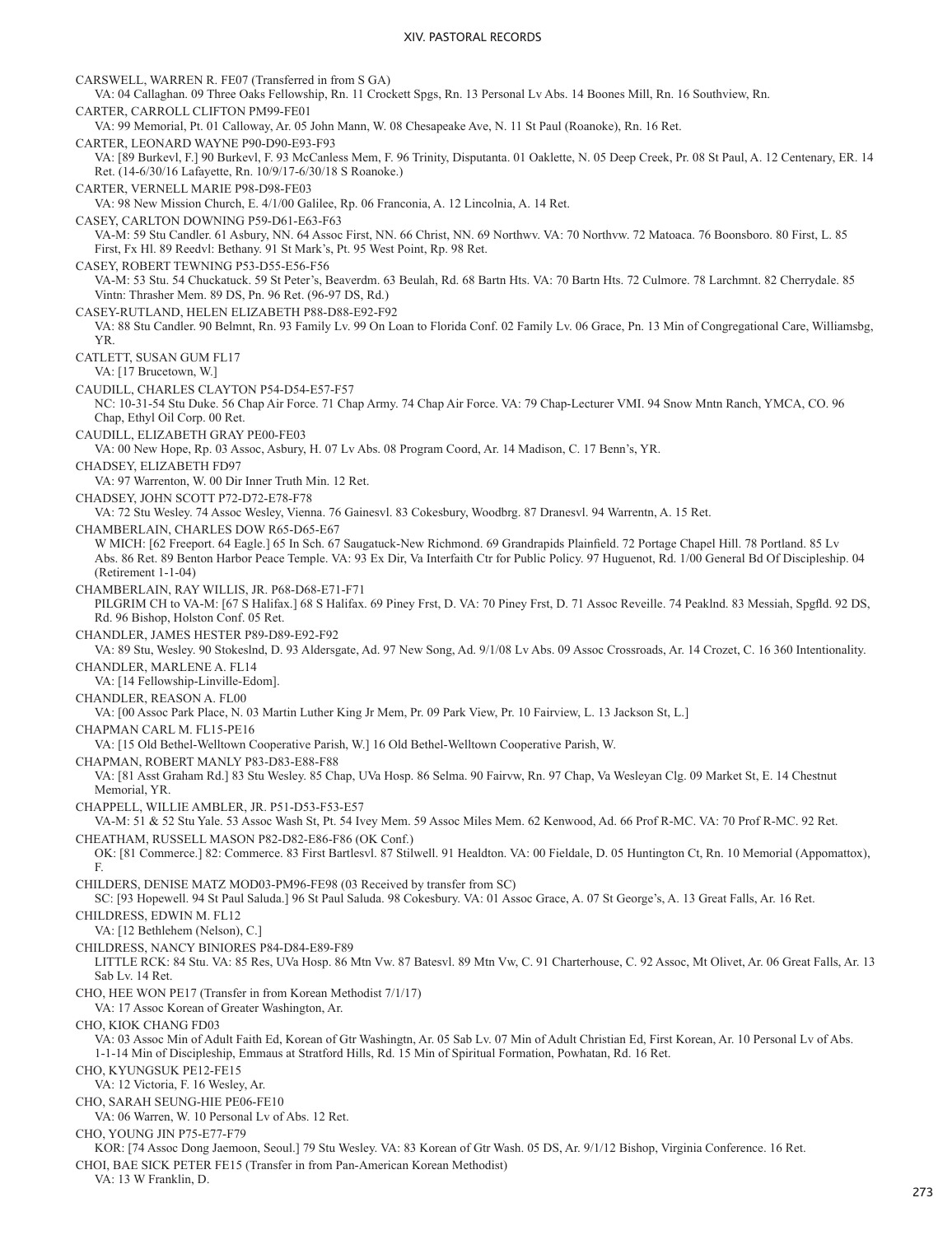CARSWELL, WARREN R. FE07 (Transferred in from S GA)
VA: 04 Callaghan. 09 Three Oaks Fellowship, Rn. 11 Crockett Spgs, Rn. 13 Personal Lv Abs. 14 Boones Mill, Rn. 16 Southview, Rn.

CARTER, CARROLL CLIFTON PM99-FE01
VA: 99 Memorial, Pt. 01 Calloway, Ar. 05 John Mann, W. 08 Chesapeake Ave, N. 11 St Paul (Roanoke), Rn. 16 Ret.

CARTER, LEONARD WAYNE P90-D90-E93-F93
VA: [89 Burkevl, F.] 90 Burkevl, F. 93 McCanless Mem, F. 96 Trinity, Disputanta. 01 Oaklette, N. 05 Deep Creek, Pr. 08 St Paul, A. 12 Centenary, ER. 14 Ret. (14-6/30/16 Lafayette, Rn. 10/9/17-6/30/18 S Roanoke.)

CARTER, VERNELL MARIE P98-D98-FE03
VA: 98 New Mission Church, E. 4/1/00 Galilee, Rp. 06 Franconia, A. 12 Lincolnia, A. 14 Ret.

CASEY, CARLTON DOWNING P59-D61-E63-F63
VA-M: 59 Stu Candler. 61 Asbury, NN. 64 Assoc First, NN. 66 Christ, NN. 69 Northwv. VA: 70 Northvw. 72 Matoaca. 76 Boonsboro. 80 First, L. 85 First, Fx Hl. 89 Reedvl: Bethany. 91 St Mark's, Pt. 95 West Point, Rp. 98 Ret.

CASEY, ROBERT TEWNING P53-D55-E56-F56
VA-M: 53 Stu. 54 Chuckatuck. 59 St Peter's, Beaverdm. 63 Beulah, Rd. 68 Bartn Hts. VA: 70 Bartn Hts. 72 Culmore. 78 Larchmnt. 82 Cherrydale. 85 Vintn: Thrasher Mem. 89 DS, Pn. 96 Ret. (96-97 DS, Rd.)

CASEY-RUTLAND, HELEN ELIZABETH P88-D88-E92-F92
VA: 88 Stu Candler. 90 Belmnt, Rn. 93 Family Lv. 99 On Loan to Florida Conf. 02 Family Lv. 06 Grace, Pn. 13 Min of Congregational Care, Williamsbg, YR.

CATLETT, SUSAN GUM FL17
VA: [17 Brucetown, W.]

CAUDILL, CHARLES CLAYTON P54-D54-E57-F57
NC: 10-31-54 Stu Duke. 56 Chap Air Force. 71 Chap Army. 74 Chap Air Force. VA: 79 Chap-Lecturer VMI. 94 Snow Mntn Ranch, YMCA, CO. 96 Chap, Ethyl Oil Corp. 00 Ret.

CAUDILL, ELIZABETH GRAY PE00-FE03
VA: 00 New Hope, Rp. 03 Assoc, Asbury, H. 07 Lv Abs. 08 Program Coord, Ar. 14 Madison, C. 17 Benn's, YR.

CHADSEY, ELIZABETH FD97
VA: 97 Warrenton, W. 00 Dir Inner Truth Min. 12 Ret.

CHADSEY, JOHN SCOTT P72-D72-E78-F78
VA: 72 Stu Wesley. 74 Assoc Wesley, Vienna. 76 Gainesvl. 83 Cokesbury, Woodbrg. 87 Dranesvl. 94 Warrentn, A. 15 Ret.

CHAMBERLAIN, CHARLES DOW R65-D65-E67
W MICH: [62 Freeport. 64 Eagle.] 65 In Sch. 67 Saugatuck-New Richmond. 69 Grandrapids Plainfield. 72 Portage Chapel Hill. 78 Portland. 85 Lv Abs. 86 Ret. 89 Benton Harbor Peace Temple. VA: 93 Ex Dir, Va Interfaith Ctr for Public Policy. 97 Huguenot, Rd. 1/00 General Bd Of Discipleship. 04 (Retirement 1-1-04)

CHAMBERLAIN, RAY WILLIS, JR. P68-D68-E71-F71
PILGRIM CH to VA-M: [67 S Halifax.] 68 S Halifax. 69 Piney Frst, D. VA: 70 Piney Frst, D. 71 Assoc Reveille. 74 Peaklnd. 83 Messiah, Spgfld. 92 DS, Rd. 96 Bishop, Holston Conf. 05 Ret.

CHANDLER, JAMES HESTER P89-D89-E92-F92
VA: 89 Stu, Wesley. 90 Stokeslnd, D. 93 Aldersgate, Ad. 97 New Song, Ad. 9/1/08 Lv Abs. 09 Assoc Crossroads, Ar. 14 Crozet, C. 16 360 Intentionality.

CHANDLER, MARLENE A. FL14
VA: [14 Fellowship-Linville-Edom].

CHANDLER, REASON A. FL00
VA: [00 Assoc Park Place, N. 03 Martin Luther King Jr Mem, Pr. 09 Park View, Pr. 10 Fairview, L. 13 Jackson St, L.]

CHAPMAN CARL M. FL15-PE16
VA: [15 Old Bethel-Welltown Cooperative Parish, W.] 16 Old Bethel-Welltown Cooperative Parish, W.

CHAPMAN, ROBERT MANLY P83-D83-E88-F88
VA: [81 Asst Graham Rd.] 83 Stu Wesley. 85 Chap, UVa Hosp. 86 Selma. 90 Fairvw, Rn. 97 Chap, Va Wesleyan Clg. 09 Market St, E. 14 Chestnut Memorial, YR.

CHAPPELL, WILLIE AMBLER, JR. P51-D53-F53-E57
VA-M: 51 & 52 Stu Yale. 53 Assoc Wash St, Pt. 54 Ivey Mem. 59 Assoc Miles Mem. 62 Kenwood, Ad. 66 Prof R-MC. VA: 70 Prof R-MC. 92 Ret.

CHEATHAM, RUSSELL MASON P82-D82-E86-F86 (OK Conf.)
OK: [81 Commerce.] 82: Commerce. 83 First Bartlesvl. 87 Stilwell. 91 Healdton. VA: 00 Fieldale, D. 05 Huntington Ct, Rn. 10 Memorial (Appomattox), F.

CHILDERS, DENISE MATZ MOD03-PM96-FE98 (03 Received by transfer from SC)
SC: [93 Hopewell. 94 St Paul Saluda.] 96 St Paul Saluda. 98 Cokesbury. VA: 01 Assoc Grace, A. 07 St George's, A. 13 Great Falls, Ar. 16 Ret.

CHILDRESS, EDWIN M. FL12
VA: [12 Bethlehem (Nelson), C.]

CHILDRESS, NANCY BINIORES P84-D84-E89-F89
LITTLE RCK: 84 Stu. VA: 85 Res, UVa Hosp. 86 Mtn Vw. 87 Batesvl. 89 Mtn Vw, C. 91 Charterhouse, C. 92 Assoc, Mt Olivet, Ar. 06 Great Falls, Ar. 13 Sab Lv. 14 Ret.

CHO, HEE WON PE17 (Transfer in from Korean Methodist 7/1/17)
VA: 17 Assoc Korean of Greater Washington, Ar.

CHO, KIOK CHANG FD03
VA: 03 Assoc Min of Adult Faith Ed, Korean of Gtr Washingtn, Ar. 05 Sab Lv. 07 Min of Adult Christian Ed, First Korean, Ar. 10 Personal Lv of Abs. 1-1-14 Min of Discipleship, Emmaus at Stratford Hills, Rd. 15 Min of Spiritual Formation, Powhatan, Rd. 16 Ret.

CHO, KYUNGSUK PE12-FE15
VA: 12 Victoria, F. 16 Wesley, Ar.

CHO, SARAH SEUNG-HIE PE06-FE10
VA: 06 Warren, W. 10 Personal Lv of Abs. 12 Ret.

CHO, YOUNG JIN P75-E77-F79
KOR: [74 Assoc Dong Jaemoon, Seoul.] 79 Stu Wesley. VA: 83 Korean of Gtr Wash. 05 DS, Ar. 9/1/12 Bishop, Virginia Conference. 16 Ret.

CHOI, BAE SICK PETER FE15 (Transfer in from Pan-American Korean Methodist)
VA: 13 W Franklin, D.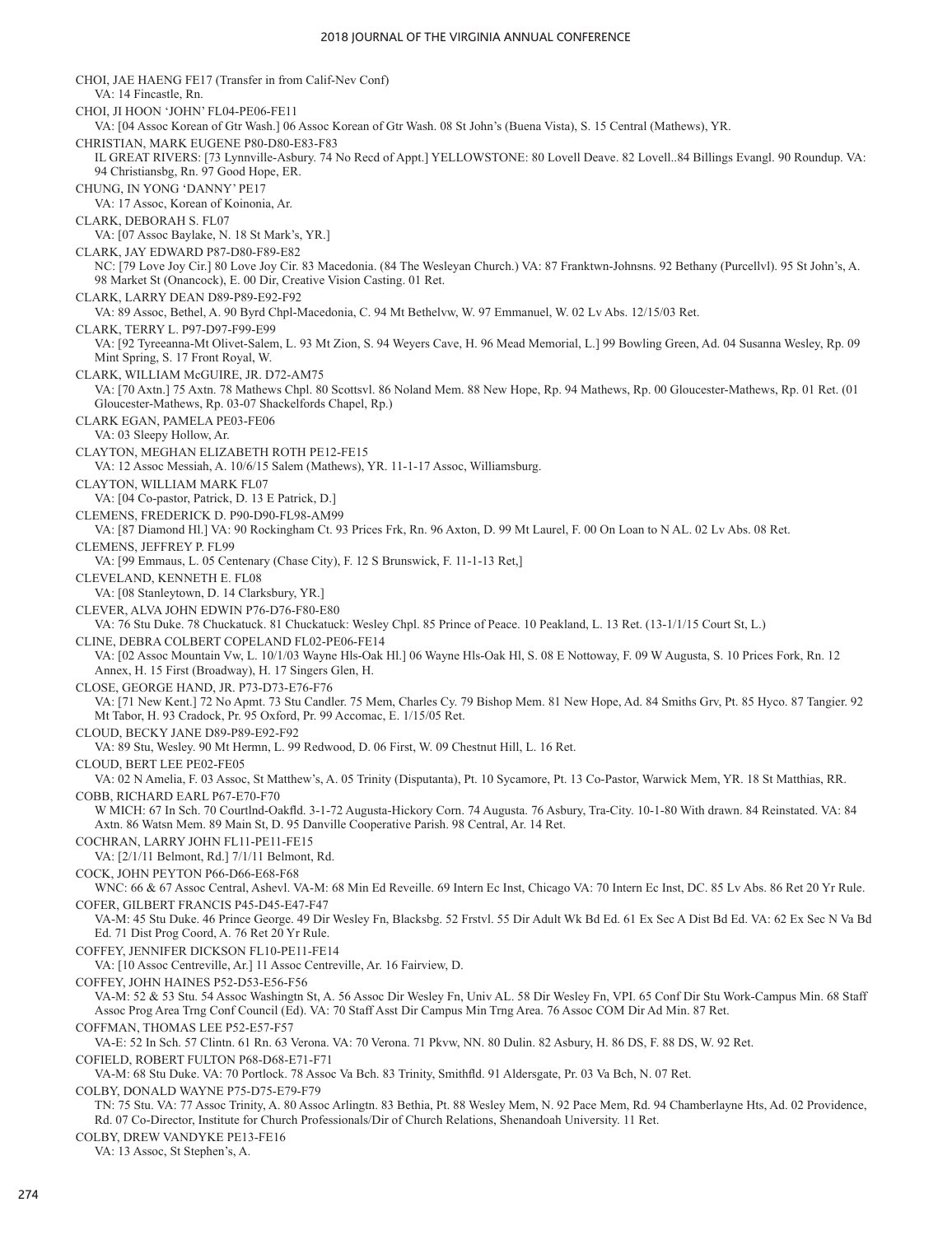CHOI, JAE HAENG FE17 (Transfer in from Calif-Nev Conf)
VA: 14 Fincastle, Rn.

CHOI, JI HOON 'JOHN' FL04-PE06-FE11
VA: [04 Assoc Korean of Gtr Wash.] 06 Assoc Korean of Gtr Wash. 08 St John's (Buena Vista), S. 15 Central (Mathews), YR.

CHRISTIAN, MARK EUGENE P80-D80-E83-F83
IL GREAT RIVERS: [73 Lynnville-Asbury. 74 No Recd of Appt.] YELLOWSTONE: 80 Lovell Deave. 82 Lovell..84 Billings Evangl. 90 Roundup. VA: 94 Christiansbg, Rn. 97 Good Hope, ER.

CHUNG, IN YONG 'DANNY' PE17
VA: 17 Assoc, Korean of Koinonia, Ar.

CLARK, DEBORAH S. FL07
VA: [07 Assoc Baylake, N. 18 St Mark's, YR.]

CLARK, JAY EDWARD P87-D80-F89-E82
NC: [79 Love Joy Cir.] 80 Love Joy Cir. 83 Macedonia. (84 The Wesleyan Church.) VA: 87 Franktwn-Johnsns. 92 Bethany (Purcellvl). 95 St John's, A. 98 Market St (Onancock), E. 00 Dir, Creative Vision Casting. 01 Ret.

CLARK, LARRY DEAN D89-P89-E92-F92
VA: 89 Assoc, Bethel, A. 90 Byrd Chpl-Macedonia, C. 94 Mt Bethelvw, W. 97 Emmanuel, W. 02 Lv Abs. 12/15/03 Ret.

CLARK, TERRY L. P97-D97-F99-E99
VA: [92 Tyreeanna-Mt Olivet-Salem, L. 93 Mt Zion, S. 94 Weyers Cave, H. 96 Mead Memorial, L.] 99 Bowling Green, Ad. 04 Susanna Wesley, Rp. 09 Mint Spring, S. 17 Front Royal, W.

CLARK, WILLIAM McGUIRE, JR. D72-AM75
VA: [70 Axtn.] 75 Axtn. 78 Mathews Chpl. 80 Scottsvl. 86 Noland Mem. 88 New Hope, Rp. 94 Mathews, Rp. 00 Gloucester-Mathews, Rp. 01 Ret. (01 Gloucester-Mathews, Rp. 03-07 Shackelfords Chapel, Rp.)

CLARK EGAN, PAMELA PE03-FE06
VA: 03 Sleepy Hollow, Ar.

CLAYTON, MEGHAN ELIZABETH ROTH PE12-FE15
VA: 12 Assoc Messiah, A. 10/6/15 Salem (Mathews), YR. 11-1-17 Assoc, Williamsburg.

CLAYTON, WILLIAM MARK FL07
VA: [04 Co-pastor, Patrick, D. 13 E Patrick, D.]

CLEMENS, FREDERICK D. P90-D90-FL98-AM99
VA: [87 Diamond Hl.] VA: 90 Rockingham Ct. 93 Prices Frk, Rn. 96 Axton, D. 99 Mt Laurel, F. 00 On Loan to N AL. 02 Lv Abs. 08 Ret.

CLEMENS, JEFFREY P. FL99
VA: [99 Emmaus, L. 05 Centenary (Chase City), F. 12 S Brunswick, F. 11-1-13 Ret,]

CLEVELAND, KENNETH E. FL08
VA: [08 Stanleytown, D. 14 Clarksbury, YR.]

CLEVER, ALVA JOHN EDWIN P76-D76-F80-E80
VA: 76 Stu Duke. 78 Chuckatuck. 81 Chuckatuck: Wesley Chpl. 85 Prince of Peace. 10 Peakland, L. 13 Ret. (13-1/1/15 Court St, L.)

CLINE, DEBRA COLBERT COPELAND FL02-PE06-FE14
VA: [02 Assoc Mountain Vw, L. 10/1/03 Wayne Hls-Oak Hl.] 06 Wayne Hls-Oak Hl, S. 08 E Nottoway, F. 09 W Augusta, S. 10 Prices Fork, Rn. 12 Annex, H. 15 First (Broadway), H. 17 Singers Glen, H.

CLOSE, GEORGE HAND, JR. P73-D73-E76-F76
VA: [71 New Kent.] 72 No Apmt. 73 Stu Candler. 75 Mem, Charles Cy. 79 Bishop Mem. 81 New Hope, Ad. 84 Smiths Grv, Pt. 85 Hyco. 87 Tangier. 92 Mt Tabor, H. 93 Cradock, Pr. 95 Oxford, Pr. 99 Accomac, E. 1/15/05 Ret.

CLOUD, BECKY JANE D89-P89-E92-F92
VA: 89 Stu, Wesley. 90 Mt Hermn, L. 99 Redwood, D. 06 First, W. 09 Chestnut Hill, L. 16 Ret.

CLOUD, BERT LEE PE02-FE05
VA: 02 N Amelia, F. 03 Assoc, St Matthew's, A. 05 Trinity (Disputanta), Pt. 10 Sycamore, Pt. 13 Co-Pastor, Warwick Mem, YR. 18 St Matthias, RR.

COBB, RICHARD EARL P67-E70-F70
W MICH: 67 In Sch. 70 Courtlnd-Oakfld. 3-1-72 Augusta-Hickory Corn. 74 Augusta. 76 Asbury, Tra-City. 10-1-80 With drawn. 84 Reinstated. VA: 84 Axtn. 86 Watsn Mem. 89 Main St, D. 95 Danville Cooperative Parish. 98 Central, Ar. 14 Ret.

COCHRAN, LARRY JOHN FL11-PE11-FE15
VA: [2/1/11 Belmont, Rd.] 7/1/11 Belmont, Rd.

COCK, JOHN PEYTON P66-D66-E68-F68
WNC: 66 & 67 Assoc Central, Ashevl. VA-M: 68 Min Ed Reveille. 69 Intern Ec Inst, Chicago VA: 70 Intern Ec Inst, DC. 85 Lv Abs. 86 Ret 20 Yr Rule.

COFER, GILBERT FRANCIS P45-D45-E47-F47
VA-M: 45 Stu Duke. 46 Prince George. 49 Dir Wesley Fn, Blacksbg. 52 Frstvl. 55 Dir Adult Wk Bd Ed. 61 Ex Sec A Dist Bd Ed. VA: 62 Ex Sec N Va Bd Ed. 71 Dist Prog Coord, A. 76 Ret 20 Yr Rule.

COFFEY, JENNIFER DICKSON FL10-PE11-FE14
VA: [10 Assoc Centreville, Ar.] 11 Assoc Centreville, Ar. 16 Fairview, D.

COFFEY, JOHN HAINES P52-D53-E56-F56
VA-M: 52 & 53 Stu. 54 Assoc Washingtn St, A. 56 Assoc Dir Wesley Fn, Univ AL. 58 Dir Wesley Fn, VPI. 65 Conf Dir Stu Work-Campus Min. 68 Staff Assoc Prog Area Trng Conf Council (Ed). VA: 70 Staff Asst Dir Campus Min Trng Area. 76 Assoc COM Dir Ad Min. 87 Ret.

COFFMAN, THOMAS LEE P52-E57-F57
VA-E: 52 In Sch. 57 Clintn. 61 Rn. 63 Verona. VA: 70 Verona. 71 Pkvw, NN. 80 Dulin. 82 Asbury, H. 86 DS, F. 88 DS, W. 92 Ret.

COFIELD, ROBERT FULTON P68-D68-E71-F71
VA-M: 68 Stu Duke. VA: 70 Portlock. 78 Assoc Va Bch. 83 Trinity, Smithfld. 91 Aldersgate, Pr. 03 Va Bch, N. 07 Ret.

COLBY, DONALD WAYNE P75-D75-E79-F79
TN: 75 Stu. VA: 77 Assoc Trinity, A. 80 Assoc Arlingtn. 83 Bethia, Pt. 88 Wesley Mem, N. 92 Pace Mem, Rd. 94 Chamberlayne Hts, Ad. 02 Providence, Rd. 07 Co-Director, Institute for Church Professionals/Dir of Church Relations, Shenandoah University. 11 Ret.

COLBY, DREW VANDYKE PE13-FE16
VA: 13 Assoc, St Stephen's, A.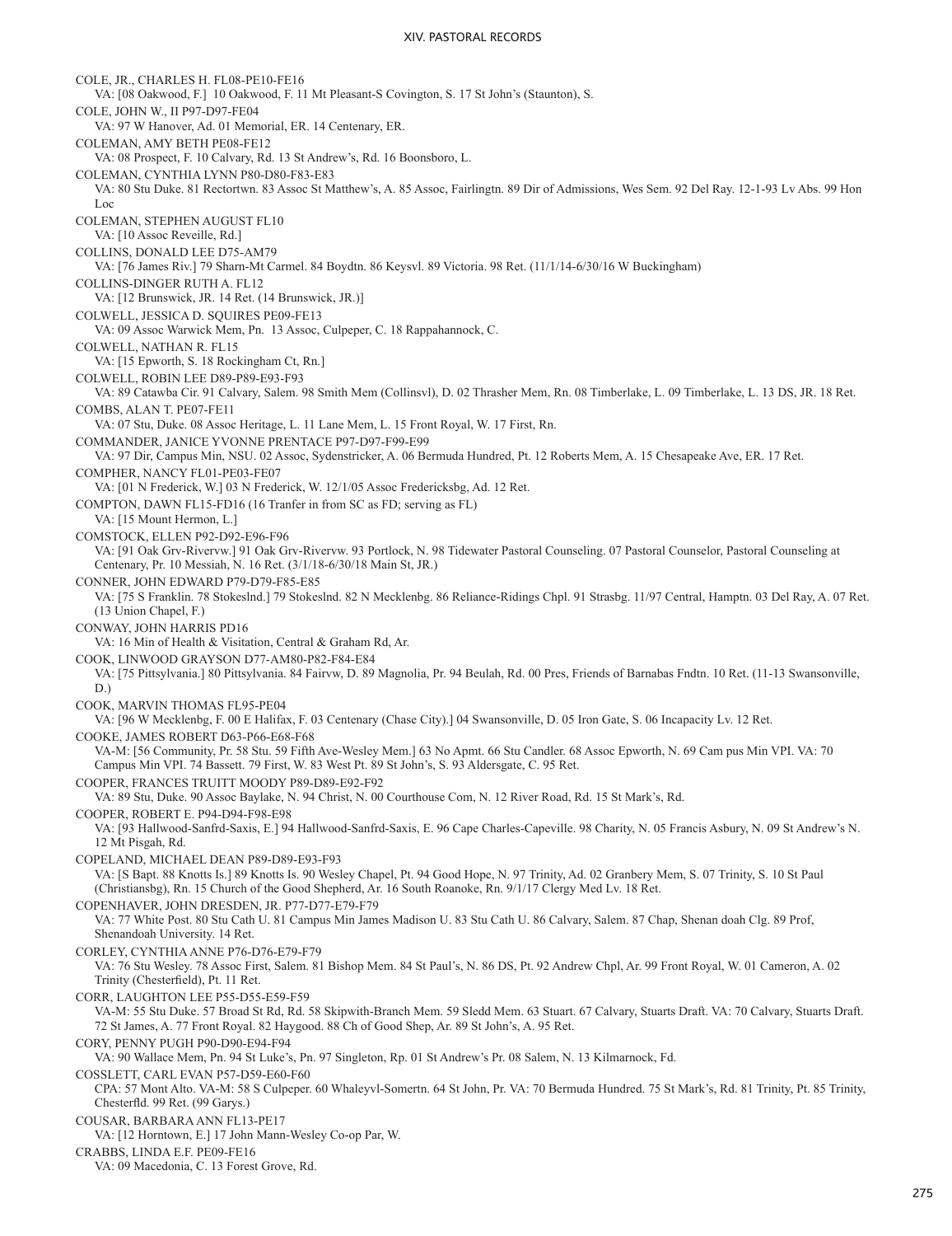COLE, JR., CHARLES H. FL08-PE10-FE16
VA: [08 Oakwood, F.] 10 Oakwood, F. 11 Mt Pleasant-S Covington, S. 17 St John's (Staunton), S.

COLE, JOHN W., II P97-D97-FE04
VA: 97 W Hanover, Ad. 01 Memorial, ER. 14 Centenary, ER.

COLEMAN, AMY BETH PE08-FE12
VA: 08 Prospect, F. 10 Calvary, Rd. 13 St Andrew's, Rd. 16 Boonsboro, L.

COLEMAN, CYNTHIA LYNN P80-D80-F83-E83
VA: 80 Stu Duke. 81 Rectortwn. 83 Assoc St Matthew's, A. 85 Assoc, Fairlingtn. 89 Dir of Admissions, Wes Sem. 92 Del Ray. 12-1-93 Lv Abs. 99 Hon Loc

COLEMAN, STEPHEN AUGUST FL10
VA: [10 Assoc Reveille, Rd.]

COLLINS, DONALD LEE D75-AM79
VA: [76 James Riv.] 79 Sharn-Mt Carmel. 84 Boydtn. 86 Keysvl. 89 Victoria. 98 Ret. (11/1/14-6/30/16 W Buckingham)

COLLINS-DINGER RUTH A. FL12
VA: [12 Brunswick, JR. 14 Ret. (14 Brunswick, JR.)]

COLWELL, JESSICA D. SQUIRES PE09-FE13
VA: 09 Assoc Warwick Mem, Pn. 13 Assoc, Culpeper, C. 18 Rappahannock, C.

COLWELL, NATHAN R. FL15
VA: [15 Epworth, S. 18 Rockingham Ct, Rn.]

COLWELL, ROBIN LEE D89-P89-E93-F93
VA: 89 Catawba Cir. 91 Calvary, Salem. 98 Smith Mem (Collinsvl), D. 02 Thrasher Mem, Rn. 08 Timberlake, L. 09 Timberlake, L. 13 DS, JR. 18 Ret.

COMBS, ALAN T. PE07-FE11
VA: 07 Stu, Duke. 08 Assoc Heritage, L. 11 Lane Mem, L. 15 Front Royal, W. 17 First, Rn.

COMMANDER, JANICE YVONNE PRENTACE P97-D97-F99-E99
VA: 97 Dir, Campus Min, NSU. 02 Assoc, Sydenstricker, A. 06 Bermuda Hundred, Pt. 12 Roberts Mem, A. 15 Chesapeake Ave, ER. 17 Ret.

COMPHER, NANCY FL01-PE03-FE07
VA: [01 N Frederick, W.] 03 N Frederick, W. 12/1/05 Assoc Fredericksbg, Ad. 12 Ret.

COMPTON, DAWN FL15-FD16 (16 Tranfer in from SC as FD; serving as FL)
VA: [15 Mount Hermon, L.]

COMSTOCK, ELLEN P92-D92-E96-F96
VA: [91 Oak Grv-Rivervw.] 91 Oak Grv-Rivervw. 93 Portlock, N. 98 Tidewater Pastoral Counseling. 07 Pastoral Counselor, Pastoral Counseling at Centenary, Pr. 10 Messiah, N. 16 Ret. (3/1/18-6/30/18 Main St, JR.)

CONNER, JOHN EDWARD P79-D79-F85-E85
VA: [75 S Franklin. 78 Stokeslnd.] 79 Stokeslnd. 82 N Mecklenbg. 86 Reliance-Ridings Chpl. 91 Strasbg. 11/97 Central, Hamptn. 03 Del Ray, A. 07 Ret. (13 Union Chapel, F.)

CONWAY, JOHN HARRIS PD16
VA: 16 Min of Health & Visitation, Central & Graham Rd, Ar.

COOK, LINWOOD GRAYSON D77-AM80-P82-F84-E84
VA: [75 Pittsylvania.] 80 Pittsylvania. 84 Fairvw, D. 89 Magnolia, Pr. 94 Beulah, Rd. 00 Pres, Friends of Barnabas Fndtn. 10 Ret. (11-13 Swansonville, D.)

COOK, MARVIN THOMAS FL95-PE04
VA: [96 W Mecklenbg, F. 00 E Halifax, F. 03 Centenary (Chase City).] 04 Swansonville, D. 05 Iron Gate, S. 06 Incapacity Lv. 12 Ret.

COOKE, JAMES ROBERT D63-P66-E68-F68
VA-M: [56 Community, Pr. 58 Stu. 59 Fifth Ave-Wesley Mem.] 63 No Apmt. 66 Stu Candler. 68 Assoc Epworth, N. 69 Cam pus Min VPI. VA: 70 Campus Min VPI. 74 Bassett. 79 First, W. 83 West Pt. 89 St John's, S. 93 Aldersgate, C. 95 Ret.

COOPER, FRANCES TRUITT MOODY P89-D89-E92-F92
VA: 89 Stu, Duke. 90 Assoc Baylake, N. 94 Christ, N. 00 Courthouse Com, N. 12 River Road, Rd. 15 St Mark's, Rd.

COOPER, ROBERT E. P94-D94-F98-E98
VA: [93 Hallwood-Sanfrd-Saxis, E.] 94 Hallwood-Sanfrd-Saxis, E. 96 Cape Charles-Capeville. 98 Charity, N. 05 Francis Asbury, N. 09 St Andrew's N. 12 Mt Pisgah, Rd.

COPELAND, MICHAEL DEAN P89-D89-E93-F93
VA: [S Bapt. 88 Knotts Is.] 89 Knotts Is. 90 Wesley Chapel, Pt. 94 Good Hope, N. 97 Trinity, Ad. 02 Granbery Mem, S. 07 Trinity, S. 10 St Paul (Christiansbg), Rn. 15 Church of the Good Shepherd, Ar. 16 South Roanoke, Rn. 9/1/17 Clergy Med Lv. 18 Ret.

COPENHAVER, JOHN DRESDEN, JR. P77-D77-E79-F79
VA: 77 White Post. 80 Stu Cath U. 81 Campus Min James Madison U. 83 Stu Cath U. 86 Calvary, Salem. 87 Chap, Shenan doah Clg. 89 Prof, Shenandoah University. 14 Ret.

CORLEY, CYNTHIA ANNE P76-D76-E79-F79
VA: 76 Stu Wesley. 78 Assoc First, Salem. 81 Bishop Mem. 84 St Paul's, N. 86 DS, Pt. 92 Andrew Chpl, Ar. 99 Front Royal, W. 01 Cameron, A. 02 Trinity (Chesterfield), Pt. 11 Ret.

CORR, LAUGHTON LEE P55-D55-E59-F59
VA-M: 55 Stu Duke. 57 Broad St Rd, Rd. 58 Skipwith-Branch Mem. 59 Sledd Mem. 63 Stuart. 67 Calvary, Stuarts Draft. VA: 70 Calvary, Stuarts Draft. 72 St James, A. 77 Front Royal. 82 Haygood. 88 Ch of Good Shep, Ar. 89 St John's, A. 95 Ret.

CORY, PENNY PUGH P90-D90-E94-F94
VA: 90 Wallace Mem, Pn. 94 St Luke's, Pn. 97 Singleton, Rp. 01 St Andrew's Pr. 08 Salem, N. 13 Kilmarnock, Fd.

COSSLETT, CARL EVAN P57-D59-E60-F60
CPA: 57 Mont Alto. VA-M: 58 S Culpeper. 60 Whaleyvl-Somertn. 64 St John, Pr. VA: 70 Bermuda Hundred. 75 St Mark's, Rd. 81 Trinity, Pt. 85 Trinity, Chesterfld. 99 Ret. (99 Garys.)

COUSAR, BARBARA ANN FL13-PE17
VA: [12 Horntown, E.] 17 John Mann-Wesley Co-op Par, W.

CRABBS, LINDA E.F. PE09-FE16
VA: 09 Macedonia, C. 13 Forest Grove, Rd.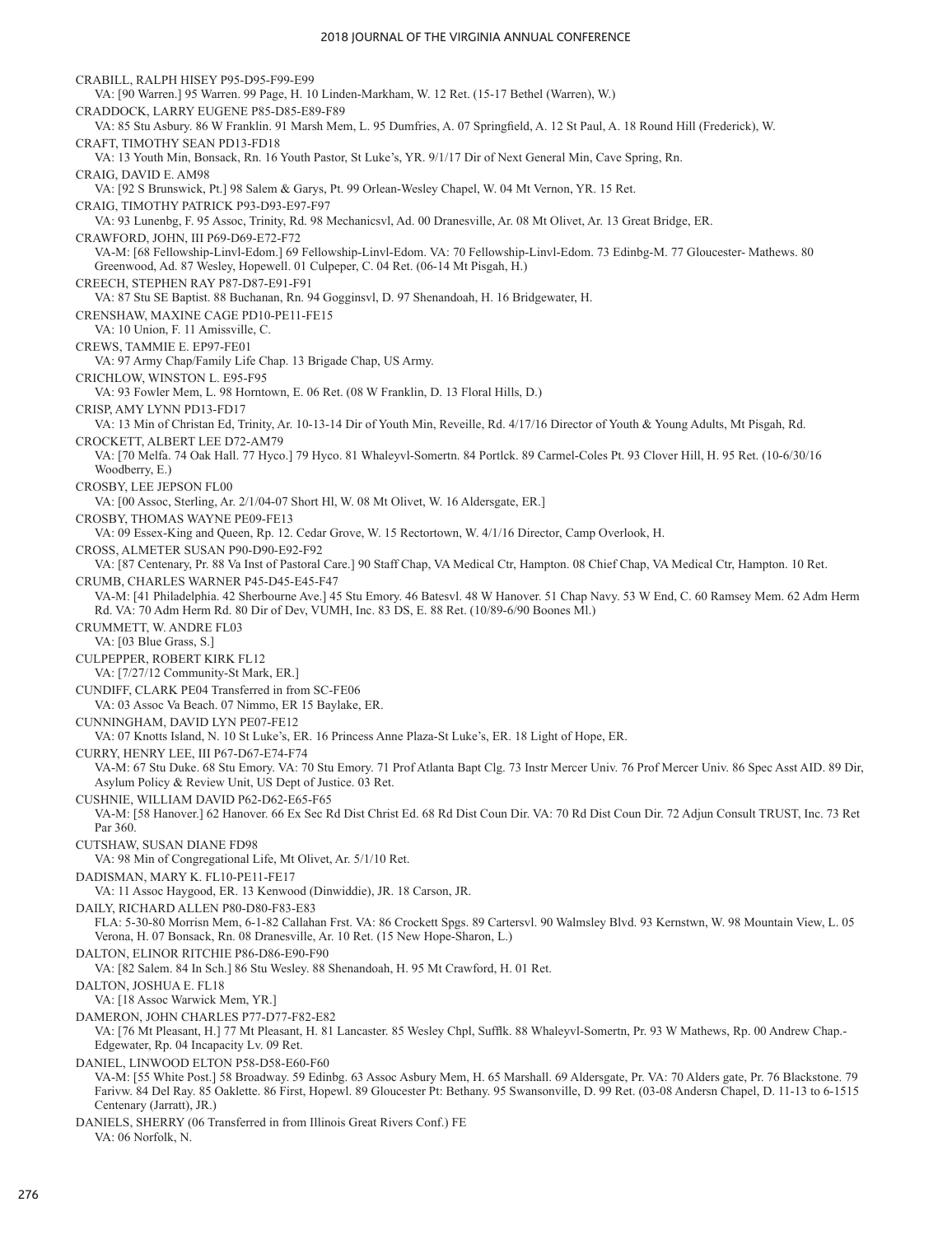CRABILL, RALPH HISEY P95-D95-F99-E99
VA: [90 Warren.] 95 Warren. 99 Page, H. 10 Linden-Markham, W. 12 Ret. (15-17 Bethel (Warren), W.)

CRADDOCK, LARRY EUGENE P85-D85-E89-F89
VA: 85 Stu Asbury. 86 W Franklin. 91 Marsh Mem, L. 95 Dumfries, A. 07 Springfield, A. 12 St Paul, A. 18 Round Hill (Frederick), W.

CRAFT, TIMOTHY SEAN PD13-FD18
VA: 13 Youth Min, Bonsack, Rn. 16 Youth Pastor, St Luke's, YR. 9/1/17 Dir of Next General Min, Cave Spring, Rn.

CRAIG, DAVID E. AM98
VA: [92 S Brunswick, Pt.] 98 Salem & Garys, Pt. 99 Orlean-Wesley Chapel, W. 04 Mt Vernon, YR. 15 Ret.

CRAIG, TIMOTHY PATRICK P93-D93-E97-F97
VA: 93 Lunenbg, F. 95 Assoc, Trinity, Rd. 98 Mechanicsvl, Ad. 00 Dranesville, Ar. 08 Mt Olivet, Ar. 13 Great Bridge, ER.

CRAWFORD, JOHN, III P69-D69-E72-F72
VA-M: [68 Fellowship-Linvl-Edom.] 69 Fellowship-Linvl-Edom. VA: 70 Fellowship-Linvl-Edom. 73 Edinbg-M. 77 Gloucester- Mathews. 80 Greenwood, Ad. 87 Wesley, Hopewell. 01 Culpeper, C. 04 Ret. (06-14 Mt Pisgah, H.)

CREECH, STEPHEN RAY P87-D87-E91-F91
VA: 87 Stu SE Baptist. 88 Buchanan, Rn. 94 Gogginsvl, D. 97 Shenandoah, H. 16 Bridgewater, H.

CRENSHAW, MAXINE CAGE PD10-PE11-FE15
VA: 10 Union, F. 11 Amissville, C.

CREWS, TAMMIE E. EP97-FE01
VA: 97 Army Chap/Family Life Chap. 13 Brigade Chap, US Army.

CRICHLOW, WINSTON L. E95-F95
VA: 93 Fowler Mem, L. 98 Horntown, E. 06 Ret. (08 W Franklin, D. 13 Floral Hills, D.)

CRISP, AMY LYNN PD13-FD17
VA: 13 Min of Christan Ed, Trinity, Ar. 10-13-14 Dir of Youth Min, Reveille, Rd. 4/17/16 Director of Youth & Young Adults, Mt Pisgah, Rd.

CROCKETT, ALBERT LEE D72-AM79
VA: [70 Melfa. 74 Oak Hall. 77 Hyco.] 79 Hyco. 81 Whaleyvl-Somertn. 84 Portlck. 89 Carmel-Coles Pt. 93 Clover Hill, H. 95 Ret. (10-6/30/16 Woodberry, E.)

CROSBY, LEE JEPSON FL00
VA: [00 Assoc, Sterling, Ar. 2/1/04-07 Short Hl, W. 08 Mt Olivet, W. 16 Aldersgate, ER.]

CROSBY, THOMAS WAYNE PE09-FE13
VA: 09 Essex-King and Queen, Rp. 12. Cedar Grove, W. 15 Rectortown, W. 4/1/16 Director, Camp Overlook, H.

CROSS, ALMETER SUSAN P90-D90-E92-F92
VA: [87 Centenary, Pr. 88 Va Inst of Pastoral Care.] 90 Staff Chap, VA Medical Ctr, Hampton. 08 Chief Chap, VA Medical Ctr, Hampton. 10 Ret.

CRUMB, CHARLES WARNER P45-D45-E45-F47
VA-M: [41 Philadelphia. 42 Sherbourne Ave.] 45 Stu Emory. 46 Batesvl. 48 W Hanover. 51 Chap Navy. 53 W End, C. 60 Ramsey Mem. 62 Adm Herm Rd. VA: 70 Adm Herm Rd. 80 Dir of Dev, VUMH, Inc. 83 DS, E. 88 Ret. (10/89-6/90 Boones Ml.)

CRUMMETT, W. ANDRE FL03
VA: [03 Blue Grass, S.]

CULPEPPER, ROBERT KIRK FL12
VA: [7/27/12 Community-St Mark, ER.]

CUNDIFF, CLARK PE04 Transferred in from SC-FE06
VA: 03 Assoc Va Beach. 07 Nimmo, ER 15 Baylake, ER.

CUNNINGHAM, DAVID LYN PE07-FE12
VA: 07 Knotts Island, N. 10 St Luke's, ER. 16 Princess Anne Plaza-St Luke's, ER. 18 Light of Hope, ER.

CURRY, HENRY LEE, III P67-D67-E74-F74
VA-M: 67 Stu Duke. 68 Stu Emory. VA: 70 Stu Emory. 71 Prof Atlanta Bapt Clg. 73 Instr Mercer Univ. 76 Prof Mercer Univ. 86 Spec Asst AID. 89 Dir, Asylum Policy & Review Unit, US Dept of Justice. 03 Ret.

CUSHNIE, WILLIAM DAVID P62-D62-E65-F65
VA-M: [58 Hanover.] 62 Hanover. 66 Ex Sec Rd Dist Christ Ed. 68 Rd Dist Coun Dir. VA: 70 Rd Dist Coun Dir. 72 Adjun Consult TRUST, Inc. 73 Ret Par 360.

CUTSHAW, SUSAN DIANE FD98
VA: 98 Min of Congregational Life, Mt Olivet, Ar. 5/1/10 Ret.

DADISMAN, MARY K. FL10-PE11-FE17
VA: 11 Assoc Haygood, ER. 13 Kenwood (Dinwiddie), JR. 18 Carson, JR.

DAILY, RICHARD ALLEN P80-D80-F83-E83
FLA: 5-30-80 Morrisn Mem, 6-1-82 Callahan Frst. VA: 86 Crockett Spgs. 89 Cartersvl. 90 Walmsley Blvd. 93 Kernstwn, W. 98 Mountain View, L. 05 Verona, H. 07 Bonsack, Rn. 08 Dranesville, Ar. 10 Ret. (15 New Hope-Sharon, L.)

DALTON, ELINOR RITCHIE P86-D86-E90-F90
VA: [82 Salem. 84 In Sch.] 86 Stu Wesley. 88 Shenandoah, H. 95 Mt Crawford, H. 01 Ret.

DALTON, JOSHUA E. FL18
VA: [18 Assoc Warwick Mem, YR.]

DAMERON, JOHN CHARLES P77-D77-F82-E82
VA: [76 Mt Pleasant, H.] 77 Mt Pleasant, H. 81 Lancaster. 85 Wesley Chpl, Sufflk. 88 Whaleyvl-Somertn, Pr. 93 W Mathews, Rp. 00 Andrew Chap.-Edgewater, Rp. 04 Incapacity Lv. 09 Ret.

DANIEL, LINWOOD ELTON P58-D58-E60-F60
VA-M: [55 White Post.] 58 Broadway. 59 Edinbg. 63 Assoc Asbury Mem, H. 65 Marshall. 69 Aldersgate, Pr. VA: 70 Alders gate, Pr. 76 Blackstone. 79 Farivw. 84 Del Ray. 85 Oaklette. 86 First, Hopewl. 89 Gloucester Pt: Bethany. 95 Swansonville, D. 99 Ret. (03-08 Andersn Chapel, D. 11-13 to 6-1515 Centenary (Jarratt), JR.)

DANIELS, SHERRY (06 Transferred in from Illinois Great Rivers Conf.) FE
VA: 06 Norfolk, N.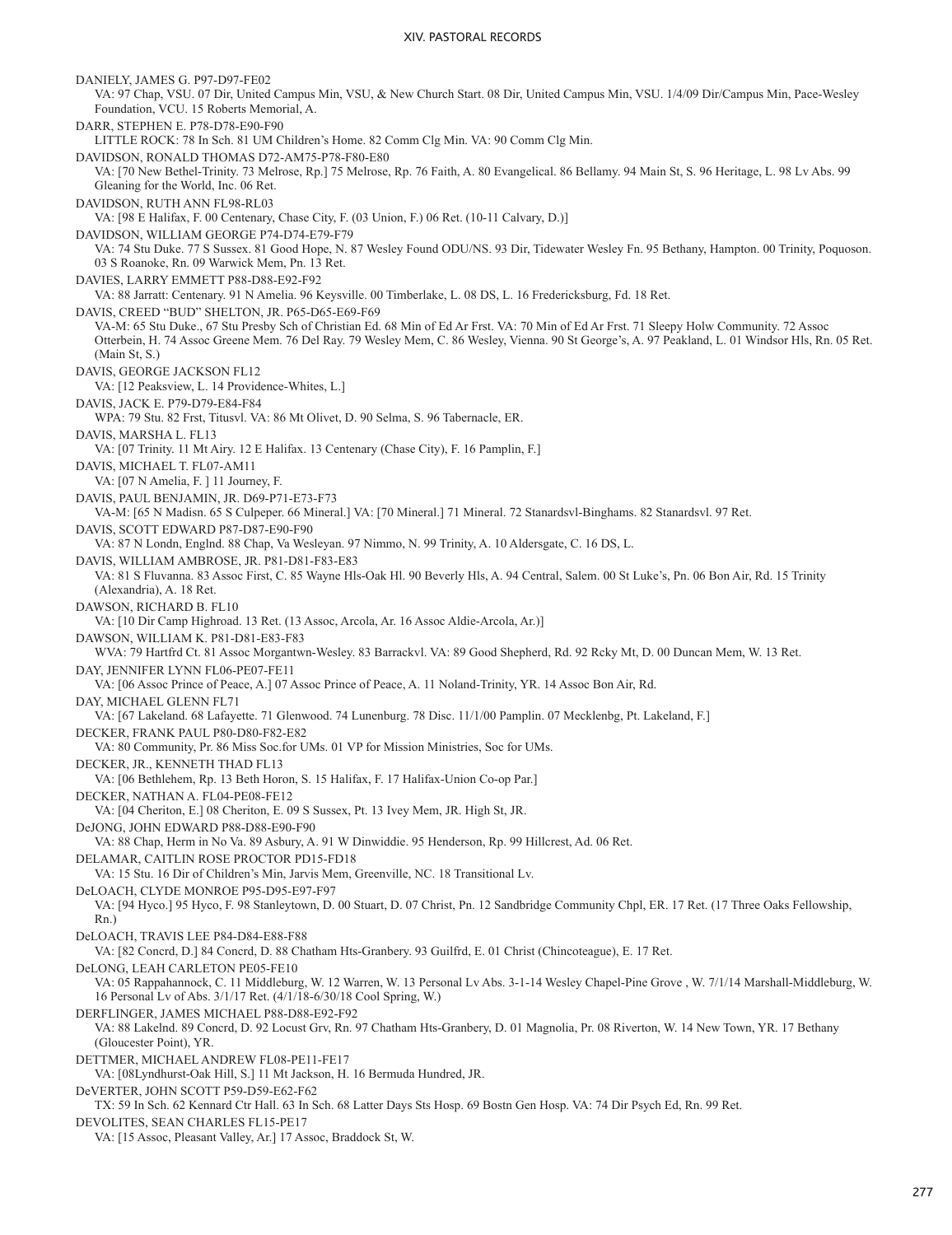DANIELY, JAMES G. P97-D97-FE02
VA: 97 Chap, VSU. 07 Dir, United Campus Min, VSU, & New Church Start. 08 Dir, United Campus Min, VSU. 1/4/09 Dir/Campus Min, Pace-Wesley Foundation, VCU. 15 Roberts Memorial, A.

DARR, STEPHEN E. P78-D78-E90-F90
LITTLE ROCK: 78 In Sch. 81 UM Children's Home. 82 Comm Clg Min. VA: 90 Comm Clg Min.

DAVIDSON, RONALD THOMAS D72-AM75-P78-F80-E80
VA: [70 New Bethel-Trinity. 73 Melrose, Rp.] 75 Melrose, Rp. 76 Faith, A. 80 Evangelical. 86 Bellamy. 94 Main St, S. 96 Heritage, L. 98 Lv Abs. 99 Gleaning for the World, Inc. 06 Ret.

DAVIDSON, RUTH ANN FL98-RL03
VA: [98 E Halifax, F. 00 Centenary, Chase City, F. (03 Union, F.) 06 Ret. (10-11 Calvary, D.)]

DAVIDSON, WILLIAM GEORGE P74-D74-E79-F79
VA: 74 Stu Duke. 77 S Sussex. 81 Good Hope, N. 87 Wesley Found ODU/NS. 93 Dir, Tidewater Wesley Fn. 95 Bethany, Hampton. 00 Trinity, Poquoson. 03 S Roanoke, Rn. 09 Warwick Mem, Pn. 13 Ret.

DAVIES, LARRY EMMETT P88-D88-E92-F92
VA: 88 Jarratt: Centenary. 91 N Amelia. 96 Keysville. 00 Timberlake, L. 08 DS, L. 16 Fredericksburg, Fd. 18 Ret.

DAVIS, CREED "BUD" SHELTON, JR. P65-D65-E69-F69
VA-M: 65 Stu Duke., 67 Stu Presby Sch of Christian Ed. 68 Min of Ed Ar Frst. VA: 70 Min of Ed Ar Frst. 71 Sleepy Holw Community. 72 Assoc Otterbein, H. 74 Assoc Greene Mem. 76 Del Ray. 79 Wesley Mem, C. 86 Wesley, Vienna. 90 St George's, A. 97 Peakland, L. 01 Windsor Hls, Rn. 05 Ret. (Main St, S.)

DAVIS, GEORGE JACKSON FL12
VA: [12 Peaksview, L. 14 Providence-Whites, L.]

DAVIS, JACK E. P79-D79-E84-F84
WPA: 79 Stu. 82 Frst, Titusvl. VA: 86 Mt Olivet, D. 90 Selma, S. 96 Tabernacle, ER.

DAVIS, MARSHA L. FL13
VA: [07 Trinity. 11 Mt Airy. 12 E Halifax. 13 Centenary (Chase City), F. 16 Pamplin, F.]

DAVIS, MICHAEL T. FL07-AM11
VA: [07 N Amelia, F. ] 11 Journey, F.

DAVIS, PAUL BENJAMIN, JR. D69-P71-E73-F73
VA-M: [65 N Madisn. 65 S Culpeper. 66 Mineral.] VA: [70 Mineral.] 71 Mineral. 72 Stanardsvl-Binghams. 82 Stanardsvl. 97 Ret.

DAVIS, SCOTT EDWARD P87-D87-E90-F90
VA: 87 N Londn, Englnd. 88 Chap, Va Wesleyan. 97 Nimmo, N. 99 Trinity, A. 10 Aldersgate, C. 16 DS, L.

DAVIS, WILLIAM AMBROSE, JR. P81-D81-F83-E83
VA: 81 S Fluvanna. 83 Assoc First, C. 85 Wayne Hls-Oak Hl. 90 Beverly Hls, A. 94 Central, Salem. 00 St Luke's, Pn. 06 Bon Air, Rd. 15 Trinity (Alexandria), A. 18 Ret.

DAWSON, RICHARD B. FL10
VA: [10 Dir Camp Highroad. 13 Ret. (13 Assoc, Arcola, Ar. 16 Assoc Aldie-Arcola, Ar.)]

DAWSON, WILLIAM K. P81-D81-E83-F83
WVA: 79 Hartfrd Ct. 81 Assoc Morgantwn-Wesley. 83 Barrackvl. VA: 89 Good Shepherd, Rd. 92 Rcky Mt, D. 00 Duncan Mem, W. 13 Ret.

DAY, JENNIFER LYNN FL06-PE07-FE11
VA: [06 Assoc Prince of Peace, A.] 07 Assoc Prince of Peace, A. 11 Noland-Trinity, YR. 14 Assoc Bon Air, Rd.

DAY, MICHAEL GLENN FL71
VA: [67 Lakeland. 68 Lafayette. 71 Glenwood. 74 Lunenburg. 78 Disc. 11/1/00 Pamplin. 07 Mecklenbg, Pt. Lakeland, F.]

DECKER, FRANK PAUL P80-D80-F82-E82
VA: 80 Community, Pr. 86 Miss Soc.for UMs. 01 VP for Mission Ministries, Soc for UMs.

DECKER, JR., KENNETH THAD FL13
VA: [06 Bethlehem, Rp. 13 Beth Horon, S. 15 Halifax, F. 17 Halifax-Union Co-op Par.]

DECKER, NATHAN A. FL04-PE08-FE12
VA: [04 Cheriton, E.] 08 Cheriton, E. 09 S Sussex, Pt. 13 Ivey Mem, JR. High St, JR.

DeJONG, JOHN EDWARD P88-D88-E90-F90
VA: 88 Chap, Herm in No Va. 89 Asbury, A. 91 W Dinwiddie. 95 Henderson, Rp. 99 Hillcrest, Ad. 06 Ret.

DELAMAR, CAITLIN ROSE PROCTOR PD15-FD18
VA: 15 Stu. 16 Dir of Children's Min, Jarvis Mem, Greenville, NC. 18 Transitional Lv.

DeLOACH, CLYDE MONROE P95-D95-E97-F97
VA: [94 Hyco.] 95 Hyco, F. 98 Stanleytown, D. 00 Stuart, D. 07 Christ, Pn. 12 Sandbridge Community Chpl, ER. 17 Ret. (17 Three Oaks Fellowship, Rn.)

DeLOACH, TRAVIS LEE P84-D84-E88-F88
VA: [82 Concrd, D.] 84 Concrd, D. 88 Chatham Hts-Granbery. 93 Guilfrd, E. 01 Christ (Chincoteague), E. 17 Ret.

DeLONG, LEAH CARLETON PE05-FE10
VA: 05 Rappahannock, C. 11 Middleburg, W. 12 Warren, W. 13 Personal Lv Abs. 3-1-14 Wesley Chapel-Pine Grove , W. 7/1/14 Marshall-Middleburg, W. 16 Personal Lv of Abs. 3/1/17 Ret. (4/1/18-6/30/18 Cool Spring, W.)

DERFLINGER, JAMES MICHAEL P88-D88-E92-F92
VA: 88 Lakelnd. 89 Concrd, D. 92 Locust Grv, Rn. 97 Chatham Hts-Granbery, D. 01 Magnolia, Pr. 08 Riverton, W. 14 New Town, YR. 17 Bethany (Gloucester Point), YR.

DETTMER, MICHAEL ANDREW FL08-PE11-FE17
VA: [08Lyndhurst-Oak Hill, S.] 11 Mt Jackson, H. 16 Bermuda Hundred, JR.

DeVERTER, JOHN SCOTT P59-D59-E62-F62
TX: 59 In Sch. 62 Kennard Ctr Hall. 63 In Sch. 68 Latter Days Sts Hosp. 69 Bostn Gen Hosp. VA: 74 Dir Psych Ed, Rn. 99 Ret.

DEVOLITES, SEAN CHARLES FL15-PE17
VA: [15 Assoc, Pleasant Valley, Ar.] 17 Assoc, Braddock St, W.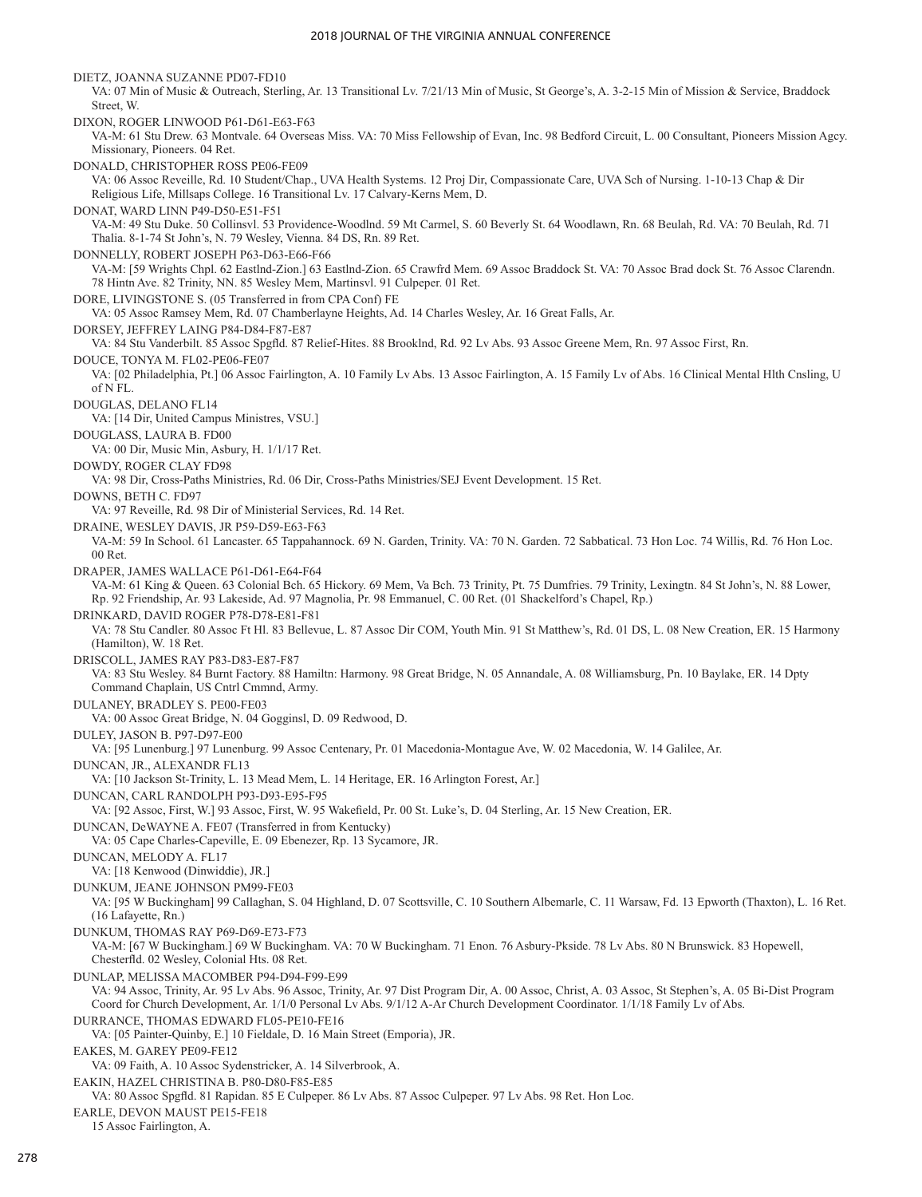DIETZ, JOANNA SUZANNE PD07-FD10
VA: 07 Min of Music & Outreach, Sterling, Ar. 13 Transitional Lv. 7/21/13 Min of Music, St George's, A. 3-2-15 Min of Mission & Service, Braddock Street, W.

DIXON, ROGER LINWOOD P61-D61-E63-F63
VA-M: 61 Stu Drew. 63 Montvale. 64 Overseas Miss. VA: 70 Miss Fellowship of Evan, Inc. 98 Bedford Circuit, L. 00 Consultant, Pioneers Mission Agcy. Missionary, Pioneers. 04 Ret.

DONALD, CHRISTOPHER ROSS PE06-FE09
VA: 06 Assoc Reveille, Rd. 10 Student/Chap., UVA Health Systems. 12 Proj Dir, Compassionate Care, UVA Sch of Nursing. 1-10-13 Chap & Dir Religious Life, Millsaps College. 16 Transitional Lv. 17 Calvary-Kerns Mem, D.

DONAT, WARD LINN P49-D50-E51-F51
VA-M: 49 Stu Duke. 50 Collinsvl. 53 Providence-Woodlnd. 59 Mt Carmel, S. 60 Beverly St. 64 Woodlawn, Rn. 68 Beulah, Rd. VA: 70 Beulah, Rd. 71 Thalia. 8-1-74 St John's, N. 79 Wesley, Vienna. 84 DS, Rn. 89 Ret.

DONNELLY, ROBERT JOSEPH P63-D63-E66-F66
VA-M: [59 Wrights Chpl. 62 Eastlnd-Zion.] 63 Eastlnd-Zion. 65 Crawfrd Mem. 69 Assoc Braddock St. VA: 70 Assoc Brad dock St. 76 Assoc Clarendn. 78 Hintn Ave. 82 Trinity, NN. 85 Wesley Mem, Martinsvl. 91 Culpeper. 01 Ret.

DORE, LIVINGSTONE S. (05 Transferred in from CPA Conf) FE
VA: 05 Assoc Ramsey Mem, Rd. 07 Chamberlayne Heights, Ad. 14 Charles Wesley, Ar. 16 Great Falls, Ar.

DORSEY, JEFFREY LAING P84-D84-F87-E87
VA: 84 Stu Vanderbilt. 85 Assoc Spgfld. 87 Relief-Hites. 88 Brooklnd, Rd. 92 Lv Abs. 93 Assoc Greene Mem, Rn. 97 Assoc First, Rn.

DOUCE, TONYA M. FL02-PE06-FE07
VA: [02 Philadelphia, Pt.] 06 Assoc Fairlington, A. 10 Family Lv Abs. 13 Assoc Fairlington, A. 15 Family Lv of Abs. 16 Clinical Mental Hlth Cnsling, U of N FL.

DOUGLAS, DELANO FL14
VA: [14 Dir, United Campus Ministres, VSU.]

DOUGLASS, LAURA B. FD00
VA: 00 Dir, Music Min, Asbury, H. 1/1/17 Ret.

DOWDY, ROGER CLAY FD98
VA: 98 Dir, Cross-Paths Ministries, Rd. 06 Dir, Cross-Paths Ministries/SEJ Event Development. 15 Ret.

DOWNS, BETH C. FD97
VA: 97 Reveille, Rd. 98 Dir of Ministerial Services, Rd. 14 Ret.

DRAINE, WESLEY DAVIS, JR P59-D59-E63-F63
VA-M: 59 In School. 61 Lancaster. 65 Tappahannock. 69 N. Garden, Trinity. VA: 70 N. Garden. 72 Sabbatical. 73 Hon Loc. 74 Willis, Rd. 76 Hon Loc. 00 Ret.

DRAPER, JAMES WALLACE P61-D61-E64-F64
VA-M: 61 King & Queen. 63 Colonial Bch. 65 Hickory. 69 Mem, Va Bch. 73 Trinity, Pt. 75 Dumfries. 79 Trinity, Lexingtn. 84 St John's, N. 88 Lower, Rp. 92 Friendship, Ar. 93 Lakeside, Ad. 97 Magnolia, Pr. 98 Emmanuel, C. 00 Ret. (01 Shackelford's Chapel, Rp.)

DRINKARD, DAVID ROGER P78-D78-E81-F81
VA: 78 Stu Candler. 80 Assoc Ft Hl. 83 Bellevue, L. 87 Assoc Dir COM, Youth Min. 91 St Matthew's, Rd. 01 DS, L. 08 New Creation, ER. 15 Harmony (Hamilton), W. 18 Ret.

DRISCOLL, JAMES RAY P83-D83-E87-F87
VA: 83 Stu Wesley. 84 Burnt Factory. 88 Hamiltn: Harmony. 98 Great Bridge, N. 05 Annandale, A. 08 Williamsburg, Pn. 10 Baylake, ER. 14 Dpty Command Chaplain, US Cntrl Cmmnd, Army.

DULANEY, BRADLEY S. PE00-FE03
VA: 00 Assoc Great Bridge, N. 04 Gogginsl, D. 09 Redwood, D.

DULEY, JASON B. P97-D97-E00
VA: [95 Lunenburg.] 97 Lunenburg. 99 Assoc Centenary, Pr. 01 Macedonia-Montague Ave, W. 02 Macedonia, W. 14 Galilee, Ar.

DUNCAN, JR., ALEXANDR FL13
VA: [10 Jackson St-Trinity, L. 13 Mead Mem, L. 14 Heritage, ER. 16 Arlington Forest, Ar.]

DUNCAN, CARL RANDOLPH P93-D93-E95-F95
VA: [92 Assoc, First, W.] 93 Assoc, First, W. 95 Wakefield, Pr. 00 St. Luke's, D. 04 Sterling, Ar. 15 New Creation, ER.

DUNCAN, DeWAYNE A. FE07 (Transferred in from Kentucky)
VA: 05 Cape Charles-Capeville, E. 09 Ebenezer, Rp. 13 Sycamore, JR.

DUNCAN, MELODY A. FL17
VA: [18 Kenwood (Dinwiddie), JR.]

DUNKUM, JEANE JOHNSON PM99-FE03
VA: [95 W Buckingham] 99 Callaghan, S. 04 Highland, D. 07 Scottsville, C. 10 Southern Albemarle, C. 11 Warsaw, Fd. 13 Epworth (Thaxton), L. 16 Ret. (16 Lafayette, Rn.)

DUNKUM, THOMAS RAY P69-D69-E73-F73
VA-M: [67 W Buckingham.] 69 W Buckingham. VA: 70 W Buckingham. 71 Enon. 76 Asbury-Pkside. 78 Lv Abs. 80 N Brunswick. 83 Hopewell, Chesterfld. 02 Wesley, Colonial Hts. 08 Ret.

DUNLAP, MELISSA MACOMBER P94-D94-F99-E99
VA: 94 Assoc, Trinity, Ar. 95 Lv Abs. 96 Assoc, Trinity, Ar. 97 Dist Program Dir, A. 00 Assoc, Christ, A. 03 Assoc, St Stephen's, A. 05 Bi-Dist Program Coord for Church Development, Ar. 1/1/0 Personal Lv Abs. 9/1/12 A-Ar Church Development Coordinator. 1/1/18 Family Lv of Abs.

DURRANCE, THOMAS EDWARD FL05-PE10-FE16
VA: [05 Painter-Quinby, E.] 10 Fieldale, D. 16 Main Street (Emporia), JR.

EAKES, M. GAREY PE09-FE12
VA: 09 Faith, A. 10 Assoc Sydenstricker, A. 14 Silverbrook, A.

EAKIN, HAZEL CHRISTINA B. P80-D80-F85-E85
VA: 80 Assoc Spgfld. 81 Rapidan. 85 E Culpeper. 86 Lv Abs. 87 Assoc Culpeper. 97 Lv Abs. 98 Ret. Hon Loc.

EARLE, DEVON MAUST PE15-FE18
15 Assoc Fairlington, A.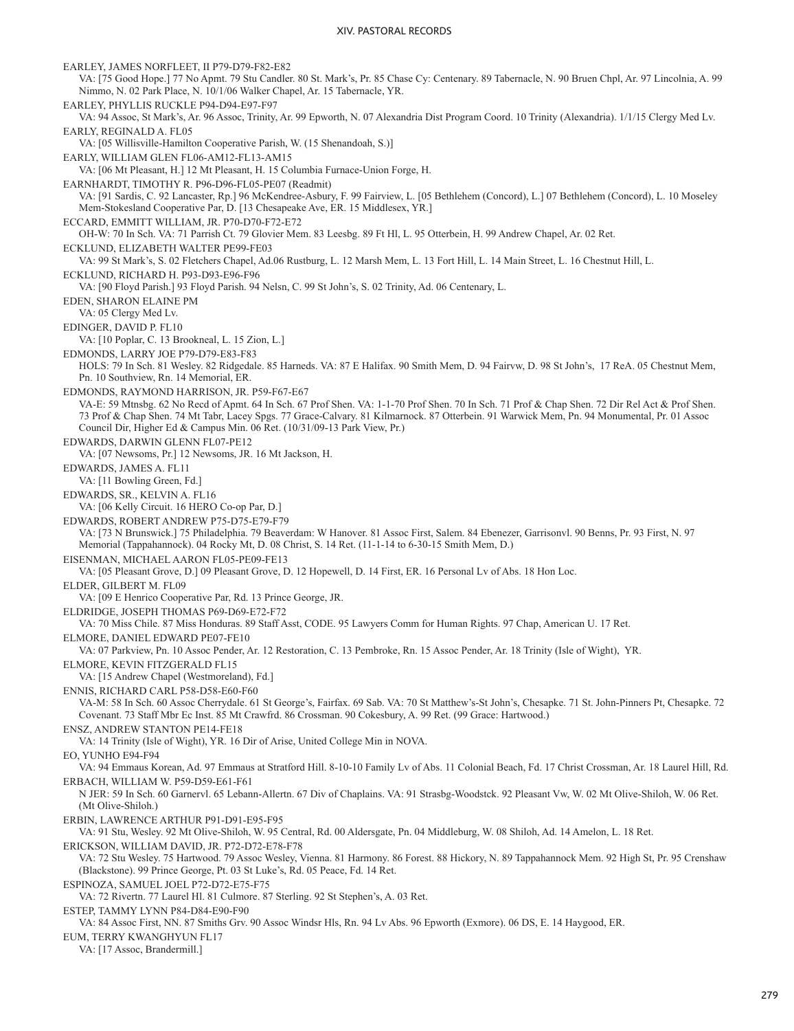EARLEY, JAMES NORFLEET, II P79-D79-F82-E82
VA: [75 Good Hope.] 77 No Apmt. 79 Stu Candler. 80 St. Mark's, Pr. 85 Chase Cy: Centenary. 89 Tabernacle, N. 90 Bruen Chpl, Ar. 97 Lincolnia, A. 99 Nimmo, N. 02 Park Place, N. 10/1/06 Walker Chapel, Ar. 15 Tabernacle, YR.

EARLEY, PHYLLIS RUCKLE P94-D94-E97-F97
VA: 94 Assoc, St Mark's, Ar. 96 Assoc, Trinity, Ar. 99 Epworth, N. 07 Alexandria Dist Program Coord. 10 Trinity (Alexandria). 1/1/15 Clergy Med Lv.

EARLY, REGINALD A. FL05
VA: [05 Willisville-Hamilton Cooperative Parish, W. (15 Shenandoah, S.)]

EARLY, WILLIAM GLEN FL06-AM12-FL13-AM15
VA: [06 Mt Pleasant, H.] 12 Mt Pleasant, H. 15 Columbia Furnace-Union Forge, H.

EARNHARDT, TIMOTHY R. P96-D96-FL05-PE07 (Readmit)
VA: [91 Sardis, C. 92 Lancaster, Rp.] 96 McKendree-Asbury, F. 99 Fairview, L. [05 Bethlehem (Concord), L.] 07 Bethlehem (Concord), L. 10 Moseley Mem-Stokesland Cooperative Par, D. [13 Chesapeake Ave, ER. 15 Middlesex, YR.]

ECCARD, EMMITT WILLIAM, JR. P70-D70-F72-E72
OH-W: 70 In Sch. VA: 71 Parrish Ct. 79 Glovier Mem. 83 Leesbg. 89 Ft Hl, L. 95 Otterbein, H. 99 Andrew Chapel, Ar. 02 Ret.

ECKLUND, ELIZABETH WALTER PE99-FE03
VA: 99 St Mark's, S. 02 Fletchers Chapel, Ad.06 Rustburg, L. 12 Marsh Mem, L. 13 Fort Hill, L. 14 Main Street, L. 16 Chestnut Hill, L.

ECKLUND, RICHARD H. P93-D93-E96-F96
VA: [90 Floyd Parish.] 93 Floyd Parish. 94 Nelsn, C. 99 St John's, S. 02 Trinity, Ad. 06 Centenary, L.

EDEN, SHARON ELAINE PM
VA: 05 Clergy Med Lv.

EDINGER, DAVID P. FL10
VA: [10 Poplar, C. 13 Brookneal, L. 15 Zion, L.]

EDMONDS, LARRY JOE P79-D79-E83-F83
HOLS: 79 In Sch. 81 Wesley. 82 Ridgedale. 85 Harneds. VA: 87 E Halifax. 90 Smith Mem, D. 94 Fairvw, D. 98 St John's, 17 ReA. 05 Chestnut Mem, Pn. 10 Southview, Rn. 14 Memorial, ER.

EDMONDS, RAYMOND HARRISON, JR. P59-F67-E67
VA-E: 59 Mtnsbg. 62 No Recd of Apmt. 64 In Sch. 67 Prof Shen. VA: 1-1-70 Prof Shen. 70 In Sch. 71 Prof & Chap Shen. 72 Dir Rel Act & Prof Shen. 73 Prof & Chap Shen. 74 Mt Tabr, Lacey Spgs. 77 Grace-Calvary. 81 Kilmarnock. 87 Otterbein. 91 Warwick Mem, Pn. 94 Monumental, Pr. 01 Assoc Council Dir, Higher Ed & Campus Min. 06 Ret. (10/31/09-13 Park View, Pr.)

EDWARDS, DARWIN GLENN FL07-PE12
VA: [07 Newsoms, Pr.] 12 Newsoms, JR. 16 Mt Jackson, H.

EDWARDS, JAMES A. FL11
VA: [11 Bowling Green, Fd.]

EDWARDS, SR., KELVIN A. FL16
VA: [06 Kelly Circuit. 16 HERO Co-op Par, D.]

EDWARDS, ROBERT ANDREW P75-D75-E79-F79
VA: [73 N Brunswick.] 75 Philadelphia. 79 Beaverdam: W Hanover. 81 Assoc First, Salem. 84 Ebenezer, Garrisonvl. 90 Benns, Pr. 93 First, N. 97 Memorial (Tappahannock). 04 Rocky Mt, D. 08 Christ, S. 14 Ret. (11-1-14 to 6-30-15 Smith Mem, D.)

EISENMAN, MICHAEL AARON FL05-PE09-FE13
VA: [05 Pleasant Grove, D.] 09 Pleasant Grove, D. 12 Hopewell, D. 14 First, ER. 16 Personal Lv of Abs. 18 Hon Loc.

ELDER, GILBERT M. FL09
VA: [09 E Henrico Cooperative Par, Rd. 13 Prince George, JR.

ELDRIDGE, JOSEPH THOMAS P69-D69-E72-F72
VA: 70 Miss Chile. 87 Miss Honduras. 89 Staff Asst, CODE. 95 Lawyers Comm for Human Rights. 97 Chap, American U. 17 Ret.

ELMORE, DANIEL EDWARD PE07-FE10
VA: 07 Parkview, Pn. 10 Assoc Pender, Ar. 12 Restoration, C. 13 Pembroke, Rn. 15 Assoc Pender, Ar. 18 Trinity (Isle of Wight), YR.

ELMORE, KEVIN FITZGERALD FL15
VA: [15 Andrew Chapel (Westmoreland), Fd.]

ENNIS, RICHARD CARL P58-D58-E60-F60
VA-M: 58 In Sch. 60 Assoc Cherrydale. 61 St George's, Fairfax. 69 Sab. VA: 70 St Matthew's-St John's, Chesapke. 71 St. John-Pinners Pt, Chesapke. 72 Covenant. 73 Staff Mbr Ec Inst. 85 Mt Crawfrd. 86 Crossman. 90 Cokesbury, A. 99 Ret. (99 Grace: Hartwood.)

ENSZ, ANDREW STANTON PE14-FE18
VA: 14 Trinity (Isle of Wight), YR. 16 Dir of Arise, United College Min in NOVA.

EO, YUNHO E94-F94
VA: 94 Emmaus Korean, Ad. 97 Emmaus at Stratford Hill. 8-10-10 Family Lv of Abs. 11 Colonial Beach, Fd. 17 Christ Crossman, Ar. 18 Laurel Hill, Rd.

ERBACH, WILLIAM W. P59-D59-E61-F61
N JER: 59 In Sch. 60 Garnervl. 65 Lebann-Allertn. 67 Div of Chaplains. VA: 91 Strasbg-Woodstck. 92 Pleasant Vw, W. 02 Mt Olive-Shiloh, W. 06 Ret. (Mt Olive-Shiloh.)

ERBIN, LAWRENCE ARTHUR P91-D91-E95-F95
VA: 91 Stu, Wesley. 92 Mt Olive-Shiloh, W. 95 Central, Rd. 00 Aldersgate, Pn. 04 Middleburg, W. 08 Shiloh, Ad. 14 Amelon, L. 18 Ret.

ERICKSON, WILLIAM DAVID, JR. P72-D72-E78-F78
VA: 72 Stu Wesley. 75 Hartwood. 79 Assoc Wesley, Vienna. 81 Harmony. 86 Forest. 88 Hickory, N. 89 Tappahannock Mem. 92 High St, Pr. 95 Crenshaw (Blackstone). 99 Prince George, Pt. 03 St Luke's, Rd. 05 Peace, Fd. 14 Ret.

ESPINOZA, SAMUEL JOEL P72-D72-E75-F75
VA: 72 Rivertn. 77 Laurel Hl. 81 Culmore. 87 Sterling. 92 St Stephen's, A. 03 Ret.

ESTEP, TAMMY LYNN P84-D84-E90-F90
VA: 84 Assoc First, NN. 87 Smiths Grv. 90 Assoc Windsr Hls, Rn. 94 Lv Abs. 96 Epworth (Exmore). 06 DS, E. 14 Haygood, ER.

EUM, TERRY KWANGHYUN FL17
VA: [17 Assoc, Brandermill.]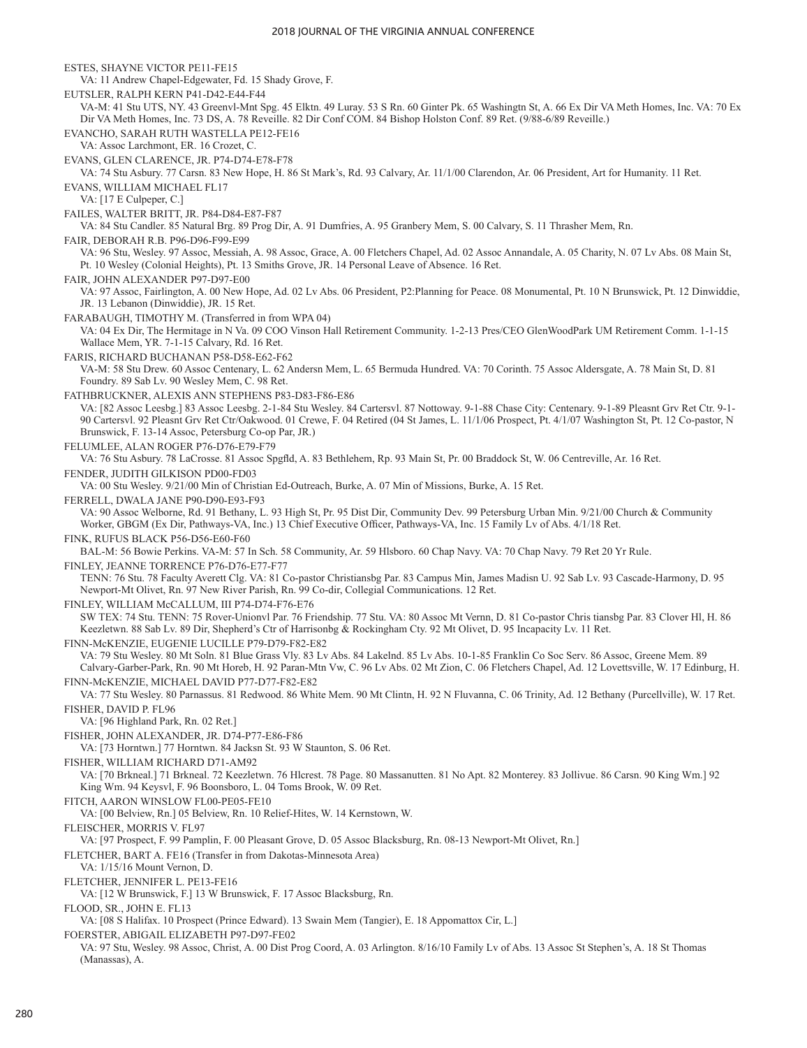ESTES, SHAYNE VICTOR PE11-FE15
VA: 11 Andrew Chapel-Edgewater, Fd. 15 Shady Grove, F.

EUTSLER, RALPH KERN P41-D42-E44-F44
VA-M: 41 Stu UTS, NY. 43 Greenvl-Mnt Spg. 45 Elktn. 49 Luray. 53 S Rn. 60 Ginter Pk. 65 Washingtn St, A. 66 Ex Dir VA Meth Homes, Inc. VA: 70 Ex Dir VA Meth Homes, Inc. 73 DS, A. 78 Reveille. 82 Dir Conf COM. 84 Bishop Holston Conf. 89 Ret. (9/88-6/89 Reveille.)

EVANCHO, SARAH RUTH WASTELLA PE12-FE16
VA: Assoc Larchmont, ER. 16 Crozet, C.

EVANS, GLEN CLARENCE, JR. P74-D74-E78-F78
VA: 74 Stu Asbury. 77 Carsn. 83 New Hope, H. 86 St Mark's, Rd. 93 Calvary, Ar. 11/1/00 Clarendon, Ar. 06 President, Art for Humanity. 11 Ret.

EVANS, WILLIAM MICHAEL FL17
VA: [17 E Culpeper, C.]

FAILES, WALTER BRITT, JR. P84-D84-E87-F87
VA: 84 Stu Candler. 85 Natural Brg. 89 Prog Dir, A. 91 Dumfries, A. 95 Granbery Mem, S. 00 Calvary, S. 11 Thrasher Mem, Rn.

FAIR, DEBORAH R.B. P96-D96-F99-E99
VA: 96 Stu, Wesley. 97 Assoc, Messiah, A. 98 Assoc, Grace, A. 00 Fletchers Chapel, Ad. 02 Assoc Annandale, A. 05 Charity, N. 07 Lv Abs. 08 Main St, Pt. 10 Wesley (Colonial Heights), Pt. 13 Smiths Grove, JR. 14 Personal Leave of Absence. 16 Ret.

FAIR, JOHN ALEXANDER P97-D97-E00
VA: 97 Assoc, Fairlington, A. 00 New Hope, Ad. 02 Lv Abs. 06 President, P2:Planning for Peace. 08 Monumental, Pt. 10 N Brunswick, Pt. 12 Dinwiddie, JR. 13 Lebanon (Dinwiddie), JR. 15 Ret.

FARABAUGH, TIMOTHY M. (Transferred in from WPA 04)
VA: 04 Ex Dir, The Hermitage in N Va. 09 COO Vinson Hall Retirement Community. 1-2-13 Pres/CEO GlenWoodPark UM Retirement Comm. 1-1-15 Wallace Mem, YR. 7-1-15 Calvary, Rd. 16 Ret.

FARIS, RICHARD BUCHANAN P58-D58-E62-F62
VA-M: 58 Stu Drew. 60 Assoc Centenary, L. 62 Andersn Mem, L. 65 Bermuda Hundred. VA: 70 Corinth. 75 Assoc Aldersgate, A. 78 Main St, D. 81 Foundry. 89 Sab Lv. 90 Wesley Mem, C. 98 Ret.

FATHBRUCKNER, ALEXIS ANN STEPHENS P83-D83-F86-E86
VA: [82 Assoc Leesbg.] 83 Assoc Leesbg. 2-1-84 Stu Wesley. 84 Cartersvl. 87 Nottoway. 9-1-88 Chase City: Centenary. 9-1-89 Pleasnt Grv Ret Ctr. 9-1-90 Cartersvl. 92 Pleasnt Grv Ret Ctr/Oakwood. 01 Crewe, F. 04 Retired (04 St James, L. 11/1/06 Prospect, Pt. 4/1/07 Washington St, Pt. 12 Co-pastor, N Brunswick, F. 13-14 Assoc, Petersburg Co-op Par, JR.)

FELUMLEE, ALAN ROGER P76-D76-E79-F79
VA: 76 Stu Asbury. 78 LaCrosse. 81 Assoc Spgfld, A. 83 Bethlehem, Rp. 93 Main St, Pr. 00 Braddock St, W. 06 Centreville, Ar. 16 Ret.

FENDER, JUDITH GILKISON PD00-FD03
VA: 00 Stu Wesley. 9/21/00 Min of Christian Ed-Outreach, Burke, A. 07 Min of Missions, Burke, A. 15 Ret.

FERRELL, DWALA JANE P90-D90-E93-F93
VA: 90 Assoc Welborne, Rd. 91 Bethany, L. 93 High St, Pr. 95 Dist Dir, Community Dev. 99 Petersburg Urban Min. 9/21/00 Church & Community Worker, GBGM (Ex Dir, Pathways-VA, Inc.) 13 Chief Executive Officer, Pathways-VA, Inc. 15 Family Lv of Abs. 4/1/18 Ret.

FINK, RUFUS BLACK P56-D56-E60-F60
BAL-M: 56 Bowie Perkins. VA-M: 57 In Sch. 58 Community, Ar. 59 Hlsboro. 60 Chap Navy. VA: 70 Chap Navy. 79 Ret 20 Yr Rule.

FINLEY, JEANNE TORRENCE P76-D76-E77-F77
TENN: 76 Stu. 78 Faculty Averett Clg. VA: 81 Co-pastor Christiansbg Par. 83 Campus Min, James Madisn U. 92 Sab Lv. 93 Cascade-Harmony, D. 95 Newport-Mt Olivet, Rn. 97 New River Parish, Rn. 99 Co-dir, Collegial Communications. 12 Ret.

FINLEY, WILLIAM McCALLUM, III P74-D74-F76-E76
SW TEX: 74 Stu. TENN: 75 Rover-Unionvl Par. 76 Friendship. 77 Stu. VA: 80 Assoc Mt Vernn, D. 81 Co-pastor Chris tiansbg Par. 83 Clover Hl, H. 86 Keezletwn. 88 Sab Lv. 89 Dir, Shepherd's Ctr of Harrisonbg & Rockingham Cty. 92 Mt Olivet, D. 95 Incapacity Lv. 11 Ret.

FINN-McKENZIE, EUGENIE LUCILLE P79-D79-F82-E82
VA: 79 Stu Wesley. 80 Mt Soln. 81 Blue Grass Vly. 83 Lv Abs. 84 Lakelnd. 85 Lv Abs. 10-1-85 Franklin Co Soc Serv. 86 Assoc, Greene Mem. 89 Calvary-Garber-Park, Rn. 90 Mt Horeb, H. 92 Paran-Mtn Vw, C. 96 Lv Abs. 02 Mt Zion, C. 06 Fletchers Chapel, Ad. 12 Lovettsville, W. 17 Edinburg, H.

FINN-McKENZIE, MICHAEL DAVID P77-D77-F82-E82
VA: 77 Stu Wesley. 80 Parnassus. 81 Redwood. 86 White Mem. 90 Mt Clintn, H. 92 N Fluvanna, C. 06 Trinity, Ad. 12 Bethany (Purcellville), W. 17 Ret.

FISHER, DAVID P. FL96
VA: [96 Highland Park, Rn. 02 Ret.]

FISHER, JOHN ALEXANDER, JR. D74-P77-E86-F86
VA: [73 Horntwn.] 77 Horntwn. 84 Jacksn St. 93 W Staunton, S. 06 Ret.

FISHER, WILLIAM RICHARD D71-AM92
VA: [70 Brkneal.] 71 Brkneal. 72 Keezletwn. 76 Hlcrest. 78 Page. 80 Massanutten. 81 No Apt. 82 Monterey. 83 Jollivue. 86 Carsn. 90 King Wm.] 92 King Wm. 94 Keysvl, F. 96 Boonsboro, L. 04 Toms Brook, W. 09 Ret.

FITCH, AARON WINSLOW FL00-PE05-FE10
VA: [00 Belview, Rn.] 05 Belview, Rn. 10 Relief-Hites, W. 14 Kernstown, W.

FLEISCHER, MORRIS V. FL97
VA: [97 Prospect, F. 99 Pamplin, F. 00 Pleasant Grove, D. 05 Assoc Blacksburg, Rn. 08-13 Newport-Mt Olivet, Rn.]

FLETCHER, BART A. FE16 (Transfer in from Dakotas-Minnesota Area)
VA: 1/15/16 Mount Vernon, D.

FLETCHER, JENNIFER L. PE13-FE16
VA: [12 W Brunswick, F.] 13 W Brunswick, F. 17 Assoc Blacksburg, Rn.

FLOOD, SR., JOHN E. FL13
VA: [08 S Halifax. 10 Prospect (Prince Edward). 13 Swain Mem (Tangier), E. 18 Appomattox Cir, L.]

FOERSTER, ABIGAIL ELIZABETH P97-D97-FE02
VA: 97 Stu, Wesley. 98 Assoc, Christ, A. 00 Dist Prog Coord, A. 03 Arlington. 8/16/10 Family Lv of Abs. 13 Assoc St Stephen's, A. 18 St Thomas (Manassas), A.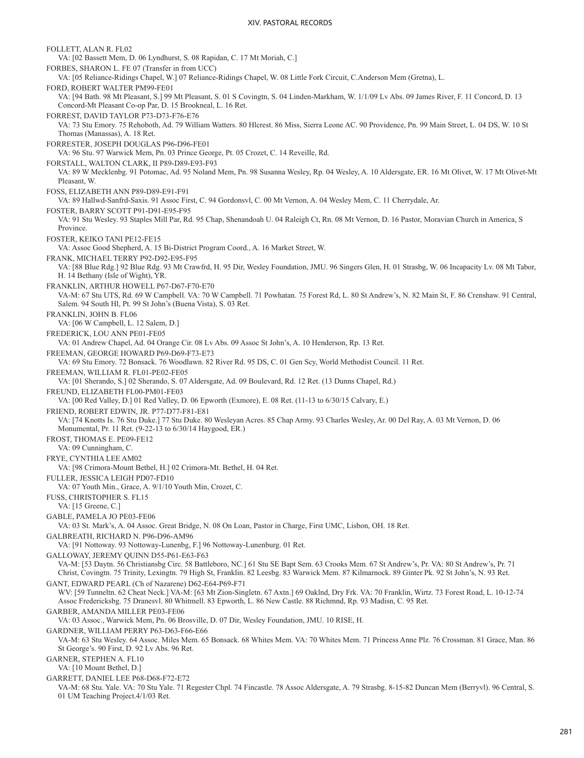FOLLETT, ALAN R. FL02
VA: [02 Bassett Mem, D. 06 Lyndhurst, S. 08 Rapidan, C. 17 Mt Moriah, C.]

FORBES, SHARON L. FE 07 (Transfer in from UCC)
VA: [05 Reliance-Ridings Chapel, W.] 07 Reliance-Ridings Chapel, W. 08 Little Fork Circuit, C.Anderson Mem (Gretna), L.

FORD, ROBERT WALTER PM99-FE01
VA: [94 Bath. 98 Mt Pleasant, S.] 99 Mt Pleasant, S. 01 S Covingtn, S. 04 Linden-Markham, W. 1/1/09 Lv Abs. 09 James River, F. 11 Concord, D. 13 Concord-Mt Pleasant Co-op Par, D. 15 Brookneal, L. 16 Ret.

FORREST, DAVID TAYLOR P73-D73-F76-E76
VA: 73 Stu Emory. 75 Rehoboth, Ad. 79 William Watters. 80 Hlcrest. 86 Miss, Sierra Leone AC. 90 Providence, Pn. 99 Main Street, L. 04 DS, W. 10 St Thomas (Manassas), A. 18 Ret.

FORRESTER, JOSEPH DOUGLAS P96-D96-FE01
VA: 96 Stu. 97 Warwick Mem, Pn. 03 Prince George, Pt. 05 Crozet, C. 14 Reveille, Rd.

FORSTALL, WALTON CLARK, II P89-D89-E93-F93
VA: 89 W Mecklenbg. 91 Potomac, Ad. 95 Noland Mem, Pn. 98 Susanna Wesley, Rp. 04 Wesley, A. 10 Aldersgate, ER. 16 Mt Olivet, W. 17 Mt Olivet-Mt Pleasant, W.

FOSS, ELIZABETH ANN P89-D89-E91-F91
VA: 89 Hallwd-Sanfrd-Saxis. 91 Assoc First, C. 94 Gordonsvl, C. 00 Mt Vernon, A. 04 Wesley Mem, C. 11 Cherrydale, Ar.

FOSTER, BARRY SCOTT P91-D91-E95-F95
VA: 91 Stu Wesley. 93 Staples Mill Par, Rd. 95 Chap, Shenandoah U. 04 Raleigh Ct, Rn. 08 Mt Vernon, D. 16 Pastor, Moravian Church in America, S Province.

FOSTER, KEIKO TANI PE12-FE15
VA: Assoc Good Shepherd, A. 15 Bi-District Program Coord., A. 16 Market Street, W.

FRANK, MICHAEL TERRY P92-D92-E95-F95
VA: [88 Blue Rdg.] 92 Blue Rdg. 93 Mt Crawfrd, H. 95 Dir, Wesley Foundation, JMU. 96 Singers Glen, H. 01 Strasbg, W. 06 Incapacity Lv. 08 Mt Tabor, H. 14 Bethany (Isle of Wight), YR.

FRANKLIN, ARTHUR HOWELL P67-D67-F70-E70
VA-M: 67 Stu UTS, Rd. 69 W Campbell. VA: 70 W Campbell. 71 Powhatan. 75 Forest Rd, L. 80 St Andrew's, N. 82 Main St, F. 86 Crenshaw. 91 Central, Salem. 94 South Hl, Pt. 99 St John's (Buena Vista), S. 03 Ret.

FRANKLIN, JOHN B. FL06
VA: [06 W Campbell, L. 12 Salem, D.]

FREDERICK, LOU ANN PE01-FE05
VA: 01 Andrew Chapel, Ad. 04 Orange Cir. 08 Lv Abs. 09 Assoc St John's, A. 10 Henderson, Rp. 13 Ret.

FREEMAN, GEORGE HOWARD P69-D69-F73-E73
VA: 69 Stu Emory. 72 Bonsack. 76 Woodlawn. 82 River Rd. 95 DS, C. 01 Gen Scy, World Methodist Council. 11 Ret.

FREEMAN, WILLIAM R. FL01-PE02-FE05
VA: [01 Sherando, S.] 02 Sherando, S. 07 Aldersgate, Ad. 09 Boulevard, Rd. 12 Ret. (13 Dunns Chapel, Rd.)

FREUND, ELIZABETH FL00-PM01-FE03
VA: [00 Red Valley, D.] 01 Red Valley, D. 06 Epworth (Exmore), E. 08 Ret. (11-13 to 6/30/15 Calvary, E.)

FRIEND, ROBERT EDWIN, JR. P77-D77-F81-E81
VA: [74 Knotts Is. 76 Stu Duke.] 77 Stu Duke. 80 Wesleyan Acres. 85 Chap Army. 93 Charles Wesley, Ar. 00 Del Ray, A. 03 Mt Vernon, D. 06 Monumental, Pr. 11 Ret. (9-22-13 to 6/30/14 Haygood, ER.)

FROST, THOMAS E. PE09-FE12
VA: 09 Cunningham, C.

FRYE, CYNTHIA LEE AM02
VA: [98 Crimora-Mount Bethel, H.] 02 Crimora-Mt. Bethel, H. 04 Ret.

FULLER, JESSICA LEIGH PD07-FD10
VA: 07 Youth Min., Grace, A. 9/1/10 Youth Min, Crozet, C.

FUSS, CHRISTOPHER S. FL15
VA: [15 Greene, C.]

GABLE, PAMELA JO PE03-FE06
VA: 03 St. Mark's, A. 04 Assoc. Great Bridge, N. 08 On Loan, Pastor in Charge, First UMC, Lisbon, OH. 18 Ret.

GALBREATH, RICHARD N. P96-D96-AM96
VA: [91 Nottoway. 93 Nottoway-Lunenbg, F.] 96 Nottoway-Lunenburg. 01 Ret.

GALLOWAY, JEREMY QUINN D55-P61-E63-F63
VA-M: [53 Daytn. 56 Christiansbg Circ. 58 Battleboro, NC.] 61 Stu SE Bapt Sem. 63 Crooks Mem. 67 St Andrew's, Pr. VA: 80 St Andrew's, Pr. 71 Christ, Covingtn. 75 Trinity, Lexingtn. 79 High St, Franklin. 82 Leesbg. 83 Warwick Mem. 87 Kilmarnock. 89 Ginter Pk. 92 St John's, N. 93 Ret.

GANT, EDWARD PEARL (Ch of Nazarene) D62-E64-P69-F71
WV: [59 Tunneltn. 62 Cheat Neck.] VA-M: [63 Mt Zion-Singletn. 67 Axtn.] 69 Oaklnd, Dry Frk. VA: 70 Franklin, Wirtz. 73 Forest Road, L. 10-12-74 Assoc Fredericksbg. 75 Dranesvl. 80 Whitmell. 83 Epworth, L. 86 New Castle. 88 Richmnd, Rp. 93 Madisn, C. 95 Ret.

GARBER, AMANDA MILLER PE03-FE06
VA: 03 Assoc., Warwick Mem, Pn. 06 Brosville, D. 07 Dir, Wesley Foundation, JMU. 10 RISE, H.

GARDNER, WILLIAM PERRY P63-D63-F66-E66
VA-M: 63 Stu Wesley. 64 Assoc. Miles Mem. 65 Bonsack. 68 Whites Mem. VA: 70 Whites Mem. 71 Princess Anne Plz. 76 Crossman. 81 Grace, Man. 86 St George's. 90 First, D. 92 Lv Abs. 96 Ret.

GARNER, STEPHEN A. FL10
VA: [10 Mount Bethel, D.]

GARRETT, DANIEL LEE P68-D68-F72-E72
VA-M: 68 Stu. Yale. VA: 70 Stu Yale. 71 Regester Chpl. 74 Fincastle. 78 Assoc Aldersgate, A. 79 Strasbg. 8-15-82 Duncan Mem (Berryvl). 96 Central, S. 01 UM Teaching Project.4/1/03 Ret.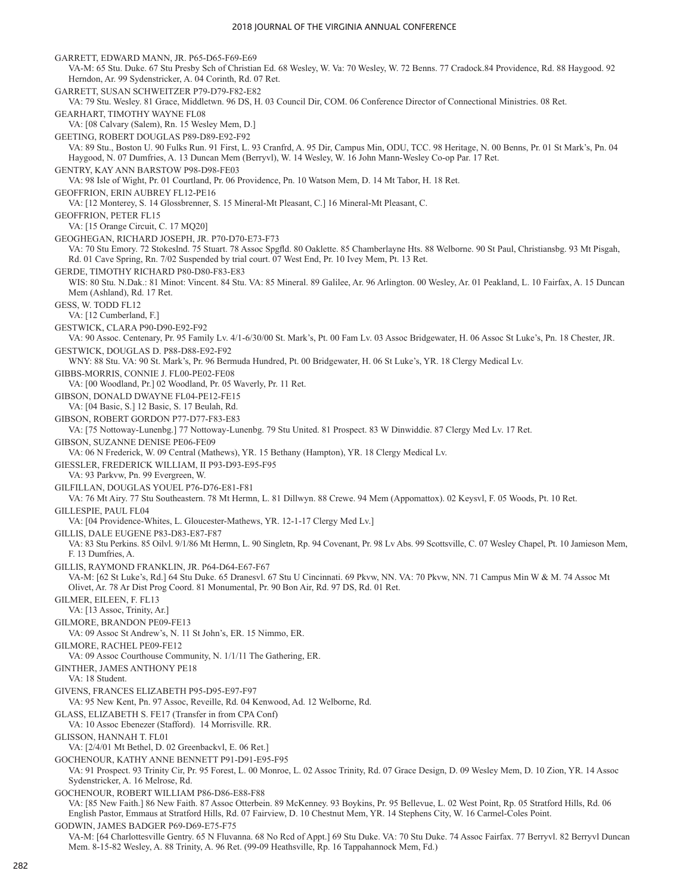GARRETT, EDWARD MANN, JR. P65-D65-F69-E69
VA-M: 65 Stu. Duke. 67 Stu Presby Sch of Christian Ed. 68 Wesley, W. Va: 70 Wesley, W. 72 Benns. 77 Cradock.84 Providence, Rd. 88 Haygood. 92 Herndon, Ar. 99 Sydenstricker, A. 04 Corinth, Rd. 07 Ret.

GARRETT, SUSAN SCHWEITZER P79-D79-F82-E82
VA: 79 Stu. Wesley. 81 Grace, Middletwn. 96 DS, H. 03 Council Dir, COM. 06 Conference Director of Connectional Ministries. 08 Ret.

GEARHART, TIMOTHY WAYNE FL08
VA: [08 Calvary (Salem), Rn. 15 Wesley Mem, D.]

GEETING, ROBERT DOUGLAS P89-D89-E92-F92
VA: 89 Stu., Boston U. 90 Fulks Run. 91 First, L. 93 Cranfrd, A. 95 Dir, Campus Min, ODU, TCC. 98 Heritage, N. 00 Benns, Pr. 01 St Mark's, Pn. 04 Haygood, N. 07 Dumfries, A. 13 Duncan Mem (Berryvl), W. 14 Wesley, W. 16 John Mann-Wesley Co-op Par. 17 Ret.

GENTRY, KAY ANN BARSTOW P98-D98-FE03
VA: 98 Isle of Wight, Pr. 01 Courtland, Pr. 06 Providence, Pn. 10 Watson Mem, D. 14 Mt Tabor, H. 18 Ret.

GEOFFRION, ERIN AUBREY FL12-PE16
VA: [12 Monterey, S. 14 Glossbrenner, S. 15 Mineral-Mt Pleasant, C.] 16 Mineral-Mt Pleasant, C.

GEOFFRION, PETER FL15
VA: [15 Orange Circuit, C. 17 MQ20]

GEOGHEGAN, RICHARD JOSEPH, JR. P70-D70-E73-F73
VA: 70 Stu Emory. 72 Stokeslnd. 75 Stuart. 78 Assoc Spgfld. 80 Oaklette. 85 Chamberlayne Hts. 88 Welborne. 90 St Paul, Christiansbg. 93 Mt Pisgah, Rd. 01 Cave Spring, Rn. 7/02 Suspended by trial court. 07 West End, Pr. 10 Ivey Mem, Pt. 13 Ret.

GERDE, TIMOTHY RICHARD P80-D80-F83-E83
WIS: 80 Stu. N.Dak.: 81 Minot: Vincent. 84 Stu. VA: 85 Mineral. 89 Galilee, Ar. 96 Arlington. 00 Wesley, Ar. 01 Peakland, L. 10 Fairfax, A. 15 Duncan Mem (Ashland), Rd. 17 Ret.

GESS, W. TODD FL12
VA: [12 Cumberland, F.]

GESTWICK, CLARA P90-D90-E92-F92
VA: 90 Assoc. Centenary, Pr. 95 Family Lv. 4/1-6/30/00 St. Mark's, Pt. 00 Fam Lv. 03 Assoc Bridgewater, H. 06 Assoc St Luke's, Pn. 18 Chester, JR.

GESTWICK, DOUGLAS D. P88-D88-E92-F92
WNY: 88 Stu. VA: 90 St. Mark's, Pr. 96 Bermuda Hundred, Pt. 00 Bridgewater, H. 06 St Luke's, YR. 18 Clergy Medical Lv.

GIBBS-MORRIS, CONNIE J. FL00-PE02-FE08
VA: [00 Woodland, Pr.] 02 Woodland, Pr. 05 Waverly, Pr. 11 Ret.

GIBSON, DONALD DWAYNE FL04-PE12-FE15
VA: [04 Basic, S.] 12 Basic, S. 17 Beulah, Rd.

GIBSON, ROBERT GORDON P77-D77-F83-E83
VA: [75 Nottoway-Lunenbg.] 77 Nottoway-Lunenbg. 79 Stu United. 81 Prospect. 83 W Dinwiddie. 87 Clergy Med Lv. 17 Ret.

GIBSON, SUZANNE DENISE PE06-FE09
VA: 06 N Frederick, W. 09 Central (Mathews), YR. 15 Bethany (Hampton), YR. 18 Clergy Medical Lv.

GIESSLER, FREDERICK WILLIAM, II P93-D93-E95-F95
VA: 93 Parkvw, Pn. 99 Evergreen, W.

GILFILLAN, DOUGLAS YOUEL P76-D76-E81-F81
VA: 76 Mt Airy. 77 Stu Southeastern. 78 Mt Hermn, L. 81 Dillwyn. 88 Crewe. 94 Mem (Appomattox). 02 Keysvl, F. 05 Woods, Pt. 10 Ret.

GILLESPIE, PAUL FL04
VA: [04 Providence-Whites, L. Gloucester-Mathews, YR. 12-1-17 Clergy Med Lv.]

GILLIS, DALE EUGENE P83-D83-E87-F87
VA: 83 Stu Perkins. 85 Oilvl. 9/1/86 Mt Hermn, L. 90 Singletn, Rp. 94 Covenant, Pr. 98 Lv Abs. 99 Scottsville, C. 07 Wesley Chapel, Pt. 10 Jamieson Mem, F. 13 Dumfries, A.

GILLIS, RAYMOND FRANKLIN, JR. P64-D64-E67-F67
VA-M: [62 St Luke's, Rd.] 64 Stu Duke. 65 Dranesvl. 67 Stu U Cincinnati. 69 Pkvw, NN. VA: 70 Pkvw, NN. 71 Campus Min W & M. 74 Assoc Mt Olivet, Ar. 78 Ar Dist Prog Coord. 81 Monumental, Pr. 90 Bon Air, Rd. 97 DS, Rd. 01 Ret.

GILMER, EILEEN, F. FL13
VA: [13 Assoc, Trinity, Ar.]

GILMORE, BRANDON PE09-FE13
VA: 09 Assoc St Andrew's, N. 11 St John's, ER. 15 Nimmo, ER.

GILMORE, RACHEL PE09-FE12
VA: 09 Assoc Courthouse Community, N. 1/1/11 The Gathering, ER.

GINTHER, JAMES ANTHONY PE18
VA: 18 Student.

GIVENS, FRANCES ELIZABETH P95-D95-E97-F97
VA: 95 New Kent, Pn. 97 Assoc, Reveille, Rd. 04 Kenwood, Ad. 12 Welborne, Rd.

GLASS, ELIZABETH S. FE17 (Transfer in from CPA Conf)
VA: 10 Assoc Ebenezer (Stafford). 14 Morrisville. RR.

GLISSON, HANNAH T. FL01
VA: [2/4/01 Mt Bethel, D. 02 Greenbackvl, E. 06 Ret.]

GOCHENOUR, KATHY ANNE BENNETT P91-D91-E95-F95
VA: 91 Prospect. 93 Trinity Cir, Pr. 95 Forest, L. 00 Monroe, L. 02 Assoc Trinity, Rd. 07 Grace Design, D. 09 Wesley Mem, D. 10 Zion, YR. 14 Assoc Sydenstricker, A. 16 Melrose, Rd.

GOCHENOUR, ROBERT WILLIAM P86-D86-E88-F88
VA: [85 New Faith.] 86 New Faith. 87 Assoc Otterbein. 89 McKenney. 93 Boykins, Pr. 95 Bellevue, L. 02 West Point, Rp. 05 Stratford Hills, Rd. 06 English Pastor, Emmaus at Stratford Hills, Rd. 07 Fairview, D. 10 Chestnut Mem, YR. 14 Stephens City, W. 16 Carmel-Coles Point.

GODWIN, JAMES BADGER P69-D69-E75-F75
VA-M: [64 Charlottesville Gentry. 65 N Fluvanna. 68 No Rcd of Appt.] 69 Stu Duke. VA: 70 Stu Duke. 74 Assoc Fairfax. 77 Berryvl. 82 Berryvl Duncan Mem. 8-15-82 Wesley, A. 88 Trinity, A. 96 Ret. (99-09 Heathsville, Rp. 16 Tappahannock Mem, Fd.)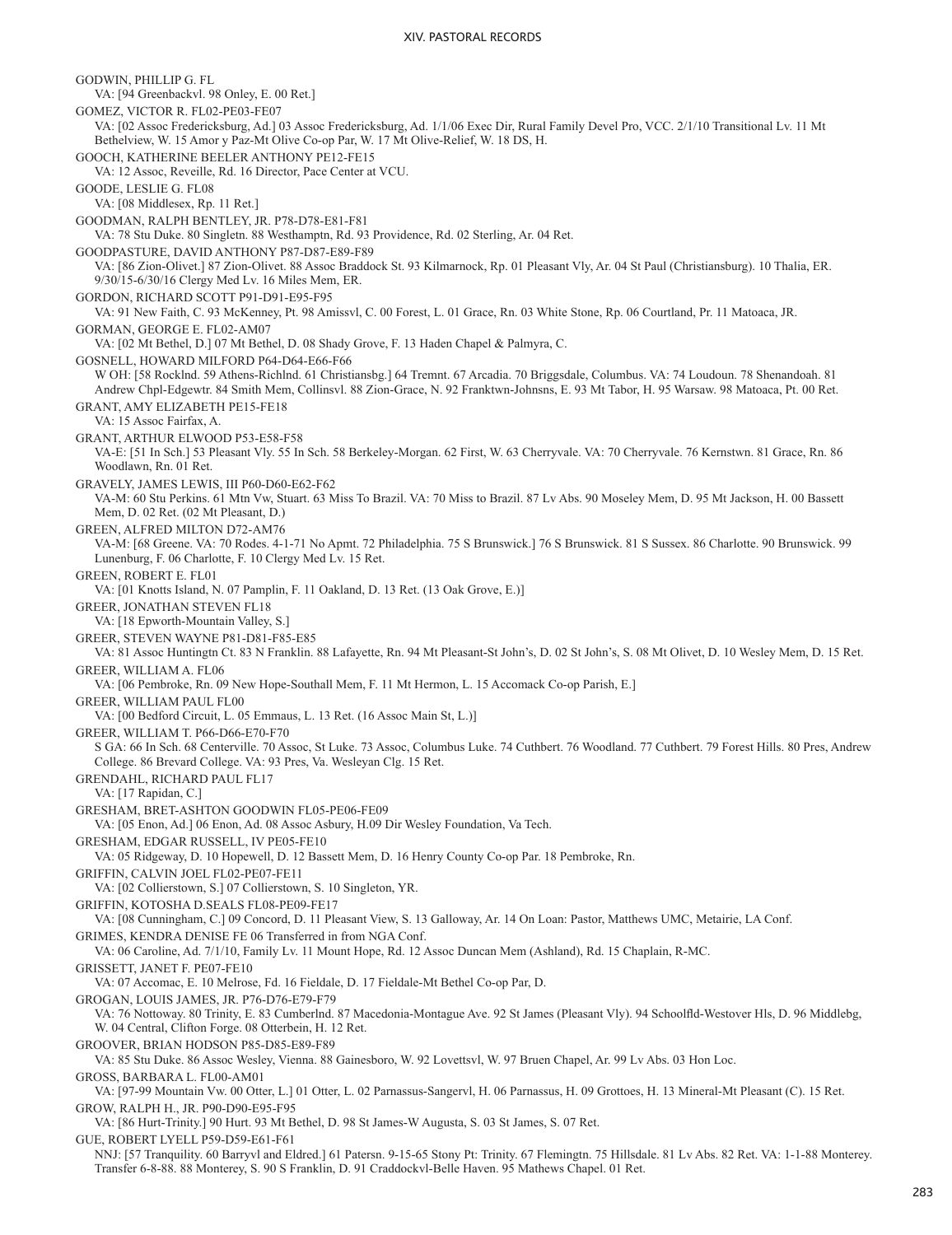GODWIN, PHILLIP G. FL
VA: [94 Greenbackvl. 98 Onley, E. 00 Ret.]

GOMEZ, VICTOR R. FL02-PE03-FE07
VA: [02 Assoc Fredericksburg, Ad.] 03 Assoc Fredericksburg, Ad. 1/1/06 Exec Dir, Rural Family Devel Pro, VCC. 2/1/10 Transitional Lv. 11 Mt Bethelview, W. 15 Amor y Paz-Mt Olive Co-op Par, W. 17 Mt Olive-Relief, W. 18 DS, H.

GOOCH, KATHERINE BEELER ANTHONY PE12-FE15
VA: 12 Assoc, Reveille, Rd. 16 Director, Pace Center at VCU.

GOODE, LESLIE G. FL08
VA: [08 Middlesex, Rp. 11 Ret.]

GOODMAN, RALPH BENTLEY, JR. P78-D78-E81-F81
VA: 78 Stu Duke. 80 Singletn. 88 Westhamptn, Rd. 93 Providence, Rd. 02 Sterling, Ar. 04 Ret.

GOODPASTURE, DAVID ANTHONY P87-D87-E89-F89
VA: [86 Zion-Olivet.] 87 Zion-Olivet. 88 Assoc Braddock St. 93 Kilmarnock, Rp. 01 Pleasant Vly, Ar. 04 St Paul (Christiansburg). 10 Thalia, ER. 9/30/15-6/30/16 Clergy Med Lv. 16 Miles Mem, ER.

GORDON, RICHARD SCOTT P91-D91-E95-F95
VA: 91 New Faith, C. 93 McKenney, Pt. 98 Amissvl, C. 00 Forest, L. 01 Grace, Rn. 03 White Stone, Rp. 06 Courtland, Pr. 11 Matoaca, JR.

GORMAN, GEORGE E. FL02-AM07
VA: [02 Mt Bethel, D.] 07 Mt Bethel, D. 08 Shady Grove, F. 13 Haden Chapel & Palmyra, C.

GOSNELL, HOWARD MILFORD P64-D64-E66-F66
W OH: [58 Rocklnd. 59 Athens-Richlnd. 61 Christiansbg.] 64 Tremnt. 67 Arcadia. 70 Briggsdale, Columbus. VA: 74 Loudoun. 78 Shenandoah. 81 Andrew Chpl-Edgewtr. 84 Smith Mem, Collinsvl. 88 Zion-Grace, N. 92 Franktwn-Johnsns, E. 93 Mt Tabor, H. 95 Warsaw. 98 Matoaca, Pt. 00 Ret.

GRANT, AMY ELIZABETH PE15-FE18
VA: 15 Assoc Fairfax, A.

GRANT, ARTHUR ELWOOD P53-E58-F58
VA-E: [51 In Sch.] 53 Pleasant Vly. 55 In Sch. 58 Berkeley-Morgan. 62 First, W. 63 Cherryvale. VA: 70 Cherryvale. 76 Kernstwn. 81 Grace, Rn. 86 Woodlawn, Rn. 01 Ret.

GRAVELY, JAMES LEWIS, III P60-D60-E62-F62
VA-M: 60 Stu Perkins. 61 Mtn Vw, Stuart. 63 Miss To Brazil. VA: 70 Miss to Brazil. 87 Lv Abs. 90 Moseley Mem, D. 95 Mt Jackson, H. 00 Bassett Mem, D. 02 Ret. (02 Mt Pleasant, D.)

GREEN, ALFRED MILTON D72-AM76
VA-M: [68 Greene. VA: 70 Rodes. 4-1-71 No Apmt. 72 Philadelphia. 75 S Brunswick.] 76 S Brunswick. 81 S Sussex. 86 Charlotte. 90 Brunswick. 99 Lunenburg, F. 06 Charlotte, F. 10 Clergy Med Lv. 15 Ret.

GREEN, ROBERT E. FL01
VA: [01 Knotts Island, N. 07 Pamplin, F. 11 Oakland, D. 13 Ret. (13 Oak Grove, E.)]

GREER, JONATHAN STEVEN FL18
VA: [18 Epworth-Mountain Valley, S.]

GREER, STEVEN WAYNE P81-D81-F85-E85
VA: 81 Assoc Huntingtn Ct. 83 N Franklin. 88 Lafayette, Rn. 94 Mt Pleasant-St John's, D. 02 St John's, S. 08 Mt Olivet, D. 10 Wesley Mem, D. 15 Ret.

GREER, WILLIAM A. FL06
VA: [06 Pembroke, Rn. 09 New Hope-Southall Mem, F. 11 Mt Hermon, L. 15 Accomack Co-op Parish, E.]

GREER, WILLIAM PAUL FL00
VA: [00 Bedford Circuit, L. 05 Emmaus, L. 13 Ret. (16 Assoc Main St, L.)]

GREER, WILLIAM T. P66-D66-E70-F70
S GA: 66 In Sch. 68 Centerville. 70 Assoc, St Luke. 73 Assoc, Columbus Luke. 74 Cuthbert. 76 Woodland. 77 Cuthbert. 79 Forest Hills. 80 Pres, Andrew College. 86 Brevard College. VA: 93 Pres, Va. Wesleyan Clg. 15 Ret.

GRENDAHL, RICHARD PAUL FL17
VA: [17 Rapidan, C.]

GRESHAM, BRET-ASHTON GOODWIN FL05-PE06-FE09
VA: [05 Enon, Ad.] 06 Enon, Ad. 08 Assoc Asbury, H.09 Dir Wesley Foundation, Va Tech.

GRESHAM, EDGAR RUSSELL, IV PE05-FE10
VA: 05 Ridgeway, D. 10 Hopewell, D. 12 Bassett Mem, D. 16 Henry County Co-op Par. 18 Pembroke, Rn.

GRIFFIN, CALVIN JOEL FL02-PE07-FE11
VA: [02 Collierstown, S.] 07 Collierstown, S. 10 Singleton, YR.

GRIFFIN, KOTOSHA D.SEALS FL08-PE09-FE17
VA: [08 Cunningham, C.] 09 Concord, D. 11 Pleasant View, S. 13 Galloway, Ar. 14 On Loan: Pastor, Matthews UMC, Metairie, LA Conf.

GRIMES, KENDRA DENISE FE 06 Transferred in from NGA Conf.
VA: 06 Caroline, Ad. 7/1/10, Family Lv. 11 Mount Hope, Rd. 12 Assoc Duncan Mem (Ashland), Rd. 15 Chaplain, R-MC.

GRISSETT, JANET F. PE07-FE10
VA: 07 Accomac, E. 10 Melrose, Fd. 16 Fieldale, D. 17 Fieldale-Mt Bethel Co-op Par, D.

GROGAN, LOUIS JAMES, JR. P76-D76-E79-F79
VA: 76 Nottoway. 80 Trinity, E. 83 Cumberlnd. 87 Macedonia-Montague Ave. 92 St James (Pleasant Vly). 94 Schoolfld-Westover Hls, D. 96 Middlebg, W. 04 Central, Clifton Forge. 08 Otterbein, H. 12 Ret.

GROOVER, BRIAN HODSON P85-D85-E89-F89
VA: 85 Stu Duke. 86 Assoc Wesley, Vienna. 88 Gainesboro, W. 92 Lovettsvl, W. 97 Bruen Chapel, Ar. 99 Lv Abs. 03 Hon Loc.

GROSS, BARBARA L. FL00-AM01
VA: [97-99 Mountain Vw. 00 Otter, L.] 01 Otter, L. 02 Parnassus-Sangervl, H. 06 Parnassus, H. 09 Grottoes, H. 13 Mineral-Mt Pleasant (C). 15 Ret.

GROW, RALPH H., JR. P90-D90-E95-F95
VA: [86 Hurt-Trinity.] 90 Hurt. 93 Mt Bethel, D. 98 St James-W Augusta, S. 03 St James, S. 07 Ret.

GUE, ROBERT LYELL P59-D59-E61-F61
NNJ: [57 Tranquility. 60 Barryvl and Eldred.] 61 Patersn. 9-15-65 Stony Pt: Trinity. 67 Flemingtn. 75 Hillsdale. 81 Lv Abs. 82 Ret. VA: 1-1-88 Monterey. Transfer 6-8-88. 88 Monterey, S. 90 S Franklin, D. 91 Craddockvl-Belle Haven. 95 Mathews Chapel. 01 Ret.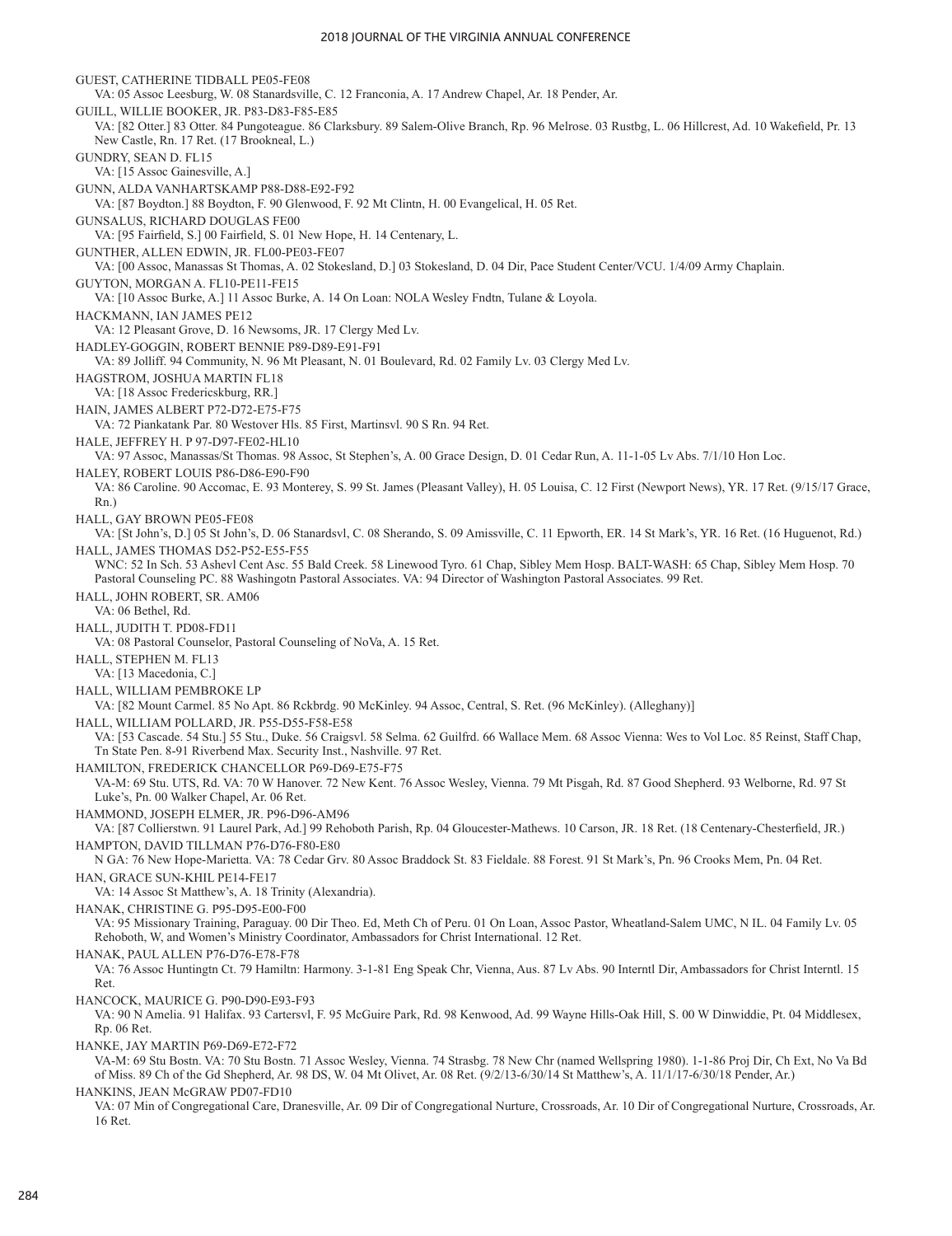GUEST, CATHERINE TIDBALL PE05-FE08
VA: 05 Assoc Leesburg, W. 08 Stanardsville, C. 12 Franconia, A. 17 Andrew Chapel, Ar. 18 Pender, Ar.

GUILL, WILLIE BOOKER, JR. P83-D83-F85-E85
VA: [82 Otter.] 83 Otter. 84 Pungoteague. 86 Clarksbury. 89 Salem-Olive Branch, Rp. 96 Melrose. 03 Rustbg, L. 06 Hillcrest, Ad. 10 Wakefield, Pr. 13 New Castle, Rn. 17 Ret. (17 Brookneal, L.)

GUNDRY, SEAN D. FL15
VA: [15 Assoc Gainesville, A.]

GUNN, ALDA VANHARTSKAMP P88-D88-E92-F92
VA: [87 Boydton.] 88 Boydton, F. 90 Glenwood, F. 92 Mt Clintn, H. 00 Evangelical, H. 05 Ret.

GUNSALUS, RICHARD DOUGLAS FE00
VA: [95 Fairfield, S.] 00 Fairfield, S. 01 New Hope, H. 14 Centenary, L.

GUNTHER, ALLEN EDWIN, JR. FL00-PE03-FE07
VA: [00 Assoc, Manassas St Thomas, A. 02 Stokesland, D.] 03 Stokesland, D. 04 Dir, Pace Student Center/VCU. 1/4/09 Army Chaplain.

GUYTON, MORGAN A. FL10-PE11-FE15
VA: [10 Assoc Burke, A.] 11 Assoc Burke, A. 14 On Loan: NOLA Wesley Fndtn, Tulane & Loyola.

HACKMANN, IAN JAMES PE12
VA: 12 Pleasant Grove, D. 16 Newsoms, JR. 17 Clergy Med Lv.

HADLEY-GOGGIN, ROBERT BENNIE P89-D89-E91-F91
VA: 89 Jolliff. 94 Community, N. 96 Mt Pleasant, N. 01 Boulevard, Rd. 02 Family Lv. 03 Clergy Med Lv.

HAGSTROM, JOSHUA MARTIN FL18
VA: [18 Assoc Fredericskburg, RR.]

HAIN, JAMES ALBERT P72-D72-E75-F75
VA: 72 Piankatank Par. 80 Westover Hls. 85 First, Martinsvl. 90 S Rn. 94 Ret.

HALE, JEFFREY H. P 97-D97-FE02-HL10
VA: 97 Assoc, Manassas/St Thomas. 98 Assoc, St Stephen's, A. 00 Grace Design, D. 01 Cedar Run, A. 11-1-05 Lv Abs. 7/1/10 Hon Loc.

HALEY, ROBERT LOUIS P86-D86-E90-F90
VA: 86 Caroline. 90 Accomac, E. 93 Monterey, S. 99 St. James (Pleasant Valley), H. 05 Louisa, C. 12 First (Newport News), YR. 17 Ret. (9/15/17 Grace, Rn.)

HALL, GAY BROWN PE05-FE08
VA: [St John's, D.] 05 St John's, D. 06 Stanardsvl, C. 08 Sherando, S. 09 Amissville, C. 11 Epworth, ER. 14 St Mark's, YR. 16 Ret. (16 Huguenot, Rd.)

HALL, JAMES THOMAS D52-P52-E55-F55
WNC: 52 In Sch. 53 Ashevl Cent Asc. 55 Bald Creek. 58 Linewood Tyro. 61 Chap, Sibley Mem Hosp. BALT-WASH: 65 Chap, Sibley Mem Hosp. 70 Pastoral Counseling PC. 88 Washingotn Pastoral Associates. VA: 94 Director of Washington Pastoral Associates. 99 Ret.

HALL, JOHN ROBERT, SR. AM06
VA: 06 Bethel, Rd.

HALL, JUDITH T. PD08-FD11
VA: 08 Pastoral Counselor, Pastoral Counseling of NoVa, A. 15 Ret.

HALL, STEPHEN M. FL13
VA: [13 Macedonia, C.]

HALL, WILLIAM PEMBROKE LP
VA: [82 Mount Carmel. 85 No Apt. 86 Rckbrdg. 90 McKinley. 94 Assoc, Central, S. Ret. (96 McKinley). (Alleghany)]

HALL, WILLIAM POLLARD, JR. P55-D55-F58-E58
VA: [53 Cascade. 54 Stu.] 55 Stu., Duke. 56 Craigsvl. 58 Selma. 62 Guilfrd. 66 Wallace Mem. 68 Assoc Vienna: Wes to Vol Loc. 85 Reinst, Staff Chap, Tn State Pen. 8-91 Riverbend Max. Security Inst., Nashville. 97 Ret.

HAMILTON, FREDERICK CHANCELLOR P69-D69-E75-F75
VA-M: 69 Stu. UTS, Rd. VA: 70 W Hanover. 72 New Kent. 76 Assoc Wesley, Vienna. 79 Mt Pisgah, Rd. 87 Good Shepherd. 93 Welborne, Rd. 97 St Luke's, Pn. 00 Walker Chapel, Ar. 06 Ret.

HAMMOND, JOSEPH ELMER, JR. P96-D96-AM96
VA: [87 Collierstwn. 91 Laurel Park, Ad.] 99 Rehoboth Parish, Rp. 04 Gloucester-Mathews. 10 Carson, JR. 18 Ret. (18 Centenary-Chesterfield, JR.)

HAMPTON, DAVID TILLMAN P76-D76-F80-E80
N GA: 76 New Hope-Marietta. VA: 78 Cedar Grv. 80 Assoc Braddock St. 83 Fieldale. 88 Forest. 91 St Mark's, Pn. 96 Crooks Mem, Pn. 04 Ret.

HAN, GRACE SUN-KHIL PE14-FE17
VA: 14 Assoc St Matthew's, A. 18 Trinity (Alexandria).

HANAK, CHRISTINE G. P95-D95-E00-F00
VA: 95 Missionary Training, Paraguay. 00 Dir Theo. Ed, Meth Ch of Peru. 01 On Loan, Assoc Pastor, Wheatland-Salem UMC, N IL. 04 Family Lv. 05 Rehoboth, W, and Women's Ministry Coordinator, Ambassadors for Christ International. 12 Ret.

HANAK, PAUL ALLEN P76-D76-E78-F78
VA: 76 Assoc Huntingtn Ct. 79 Hamiltn: Harmony. 3-1-81 Eng Speak Chr, Vienna, Aus. 87 Lv Abs. 90 Interntl Dir, Ambassadors for Christ Interntl. 15 Ret.

HANCOCK, MAURICE G. P90-D90-E93-F93
VA: 90 N Amelia. 91 Halifax. 93 Cartersvl, F. 95 McGuire Park, Rd. 98 Kenwood, Ad. 99 Wayne Hills-Oak Hill, S. 00 W Dinwiddie, Pt. 04 Middlesex, Rp. 06 Ret.

HANKE, JAY MARTIN P69-D69-E72-F72
VA-M: 69 Stu Bostn. VA: 70 Stu Bostn. 71 Assoc Wesley, Vienna. 74 Strasbg. 78 New Chr (named Wellspring 1980). 1-1-86 Proj Dir, Ch Ext, No Va Bd of Miss. 89 Ch of the Gd Shepherd, Ar. 98 DS, W. 04 Mt Olivet, Ar. 08 Ret. (9/2/13-6/30/14 St Matthew's, A. 11/1/17-6/30/18 Pender, Ar.)

HANKINS, JEAN McGRAW PD07-FD10
VA: 07 Min of Congregational Care, Dranesville, Ar. 09 Dir of Congregational Nurture, Crossroads, Ar. 10 Dir of Congregational Nurture, Crossroads, Ar. 16 Ret.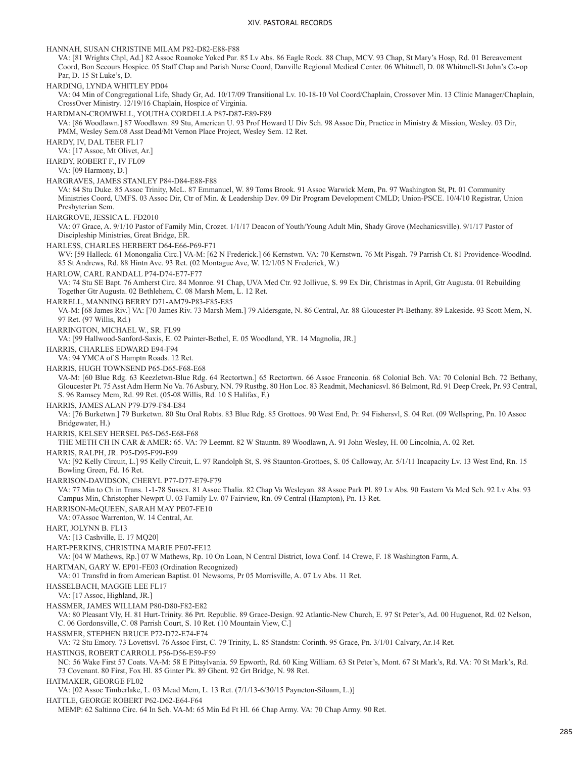HANNAH, SUSAN CHRISTINE MILAM P82-D82-E88-F88

VA: [81 Wrights Chpl, Ad.] 82 Assoc Roanoke Yoked Par. 85 Lv Abs. 86 Eagle Rock. 88 Chap, MCV. 93 Chap, St Mary's Hosp, Rd. 01 Bereavement Coord, Bon Secours Hospice. 05 Staff Chap and Parish Nurse Coord, Danville Regional Medical Center. 06 Whitmell, D. 08 Whitmell-St John's Co-op Par, D. 15 St Luke's, D.

HARDING, LYNDA WHITLEY PD04

VA: 04 Min of Congregational Life, Shady Gr, Ad. 10/17/09 Transitional Lv. 10-18-10 Vol Coord/Chaplain, Crossover Min. 13 Clinic Manager/Chaplain, CrossOver Ministry. 12/19/16 Chaplain, Hospice of Virginia.

HARDMAN-CROMWELL, YOUTHA CORDELLA P87-D87-E89-F89

VA: [86 Woodlawn.] 87 Woodlawn. 89 Stu, American U. 93 Prof Howard U Div Sch. 98 Assoc Dir, Practice in Ministry & Mission, Wesley. 03 Dir, PMM, Wesley Sem.08 Asst Dead/Mt Vernon Place Project, Wesley Sem. 12 Ret.

HARDY, IV, DAL TEER FL17

VA: [17 Assoc, Mt Olivet, Ar.]

HARDY, ROBERT F., IV FL09

VA: [09 Harmony, D.]

HARGRAVES, JAMES STANLEY P84-D84-E88-F88

VA: 84 Stu Duke. 85 Assoc Trinity, McL. 87 Emmanuel, W. 89 Toms Brook. 91 Assoc Warwick Mem, Pn. 97 Washington St, Pt. 01 Community Ministries Coord, UMFS. 03 Assoc Dir, Ctr of Min. & Leadership Dev. 09 Dir Program Development CMLD; Union-PSCE. 10/4/10 Registrar, Union Presbyterian Sem.

HARGROVE, JESSICA L. FD2010

VA: 07 Grace, A. 9/1/10 Pastor of Family Min, Crozet. 1/1/17 Deacon of Youth/Young Adult Min, Shady Grove (Mechanicsville). 9/1/17 Pastor of Discipleship Ministries, Great Bridge, ER.

HARLESS, CHARLES HERBERT D64-E66-P69-F71

WV: [59 Halleck. 61 Monongalia Circ.] VA-M: [62 N Frederick.] 66 Kernstwn. VA: 70 Kernstwn. 76 Mt Pisgah. 79 Parrish Ct. 81 Providence-Woodlnd. 85 St Andrews, Rd. 88 Hintn Ave. 93 Ret. (02 Montague Ave, W. 12/1/05 N Frederick, W.)

HARLOW, CARL RANDALL P74-D74-E77-F77

VA: 74 Stu SE Bapt. 76 Amherst Circ. 84 Monroe. 91 Chap, UVA Med Ctr. 92 Jollivue, S. 99 Ex Dir, Christmas in April, Gtr Augusta. 01 Rebuilding Together Gtr Augusta. 02 Bethlehem, C. 08 Marsh Mem, L. 12 Ret.

HARRELL, MANNING BERRY D71-AM79-P83-F85-E85

VA-M: [68 James Riv.] VA: [70 James Riv. 73 Marsh Mem.] 79 Aldersgate, N. 86 Central, Ar. 88 Gloucester Pt-Bethany. 89 Lakeside. 93 Scott Mem, N. 97 Ret. (97 Willis, Rd.)

HARRINGTON, MICHAEL W., SR. FL99

VA: [99 Hallwood-Sanford-Saxis, E. 02 Painter-Bethel, E. 05 Woodland, YR. 14 Magnolia, JR.]

HARRIS, CHARLES EDWARD E94-F94

VA: 94 YMCA of S Hamptn Roads. 12 Ret.

HARRIS, HUGH TOWNSEND P65-D65-F68-E68

VA-M: [60 Blue Rdg. 63 Keezletwn-Blue Rdg. 64 Rectortwn.] 65 Rectortwn. 66 Assoc Franconia. 68 Colonial Bch. VA: 70 Colonial Bch. 72 Bethany, Gloucester Pt. 75 Asst Adm Herm No Va. 76 Asbury, NN. 79 Rustbg. 80 Hon Loc. 83 Readmit, Mechanicsvl. 86 Belmont, Rd. 91 Deep Creek, Pr. 93 Central, S. 96 Ramsey Mem, Rd. 99 Ret. (05-08 Willis, Rd. 10 S Halifax, F.)

HARRIS, JAMES ALAN P79-D79-F84-E84

VA: [76 Burketwn.] 79 Burketwn. 80 Stu Oral Robts. 83 Blue Rdg. 85 Grottoes. 90 West End, Pr. 94 Fishersvl, S. 04 Ret. (09 Wellspring, Pn. 10 Assoc Bridgewater, H.)

HARRIS, KELSEY HERSEL P65-D65-E68-F68

THE METH CH IN CAR & AMER: 65. VA: 79 Leemnt. 82 W Stauntn. 89 Woodlawn, A. 91 John Wesley, H. 00 Lincolnia, A. 02 Ret.

HARRIS, RALPH, JR. P95-D95-F99-E99

VA: [92 Kelly Circuit, L.] 95 Kelly Circuit, L. 97 Randolph St, S. 98 Staunton-Grottoes, S. 05 Calloway, Ar. 5/1/11 Incapacity Lv. 13 West End, Rn. 15 Bowling Green, Fd. 16 Ret.

HARRISON-DAVIDSON, CHERYL P77-D77-E79-F79

VA: 77 Min to Ch in Trans. 1-1-78 Sussex. 81 Assoc Thalia. 82 Chap Va Wesleyan. 88 Assoc Park Pl. 89 Lv Abs. 90 Eastern Va Med Sch. 92 Lv Abs. 93 Campus Min, Christopher Newprt U. 03 Family Lv. 07 Fairview, Rn. 09 Central (Hampton), Pn. 13 Ret.

HARRISON-McQUEEN, SARAH MAY PE07-FE10

VA: 07Assoc Warrenton, W. 14 Central, Ar.

HART, JOLYNN B. FL13

VA: [13 Cashville, E. 17 MQ20]

HART-PERKINS, CHRISTINA MARIE PE07-FE12

VA: [04 W Mathews, Rp.] 07 W Mathews, Rp. 10 On Loan, N Central District, Iowa Conf. 14 Crewe, F. 18 Washington Farm, A.

HARTMAN, GARY W. EP01-FE03 (Ordination Recognized)

VA: 01 Transfrd in from American Baptist. 01 Newsoms, Pr 05 Morrisville, A. 07 Lv Abs. 11 Ret.

HASSELBACH, MAGGIE LEE FL17

VA: [17 Assoc, Highland, JR.]

HASSMER, JAMES WILLIAM P80-D80-F82-E82

VA: 80 Pleasant Vly, H. 81 Hurt-Trinity. 86 Prt. Republic. 89 Grace-Design. 92 Atlantic-New Church, E. 97 St Peter's, Ad. 00 Huguenot, Rd. 02 Nelson, C. 06 Gordonsville, C. 08 Parrish Court, S. 10 Ret. (10 Mountain View, C.]

HASSMER, STEPHEN BRUCE P72-D72-E74-F74

VA: 72 Stu Emory. 73 Lovettsvl. 76 Assoc First, C. 79 Trinity, L. 85 Standstn: Corinth. 95 Grace, Pn. 3/1/01 Calvary, Ar.14 Ret.

HASTINGS, ROBERT CARROLL P56-D56-E59-F59

NC: 56 Wake First 57 Coats. VA-M: 58 E Pittsylvania. 59 Epworth, Rd. 60 King William. 63 St Peter's, Mont. 67 St Mark's, Rd. VA: 70 St Mark's, Rd. 73 Covenant. 80 First, Fox Hl. 85 Ginter Pk. 89 Ghent. 92 Grt Bridge, N. 98 Ret.

HATMAKER, GEORGE FL02

VA: [02 Assoc Timberlake, L. 03 Mead Mem, L. 13 Ret. (7/1/13-6/30/15 Payneton-Siloam, L.)]

HATTLE, GEORGE ROBERT P62-D62-E64-F64

MEMP: 62 Saltinno Circ. 64 In Sch. VA-M: 65 Min Ed Ft Hl. 66 Chap Army. VA: 70 Chap Army. 90 Ret.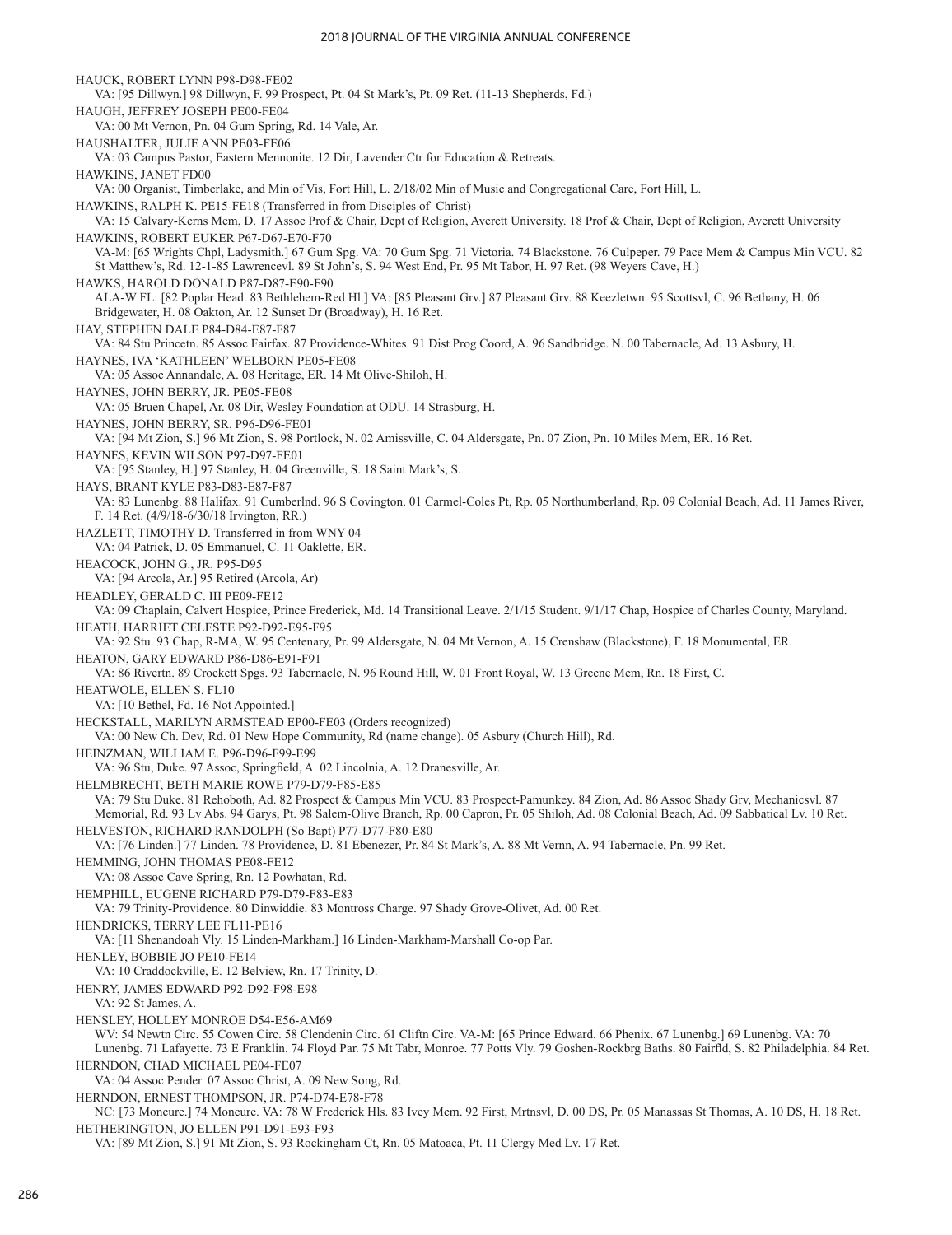HAUCK, ROBERT LYNN P98-D98-FE02
VA: [95 Dillwyn.] 98 Dillwyn, F. 99 Prospect, Pt. 04 St Mark's, Pt. 09 Ret. (11-13 Shepherds, Fd.)

HAUGH, JEFFREY JOSEPH PE00-FE04
VA: 00 Mt Vernon, Pn. 04 Gum Spring, Rd. 14 Vale, Ar.

HAUSHALTER, JULIE ANN PE03-FE06
VA: 03 Campus Pastor, Eastern Mennonite. 12 Dir, Lavender Ctr for Education & Retreats.

HAWKINS, JANET FD00
VA: 00 Organist, Timberlake, and Min of Vis, Fort Hill, L. 2/18/02 Min of Music and Congregational Care, Fort Hill, L.

HAWKINS, RALPH K. PE15-FE18 (Transferred in from Disciples of Christ)
VA: 15 Calvary-Kerns Mem, D. 17 Assoc Prof & Chair, Dept of Religion, Averett University. 18 Prof & Chair, Dept of Religion, Averett University

HAWKINS, ROBERT EUKER P67-D67-E70-F70
VA-M: [65 Wrights Chpl, Ladysmith.] 67 Gum Spg. VA: 70 Gum Spg. 71 Victoria. 74 Blackstone. 76 Culpeper. 79 Pace Mem & Campus Min VCU. 82 St Matthew's, Rd. 12-1-85 Lawrencevl. 89 St John's, S. 94 West End, Pr. 95 Mt Tabor, H. 97 Ret. (98 Weyers Cave, H.)

HAWKS, HAROLD DONALD P87-D87-E90-F90
ALA-W FL: [82 Poplar Head. 83 Bethlehem-Red Hl.] VA: [85 Pleasant Grv.] 87 Pleasant Grv. 88 Keezletwn. 95 Scottsvl, C. 96 Bethany, H. 06 Bridgewater, H. 08 Oakton, Ar. 12 Sunset Dr (Broadway), H. 16 Ret.

HAY, STEPHEN DALE P84-D84-E87-F87
VA: 84 Stu Princetn. 85 Assoc Fairfax. 87 Providence-Whites. 91 Dist Prog Coord, A. 96 Sandbridge. N. 00 Tabernacle, Ad. 13 Asbury, H.

HAYNES, IVA 'KATHLEEN' WELBORN PE05-FE08
VA: 05 Assoc Annandale, A. 08 Heritage, ER. 14 Mt Olive-Shiloh, H.

HAYNES, JOHN BERRY, JR. PE05-FE08
VA: 05 Bruen Chapel, Ar. 08 Dir, Wesley Foundation at ODU. 14 Strasburg, H.

HAYNES, JOHN BERRY, SR. P96-D96-FE01
VA: [94 Mt Zion, S.] 96 Mt Zion, S. 98 Portlock, N. 02 Amissville, C. 04 Aldersgate, Pn. 07 Zion, Pn. 10 Miles Mem, ER. 16 Ret.

HAYNES, KEVIN WILSON P97-D97-FE01
VA: [95 Stanley, H.] 97 Stanley, H. 04 Greenville, S. 18 Saint Mark's, S.

HAYS, BRANT KYLE P83-D83-E87-F87
VA: 83 Lunenbg. 88 Halifax. 91 Cumberlnd. 96 S Covington. 01 Carmel-Coles Pt, Rp. 05 Northumberland, Rp. 09 Colonial Beach, Ad. 11 James River, F. 14 Ret. (4/9/18-6/30/18 Irvington, RR.)

HAZLETT, TIMOTHY D. Transferred in from WNY 04
VA: 04 Patrick, D. 05 Emmanuel, C. 11 Oaklette, ER.

HEACOCK, JOHN G., JR. P95-D95
VA: [94 Arcola, Ar.] 95 Retired (Arcola, Ar)

HEADLEY, GERALD C. III PE09-FE12
VA: 09 Chaplain, Calvert Hospice, Prince Frederick, Md. 14 Transitional Leave. 2/1/15 Student. 9/1/17 Chap, Hospice of Charles County, Maryland.

HEATH, HARRIET CELESTE P92-D92-E95-F95
VA: 92 Stu. 93 Chap, R-MA, W. 95 Centenary, Pr. 99 Aldersgate, N. 04 Mt Vernon, A. 15 Crenshaw (Blackstone), F. 18 Monumental, ER.

HEATON, GARY EDWARD P86-D86-E91-F91
VA: 86 Rivertn. 89 Crockett Spgs. 93 Tabernacle, N. 96 Round Hill, W. 01 Front Royal, W. 13 Greene Mem, Rn. 18 First, C.

HEATWOLE, ELLEN S. FL10
VA: [10 Bethel, Fd. 16 Not Appointed.]

HECKSTALL, MARILYN ARMSTEAD EP00-FE03 (Orders recognized)
VA: 00 New Ch. Dev, Rd. 01 New Hope Community, Rd (name change). 05 Asbury (Church Hill), Rd.

HEINZMAN, WILLIAM E. P96-D96-F99-E99
VA: 96 Stu, Duke. 97 Assoc, Springfield, A. 02 Lincolnia, A. 12 Dranesville, Ar.

HELMBRECHT, BETH MARIE ROWE P79-D79-F85-E85
VA: 79 Stu Duke. 81 Rehoboth, Ad. 82 Prospect & Campus Min VCU. 83 Prospect-Pamunkey. 84 Zion, Ad. 86 Assoc Shady Grv, Mechanicsvl. 87 Memorial, Rd. 93 Lv Abs. 94 Garys, Pt. 98 Salem-Olive Branch, Rp. 00 Capron, Pr. 05 Shiloh, Ad. 08 Colonial Beach, Ad. 09 Sabbatical Lv. 10 Ret.

HELVESTON, RICHARD RANDOLPH (So Bapt) P77-D77-F80-E80
VA: [76 Linden.] 77 Linden. 78 Providence, D. 81 Ebenezer, Pr. 84 St Mark's, A. 88 Mt Vernn, A. 94 Tabernacle, Pn. 99 Ret.

HEMMING, JOHN THOMAS PE08-FE12
VA: 08 Assoc Cave Spring, Rn. 12 Powhatan, Rd.

HEMPHILL, EUGENE RICHARD P79-D79-F83-E83
VA: 79 Trinity-Providence. 80 Dinwiddie. 83 Montross Charge. 97 Shady Grove-Olivet, Ad. 00 Ret.

HENDRICKS, TERRY LEE FL11-PE16
VA: [11 Shenandoah Vly. 15 Linden-Markham.] 16 Linden-Markham-Marshall Co-op Par.

HENLEY, BOBBIE JO PE10-FE14
VA: 10 Craddockville, E. 12 Belview, Rn. 17 Trinity, D.

HENRY, JAMES EDWARD P92-D92-F98-E98
VA: 92 St James, A.

HENSLEY, HOLLEY MONROE D54-E56-AM69
WV: 54 Newtn Circ. 55 Cowen Circ. 58 Clendenin Circ. 61 Cliftn Circ. VA-M: [65 Prince Edward. 66 Phenix. 67 Lunenbg.] 69 Lunenbg. VA: 70 Lunenbg. 71 Lafayette. 73 E Franklin. 74 Floyd Par. 75 Mt Tabr, Monroe. 77 Potts Vly. 79 Goshen-Rockbrg Baths. 80 Fairfld, S. 82 Philadelphia. 84 Ret.

HERNDON, CHAD MICHAEL PE04-FE07
VA: 04 Assoc Pender. 07 Assoc Christ, A. 09 New Song, Rd.

HERNDON, ERNEST THOMPSON, JR. P74-D74-E78-F78
NC: [73 Moncure.] 74 Moncure. VA: 78 W Frederick Hls. 83 Ivey Mem. 92 First, Mrtnsvl, D. 00 DS, Pr. 05 Manassas St Thomas, A. 10 DS, H. 18 Ret.

HETHERINGTON, JO ELLEN P91-D91-E93-F93
VA: [89 Mt Zion, S.] 91 Mt Zion, S. 93 Rockingham Ct, Rn. 05 Matoaca, Pt. 11 Clergy Med Lv. 17 Ret.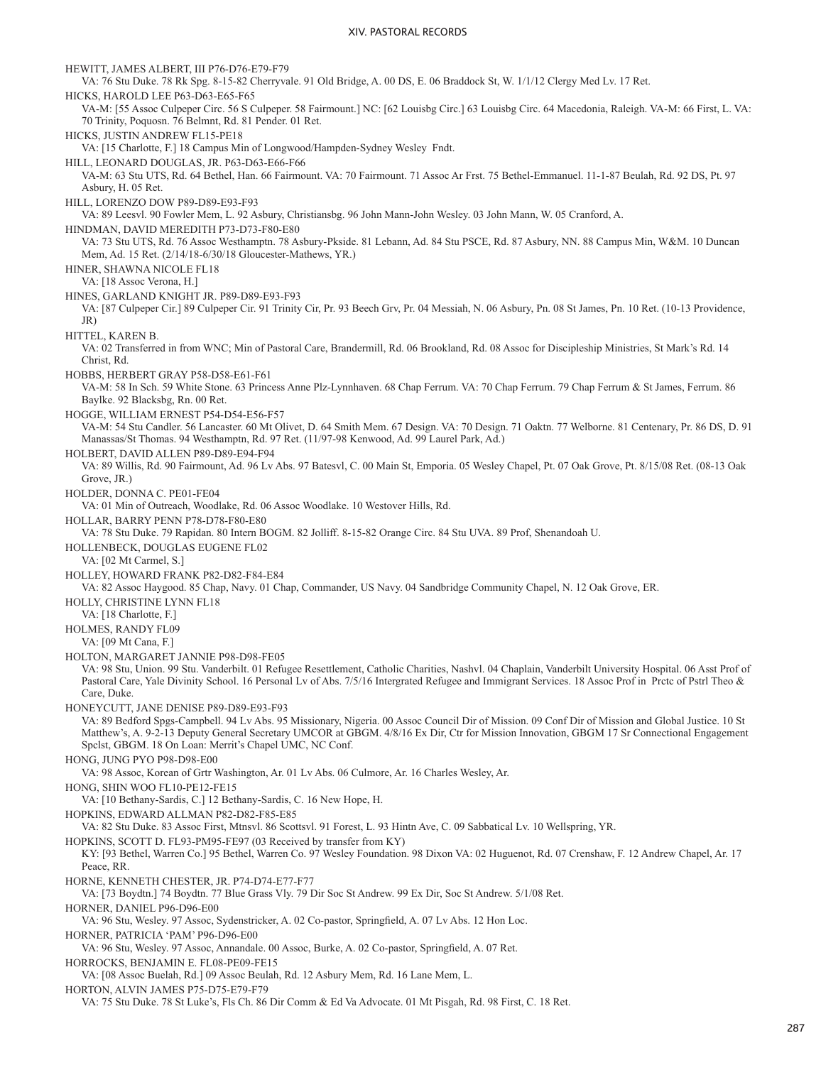HEWITT, JAMES ALBERT, III P76-D76-E79-F79
VA: 76 Stu Duke. 78 Rk Spg. 8-15-82 Cherryvale. 91 Old Bridge, A. 00 DS, E. 06 Braddock St, W. 1/1/12 Clergy Med Lv. 17 Ret.

HICKS, HAROLD LEE P63-D63-E65-F65
VA-M: [55 Assoc Culpeper Circ. 56 S Culpeper. 58 Fairmount.] NC: [62 Louisbg Circ.] 63 Louisbg Circ. 64 Macedonia, Raleigh. VA-M: 66 First, L. VA: 70 Trinity, Poquosn. 76 Belmnt, Rd. 81 Pender. 01 Ret.

HICKS, JUSTIN ANDREW FL15-PE18
VA: [15 Charlotte, F.] 18 Campus Min of Longwood/Hampden-Sydney Wesley Fndt.

HILL, LEONARD DOUGLAS, JR. P63-D63-E66-F66
VA-M: 63 Stu UTS, Rd. 64 Bethel, Han. 66 Fairmount. VA: 70 Fairmount. 71 Assoc Ar Frst. 75 Bethel-Emmanuel. 11-1-87 Beulah, Rd. 92 DS, Pt. 97 Asbury, H. 05 Ret.

HILL, LORENZO DOW P89-D89-E93-F93
VA: 89 Leesvl. 90 Fowler Mem, L. 92 Asbury, Christiansbg. 96 John Mann-John Wesley. 03 John Mann, W. 05 Cranford, A.

HINDMAN, DAVID MEREDITH P73-D73-F80-E80
VA: 73 Stu UTS, Rd. 76 Assoc Westhamptn. 78 Asbury-Pkside. 81 Lebann, Ad. 84 Stu PSCE, Rd. 87 Asbury, NN. 88 Campus Min, W&M. 10 Duncan Mem, Ad. 15 Ret. (2/14/18-6/30/18 Gloucester-Mathews, YR.)

HINER, SHAWNA NICOLE FL18
VA: [18 Assoc Verona, H.]

HINES, GARLAND KNIGHT JR. P89-D89-E93-F93
VA: [87 Culpeper Cir.] 89 Culpeper Cir. 91 Trinity Cir, Pr. 93 Beech Grv, Pr. 04 Messiah, N. 06 Asbury, Pn. 08 St James, Pn. 10 Ret. (10-13 Providence, JR)

HITTEL, KAREN B.
VA: 02 Transferred in from WNC; Min of Pastoral Care, Brandermill, Rd. 06 Brookland, Rd. 08 Assoc for Discipleship Ministries, St Mark's Rd. 14 Christ, Rd.

HOBBS, HERBERT GRAY P58-D58-E61-F61
VA-M: 58 In Sch. 59 White Stone. 63 Princess Anne Plz-Lynnhaven. 68 Chap Ferrum. VA: 70 Chap Ferrum. 79 Chap Ferrum & St James, Ferrum. 86 Baylke. 92 Blacksbg, Rn. 00 Ret.

HOGGE, WILLIAM ERNEST P54-D54-E56-F57
VA-M: 54 Stu Candler. 56 Lancaster. 60 Mt Olivet, D. 64 Smith Mem. 67 Design. VA: 70 Design. 71 Oaktn. 77 Welborne. 81 Centenary, Pr. 86 DS, D. 91 Manassas/St Thomas. 94 Westhamptn, Rd. 97 Ret. (11/97-98 Kenwood, Ad. 99 Laurel Park, Ad.)

HOLBERT, DAVID ALLEN P89-D89-E94-F94
VA: 89 Willis, Rd. 90 Fairmount, Ad. 96 Lv Abs. 97 Batesvl, C. 00 Main St, Emporia. 05 Wesley Chapel, Pt. 07 Oak Grove, Pt. 8/15/08 Ret. (08-13 Oak Grove, JR.)

HOLDER, DONNA C. PE01-FE04
VA: 01 Min of Outreach, Woodlake, Rd. 06 Assoc Woodlake. 10 Westover Hills, Rd.

HOLLAR, BARRY PENN P78-D78-F80-E80
VA: 78 Stu Duke. 79 Rapidan. 80 Intern BOGM. 82 Jolliff. 8-15-82 Orange Circ. 84 Stu UVA. 89 Prof, Shenandoah U.

HOLLENBECK, DOUGLAS EUGENE FL02
VA: [02 Mt Carmel, S.]

HOLLEY, HOWARD FRANK P82-D82-F84-E84
VA: 82 Assoc Haygood. 85 Chap, Navy. 01 Chap, Commander, US Navy. 04 Sandbridge Community Chapel, N. 12 Oak Grove, ER.

HOLLY, CHRISTINE LYNN FL18
VA: [18 Charlotte, F.]

HOLMES, RANDY FL09
VA: [09 Mt Cana, F.]

HOLTON, MARGARET JANNIE P98-D98-FE05
VA: 98 Stu, Union. 99 Stu. Vanderbilt. 01 Refugee Resettlement, Catholic Charities, Nashvl. 04 Chaplain, Vanderbilt University Hospital. 06 Asst Prof of Pastoral Care, Yale Divinity School. 16 Personal Lv of Abs. 7/5/16 Intergrated Refugee and Immigrant Services. 18 Assoc Prof in Prctc of Pstrl Theo & Care, Duke.

HONEYCUTT, JANE DENISE P89-D89-E93-F93
VA: 89 Bedford Spgs-Campbell. 94 Lv Abs. 95 Missionary, Nigeria. 00 Assoc Council Dir of Mission. 09 Conf Dir of Mission and Global Justice. 10 St Matthew's, A. 9-2-13 Deputy General Secretary UMCOR at GBGM. 4/8/16 Ex Dir, Ctr for Mission Innovation, GBGM 17 Sr Connectional Engagement Spclst, GBGM. 18 On Loan: Merrit's Chapel UMC, NC Conf.

HONG, JUNG PYO P98-D98-E00
VA: 98 Assoc, Korean of Grtr Washington, Ar. 01 Lv Abs. 06 Culmore, Ar. 16 Charles Wesley, Ar.

HONG, SHIN WOO FL10-PE12-FE15
VA: [10 Bethany-Sardis, C.] 12 Bethany-Sardis, C. 16 New Hope, H.

HOPKINS, EDWARD ALLMAN P82-D82-F85-E85
VA: 82 Stu Duke. 83 Assoc First, Mtnsvl. 86 Scottsvl. 91 Forest, L. 93 Hintn Ave, C. 09 Sabbatical Lv. 10 Wellspring, YR.

HOPKINS, SCOTT D. FL93-PM95-FE97 (03 Received by transfer from KY)
KY: [93 Bethel, Warren Co.] 95 Bethel, Warren Co. 97 Wesley Foundation. 98 Dixon VA: 02 Huguenot, Rd. 07 Crenshaw, F. 12 Andrew Chapel, Ar. 17 Peace, RR.

HORNE, KENNETH CHESTER, JR. P74-D74-E77-F77
VA: [73 Boydtn.] 74 Boydtn. 77 Blue Grass Vly. 79 Dir Soc St Andrew. 99 Ex Dir, Soc St Andrew. 5/1/08 Ret.

HORNER, DANIEL P96-D96-E00
VA: 96 Stu, Wesley. 97 Assoc, Sydenstricker, A. 02 Co-pastor, Springfield, A. 07 Lv Abs. 12 Hon Loc.

HORNER, PATRICIA 'PAM' P96-D96-E00
VA: 96 Stu, Wesley. 97 Assoc, Annandale. 00 Assoc, Burke, A. 02 Co-pastor, Springfield, A. 07 Ret.

HORROCKS, BENJAMIN E. FL08-PE09-FE15
VA: [08 Assoc Buelah, Rd.] 09 Assoc Beulah, Rd. 12 Asbury Mem, Rd. 16 Lane Mem, L.

HORTON, ALVIN JAMES P75-D75-E79-F79
VA: 75 Stu Duke. 78 St Luke's, Fls Ch. 86 Dir Comm & Ed Va Advocate. 01 Mt Pisgah, Rd. 98 First, C. 18 Ret.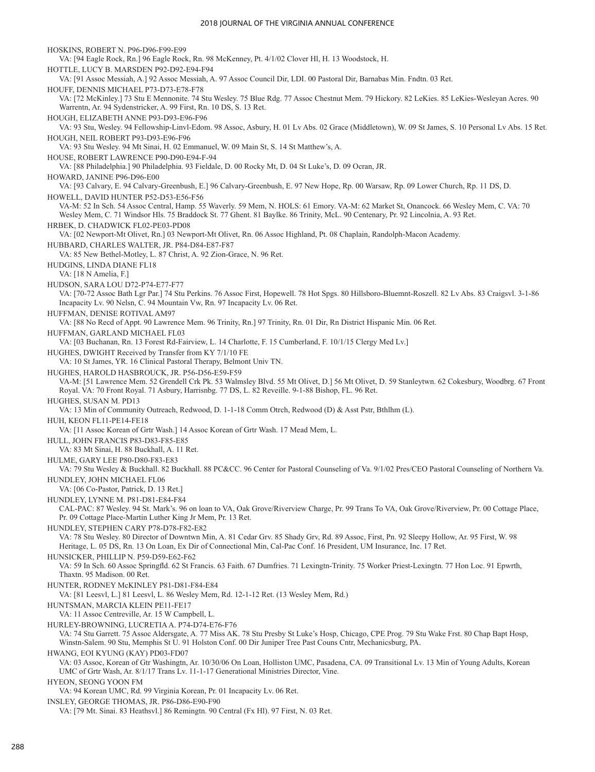HOSKINS, ROBERT N. P96-D96-F99-E99
VA: [94 Eagle Rock, Rn.] 96 Eagle Rock, Rn. 98 McKenney, Pt. 4/1/02 Clover Hl, H. 13 Woodstock, H.

HOTTLE, LUCY B. MARSDEN P92-D92-E94-F94
VA: [91 Assoc Messiah, A.] 92 Assoc Messiah, A. 97 Assoc Council Dir, LDI. 00 Pastoral Dir, Barnabas Min. Fndtn. 03 Ret.

HOUFF, DENNIS MICHAEL P73-D73-E78-F78
VA: [72 McKinley.] 73 Stu E Mennonite. 74 Stu Wesley. 75 Blue Rdg. 77 Assoc Chestnut Mem. 79 Hickory. 82 LeKies. 85 LeKies-Wesleyan Acres. 90 Warrentn, Ar. 94 Sydenstricker, A. 99 First, Rn. 10 DS, S. 13 Ret.

HOUGH, ELIZABETH ANNE P93-D93-E96-F96
VA: 93 Stu, Wesley. 94 Fellowship-Linvl-Edom. 98 Assoc, Asbury, H. 01 Lv Abs. 02 Grace (Middletown), W. 09 St James, S. 10 Personal Lv Abs. 15 Ret.

HOUGH, NEIL ROBERT P93-D93-E96-F96
VA: 93 Stu Wesley. 94 Mt Sinai, H. 02 Emmanuel, W. 09 Main St, S. 14 St Matthew's, A.

HOUSE, ROBERT LAWRENCE P90-D90-E94-F-94
VA: [88 Philadelphia.] 90 Philadelphia. 93 Fieldale, D. 00 Rocky Mt, D. 04 St Luke's, D. 09 Ocran, JR.

HOWARD, JANINE P96-D96-E00
VA: [93 Calvary, E. 94 Calvary-Greenbush, E.] 96 Calvary-Greenbush, E. 97 New Hope, Rp. 00 Warsaw, Rp. 09 Lower Church, Rp. 11 DS, D.

HOWELL, DAVID HUNTER P52-D53-E56-F56
VA-M: 52 In Sch. 54 Assoc Central, Hamp. 55 Waverly. 59 Mem, N. HOLS: 61 Emory. VA-M: 62 Market St, Onancock. 66 Wesley Mem, C. VA: 70 Wesley Mem, C. 71 Windsor Hls. 75 Braddock St. 77 Ghent. 81 Baylke. 86 Trinity, McL. 90 Centenary, Pr. 92 Lincolnia, A. 93 Ret.

HRBEK, D. CHADWICK FL02-PE03-PD08
VA: [02 Newport-Mt Olivet, Rn.] 03 Newport-Mt Olivet, Rn. 06 Assoc Highland, Pt. 08 Chaplain, Randolph-Macon Academy.

HUBBARD, CHARLES WALTER, JR. P84-D84-E87-F87
VA: 85 New Bethel-Motley, L. 87 Christ, A. 92 Zion-Grace, N. 96 Ret.

HUDGINS, LINDA DIANE FL18
VA: [18 N Amelia, F.]

HUDSON, SARA LOU D72-P74-E77-F77
VA: [70-72 Assoc Bath Lgr Par.] 74 Stu Perkins. 76 Assoc First, Hopewell. 78 Hot Spgs. 80 Hillsboro-Bluemnt-Roszell. 82 Lv Abs. 83 Craigsvl. 3-1-86 Incapacity Lv. 90 Nelsn, C. 94 Mountain Vw, Rn. 97 Incapacity Lv. 06 Ret.

HUFFMAN, DENISE ROTIVAL AM97
VA: [88 No Recd of Appt. 90 Lawrence Mem. 96 Trinity, Rn.] 97 Trinity, Rn. 01 Dir, Rn District Hispanic Min. 06 Ret.

HUFFMAN, GARLAND MICHAEL FL03
VA: [03 Buchanan, Rn. 13 Forest Rd-Fairview, L. 14 Charlotte, F. 15 Cumberland, F. 10/1/15 Clergy Med Lv.]

HUGHES, DWIGHT Received by Transfer from KY 7/1/10 FE
VA: 10 St James, YR. 16 Clinical Pastoral Therapy, Belmont Univ TN.

HUGHES, HAROLD HASBROUCK, JR. P56-D56-E59-F59
VA-M: [51 Lawrence Mem. 52 Grendell Crk Pk. 53 Walmsley Blvd. 55 Mt Olivet, D.] 56 Mt Olivet, D. 59 Stanleytwn. 62 Cokesbury, Woodbrg. 67 Front Royal. VA: 70 Front Royal. 71 Asbury, Harrisnbg. 77 DS, L. 82 Reveille. 9-1-88 Bishop, FL. 96 Ret.

HUGHES, SUSAN M. PD13
VA: 13 Min of Community Outreach, Redwood, D. 1-1-18 Comm Otrch, Redwood (D) & Asst Pstr, Bthlhm (L).

HUH, KEON FL11-PE14-FE18
VA: [11 Assoc Korean of Grtr Wash.] 14 Assoc Korean of Grtr Wash. 17 Mead Mem, L.

HULL, JOHN FRANCIS P83-D83-F85-E85
VA: 83 Mt Sinai, H. 88 Buckhall, A. 11 Ret.

HULME, GARY LEE P80-D80-F83-E83
VA: 79 Stu Wesley & Buckhall. 82 Buckhall. 88 PC&CC. 96 Center for Pastoral Counseling of Va. 9/1/02 Pres/CEO Pastoral Counseling of Northern Va.

HUNDLEY, JOHN MICHAEL FL06
VA: [06 Co-Pastor, Patrick, D. 13 Ret.]

HUNDLEY, LYNNE M. P81-D81-E84-F84
CAL-PAC: 87 Wesley. 94 St. Mark's. 96 on loan to VA, Oak Grove/Riverview Charge, Pr. 99 Trans To VA, Oak Grove/Riverview, Pr. 00 Cottage Place, Pr. 09 Cottage Place-Martin Luther King Jr Mem, Pr. 13 Ret.

HUNDLEY, STEPHEN CARY P78-D78-F82-E82
VA: 78 Stu Wesley. 80 Director of Downtwn Min, A. 81 Cedar Grv. 85 Shady Grv, Rd. 89 Assoc, First, Pn. 92 Sleepy Hollow, Ar. 95 First, W. 98 Heritage, L. 05 DS, Rn. 13 On Loan, Ex Dir of Connectional Min, Cal-Pac Conf. 16 President, UM Insurance, Inc. 17 Ret.

HUNSICKER, PHILLIP N. P59-D59-E62-F62
VA: 59 In Sch. 60 Assoc Springfld. 62 St Francis. 63 Faith. 67 Dumfries. 71 Lexingtn-Trinity. 75 Worker Priest-Lexingtn. 77 Hon Loc. 91 Epwrth, Thaxtn. 95 Madison. 00 Ret.

HUNTER, RODNEY McKINLEY P81-D81-F84-E84
VA: [81 Leesvl, L.] 81 Leesvl, L. 86 Wesley Mem, Rd. 12-1-12 Ret. (13 Wesley Mem, Rd.)

HUNTSMAN, MARCIA KLEIN PE11-FE17
VA: 11 Assoc Centreville, Ar. 15 W Campbell, L.

HURLEY-BROWNING, LUCRETIA A. P74-D74-E76-F76
VA: 74 Stu Garrett. 75 Assoc Aldersgate, A. 77 Miss AK. 78 Stu Presby St Luke's Hosp, Chicago, CPE Prog. 79 Stu Wake Frst. 80 Chap Bapt Hosp, Winstn-Salem. 90 Stu, Memphis St U. 91 Holston Conf. 00 Dir Juniper Tree Past Couns Cntr, Mechanicsburg, PA.

HWANG, EOI KYUNG (KAY) PD03-FD07
VA: 03 Assoc, Korean of Gtr Washingtn, Ar. 10/30/06 On Loan, Holliston UMC, Pasadena, CA. 09 Transitional Lv. 13 Min of Young Adults, Korean UMC of Grtr Wash, Ar. 8/1/17 Trans Lv. 11-1-17 Generational Ministries Director, Vine.

HYEON, SEONG YOON FM
VA: 94 Korean UMC, Rd. 99 Virginia Korean, Pr. 01 Incapacity Lv. 06 Ret.

INSLEY, GEORGE THOMAS, JR. P86-D86-E90-F90
VA: [79 Mt. Sinai. 83 Heathsvl.] 86 Remingtn. 90 Central (Fx Hl). 97 First, N. 03 Ret.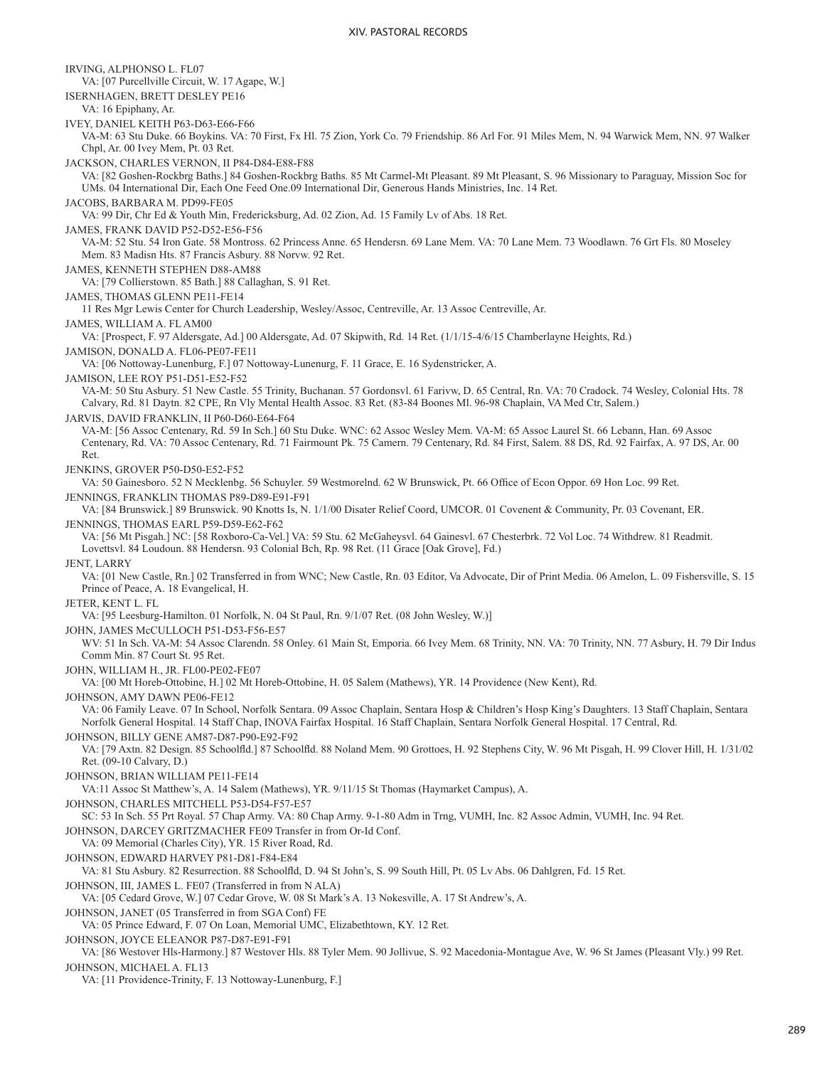IRVING, ALPHONSO L. FL07

VA: [07 Purcellville Circuit, W. 17 Agape, W.]

ISERNHAGEN, BRETT DESLEY PE16

VA: 16 Epiphany, Ar.

IVEY, DANIEL KEITH P63-D63-E66-F66

VA-M: 63 Stu Duke. 66 Boykins. VA: 70 First, Fx Hl. 75 Zion, York Co. 79 Friendship. 86 Arl For. 91 Miles Mem, N. 94 Warwick Mem, NN. 97 Walker Chpl, Ar. 00 Ivey Mem, Pt. 03 Ret.

JACKSON, CHARLES VERNON, II P84-D84-E88-F88

VA: [82 Goshen-Rockbrg Baths.] 84 Goshen-Rockbrg Baths. 85 Mt Carmel-Mt Pleasant. 89 Mt Pleasant, S. 96 Missionary to Paraguay, Mission Soc for UMs. 04 International Dir, Each One Feed One.09 International Dir, Generous Hands Ministries, Inc. 14 Ret.

JACOBS, BARBARA M. PD99-FE05

VA: 99 Dir, Chr Ed & Youth Min, Fredericksburg, Ad. 02 Zion, Ad. 15 Family Lv of Abs. 18 Ret.

JAMES, FRANK DAVID P52-D52-E56-F56

VA-M: 52 Stu. 54 Iron Gate. 58 Montross. 62 Princess Anne. 65 Hendersn. 69 Lane Mem. VA: 70 Lane Mem. 73 Woodlawn. 76 Grt Fls. 80 Moseley Mem. 83 Madisn Hts. 87 Francis Asbury. 88 Norvw. 92 Ret.

JAMES, KENNETH STEPHEN D88-AM88

VA: [79 Collierstown. 85 Bath.] 88 Callaghan, S. 91 Ret.

JAMES, THOMAS GLENN PE11-FE14

11 Res Mgr Lewis Center for Church Leadership, Wesley/Assoc, Centreville, Ar. 13 Assoc Centreville, Ar.

JAMES, WILLIAM A. FL AM00

VA: [Prospect, F. 97 Aldersgate, Ad.] 00 Aldersgate, Ad. 07 Skipwith, Rd. 14 Ret. (1/1/15-4/6/15 Chamberlayne Heights, Rd.)

JAMISON, DONALD A. FL06-PE07-FE11

VA: [06 Nottoway-Lunenburg, F.] 07 Nottoway-Lunenurg, F. 11 Grace, E. 16 Sydenstricker, A.

JAMISON, LEE ROY P51-D51-E52-F52

VA-M: 50 Stu Asbury. 51 New Castle. 55 Trinity, Buchanan. 57 Gordonsvl. 61 Farivw, D. 65 Central, Rn. VA: 70 Cradock. 74 Wesley, Colonial Hts. 78 Calvary, Rd. 81 Daytn. 82 CPE, Rn Vly Mental Health Assoc. 83 Ret. (83-84 Boones Ml. 96-98 Chaplain, VA Med Ctr, Salem.)

JARVIS, DAVID FRANKLIN, II P60-D60-E64-F64

VA-M: [56 Assoc Centenary, Rd. 59 In Sch.] 60 Stu Duke. WNC: 62 Assoc Wesley Mem. VA-M: 65 Assoc Laurel St. 66 Lebann, Han. 69 Assoc Centenary, Rd. VA: 70 Assoc Centenary, Rd. 71 Fairmount Pk. 75 Camern. 79 Centenary, Rd. 84 First, Salem. 88 DS, Rd. 92 Fairfax, A. 97 DS, Ar. 00 Ret.

JENKINS, GROVER P50-D50-E52-F52

VA: 50 Gainesboro. 52 N Mecklenbg. 56 Schuyler. 59 Westmorelnd. 62 W Brunswick, Pt. 66 Office of Econ Oppor. 69 Hon Loc. 99 Ret.

JENNINGS, FRANKLIN THOMAS P89-D89-E91-F91

VA: [84 Brunswick.] 89 Brunswick. 90 Knotts Is, N. 1/1/00 Disater Relief Coord, UMCOR. 01 Covenent & Community, Pr. 03 Covenant, ER.

JENNINGS, THOMAS EARL P59-D59-E62-F62

VA: [56 Mt Pisgah.] NC: [58 Roxboro-Ca-Vel.] VA: 59 Stu. 62 McGaheysvl. 64 Gainesvl. 67 Chesterbrk. 72 Vol Loc. 74 Withdrew. 81 Readmit. Lovettsvl. 84 Loudoun. 88 Hendersn. 93 Colonial Bch, Rp. 98 Ret. (11 Grace [Oak Grove], Fd.)

JENT, LARRY

VA: [01 New Castle, Rn.] 02 Transferred in from WNC; New Castle, Rn. 03 Editor, Va Advocate, Dir of Print Media. 06 Amelon, L. 09 Fishersville, S. 15 Prince of Peace, A. 18 Evangelical, H.

JETER, KENT L. FL

VA: [95 Leesburg-Hamilton. 01 Norfolk, N. 04 St Paul, Rn. 9/1/07 Ret. (08 John Wesley, W.)]

JOHN, JAMES McCULLOCH P51-D53-F56-E57

WV: 51 In Sch. VA-M: 54 Assoc Clarendn. 58 Onley. 61 Main St, Emporia. 66 Ivey Mem. 68 Trinity, NN. VA: 70 Trinity, NN. 77 Asbury, H. 79 Dir Indus Comm Min. 87 Court St. 95 Ret.

JOHN, WILLIAM H., JR. FL00-PE02-FE07

VA: [00 Mt Horeb-Ottobine, H.] 02 Mt Horeb-Ottobine, H. 05 Salem (Mathews), YR. 14 Providence (New Kent), Rd.

JOHNSON, AMY DAWN PE06-FE12

VA: 06 Family Leave. 07 In School, Norfolk Sentara. 09 Assoc Chaplain, Sentara Hosp & Children's Hosp King's Daughters. 13 Staff Chaplain, Sentara Norfolk General Hospital. 14 Staff Chap, INOVA Fairfax Hospital. 16 Staff Chaplain, Sentara Norfolk General Hospital. 17 Central, Rd.

JOHNSON, BILLY GENE AM87-D87-P90-E92-F92

VA: [79 Axtn. 82 Design. 85 Schoolfld.] 87 Schoolfld. 88 Noland Mem. 90 Grottoes, H. 92 Stephens City, W. 96 Mt Pisgah, H. 99 Clover Hill, H. 1/31/02 Ret. (09-10 Calvary, D.)

JOHNSON, BRIAN WILLIAM PE11-FE14

VA:11 Assoc St Matthew's, A. 14 Salem (Mathews), YR. 9/11/15 St Thomas (Haymarket Campus), A.

JOHNSON, CHARLES MITCHELL P53-D54-F57-E57

SC: 53 In Sch. 55 Prt Royal. 57 Chap Army. VA: 80 Chap Army. 9-1-80 Adm in Trng, VUMH, Inc. 82 Assoc Admin, VUMH, Inc. 94 Ret.

JOHNSON, DARCEY GRITZMACHER FE09 Transfer in from Or-Id Conf.

VA: 09 Memorial (Charles City), YR. 15 River Road, Rd.

JOHNSON, EDWARD HARVEY P81-D81-F84-E84

VA: 81 Stu Asbury. 82 Resurrection. 88 Schoolfld, D. 94 St John's, S. 99 South Hill, Pt. 05 Lv Abs. 06 Dahlgren, Fd. 15 Ret.

JOHNSON, III, JAMES L. FE07 (Transferred in from N ALA)

VA: [05 Cedard Grove, W.] 07 Cedar Grove, W. 08 St Mark's A. 13 Nokesville, A. 17 St Andrew's, A.

JOHNSON, JANET (05 Transferred in from SGA Conf) FE

VA: 05 Prince Edward, F. 07 On Loan, Memorial UMC, Elizabethtown, KY. 12 Ret.

JOHNSON, JOYCE ELEANOR P87-D87-E91-F91

VA: [86 Westover Hls-Harmony.] 87 Westover Hls. 88 Tyler Mem. 90 Jollivue, S. 92 Macedonia-Montague Ave, W. 96 St James (Pleasant Vly.) 99 Ret.

JOHNSON, MICHAEL A. FL13

VA: [11 Providence-Trinity, F. 13 Nottoway-Lunenburg, F.]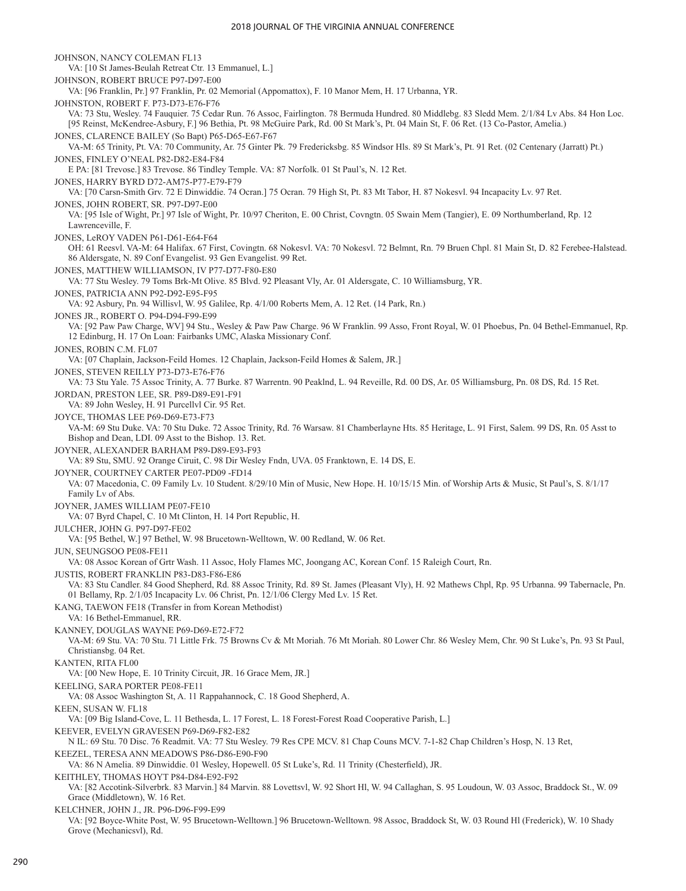JOHNSON, NANCY COLEMAN FL13
VA: [10 St James-Beulah Retreat Ctr. 13 Emmanuel, L.]

JOHNSON, ROBERT BRUCE P97-D97-E00
VA: [96 Franklin, Pr.] 97 Franklin, Pr. 02 Memorial (Appomattox), F. 10 Manor Mem, H. 17 Urbanna, YR.

JOHNSTON, ROBERT F. P73-D73-E76-F76
VA: 73 Stu, Wesley. 74 Fauquier. 75 Cedar Run. 76 Assoc, Fairlington. 78 Bermuda Hundred. 80 Middlebg. 83 Sledd Mem. 2/1/84 Lv Abs. 84 Hon Loc. [95 Reinst, McKendree-Asbury, F.] 96 Bethia, Pt. 98 McGuire Park, Rd. 00 St Mark's, Pt. 04 Main St, F. 06 Ret. (13 Co-Pastor, Amelia.)

JONES, CLARENCE BAILEY (So Bapt) P65-D65-E67-F67
VA-M: 65 Trinity, Pt. VA: 70 Community, Ar. 75 Ginter Pk. 79 Fredericksbg. 85 Windsor Hls. 89 St Mark's, Pt. 91 Ret. (02 Centenary (Jarratt) Pt.)

JONES, FINLEY O'NEAL P82-D82-E84-F84
E PA: [81 Trevose.] 83 Trevose. 86 Tindley Temple. VA: 87 Norfolk. 01 St Paul's, N. 12 Ret.

JONES, HARRY BYRD D72-AM75-P77-E79-F79
VA: [70 Carsn-Smith Grv. 72 E Dinwiddie. 74 Ocran.] 75 Ocran. 79 High St, Pt. 83 Mt Tabor, H. 87 Nokesvl. 94 Incapacity Lv. 97 Ret.

JONES, JOHN ROBERT, SR. P97-D97-E00
VA: [95 Isle of Wight, Pr.] 97 Isle of Wight, Pr. 10/97 Cheriton, E. 00 Christ, Covngtn. 05 Swain Mem (Tangier), E. 09 Northumberland, Rp. 12 Lawrenceville, F.

JONES, LeROY VADEN P61-D61-E64-F64
OH: 61 Reesvl. VA-M: 64 Halifax. 67 First, Covingtn. 68 Nokesvl. VA: 70 Nokesvl. 72 Belmnt, Rn. 79 Bruen Chpl. 81 Main St, D. 82 Ferebee-Halstead. 86 Aldersgate, N. 89 Conf Evangelist. 93 Gen Evangelist. 99 Ret.

JONES, MATTHEW WILLIAMSON, IV P77-D77-F80-E80
VA: 77 Stu Wesley. 79 Toms Brk-Mt Olive. 85 Blvd. 92 Pleasant Vly, Ar. 01 Aldersgate, C. 10 Williamsburg, YR.

JONES, PATRICIA ANN P92-D92-E95-F95
VA: 92 Asbury, Pn. 94 Willisvl, W. 95 Galilee, Rp. 4/1/00 Roberts Mem, A. 12 Ret. (14 Park, Rn.)

JONES JR., ROBERT O. P94-D94-F99-E99
VA: [92 Paw Paw Charge, WV] 94 Stu., Wesley & Paw Paw Charge. 96 W Franklin. 99 Asso, Front Royal, W. 01 Phoebus, Pn. 04 Bethel-Emmanuel, Rp. 12 Edinburg, H. 17 On Loan: Fairbanks UMC, Alaska Missionary Conf.

JONES, ROBIN C.M. FL07
VA: [07 Chaplain, Jackson-Feild Homes. 12 Chaplain, Jackson-Feild Homes & Salem, JR.]

JONES, STEVEN REILLY P73-D73-E76-F76
VA: 73 Stu Yale. 75 Assoc Trinity, A. 77 Burke. 87 Warrentn. 90 Peaklnd, L. 94 Reveille, Rd. 00 DS, Ar. 05 Williamsburg, Pn. 08 DS, Rd. 15 Ret.

JORDAN, PRESTON LEE, SR. P89-D89-E91-F91
VA: 89 John Wesley, H. 91 Purcellvl Cir. 95 Ret.

JOYCE, THOMAS LEE P69-D69-E73-F73
VA-M: 69 Stu Duke. VA: 70 Stu Duke. 72 Assoc Trinity, Rd. 76 Warsaw. 81 Chamberlayne Hts. 85 Heritage, L. 91 First, Salem. 99 DS, Rn. 05 Asst to Bishop and Dean, LDI. 09 Asst to the Bishop. 13. Ret.

JOYNER, ALEXANDER BARHAM P89-D89-E93-F93
VA: 89 Stu, SMU. 92 Orange Ciruit, C. 98 Dir Wesley Fndn, UVA. 05 Franktown, E. 14 DS, E.

JOYNER, COURTNEY CARTER PE07-PD09 -FD14
VA: 07 Macedonia, C. 09 Family Lv. 10 Student. 8/29/10 Min of Music, New Hope. H. 10/15/15 Min. of Worship Arts & Music, St Paul's, S. 8/1/17 Family Lv of Abs.

JOYNER, JAMES WILLIAM PE07-FE10
VA: 07 Byrd Chapel, C. 10 Mt Clinton, H. 14 Port Republic, H.

JULCHER, JOHN G. P97-D97-FE02
VA: [95 Bethel, W.] 97 Bethel, W. 98 Brucetown-Welltown, W. 00 Redland, W. 06 Ret.

JUN, SEUNGSOO PE08-FE11
VA: 08 Assoc Korean of Grtr Wash. 11 Assoc, Holy Flames MC, Joongang AC, Korean Conf. 15 Raleigh Court, Rn.

JUSTIS, ROBERT FRANKLIN P83-D83-F86-E86
VA: 83 Stu Candler. 84 Good Shepherd, Rd. 88 Assoc Trinity, Rd. 89 St. James (Pleasant Vly), H. 92 Mathews Chpl, Rp. 95 Urbanna. 99 Tabernacle, Pn. 01 Bellamy, Rp. 2/1/05 Incapacity Lv. 06 Christ, Pn. 12/1/06 Clergy Med Lv. 15 Ret.

KANG, TAEWON FE18 (Transfer in from Korean Methodist)
VA: 16 Bethel-Emmanuel, RR.

KANNEY, DOUGLAS WAYNE P69-D69-E72-F72
VA-M: 69 Stu. VA: 70 Stu. 71 Little Frk. 75 Browns Cv & Mt Moriah. 76 Mt Moriah. 80 Lower Chr. 86 Wesley Mem, Chr. 90 St Luke's, Pn. 93 St Paul, Christiansbg. 04 Ret.

KANTEN, RITA FL00
VA: [00 New Hope, E. 10 Trinity Circuit, JR. 16 Grace Mem, JR.]

KEELING, SARA PORTER PE08-FE11
VA: 08 Assoc Washington St, A. 11 Rappahannock, C. 18 Good Shepherd, A.

KEEN, SUSAN W. FL18
VA: [09 Big Island-Cove, L. 11 Bethesda, L. 17 Forest, L. 18 Forest-Forest Road Cooperative Parish, L.]

KEEVER, EVELYN GRAVESEN P69-D69-F82-E82
N IL: 69 Stu. 70 Disc. 76 Readmit. VA: 77 Stu Wesley. 79 Res CPE MCV. 81 Chap Couns MCV. 7-1-82 Chap Children's Hosp, N. 13 Ret,

KEEZEL, TERESA ANN MEADOWS P86-D86-E90-F90
VA: 86 N Amelia. 89 Dinwiddie. 01 Wesley, Hopewell. 05 St Luke's, Rd. 11 Trinity (Chesterfield), JR.

KEITHLEY, THOMAS HOYT P84-D84-E92-F92
VA: [82 Accotink-Silverbrk. 83 Marvin.] 84 Marvin. 88 Lovettsvl, W. 92 Short Hl, W. 94 Callaghan, S. 95 Loudoun, W. 03 Assoc, Braddock St., W. 09 Grace (Middletown), W. 16 Ret.

KELCHNER, JOHN J., JR. P96-D96-F99-E99
VA: [92 Boyce-White Post, W. 95 Brucetown-Welltown.] 96 Brucetown-Welltown. 98 Assoc, Braddock St, W. 03 Round Hl (Frederick), W. 10 Shady Grove (Mechanicsvl), Rd.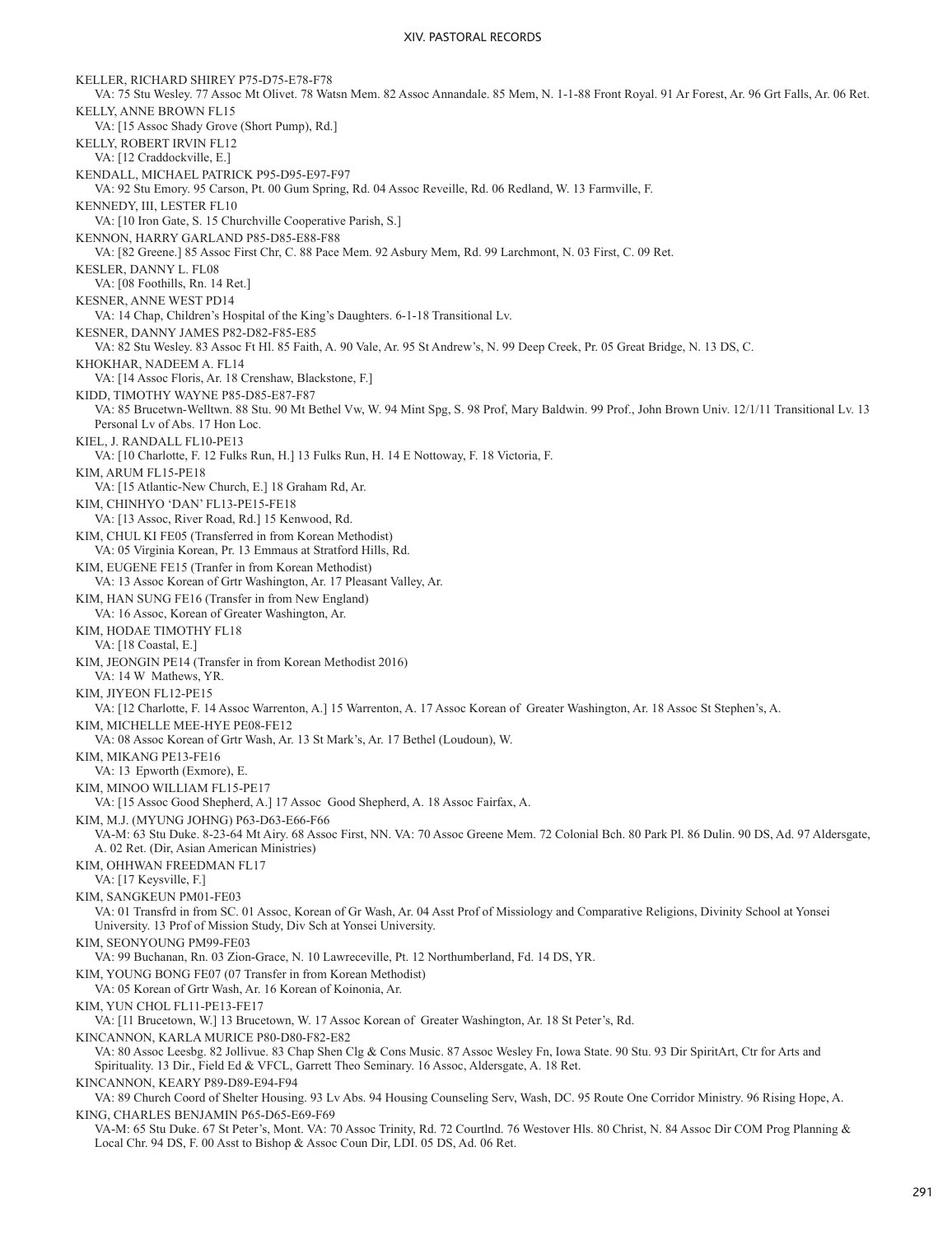KELLER, RICHARD SHIREY P75-D75-E78-F78
VA: 75 Stu Wesley. 77 Assoc Mt Olivet. 78 Watsn Mem. 82 Assoc Annandale. 85 Mem, N. 1-1-88 Front Royal. 91 Ar Forest, Ar. 96 Grt Falls, Ar. 06 Ret.

KELLY, ANNE BROWN FL15
VA: [15 Assoc Shady Grove (Short Pump), Rd.]

KELLY, ROBERT IRVIN FL12
VA: [12 Craddockville, E.]

KENDALL, MICHAEL PATRICK P95-D95-E97-F97
VA: 92 Stu Emory. 95 Carson, Pt. 00 Gum Spring, Rd. 04 Assoc Reveille, Rd. 06 Redland, W. 13 Farmville, F.

KENNEDY, III, LESTER FL10
VA: [10 Iron Gate, S. 15 Churchville Cooperative Parish, S.]

KENNON, HARRY GARLAND P85-D85-E88-F88
VA: [82 Greene.] 85 Assoc First Chr, C. 88 Pace Mem. 92 Asbury Mem, Rd. 99 Larchmont, N. 03 First, C. 09 Ret.

KESLER, DANNY L. FL08
VA: [08 Foothills, Rn. 14 Ret.]

KESNER, ANNE WEST PD14
VA: 14 Chap, Children's Hospital of the King's Daughters. 6-1-18 Transitional Lv.

KESNER, DANNY JAMES P82-D82-F85-E85
VA: 82 Stu Wesley. 83 Assoc Ft Hl. 85 Faith, A. 90 Vale, Ar. 95 St Andrew's, N. 99 Deep Creek, Pr. 05 Great Bridge, N. 13 DS, C.

KHOKHAR, NADEEM A. FL14
VA: [14 Assoc Floris, Ar. 18 Crenshaw, Blackstone, F.]

KIDD, TIMOTHY WAYNE P85-D85-E87-F87
VA: 85 Brucetwn-Welltwn. 88 Stu. 90 Mt Bethel Vw, W. 94 Mint Spg, S. 98 Prof, Mary Baldwin. 99 Prof., John Brown Univ. 12/1/11 Transitional Lv. 13 Personal Lv of Abs. 17 Hon Loc.

KIEL, J. RANDALL FL10-PE13
VA: [10 Charlotte, F. 12 Fulks Run, H.] 13 Fulks Run, H. 14 E Nottoway, F. 18 Victoria, F.

KIM, ARUM FL15-PE18
VA: [15 Atlantic-New Church, E.] 18 Graham Rd, Ar.

KIM, CHINHYO 'DAN' FL13-PE15-FE18
VA: [13 Assoc, River Road, Rd.] 15 Kenwood, Rd.

KIM, CHUL KI FE05 (Transferred in from Korean Methodist)
VA: 05 Virginia Korean, Pr. 13 Emmaus at Stratford Hills, Rd.

KIM, EUGENE FE15 (Tranfer in from Korean Methodist)
VA: 13 Assoc Korean of Grtr Washington, Ar. 17 Pleasant Valley, Ar.

KIM, HAN SUNG FE16 (Transfer in from New England)
VA: 16 Assoc, Korean of Greater Washington, Ar.

KIM, HODAE TIMOTHY FL18
VA: [18 Coastal, E.]

KIM, JEONGIN PE14 (Transfer in from Korean Methodist 2016)
VA: 14 W Mathews, YR.

KIM, JIYEON FL12-PE15
VA: [12 Charlotte, F. 14 Assoc Warrenton, A.] 15 Warrenton, A. 17 Assoc Korean of Greater Washington, Ar. 18 Assoc St Stephen's, A.

KIM, MICHELLE MEE-HYE PE08-FE12
VA: 08 Assoc Korean of Grtr Wash, Ar. 13 St Mark's, Ar. 17 Bethel (Loudoun), W.

KIM, MIKANG PE13-FE16
VA: 13 Epworth (Exmore), E.

KIM, MINOO WILLIAM FL15-PE17
VA: [15 Assoc Good Shepherd, A.] 17 Assoc Good Shepherd, A. 18 Assoc Fairfax, A.

KIM, M.J. (MYUNG JOHNG) P63-D63-E66-F66
VA-M: 63 Stu Duke. 8-23-64 Mt Airy. 68 Assoc First, NN. VA: 70 Assoc Greene Mem. 72 Colonial Bch. 80 Park Pl. 86 Dulin. 90 DS, Ad. 97 Aldersgate, A. 02 Ret. (Dir, Asian American Ministries)

KIM, OHHWAN FREEDMAN FL17
VA: [17 Keysville, F.]

KIM, SANGKEUN PM01-FE03
VA: 01 Transfrd in from SC. 01 Assoc, Korean of Gr Wash, Ar. 04 Asst Prof of Missiology and Comparative Religions, Divinity School at Yonsei University. 13 Prof of Mission Study, Div Sch at Yonsei University.

KIM, SEONYOUNG PM99-FE03
VA: 99 Buchanan, Rn. 03 Zion-Grace, N. 10 Lawreceville, Pt. 12 Northumberland, Fd. 14 DS, YR.

KIM, YOUNG BONG FE07 (07 Transfer in from Korean Methodist)
VA: 05 Korean of Grtr Wash, Ar. 16 Korean of Koinonia, Ar.

KIM, YUN CHOL FL11-PE13-FE17
VA: [11 Brucetown, W.] 13 Brucetown, W. 17 Assoc Korean of Greater Washington, Ar. 18 St Peter's, Rd.

KINCANNON, KARLA MURICE P80-D80-F82-E82
VA: 80 Assoc Leesbg. 82 Jollivue. 83 Chap Shen Clg & Cons Music. 87 Assoc Wesley Fn, Iowa State. 90 Stu. 93 Dir SpiritArt, Ctr for Arts and Spirituality. 13 Dir., Field Ed & VFCL, Garrett Theo Seminary. 16 Assoc, Aldersgate, A. 18 Ret.

KINCANNON, KEARY P89-D89-E94-F94
VA: 89 Church Coord of Shelter Housing. 93 Lv Abs. 94 Housing Counseling Serv, Wash, DC. 95 Route One Corridor Ministry. 96 Rising Hope, A.

KING, CHARLES BENJAMIN P65-D65-E69-F69
VA-M: 65 Stu Duke. 67 St Peter's, Mont. VA: 70 Assoc Trinity, Rd. 72 Courtlnd. 76 Westover Hls. 80 Christ, N. 84 Assoc Dir COM Prog Planning & Local Chr. 94 DS, F. 00 Asst to Bishop & Assoc Coun Dir, LDI. 05 DS, Ad. 06 Ret.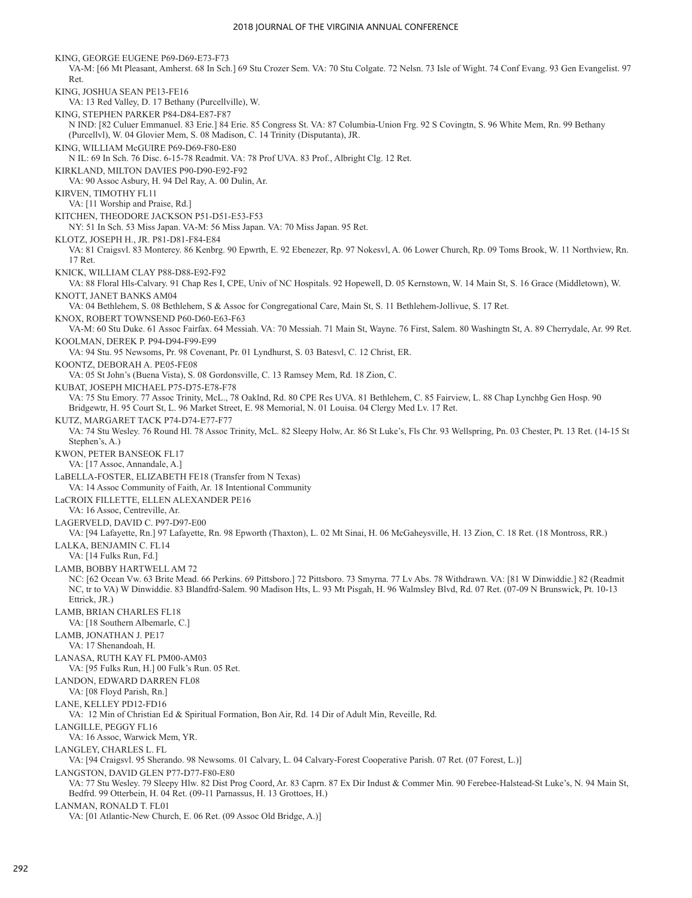KING, GEORGE EUGENE P69-D69-E73-F73
VA-M: [66 Mt Pleasant, Amherst. 68 In Sch.] 69 Stu Crozer Sem. VA: 70 Stu Colgate. 72 Nelsn. 73 Isle of Wight. 74 Conf Evang. 93 Gen Evangelist. 97 Ret.

KING, JOSHUA SEAN PE13-FE16
VA: 13 Red Valley, D. 17 Bethany (Purcellville), W.

KING, STEPHEN PARKER P84-D84-E87-F87
N IND: [82 Culuer Emmanuel. 83 Erie.] 84 Erie. 85 Congress St. VA: 87 Columbia-Union Frg. 92 S Covingtn, S. 96 White Mem, Rn. 99 Bethany (Purcellvl), W. 04 Glovier Mem, S. 08 Madison, C. 14 Trinity (Disputanta), JR.

KING, WILLIAM McGUIRE P69-D69-F80-E80
N IL: 69 In Sch. 76 Disc. 6-15-78 Readmit. VA: 78 Prof UVA. 83 Prof., Albright Clg. 12 Ret.

KIRKLAND, MILTON DAVIES P90-D90-E92-F92
VA: 90 Assoc Asbury, H. 94 Del Ray, A. 00 Dulin, Ar.

KIRVEN, TIMOTHY FL11
VA: [11 Worship and Praise, Rd.]

KITCHEN, THEODORE JACKSON P51-D51-E53-F53
NY: 51 In Sch. 53 Miss Japan. VA-M: 56 Miss Japan. VA: 70 Miss Japan. 95 Ret.

KLOTZ, JOSEPH H., JR. P81-D81-F84-E84
VA: 81 Craigsvl. 83 Monterey. 86 Kenbrg. 90 Epwrth, E. 92 Ebenezer, Rp. 97 Nokesvl, A. 06 Lower Church, Rp. 09 Toms Brook, W. 11 Northview, Rn. 17 Ret.

KNICK, WILLIAM CLAY P88-D88-E92-F92
VA: 88 Floral Hls-Calvary. 91 Chap Res I, CPE, Univ of NC Hospitals. 92 Hopewell, D. 05 Kernstown, W. 14 Main St, S. 16 Grace (Middletown), W.

KNOTT, JANET BANKS AM04
VA: 04 Bethlehem, S. 08 Bethlehem, S & Assoc for Congregational Care, Main St, S. 11 Bethlehem-Jollivue, S. 17 Ret.

KNOX, ROBERT TOWNSEND P60-D60-E63-F63
VA-M: 60 Stu Duke. 61 Assoc Fairfax. 64 Messiah. VA: 70 Messiah. 71 Main St, Wayne. 76 First, Salem. 80 Washingtn St, A. 89 Cherrydale, Ar. 99 Ret.

KOOLMAN, DEREK P. P94-D94-F99-E99
VA: 94 Stu. 95 Newsoms, Pr. 98 Covenant, Pr. 01 Lyndhurst, S. 03 Batesvl, C. 12 Christ, ER.

KOONTZ, DEBORAH A. PE05-FE08
VA: 05 St John's (Buena Vista), S. 08 Gordonsville, C. 13 Ramsey Mem, Rd. 18 Zion, C.

KUBAT, JOSEPH MICHAEL P75-D75-E78-F78
VA: 75 Stu Emory. 77 Assoc Trinity, McL., 78 Oaklnd, Rd. 80 CPE Res UVA. 81 Bethlehem, C. 85 Fairview, L. 88 Chap Lynchbg Gen Hosp. 90 Bridgewtr, H. 95 Court St, L. 96 Market Street, E. 98 Memorial, N. 01 Louisa. 04 Clergy Med Lv. 17 Ret.

KUTZ, MARGARET TACK P74-D74-E77-F77
VA: 74 Stu Wesley. 76 Round Hl. 78 Assoc Trinity, McL. 82 Sleepy Holw, Ar. 86 St Luke's, Fls Chr. 93 Wellspring, Pn. 03 Chester, Pt. 13 Ret. (14-15 St Stephen's, A.)

KWON, PETER BANSEOK FL17
VA: [17 Assoc, Annandale, A.]

LaBELLA-FOSTER, ELIZABETH FE18 (Transfer from N Texas)
VA: 14 Assoc Community of Faith, Ar. 18 Intentional Community

LaCROIX FILLETTE, ELLEN ALEXANDER PE16
VA: 16 Assoc, Centreville, Ar.

LAGERVELD, DAVID C. P97-D97-E00
VA: [94 Lafayette, Rn.] 97 Lafayette, Rn. 98 Epworth (Thaxton), L. 02 Mt Sinai, H. 06 McGaheysville, H. 13 Zion, C. 18 Ret. (18 Montross, RR.)

LALKA, BENJAMIN C. FL14
VA: [14 Fulks Run, Fd.]

LAMB, BOBBY HARTWELL AM 72
NC: [62 Ocean Vw. 63 Brite Mead. 66 Perkins. 69 Pittsboro.] 72 Pittsboro. 73 Smyrna. 77 Lv Abs. 78 Withdrawn. VA: [81 W Dinwiddie.] 82 (Readmit NC, tr to VA) W Dinwiddie. 83 Blandfrd-Salem. 90 Madison Hts, L. 93 Mt Pisgah, H. 96 Walmsley Blvd, Rd. 07 Ret. (07-09 N Brunswick, Pt. 10-13 Ettrick, JR.)

LAMB, BRIAN CHARLES FL18
VA: [18 Southern Albemarle, C.]

LAMB, JONATHAN J. PE17
VA: 17 Shenandoah, H.

LANASA, RUTH KAY FL PM00-AM03
VA: [95 Fulks Run, H.] 00 Fulk's Run. 05 Ret.

LANDON, EDWARD DARREN FL08
VA: [08 Floyd Parish, Rn.]

LANE, KELLEY PD12-FD16
VA: 12 Min of Christian Ed & Spiritual Formation, Bon Air, Rd. 14 Dir of Adult Min, Reveille, Rd.

LANGILLE, PEGGY FL16
VA: 16 Assoc, Warwick Mem, YR.

LANGLEY, CHARLES L. FL
VA: [94 Craigsvl. 95 Sherando. 98 Newsoms. 01 Calvary, L. 04 Calvary-Forest Cooperative Parish. 07 Ret. (07 Forest, L.)]

LANGSTON, DAVID GLEN P77-D77-F80-E80
VA: 77 Stu Wesley. 79 Sleepy Hlw. 82 Dist Prog Coord, Ar. 83 Caprn. 87 Ex Dir Indust & Commer Min. 90 Ferebee-Halstead-St Luke's, N. 94 Main St, Bedfrd. 99 Otterbein, H. 04 Ret. (09-11 Parnassus, H. 13 Grottoes, H.)

LANMAN, RONALD T. FL01
VA: [01 Atlantic-New Church, E. 06 Ret. (09 Assoc Old Bridge, A.)]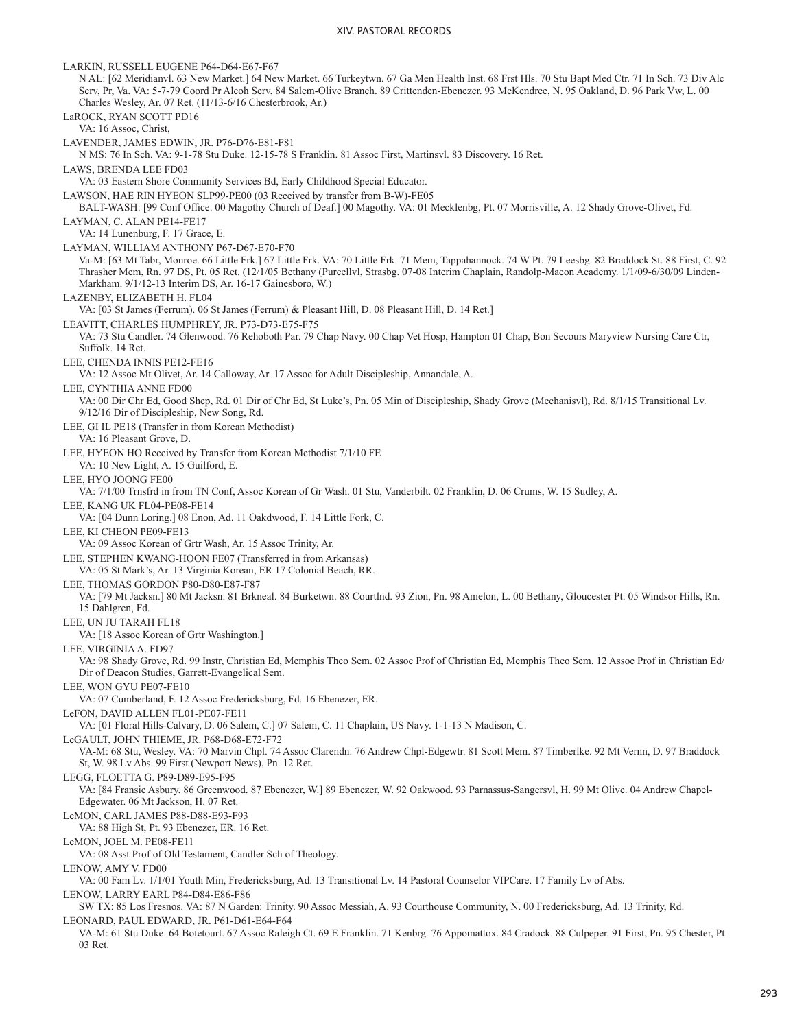LARKIN, RUSSELL EUGENE P64-D64-E67-F67

N AL: [62 Meridianvl. 63 New Market.] 64 New Market. 66 Turkeytwn. 67 Ga Men Health Inst. 68 Frst Hls. 70 Stu Bapt Med Ctr. 71 In Sch. 73 Div Alc Serv, Pr, Va. VA: 5-7-79 Coord Pr Alcoh Serv. 84 Salem-Olive Branch. 89 Crittenden-Ebenezer. 93 McKendree, N. 95 Oakland, D. 96 Park Vw, L. 00 Charles Wesley, Ar. 07 Ret. (11/13-6/16 Chesterbrook, Ar.)

LaROCK, RYAN SCOTT PD16

VA: 16 Assoc, Christ,

LAVENDER, JAMES EDWIN, JR. P76-D76-E81-F81

N MS: 76 In Sch. VA: 9-1-78 Stu Duke. 12-15-78 S Franklin. 81 Assoc First, Martinsvl. 83 Discovery. 16 Ret.

LAWS, BRENDA LEE FD03

VA: 03 Eastern Shore Community Services Bd, Early Childhood Special Educator.

LAWSON, HAE RIN HYEON SLP99-PE00 (03 Received by transfer from B-W)-FE05

BALT-WASH: [99 Conf Office. 00 Magothy Church of Deaf.] 00 Magothy. VA: 01 Mecklenbg, Pt. 07 Morrisville, A. 12 Shady Grove-Olivet, Fd.

LAYMAN, C. ALAN PE14-FE17

VA: 14 Lunenburg, F. 17 Grace, E.

LAYMAN, WILLIAM ANTHONY P67-D67-E70-F70

Va-M: [63 Mt Tabr, Monroe. 66 Little Frk.] 67 Little Frk. VA: 70 Little Frk. 71 Mem, Tappahannock. 74 W Pt. 79 Leesbg. 82 Braddock St. 88 First, C. 92 Thrasher Mem, Rn. 97 DS, Pt. 05 Ret. (12/1/05 Bethany (Purcellvl, Strasbg. 07-08 Interim Chaplain, Randolp-Macon Academy. 1/1/09-6/30/09 Linden-Markham. 9/1/12-13 Interim DS, Ar. 16-17 Gainesboro, W.)

LAZENBY, ELIZABETH H. FL04

VA: [03 St James (Ferrum). 06 St James (Ferrum) & Pleasant Hill, D. 08 Pleasant Hill, D. 14 Ret.]

LEAVITT, CHARLES HUMPHREY, JR. P73-D73-E75-F75

VA: 73 Stu Candler. 74 Glenwood. 76 Rehoboth Par. 79 Chap Navy. 00 Chap Vet Hosp, Hampton 01 Chap, Bon Secours Maryview Nursing Care Ctr, Suffolk. 14 Ret.

LEE, CHENDA INNIS PE12-FE16

VA: 12 Assoc Mt Olivet, Ar. 14 Calloway, Ar. 17 Assoc for Adult Discipleship, Annandale, A.

LEE, CYNTHIA ANNE FD00

VA: 00 Dir Chr Ed, Good Shep, Rd. 01 Dir of Chr Ed, St Luke's, Pn. 05 Min of Discipleship, Shady Grove (Mechanisvl), Rd. 8/1/15 Transitional Lv. 9/12/16 Dir of Discipleship, New Song, Rd.

LEE, GI IL PE18 (Transfer in from Korean Methodist)

VA: 16 Pleasant Grove, D.

LEE, HYEON HO Received by Transfer from Korean Methodist 7/1/10 FE

VA: 10 New Light, A. 15 Guilford, E.

LEE, HYO JOONG FE00

VA: 7/1/00 Trnsfrd in from TN Conf, Assoc Korean of Gr Wash. 01 Stu, Vanderbilt. 02 Franklin, D. 06 Crums, W. 15 Sudley, A.

LEE, KANG UK FL04-PE08-FE14

VA: [04 Dunn Loring.] 08 Enon, Ad. 11 Oakdwood, F. 14 Little Fork, C.

LEE, KI CHEON PE09-FE13

VA: 09 Assoc Korean of Grtr Wash, Ar. 15 Assoc Trinity, Ar.

LEE, STEPHEN KWANG-HOON FE07 (Transferred in from Arkansas)

VA: 05 St Mark's, Ar. 13 Virginia Korean, ER 17 Colonial Beach, RR.

LEE, THOMAS GORDON P80-D80-E87-F87

VA: [79 Mt Jacksn.] 80 Mt Jacksn. 81 Brkneal. 84 Burketwn. 88 Courtlnd. 93 Zion, Pn. 98 Amelon, L. 00 Bethany, Gloucester Pt. 05 Windsor Hills, Rn. 15 Dahlgren, Fd.

LEE, UN JU TARAH FL18

VA: [18 Assoc Korean of Grtr Washington.]

LEE, VIRGINIA A. FD97

VA: 98 Shady Grove, Rd. 99 Instr, Christian Ed, Memphis Theo Sem. 02 Assoc Prof of Christian Ed, Memphis Theo Sem. 12 Assoc Prof in Christian Ed/ Dir of Deacon Studies, Garrett-Evangelical Sem.

LEE, WON GYU PE07-FE10

VA: 07 Cumberland, F. 12 Assoc Fredericksburg, Fd. 16 Ebenezer, ER.

LeFON, DAVID ALLEN FL01-PE07-FE11

VA: [01 Floral Hills-Calvary, D. 06 Salem, C.] 07 Salem, C. 11 Chaplain, US Navy. 1-1-13 N Madison, C.

LeGAULT, JOHN THIEME, JR. P68-D68-E72-F72

VA-M: 68 Stu, Wesley. VA: 70 Marvin Chpl. 74 Assoc Clarendn. 76 Andrew Chpl-Edgewtr. 81 Scott Mem. 87 Timberlke. 92 Mt Vernn, D. 97 Braddock St, W. 98 Lv Abs. 99 First (Newport News), Pn. 12 Ret.

LEGG, FLOETTA G. P89-D89-E95-F95

VA: [84 Fransic Asbury. 86 Greenwood. 87 Ebenezer, W.] 89 Ebenezer, W. 92 Oakwood. 93 Parnassus-Sangersvl, H. 99 Mt Olive. 04 Andrew Chapel-Edgewater. 06 Mt Jackson, H. 07 Ret.

LeMON, CARL JAMES P88-D88-E93-F93

VA: 88 High St, Pt. 93 Ebenezer, ER. 16 Ret.

LeMON, JOEL M. PE08-FE11

VA: 08 Asst Prof of Old Testament, Candler Sch of Theology.

LENOW, AMY V. FD00

VA: 00 Fam Lv. 1/1/01 Youth Min, Fredericksburg, Ad. 13 Transitional Lv. 14 Pastoral Counselor VIPCare. 17 Family Lv of Abs.

LENOW, LARRY EARL P84-D84-E86-F86

SW TX: 85 Los Fresnos. VA: 87 N Garden: Trinity. 90 Assoc Messiah, A. 93 Courthouse Community, N. 00 Fredericksburg, Ad. 13 Trinity, Rd.

LEONARD, PAUL EDWARD, JR. P61-D61-E64-F64

VA-M: 61 Stu Duke. 64 Botetourt. 67 Assoc Raleigh Ct. 69 E Franklin. 71 Kenbrg. 76 Appomattox. 84 Cradock. 88 Culpeper. 91 First, Pn. 95 Chester, Pt. 03 Ret.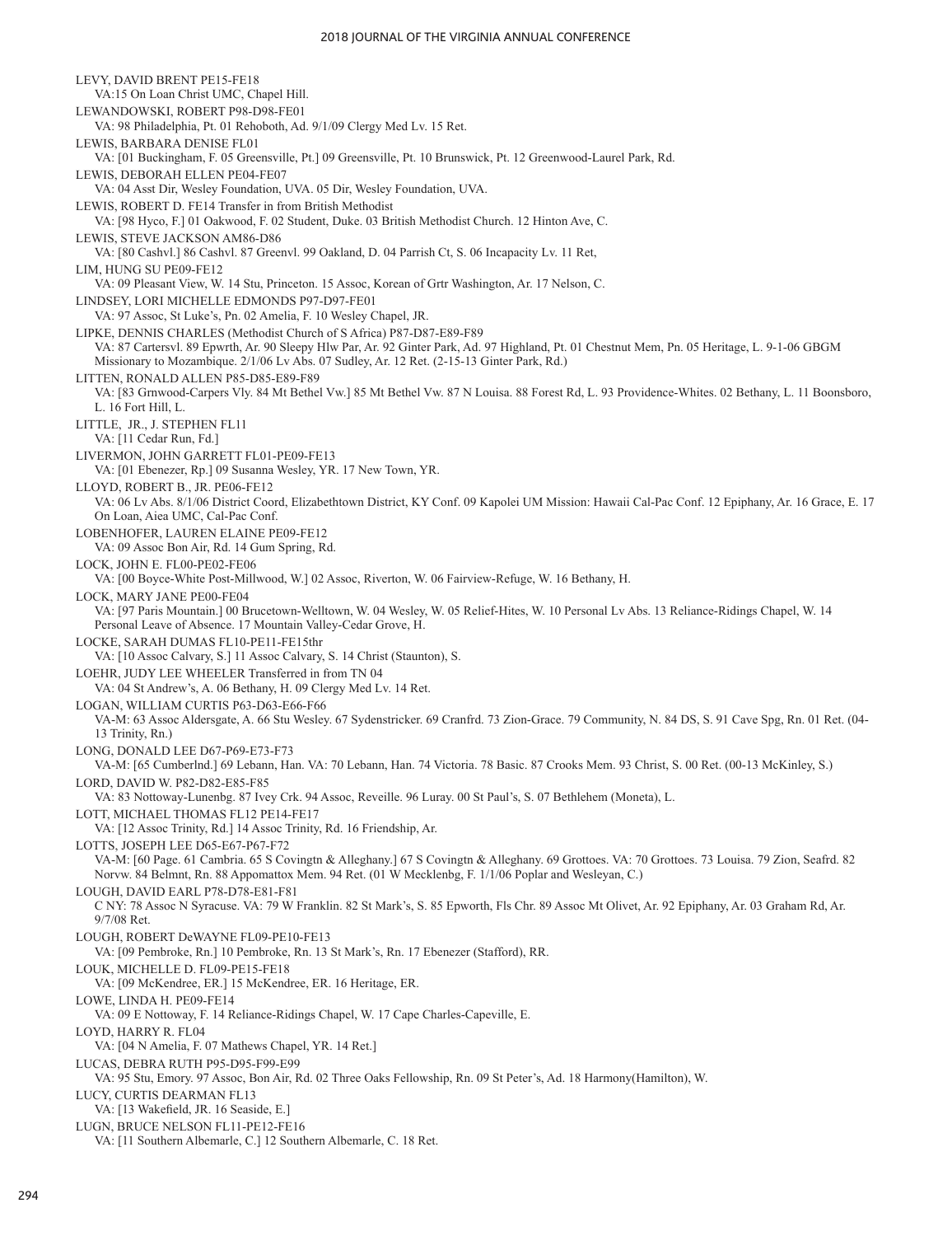LEVY, DAVID BRENT PE15-FE18
VA:15 On Loan Christ UMC, Chapel Hill.

LEWANDOWSKI, ROBERT P98-D98-FE01
VA: 98 Philadelphia, Pt. 01 Rehoboth, Ad. 9/1/09 Clergy Med Lv. 15 Ret.

LEWIS, BARBARA DENISE FL01
VA: [01 Buckingham, F. 05 Greensville, Pt.] 09 Greensville, Pt. 10 Brunswick, Pt. 12 Greenwood-Laurel Park, Rd.

LEWIS, DEBORAH ELLEN PE04-FE07
VA: 04 Asst Dir, Wesley Foundation, UVA. 05 Dir, Wesley Foundation, UVA.

LEWIS, ROBERT D. FE14 Transfer in from British Methodist
VA: [98 Hyco, F.] 01 Oakwood, F. 02 Student, Duke. 03 British Methodist Church. 12 Hinton Ave, C.

LEWIS, STEVE JACKSON AM86-D86
VA: [80 Cashvl.] 86 Cashvl. 87 Greenvl. 99 Oakland, D. 04 Parrish Ct, S. 06 Incapacity Lv. 11 Ret,

LIM, HUNG SU PE09-FE12
VA: 09 Pleasant View, W. 14 Stu, Princeton. 15 Assoc, Korean of Grtr Washington, Ar. 17 Nelson, C.

LINDSEY, LORI MICHELLE EDMONDS P97-D97-FE01
VA: 97 Assoc, St Luke's, Pn. 02 Amelia, F. 10 Wesley Chapel, JR.

LIPKE, DENNIS CHARLES (Methodist Church of S Africa) P87-D87-E89-F89
VA: 87 Cartersvl. 89 Epwrth, Ar. 90 Sleepy Hlw Par, Ar. 92 Ginter Park, Ad. 97 Highland, Pt. 01 Chestnut Mem, Pn. 05 Heritage, L. 9-1-06 GBGM Missionary to Mozambique. 2/1/06 Lv Abs. 07 Sudley, Ar. 12 Ret. (2-15-13 Ginter Park, Rd.)

LITTEN, RONALD ALLEN P85-D85-E89-F89
VA: [83 Grnwood-Carpers Vly. 84 Mt Bethel Vw.] 85 Mt Bethel Vw. 87 N Louisa. 88 Forest Rd, L. 93 Providence-Whites. 02 Bethany, L. 11 Boonsboro, L. 16 Fort Hill, L.

LITTLE, JR., J. STEPHEN FL11
VA: [11 Cedar Run, Fd.]

LIVERMON, JOHN GARRETT FL01-PE09-FE13
VA: [01 Ebenezer, Rp.] 09 Susanna Wesley, YR. 17 New Town, YR.

LLOYD, ROBERT B., JR. PE06-FE12
VA: 06 Lv Abs. 8/1/06 District Coord, Elizabethtown District, KY Conf. 09 Kapolei UM Mission: Hawaii Cal-Pac Conf. 12 Epiphany, Ar. 16 Grace, E. 17 On Loan, Aiea UMC, Cal-Pac Conf.

LOBENHOFER, LAUREN ELAINE PE09-FE12
VA: 09 Assoc Bon Air, Rd. 14 Gum Spring, Rd.

LOCK, JOHN E. FL00-PE02-FE06
VA: [00 Boyce-White Post-Millwood, W.] 02 Assoc, Riverton, W. 06 Fairview-Refuge, W. 16 Bethany, H.

LOCK, MARY JANE PE00-FE04
VA: [97 Paris Mountain.] 00 Brucetown-Welltown, W. 04 Wesley, W. 05 Relief-Hites, W. 10 Personal Lv Abs. 13 Reliance-Ridings Chapel, W. 14 Personal Leave of Absence. 17 Mountain Valley-Cedar Grove, H.

LOCKE, SARAH DUMAS FL10-PE11-FE15thr
VA: [10 Assoc Calvary, S.] 11 Assoc Calvary, S. 14 Christ (Staunton), S.

LOEHR, JUDY LEE WHEELER Transferred in from TN 04
VA: 04 St Andrew's, A. 06 Bethany, H. 09 Clergy Med Lv. 14 Ret.

LOGAN, WILLIAM CURTIS P63-D63-E66-F66
VA-M: 63 Assoc Aldersgate, A. 66 Stu Wesley. 67 Sydenstricker. 69 Cranfrd. 73 Zion-Grace. 79 Community, N. 84 DS, S. 91 Cave Spg, Rn. 01 Ret. (04-13 Trinity, Rn.)

LONG, DONALD LEE D67-P69-E73-F73
VA-M: [65 Cumberlnd.] 69 Lebann, Han. VA: 70 Lebann, Han. 74 Victoria. 78 Basic. 87 Crooks Mem. 93 Christ, S. 00 Ret. (00-13 McKinley, S.)

LORD, DAVID W. P82-D82-E85-F85
VA: 83 Nottoway-Lunenbg. 87 Ivey Crk. 94 Assoc, Reveille. 96 Luray. 00 St Paul's, S. 07 Bethlehem (Moneta), L.

LOTT, MICHAEL THOMAS FL12 PE14-FE17
VA: [12 Assoc Trinity, Rd.] 14 Assoc Trinity, Rd. 16 Friendship, Ar.

LOTTS, JOSEPH LEE D65-E67-P67-F72
VA-M: [60 Page. 61 Cambria. 65 S Covingtn & Alleghany.] 67 S Covingtn & Alleghany. 69 Grottoes. VA: 70 Grottoes. 73 Louisa. 79 Zion, Seafrd. 82 Norvw. 84 Belmnt, Rn. 88 Appomattox Mem. 94 Ret. (01 W Mecklenbg, F. 1/1/06 Poplar and Wesleyan, C.)

LOUGH, DAVID EARL P78-D78-E81-F81
C NY: 78 Assoc N Syracuse. VA: 79 W Franklin. 82 St Mark's, S. 85 Epworth, Fls Chr. 89 Assoc Mt Olivet, Ar. 92 Epiphany, Ar. 03 Graham Rd, Ar. 9/7/08 Ret.

LOUGH, ROBERT DeWAYNE FL09-PE10-FE13
VA: [09 Pembroke, Rn.] 10 Pembroke, Rn. 13 St Mark's, Rn. 17 Ebenezer (Stafford), RR.

LOUK, MICHELLE D. FL09-PE15-FE18
VA: [09 McKendree, ER.] 15 McKendree, ER. 16 Heritage, ER.

LOWE, LINDA H. PE09-FE14
VA: 09 E Nottoway, F. 14 Reliance-Ridings Chapel, W. 17 Cape Charles-Capeville, E.

LOYD, HARRY R. FL04
VA: [04 N Amelia, F. 07 Mathews Chapel, YR. 14 Ret.]

LUCAS, DEBRA RUTH P95-D95-F99-E99
VA: 95 Stu, Emory. 97 Assoc, Bon Air, Rd. 02 Three Oaks Fellowship, Rn. 09 St Peter's, Ad. 18 Harmony(Hamilton), W.

LUCY, CURTIS DEARMAN FL13
VA: [13 Wakefield, JR. 16 Seaside, E.]

LUGN, BRUCE NELSON FL11-PE12-FE16
VA: [11 Southern Albemarle, C.] 12 Southern Albemarle, C. 18 Ret.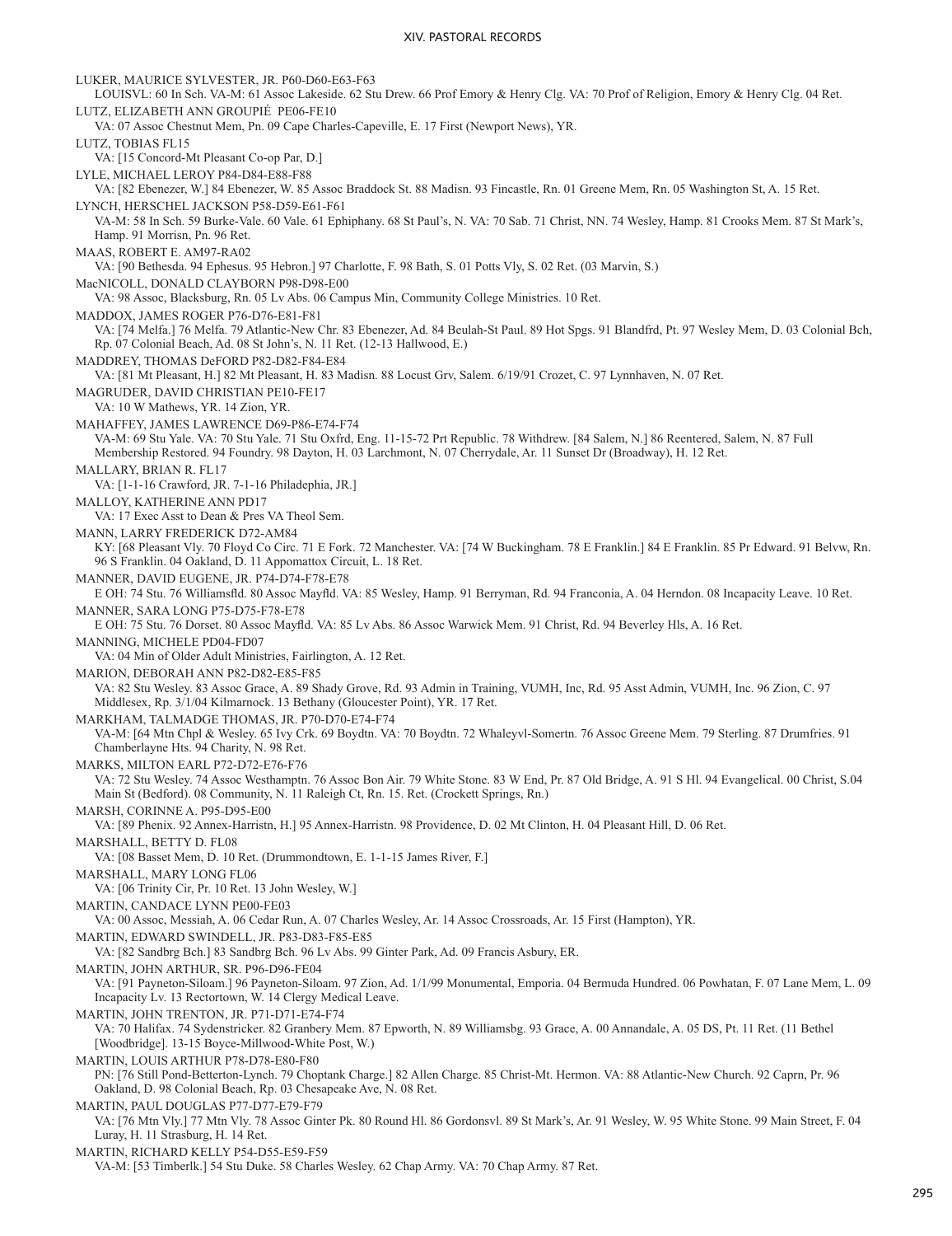LUKER, MAURICE SYLVESTER, JR. P60-D60-E63-F63
LOUISVL: 60 In Sch. VA-M: 61 Assoc Lakeside. 62 Stu Drew. 66 Prof Emory & Henry Clg. VA: 70 Prof of Religion, Emory & Henry Clg. 04 Ret.

LUTZ, ELIZABETH ANN GROUPIÉ PE06-FE10
VA: 07 Assoc Chestnut Mem, Pn. 09 Cape Charles-Capeville, E. 17 First (Newport News), YR.

LUTZ, TOBIAS FL15
VA: [15 Concord-Mt Pleasant Co-op Par, D.]

LYLE, MICHAEL LEROY P84-D84-E88-F88
VA: [82 Ebenezer, W.] 84 Ebenezer, W. 85 Assoc Braddock St. 88 Madisn. 93 Fincastle, Rn. 01 Greene Mem, Rn. 05 Washington St, A. 15 Ret.

LYNCH, HERSCHEL JACKSON P58-D59-E61-F61
VA-M: 58 In Sch. 59 Burke-Vale. 60 Vale. 61 Ephiphany. 68 St Paul's, N. VA: 70 Sab. 71 Christ, NN. 74 Wesley, Hamp. 81 Crooks Mem. 87 St Mark's, Hamp. 91 Morrisn, Pn. 96 Ret.

MAAS, ROBERT E. AM97-RA02
VA: [90 Bethesda. 94 Ephesus. 95 Hebron.] 97 Charlotte, F. 98 Bath, S. 01 Potts Vly, S. 02 Ret. (03 Marvin, S.)

MacNICOLL, DONALD CLAYBORN P98-D98-E00
VA: 98 Assoc, Blacksburg, Rn. 05 Lv Abs. 06 Campus Min, Community College Ministries. 10 Ret.

MADDOX, JAMES ROGER P76-D76-E81-F81
VA: [74 Melfa.] 76 Melfa. 79 Atlantic-New Chr. 83 Ebenezer, Ad. 84 Beulah-St Paul. 89 Hot Spgs. 91 Blandfrd, Pt. 97 Wesley Mem, D. 03 Colonial Bch, Rp. 07 Colonial Beach, Ad. 08 St John's, N. 11 Ret. (12-13 Hallwood, E.)

MADDREY, THOMAS DeFORD P82-D82-F84-E84
VA: [81 Mt Pleasant, H.] 82 Mt Pleasant, H. 83 Madisn. 88 Locust Grv, Salem. 6/19/91 Crozet, C. 97 Lynnhaven, N. 07 Ret.

MAGRUDER, DAVID CHRISTIAN PE10-FE17
VA: 10 W Mathews, YR. 14 Zion, YR.

MAHAFFEY, JAMES LAWRENCE D69-P86-E74-F74
VA-M: 69 Stu Yale. VA: 70 Stu Yale. 71 Stu Oxfrd, Eng. 11-15-72 Prt Republic. 78 Withdrew. [84 Salem, N.] 86 Reentered, Salem, N. 87 Full Membership Restored. 94 Foundry. 98 Dayton, H. 03 Larchmont, N. 07 Cherrydale, Ar. 11 Sunset Dr (Broadway), H. 12 Ret.

MALLARY, BRIAN R. FL17
VA: [1-1-16 Crawford, JR. 7-1-16 Philadephia, JR.]

MALLOY, KATHERINE ANN PD17
VA: 17 Exec Asst to Dean & Pres VA Theol Sem.

MANN, LARRY FREDERICK D72-AM84
KY: [68 Pleasant Vly. 70 Floyd Co Circ. 71 E Fork. 72 Manchester. VA: [74 W Buckingham. 78 E Franklin.] 84 E Franklin. 85 Pr Edward. 91 Belvw, Rn. 96 S Franklin. 04 Oakland, D. 11 Appomattox Circuit, L. 18 Ret.

MANNER, DAVID EUGENE, JR. P74-D74-F78-E78
E OH: 74 Stu. 76 Williamsfld. 80 Assoc Mayfld. VA: 85 Wesley, Hamp. 91 Berryman, Rd. 94 Franconia, A. 04 Herndon. 08 Incapacity Leave. 10 Ret.

MANNER, SARA LONG P75-D75-F78-E78
E OH: 75 Stu. 76 Dorset. 80 Assoc Mayfld. VA: 85 Lv Abs. 86 Assoc Warwick Mem. 91 Christ, Rd. 94 Beverley Hls, A. 16 Ret.

MANNING, MICHELE PD04-FD07
VA: 04 Min of Older Adult Ministries, Fairlington, A. 12 Ret.

MARION, DEBORAH ANN P82-D82-E85-F85
VA: 82 Stu Wesley. 83 Assoc Grace, A. 89 Shady Grove, Rd. 93 Admin in Training, VUMH, Inc, Rd. 95 Asst Admin, VUMH, Inc. 96 Zion, C. 97 Middlesex, Rp. 3/1/04 Kilmarnock. 13 Bethany (Gloucester Point), YR. 17 Ret.

MARKHAM, TALMADGE THOMAS, JR. P70-D70-E74-F74
VA-M: [64 Mtn Chpl & Wesley. 65 Ivy Crk. 69 Boydtn. VA: 70 Boydtn. 72 Whaleyvl-Somertn. 76 Assoc Greene Mem. 79 Sterling. 87 Drumfries. 91 Chamberlayne Hts. 94 Charity, N. 98 Ret.

MARKS, MILTON EARL P72-D72-E76-F76
VA: 72 Stu Wesley. 74 Assoc Westhamptn. 76 Assoc Bon Air. 79 White Stone. 83 W End, Pr. 87 Old Bridge, A. 91 S Hl. 94 Evangelical. 00 Christ, S.04 Main St (Bedford). 08 Community, N. 11 Raleigh Ct, Rn. 15. Ret. (Crockett Springs, Rn.)

MARSH, CORINNE A. P95-D95-E00
VA: [89 Phenix. 92 Annex-Harristn, H.] 95 Annex-Harristn. 98 Providence, D. 02 Mt Clinton, H. 04 Pleasant Hill, D. 06 Ret.

MARSHALL, BETTY D. FL08
VA: [08 Basset Mem, D. 10 Ret. (Drummondtown, E. 1-1-15 James River, F.]

MARSHALL, MARY LONG FL06
VA: [06 Trinity Cir, Pr. 10 Ret. 13 John Wesley, W.]

MARTIN, CANDACE LYNN PE00-FE03
VA: 00 Assoc, Messiah, A. 06 Cedar Run, A. 07 Charles Wesley, Ar. 14 Assoc Crossroads, Ar. 15 First (Hampton), YR.

MARTIN, EDWARD SWINDELL, JR. P83-D83-F85-E85
VA: [82 Sandbrg Bch.] 83 Sandbrg Bch. 96 Lv Abs. 99 Ginter Park, Ad. 09 Francis Asbury, ER.

MARTIN, JOHN ARTHUR, SR. P96-D96-FE04
VA: [91 Payneton-Siloam.] 96 Payneton-Siloam. 97 Zion, Ad. 1/1/99 Monumental, Emporia. 04 Bermuda Hundred. 06 Powhatan, F. 07 Lane Mem, L. 09 Incapacity Lv. 13 Rectortown, W. 14 Clergy Medical Leave.

MARTIN, JOHN TRENTON, JR. P71-D71-E74-F74
VA: 70 Halifax. 74 Sydenstricker. 82 Granbery Mem. 87 Epworth, N. 89 Williamsbg. 93 Grace, A. 00 Annandale, A. 05 DS, Pt. 11 Ret. (11 Bethel [Woodbridge]. 13-15 Boyce-Millwood-White Post, W.)

MARTIN, LOUIS ARTHUR P78-D78-E80-F80
PN: [76 Still Pond-Betterton-Lynch. 79 Choptank Charge.] 82 Allen Charge. 85 Christ-Mt. Hermon. VA: 88 Atlantic-New Church. 92 Caprn, Pr. 96 Oakland, D. 98 Colonial Beach, Rp. 03 Chesapeake Ave, N. 08 Ret.

MARTIN, PAUL DOUGLAS P77-D77-E79-F79
VA: [76 Mtn Vly.] 77 Mtn Vly. 78 Assoc Ginter Pk. 80 Round Hl. 86 Gordonsvl. 89 St Mark's, Ar. 91 Wesley, W. 95 White Stone. 99 Main Street, F. 04 Luray, H. 11 Strasburg, H. 14 Ret.

MARTIN, RICHARD KELLY P54-D55-E59-F59
VA-M: [53 Timberlk.] 54 Stu Duke. 58 Charles Wesley. 62 Chap Army. VA: 70 Chap Army. 87 Ret.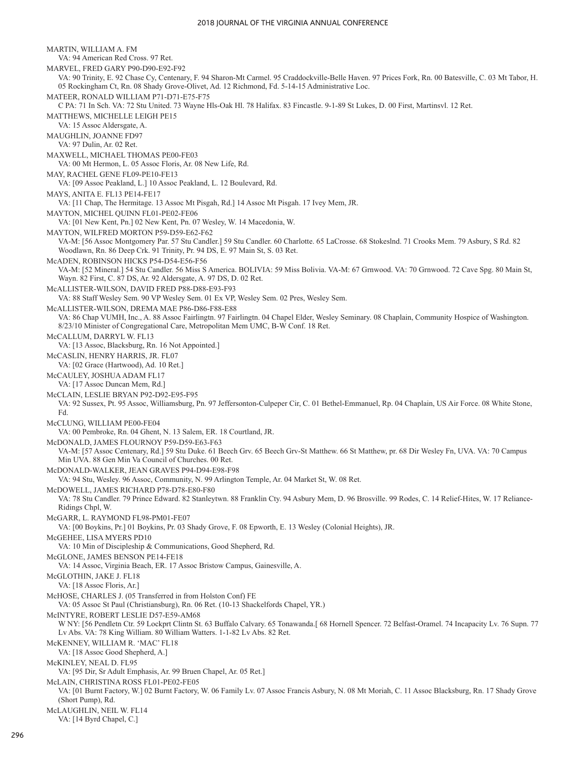MARTIN, WILLIAM A. FM
VA: 94 American Red Cross. 97 Ret.

MARVEL, FRED GARY P90-D90-E92-F92
VA: 90 Trinity, E. 92 Chase Cy, Centenary, F. 94 Sharon-Mt Carmel. 95 Craddockville-Belle Haven. 97 Prices Fork, Rn. 00 Batesville, C. 03 Mt Tabor, H. 05 Rockingham Ct, Rn. 08 Shady Grove-Olivet, Ad. 12 Richmond, Fd. 5-14-15 Administrative Loc.

MATEER, RONALD WILLIAM P71-D71-E75-F75
C PA: 71 In Sch. VA: 72 Stu United. 73 Wayne Hls-Oak Hl. 78 Halifax. 83 Fincastle. 9-1-89 St Lukes, D. 00 First, Martinsvl. 12 Ret.

MATTHEWS, MICHELLE LEIGH PE15
VA: 15 Assoc Aldersgate, A.

MAUGHLIN, JOANNE FD97
VA: 97 Dulin, Ar. 02 Ret.

MAXWELL, MICHAEL THOMAS PE00-FE03
VA: 00 Mt Hermon, L. 05 Assoc Floris, Ar. 08 New Life, Rd.

MAY, RACHEL GENE FL09-PE10-FE13
VA: [09 Assoc Peakland, L.] 10 Assoc Peakland, L. 12 Boulevard, Rd.

MAYS, ANITA E. FL13 PE14-FE17
VA: [11 Chap, The Hermitage. 13 Assoc Mt Pisgah, Rd.] 14 Assoc Mt Pisgah. 17 Ivey Mem, JR.

MAYTON, MICHEL QUINN FL01-PE02-FE06
VA: [01 New Kent, Pn.] 02 New Kent, Pn. 07 Wesley, W. 14 Macedonia, W.

MAYTON, WILFRED MORTON P59-D59-E62-F62
VA-M: [56 Assoc Montgomery Par. 57 Stu Candler.] 59 Stu Candler. 60 Charlotte. 65 LaCrosse. 68 Stokeslnd. 71 Crooks Mem. 79 Asbury, S Rd. 82 Woodlawn, Rn. 86 Deep Crk. 91 Trinity, Pr. 94 DS, E. 97 Main St, S. 03 Ret.

McADEN, ROBINSON HICKS P54-D54-E56-F56
VA-M: [52 Mineral.] 54 Stu Candler. 56 Miss S America. BOLIVIA: 59 Miss Bolivia. VA-M: 67 Grnwood. VA: 70 Grnwood. 72 Cave Spg. 80 Main St, Wayn. 82 First, C. 87 DS, Ar. 92 Aldersgate, A. 97 DS, D. 02 Ret.

McALLISTER-WILSON, DAVID FRED P88-D88-E93-F93
VA: 88 Staff Wesley Sem. 90 VP Wesley Sem. 01 Ex VP, Wesley Sem. 02 Pres, Wesley Sem.

McALLISTER-WILSON, DREMA MAE P86-D86-F88-E88
VA: 86 Chap VUMH, Inc., A. 88 Assoc Fairlingtn. 97 Fairlingtn. 04 Chapel Elder, Wesley Seminary. 08 Chaplain, Community Hospice of Washington. 8/23/10 Minister of Congregational Care, Metropolitan Mem UMC, B-W Conf. 18 Ret.

McCALLUM, DARRYL W. FL13
VA: [13 Assoc, Blacksburg, Rn. 16 Not Appointed.]

McCASLIN, HENRY HARRIS, JR. FL07
VA: [02 Grace (Hartwood), Ad. 10 Ret.]

McCAULEY, JOSHUA ADAM FL17
VA: [17 Assoc Duncan Mem, Rd.]

McCLAIN, LESLIE BRYAN P92-D92-E95-F95
VA: 92 Sussex, Pt. 95 Assoc, Williamsburg, Pn. 97 Jeffersonton-Culpeper Cir, C. 01 Bethel-Emmanuel, Rp. 04 Chaplain, US Air Force. 08 White Stone, Fd.

McCLUNG, WILLIAM PE00-FE04
VA: 00 Pembroke, Rn. 04 Ghent, N. 13 Salem, ER. 18 Courtland, JR.

McDONALD, JAMES FLOURNOY P59-D59-E63-F63
VA-M: [57 Assoc Centenary, Rd.] 59 Stu Duke. 61 Beech Grv. 65 Beech Grv-St Matthew. 66 St Matthew, pr. 68 Dir Wesley Fn, UVA. VA: 70 Campus Min UVA. 88 Gen Min Va Council of Churches. 00 Ret.

McDONALD-WALKER, JEAN GRAVES P94-D94-E98-F98
VA: 94 Stu, Wesley. 96 Assoc, Community, N. 99 Arlington Temple, Ar. 04 Market St, W. 08 Ret.

McDOWELL, JAMES RICHARD P78-D78-E80-F80
VA: 78 Stu Candler. 79 Prince Edward. 82 Stanleytwn. 88 Franklin Cty. 94 Asbury Mem, D. 96 Brosville. 99 Rodes, C. 14 Relief-Hites, W. 17 Reliance-Ridings Chpl, W.

McGARR, L. RAYMOND FL98-PM01-FE07
VA: [00 Boykins, Pr.] 01 Boykins, Pr. 03 Shady Grove, F. 08 Epworth, E. 13 Wesley (Colonial Heights), JR.

McGEHEE, LISA MYERS PD10
VA: 10 Min of Discipleship & Communications, Good Shepherd, Rd.

McGLONE, JAMES BENSON PE14-FE18
VA: 14 Assoc, Virginia Beach, ER. 17 Assoc Bristow Campus, Gainesville, A.

McGLOTHIN, JAKE J. FL18
VA: [18 Assoc Floris, Ar.]

McHOSE, CHARLES J. (05 Transferred in from Holston Conf) FE
VA: 05 Assoc St Paul (Christiansburg), Rn. 06 Ret. (10-13 Shackelfords Chapel, YR.)

McINTYRE, ROBERT LESLIE D57-E59-AM68
W NY: [56 Pendletn Ctr. 59 Lockprt Clintn St. 63 Buffalo Calvary. 65 Tonawanda.[ 68 Hornell Spencer. 72 Belfast-Oramel. 74 Incapacity Lv. 76 Supn. 77 Lv Abs. VA: 78 King William. 80 William Watters. 1-1-82 Lv Abs. 82 Ret.

McKENNEY, WILLIAM R. 'MAC' FL18
VA: [18 Assoc Good Shepherd, A.]

McKINLEY, NEAL D. FL95
VA: [95 Dir, Sr Adult Emphasis, Ar. 99 Bruen Chapel, Ar. 05 Ret.]

McLAIN, CHRISTINA ROSS FL01-PE02-FE05
VA: [01 Burnt Factory, W.] 02 Burnt Factory, W. 06 Family Lv. 07 Assoc Francis Asbury, N. 08 Mt Moriah, C. 11 Assoc Blacksburg, Rn. 17 Shady Grove (Short Pump), Rd.

McLAUGHLIN, NEIL W. FL14
VA: [14 Byrd Chapel, C.]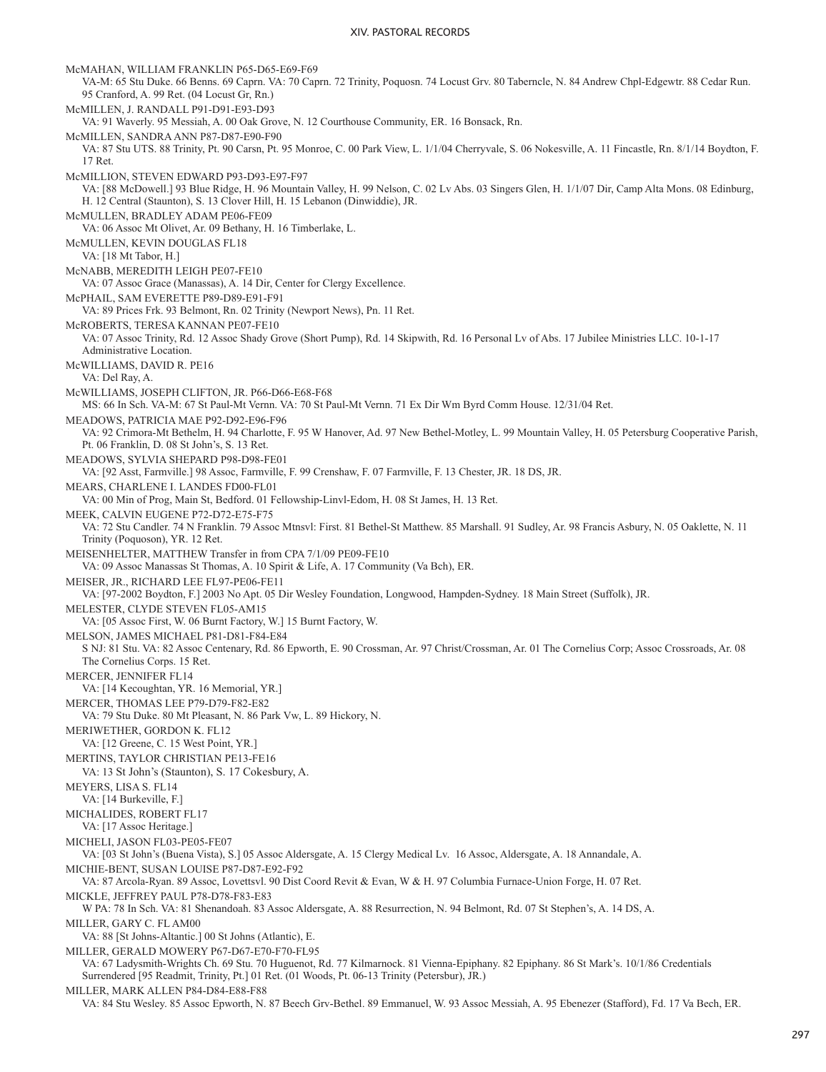McMAHAN, WILLIAM FRANKLIN P65-D65-E69-F69
VA-M: 65 Stu Duke. 66 Benns. 69 Caprn. VA: 70 Caprn. 72 Trinity, Poquosn. 74 Locust Grv. 80 Taberncle, N. 84 Andrew Chpl-Edgewtr. 88 Cedar Run. 95 Cranford, A. 99 Ret. (04 Locust Gr, Rn.)

McMILLEN, J. RANDALL P91-D91-E93-D93
VA: 91 Waverly. 95 Messiah, A. 00 Oak Grove, N. 12 Courthouse Community, ER. 16 Bonsack, Rn.

McMILLEN, SANDRA ANN P87-D87-E90-F90
VA: 87 Stu UTS. 88 Trinity, Pt. 90 Carsn, Pt. 95 Monroe, C. 00 Park View, L. 1/1/04 Cherryvale, S. 06 Nokesville, A. 11 Fincastle, Rn. 8/1/14 Boydton, F. 17 Ret.

McMILLION, STEVEN EDWARD P93-D93-E97-F97
VA: [88 McDowell.] 93 Blue Ridge, H. 96 Mountain Valley, H. 99 Nelson, C. 02 Lv Abs. 03 Singers Glen, H. 1/1/07 Dir, Camp Alta Mons. 08 Edinburg, H. 12 Central (Staunton), S. 13 Clover Hill, H. 15 Lebanon (Dinwiddie), JR.

McMULLEN, BRADLEY ADAM PE06-FE09
VA: 06 Assoc Mt Olivet, Ar. 09 Bethany, H. 16 Timberlake, L.

McMULLEN, KEVIN DOUGLAS FL18
VA: [18 Mt Tabor, H.]

McNABB, MEREDITH LEIGH PE07-FE10
VA: 07 Assoc Grace (Manassas), A. 14 Dir, Center for Clergy Excellence.

McPHAIL, SAM EVERETTE P89-D89-E91-F91
VA: 89 Prices Frk. 93 Belmont, Rn. 02 Trinity (Newport News), Pn. 11 Ret.

McROBERTS, TERESA KANNAN PE07-FE10
VA: 07 Assoc Trinity, Rd. 12 Assoc Shady Grove (Short Pump), Rd. 14 Skipwith, Rd. 16 Personal Lv of Abs. 17 Jubilee Ministries LLC. 10-1-17 Administrative Location.

McWILLIAMS, DAVID R. PE16
VA: Del Ray, A.

McWILLIAMS, JOSEPH CLIFTON, JR. P66-D66-E68-F68
MS: 66 In Sch. VA-M: 67 St Paul-Mt Vernn. VA: 70 St Paul-Mt Vernn. 71 Ex Dir Wm Byrd Comm House. 12/31/04 Ret.

MEADOWS, PATRICIA MAE P92-D92-E96-F96
VA: 92 Crimora-Mt Bethelm, H. 94 Charlotte, F. 95 W Hanover, Ad. 97 New Bethel-Motley, L. 99 Mountain Valley, H. 05 Petersburg Cooperative Parish, Pt. 06 Franklin, D. 08 St John's, S. 13 Ret.

MEADOWS, SYLVIA SHEPARD P98-D98-FE01
VA: [92 Asst, Farmville.] 98 Assoc, Farmville, F. 99 Crenshaw, F. 07 Farmville, F. 13 Chester, JR. 18 DS, JR.

MEARS, CHARLENE I. LANDES FD00-FL01
VA: 00 Min of Prog, Main St, Bedford. 01 Fellowship-Linvl-Edom, H. 08 St James, H. 13 Ret.

MEEK, CALVIN EUGENE P72-D72-E75-F75
VA: 72 Stu Candler. 74 N Franklin. 79 Assoc Mtnsvl: First. 81 Bethel-St Matthew. 85 Marshall. 91 Sudley, Ar. 98 Francis Asbury, N. 05 Oaklette, N. 11 Trinity (Poquoson), YR. 12 Ret.

MEISENHELTER, MATTHEW Transfer in from CPA 7/1/09 PE09-FE10
VA: 09 Assoc Manassas St Thomas, A. 10 Spirit & Life, A. 17 Community (Va Bch), ER.

MEISER, JR., RICHARD LEE FL97-PE06-FE11
VA: [97-2002 Boydton, F.] 2003 No Apt. 05 Dir Wesley Foundation, Longwood, Hampden-Sydney. 18 Main Street (Suffolk), JR.

MELESTER, CLYDE STEVEN FL05-AM15
VA: [05 Assoc First, W. 06 Burnt Factory, W.] 15 Burnt Factory, W.

MELSON, JAMES MICHAEL P81-D81-F84-E84
S NJ: 81 Stu. VA: 82 Assoc Centenary, Rd. 86 Epworth, E. 90 Crossman, Ar. 97 Christ/Crossman, Ar. 01 The Cornelius Corp; Assoc Crossroads, Ar. 08 The Cornelius Corps. 15 Ret.

MERCER, JENNIFER FL14
VA: [14 Kecoughtan, YR. 16 Memorial, YR.]

MERCER, THOMAS LEE P79-D79-F82-E82
VA: 79 Stu Duke. 80 Mt Pleasant, N. 86 Park Vw, L. 89 Hickory, N.

MERIWETHER, GORDON K. FL12
VA: [12 Greene, C. 15 West Point, YR.]

MERTINS, TAYLOR CHRISTIAN PE13-FE16
VA: 13 St John's (Staunton), S. 17 Cokesbury, A.

MEYERS, LISA S. FL14
VA: [14 Burkeville, F.]

MICHALIDES, ROBERT FL17
VA: [17 Assoc Heritage.]

MICHELI, JASON FL03-PE05-FE07
VA: [03 St John's (Buena Vista), S.] 05 Assoc Aldersgate, A. 15 Clergy Medical Lv. 16 Assoc, Aldersgate, A. 18 Annandale, A.

MICHIE-BENT, SUSAN LOUISE P87-D87-E92-F92
VA: 87 Arcola-Ryan. 89 Assoc, Lovettsvl. 90 Dist Coord Revit & Evan, W & H. 97 Columbia Furnace-Union Forge, H. 07 Ret.

MICKLE, JEFFREY PAUL P78-D78-F83-E83
W PA: 78 In Sch. VA: 81 Shenandoah. 83 Assoc Aldersgate, A. 88 Resurrection, N. 94 Belmont, Rd. 07 St Stephen's, A. 14 DS, A.

MILLER, GARY C. FL AM00
VA: 88 [St Johns-Altantic.] 00 St Johns (Atlantic), E.

MILLER, GERALD MOWERY P67-D67-E70-F70-FL95
VA: 67 Ladysmith-Wrights Ch. 69 Stu. 70 Huguenot, Rd. 77 Kilmarnock. 81 Vienna-Epiphany. 82 Epiphany. 86 St Mark's. 10/1/86 Credentials Surrendered [95 Readmit, Trinity, Pt.] 01 Ret. (01 Woods, Pt. 06-13 Trinity (Petersbur), JR.)

MILLER, MARK ALLEN P84-D84-E88-F88
VA: 84 Stu Wesley. 85 Assoc Epworth, N. 87 Beech Grv-Bethel. 89 Emmanuel, W. 93 Assoc Messiah, A. 95 Ebenezer (Stafford), Fd. 17 Va Bech, ER.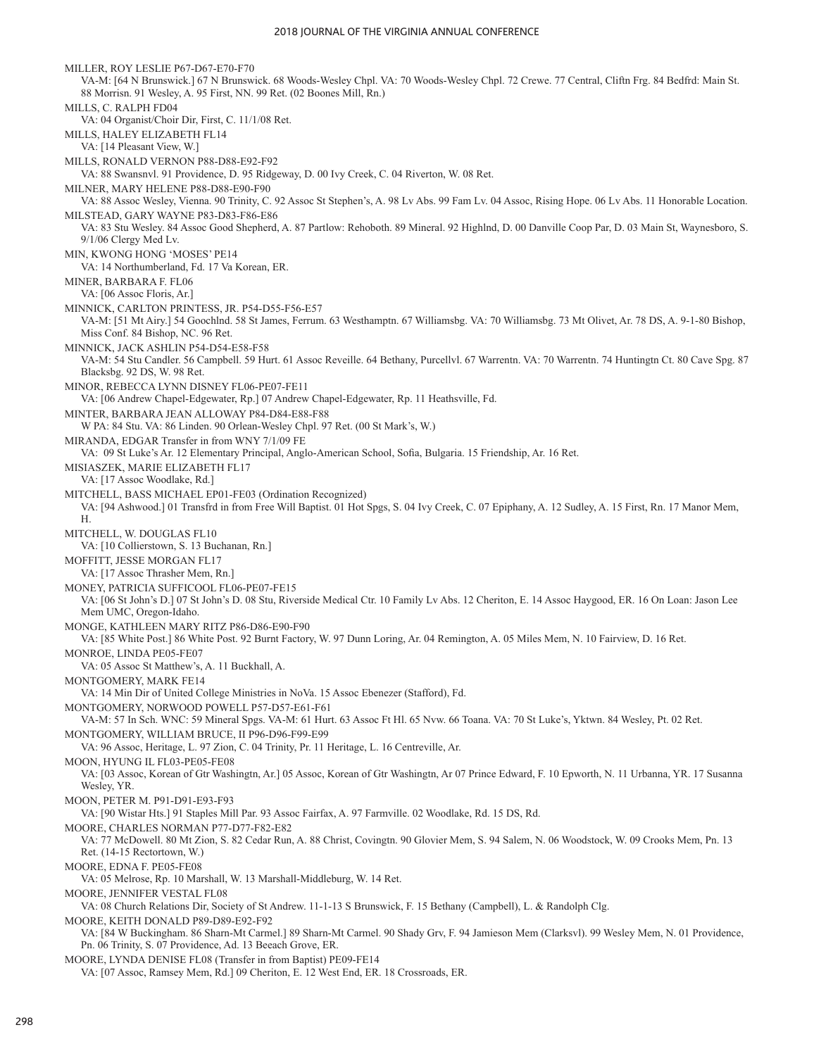MILLER, ROY LESLIE P67-D67-E70-F70
VA-M: [64 N Brunswick.] 67 N Brunswick. 68 Woods-Wesley Chpl. VA: 70 Woods-Wesley Chpl. 72 Crewe. 77 Central, Cliftn Frg. 84 Bedfrd: Main St. 88 Morrisn. 91 Wesley, A. 95 First, NN. 99 Ret. (02 Boones Mill, Rn.)

MILLS, C. RALPH FD04
VA: 04 Organist/Choir Dir, First, C. 11/1/08 Ret.

MILLS, HALEY ELIZABETH FL14
VA: [14 Pleasant View, W.]

MILLS, RONALD VERNON P88-D88-E92-F92
VA: 88 Swansnvl. 91 Providence, D. 95 Ridgeway, D. 00 Ivy Creek, C. 04 Riverton, W. 08 Ret.

MILNER, MARY HELENE P88-D88-E90-F90
VA: 88 Assoc Wesley, Vienna. 90 Trinity, C. 92 Assoc St Stephen's, A. 98 Lv Abs. 99 Fam Lv. 04 Assoc, Rising Hope. 06 Lv Abs. 11 Honorable Location.

MILSTEAD, GARY WAYNE P83-D83-F86-E86
VA: 83 Stu Wesley. 84 Assoc Good Shepherd, A. 87 Partlow: Rehoboth. 89 Mineral. 92 Highlnd, D. 00 Danville Coop Par, D. 03 Main St, Waynesboro, S. 9/1/06 Clergy Med Lv.

MIN, KWONG HONG 'MOSES' PE14
VA: 14 Northumberland, Fd. 17 Va Korean, ER.

MINER, BARBARA F. FL06
VA: [06 Assoc Floris, Ar.]

MINNICK, CARLTON PRINTESS, JR. P54-D55-F56-E57
VA-M: [51 Mt Airy.] 54 Goochlnd. 58 St James, Ferrum. 63 Westhamptn. 67 Williamsbg. VA: 70 Williamsbg. 73 Mt Olivet, Ar. 78 DS, A. 9-1-80 Bishop, Miss Conf. 84 Bishop, NC. 96 Ret.

MINNICK, JACK ASHLIN P54-D54-E58-F58
VA-M: 54 Stu Candler. 56 Campbell. 59 Hurt. 61 Assoc Reveille. 64 Bethany, Purcellvl. 67 Warrentn. VA: 70 Warrentn. 74 Huntingtn Ct. 80 Cave Spg. 87 Blacksbg. 92 DS, W. 98 Ret.

MINOR, REBECCA LYNN DISNEY FL06-PE07-FE11
VA: [06 Andrew Chapel-Edgewater, Rp.] 07 Andrew Chapel-Edgewater, Rp. 11 Heathsville, Fd.

MINTER, BARBARA JEAN ALLOWAY P84-D84-E88-F88
W PA: 84 Stu. VA: 86 Linden. 90 Orlean-Wesley Chpl. 97 Ret. (00 St Mark's, W.)

MIRANDA, EDGAR Transfer in from WNY 7/1/09 FE
VA: 09 St Luke's Ar. 12 Elementary Principal, Anglo-American School, Sofia, Bulgaria. 15 Friendship, Ar. 16 Ret.

MISIASZEK, MARIE ELIZABETH FL17
VA: [17 Assoc Woodlake, Rd.]

MITCHELL, BASS MICHAEL EP01-FE03 (Ordination Recognized)
VA: [94 Ashwood.] 01 Transfrd in from Free Will Baptist. 01 Hot Spgs, S. 04 Ivy Creek, C. 07 Epiphany, A. 12 Sudley, A. 15 First, Rn. 17 Manor Mem, H.

MITCHELL, W. DOUGLAS FL10
VA: [10 Collierstown, S. 13 Buchanan, Rn.]

MOFFITT, JESSE MORGAN FL17
VA: [17 Assoc Thrasher Mem, Rn.]

MONEY, PATRICIA SUFFICOOL FL06-PE07-FE15
VA: [06 St John's D.] 07 St John's D. 08 Stu, Riverside Medical Ctr. 10 Family Lv Abs. 12 Cheriton, E. 14 Assoc Haygood, ER. 16 On Loan: Jason Lee Mem UMC, Oregon-Idaho.

MONGE, KATHLEEN MARY RITZ P86-D86-E90-F90
VA: [85 White Post.] 86 White Post. 92 Burnt Factory, W. 97 Dunn Loring, Ar. 04 Remington, A. 05 Miles Mem, N. 10 Fairview, D. 16 Ret.

MONROE, LINDA PE05-FE07
VA: 05 Assoc St Matthew's, A. 11 Buckhall, A.

MONTGOMERY, MARK FE14
VA: 14 Min Dir of United College Ministries in NoVa. 15 Assoc Ebenezer (Stafford), Fd.

MONTGOMERY, NORWOOD POWELL P57-D57-E61-F61
VA-M: 57 In Sch. WNC: 59 Mineral Spgs. VA-M: 61 Hurt. 63 Assoc Ft Hl. 65 Nvw. 66 Toana. VA: 70 St Luke's, Yktwn. 84 Wesley, Pt. 02 Ret.

MONTGOMERY, WILLIAM BRUCE, II P96-D96-F99-E99
VA: 96 Assoc, Heritage, L. 97 Zion, C. 04 Trinity, Pr. 11 Heritage, L. 16 Centreville, Ar.

MOON, HYUNG IL FL03-PE05-FE08
VA: [03 Assoc, Korean of Gtr Washingtn, Ar.] 05 Assoc, Korean of Gtr Washingtn, Ar 07 Prince Edward, F. 10 Epworth, N. 11 Urbanna, YR. 17 Susanna Wesley, YR.

MOON, PETER M. P91-D91-E93-F93
VA: [90 Wistar Hts.] 91 Staples Mill Par. 93 Assoc Fairfax, A. 97 Farmville. 02 Woodlake, Rd. 15 DS, Rd.

MOORE, CHARLES NORMAN P77-D77-F82-E82
VA: 77 McDowell. 80 Mt Zion, S. 82 Cedar Run, A. 88 Christ, Covingtn. 90 Glovier Mem, S. 94 Salem, N. 06 Woodstock, W. 09 Crooks Mem, Pn. 13 Ret. (14-15 Rectortown, W.)

MOORE, EDNA F. PE05-FE08
VA: 05 Melrose, Rp. 10 Marshall, W. 13 Marshall-Middleburg, W. 14 Ret.

MOORE, JENNIFER VESTAL FL08
VA: 08 Church Relations Dir, Society of St Andrew. 11-1-13 S Brunswick, F. 15 Bethany (Campbell), L. & Randolph Clg.

MOORE, KEITH DONALD P89-D89-E92-F92
VA: [84 W Buckingham. 86 Sharn-Mt Carmel.] 89 Sharn-Mt Carmel. 90 Shady Grv, F. 94 Jamieson Mem (Clarksvl). 99 Wesley Mem, N. 01 Providence, Pn. 06 Trinity, S. 07 Providence, Ad. 13 Beeach Grove, ER.

MOORE, LYNDA DENISE FL08 (Transfer in from Baptist) PE09-FE14
VA: [07 Assoc, Ramsey Mem, Rd.] 09 Cheriton, E. 12 West End, ER. 18 Crossroads, ER.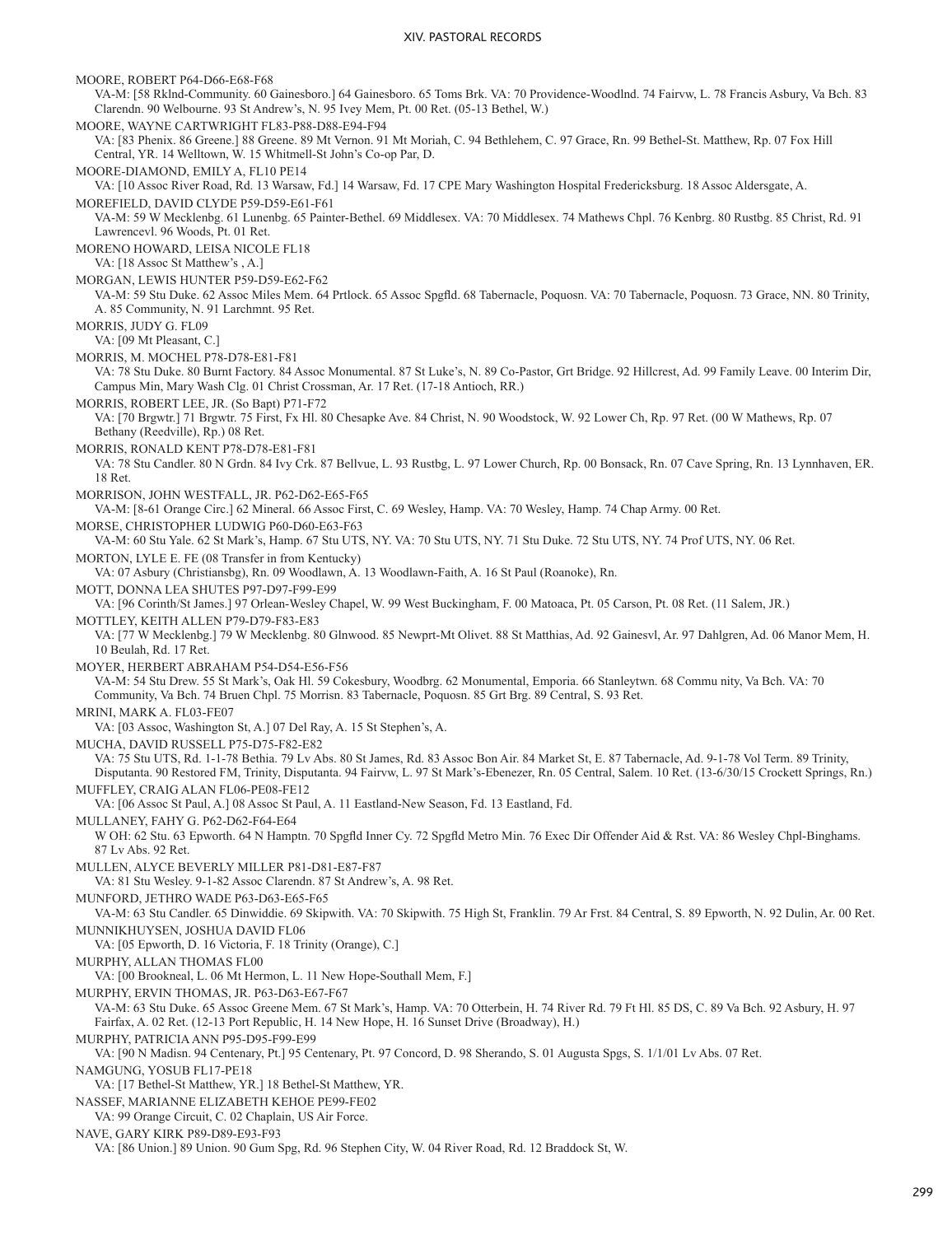MOORE, ROBERT P64-D66-E68-F68
VA-M: [58 Rklnd-Community. 60 Gainesboro.] 64 Gainesboro. 65 Toms Brk. VA: 70 Providence-Woodlnd. 74 Fairvw, L. 78 Francis Asbury, Va Bch. 83 Clarendn. 90 Welbourne. 93 St Andrew's, N. 95 Ivey Mem, Pt. 00 Ret. (05-13 Bethel, W.)

MOORE, WAYNE CARTWRIGHT FL83-P88-D88-E94-F94
VA: [83 Phenix. 86 Greene.] 88 Greene. 89 Mt Vernon. 91 Mt Moriah, C. 94 Bethlehem, C. 97 Grace, Rn. 99 Bethel-St. Matthew, Rp. 07 Fox Hill Central, YR. 14 Welltown, W. 15 Whitmell-St John's Co-op Par, D.

MOORE-DIAMOND, EMILY A, FL10 PE14
VA: [10 Assoc River Road, Rd. 13 Warsaw, Fd.] 14 Warsaw, Fd. 17 CPE Mary Washington Hospital Fredericksburg. 18 Assoc Aldersgate, A.

MOREFIELD, DAVID CLYDE P59-D59-E61-F61
VA-M: 59 W Mecklenbg. 61 Lunenbg. 65 Painter-Bethel. 69 Middlesex. VA: 70 Middlesex. 74 Mathews Chpl. 76 Kenbrg. 80 Rustbg. 85 Christ, Rd. 91 Lawrencevl. 96 Woods, Pt. 01 Ret.

MORENO HOWARD, LEISA NICOLE FL18
VA: [18 Assoc St Matthew's , A.]

MORGAN, LEWIS HUNTER P59-D59-E62-F62
VA-M: 59 Stu Duke. 62 Assoc Miles Mem. 64 Prtlock. 65 Assoc Spgfld. 68 Tabernacle, Poquosn. VA: 70 Tabernacle, Poquosn. 73 Grace, NN. 80 Trinity, A. 85 Community, N. 91 Larchmnt. 95 Ret.

MORRIS, JUDY G. FL09
VA: [09 Mt Pleasant, C.]

MORRIS, M. MOCHEL P78-D78-E81-F81
VA: 78 Stu Duke. 80 Burnt Factory. 84 Assoc Monumental. 87 St Luke's, N. 89 Co-Pastor, Grt Bridge. 92 Hillcrest, Ad. 99 Family Leave. 00 Interim Dir, Campus Min, Mary Wash Clg. 01 Christ Crossman, Ar. 17 Ret. (17-18 Antioch, RR.)

MORRIS, ROBERT LEE, JR. (So Bapt) P71-F72
VA: [70 Brgwtr.] 71 Brgwtr. 75 First, Fx Hl. 80 Chesapke Ave. 84 Christ, N. 90 Woodstock, W. 92 Lower Ch, Rp. 97 Ret. (00 W Mathews, Rp. 07 Bethany (Reedville), Rp.) 08 Ret.

MORRIS, RONALD KENT P78-D78-E81-F81
VA: 78 Stu Candler. 80 N Grdn. 84 Ivy Crk. 87 Bellvue, L. 93 Rustbg, L. 97 Lower Church, Rp. 00 Bonsack, Rn. 07 Cave Spring, Rn. 13 Lynnhaven, ER. 18 Ret.

MORRISON, JOHN WESTFALL, JR. P62-D62-E65-F65
VA-M: [8-61 Orange Circ.] 62 Mineral. 66 Assoc First, C. 69 Wesley, Hamp. VA: 70 Wesley, Hamp. 74 Chap Army. 00 Ret.

MORSE, CHRISTOPHER LUDWIG P60-D60-E63-F63
VA-M: 60 Stu Yale. 62 St Mark's, Hamp. 67 Stu UTS, NY. VA: 70 Stu UTS, NY. 71 Stu Duke. 72 Stu UTS, NY. 74 Prof UTS, NY. 06 Ret.

MORTON, LYLE E. FE (08 Transfer in from Kentucky)
VA: 07 Asbury (Christiansbg), Rn. 09 Woodlawn, A. 13 Woodlawn-Faith, A. 16 St Paul (Roanoke), Rn.

MOTT, DONNA LEA SHUTES P97-D97-F99-E99
VA: [96 Corinth/St James.] 97 Orlean-Wesley Chapel, W. 99 West Buckingham, F. 00 Matoaca, Pt. 05 Carson, Pt. 08 Ret. (11 Salem, JR.)

MOTTLEY, KEITH ALLEN P79-D79-F83-E83
VA: [77 W Mecklenbg.] 79 W Mecklenbg. 80 Glnwood. 85 Newprt-Mt Olivet. 88 St Matthias, Ad. 92 Gainesvl, Ar. 97 Dahlgren, Ad. 06 Manor Mem, H. 10 Beulah, Rd. 17 Ret.

MOYER, HERBERT ABRAHAM P54-D54-E56-F56
VA-M: 54 Stu Drew. 55 St Mark's, Oak Hl. 59 Cokesbury, Woodbrg. 62 Monumental, Emporia. 66 Stanleytwn. 68 Commu nity, Va Bch. VA: 70 Community, Va Bch. 74 Bruen Chpl. 75 Morrisn. 83 Tabernacle, Poquosn. 85 Grt Brg. 89 Central, S. 93 Ret.

MRINI, MARK A. FL03-FE07
VA: [03 Assoc, Washington St, A.] 07 Del Ray, A. 15 St Stephen's, A.

MUCHA, DAVID RUSSELL P75-D75-F82-E82
VA: 75 Stu UTS, Rd. 1-1-78 Bethia. 79 Lv Abs. 80 St James, Rd. 83 Assoc Bon Air. 84 Market St, E. 87 Tabernacle, Ad. 9-1-78 Vol Term. 89 Trinity, Disputanta. 90 Restored FM, Trinity, Disputanta. 94 Fairvw, L. 97 St Mark's-Ebenezer, Rn. 05 Central, Salem. 10 Ret. (13-6/30/15 Crockett Springs, Rn.)

MUFFLEY, CRAIG ALAN FL06-PE08-FE12
VA: [06 Assoc St Paul, A.] 08 Assoc St Paul, A. 11 Eastland-New Season, Fd. 13 Eastland, Fd.

MULLANEY, FAHY G. P62-D62-F64-E64
W OH: 62 Stu. 63 Epworth. 64 N Hamptn. 70 Spgfld Inner Cy. 72 Spgfld Metro Min. 76 Exec Dir Offender Aid & Rst. VA: 86 Wesley Chpl-Binghams. 87 Lv Abs. 92 Ret.

MULLEN, ALYCE BEVERLY MILLER P81-D81-E87-F87
VA: 81 Stu Wesley. 9-1-82 Assoc Clarendn. 87 St Andrew's, A. 98 Ret.

MUNFORD, JETHRO WADE P63-D63-E65-F65
VA-M: 63 Stu Candler. 65 Dinwiddie. 69 Skipwith. VA: 70 Skipwith. 75 High St, Franklin. 79 Ar Frst. 84 Central, S. 89 Epworth, N. 92 Dulin, Ar. 00 Ret.

MUNNIKHUYSEN, JOSHUA DAVID FL06
VA: [05 Epworth, D. 16 Victoria, F. 18 Trinity (Orange), C.]

MURPHY, ALLAN THOMAS FL00
VA: [00 Brookneal, L. 06 Mt Hermon, L. 11 New Hope-Southall Mem, F.]

MURPHY, ERVIN THOMAS, JR. P63-D63-E67-F67
VA-M: 63 Stu Duke. 65 Assoc Greene Mem. 67 St Mark's, Hamp. VA: 70 Otterbein, H. 74 River Rd. 79 Ft Hl. 85 DS, C. 89 Va Bch. 92 Asbury, H. 97 Fairfax, A. 02 Ret. (12-13 Port Republic, H. 14 New Hope, H. 16 Sunset Drive (Broadway), H.)

MURPHY, PATRICIA ANN P95-D95-F99-E99
VA: [90 N Madisn. 94 Centenary, Pt.] 95 Centenary, Pt. 97 Concord, D. 98 Sherando, S. 01 Augusta Spgs, S. 1/1/01 Lv Abs. 07 Ret.

NAMGUNG, YOSUB FL17-PE18
VA: [17 Bethel-St Matthew, YR.] 18 Bethel-St Matthew, YR.

NASSEF, MARIANNE ELIZABETH KEHOE PE99-FE02
VA: 99 Orange Circuit, C. 02 Chaplain, US Air Force.

NAVE, GARY KIRK P89-D89-E93-F93
VA: [86 Union.] 89 Union. 90 Gum Spg, Rd. 96 Stephen City, W. 04 River Road, Rd. 12 Braddock St, W.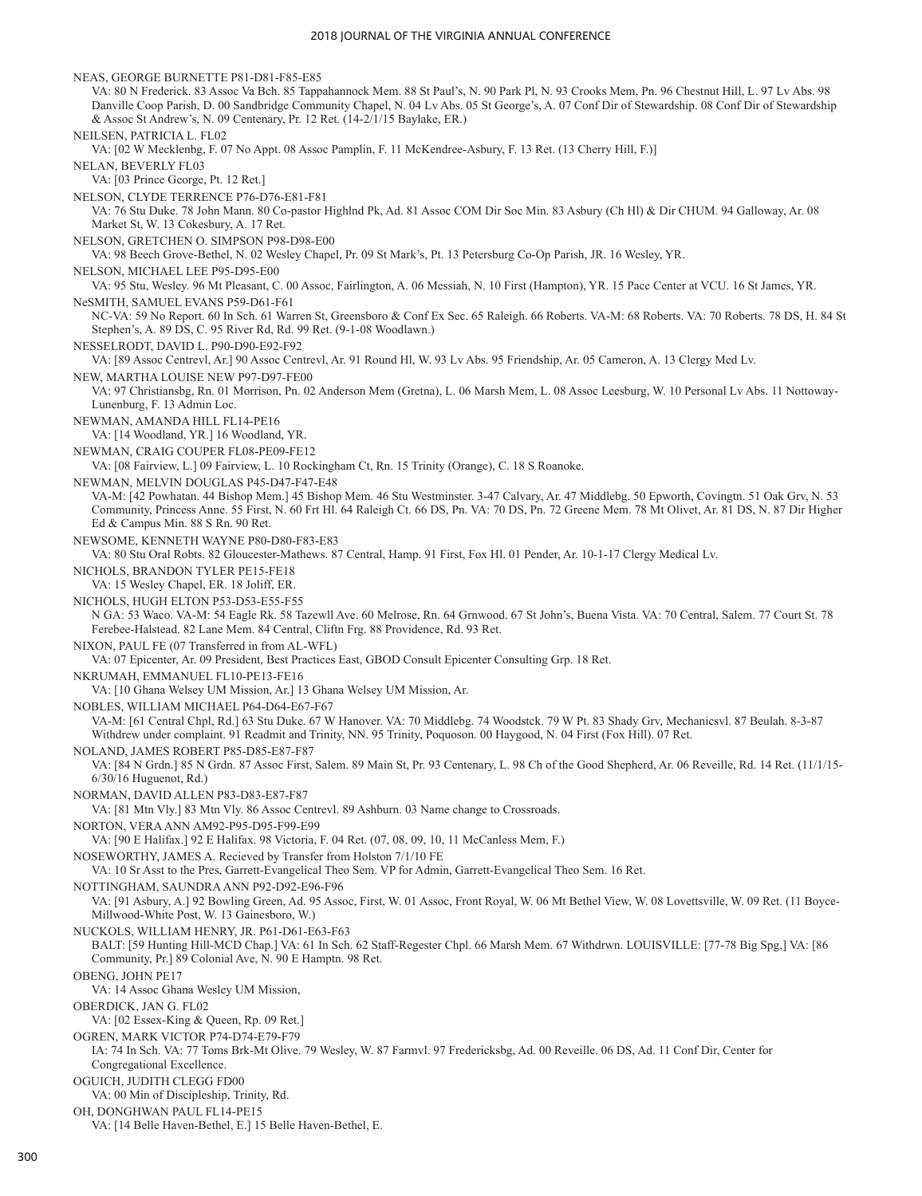NEAS, GEORGE BURNETTE P81-D81-F85-E85
VA: 80 N Frederick. 83 Assoc Va Bch. 85 Tappahannock Mem. 88 St Paul's, N. 90 Park Pl, N. 93 Crooks Mem, Pn. 96 Chestnut Hill, L. 97 Lv Abs. 98 Danville Coop Parish, D. 00 Sandbridge Community Chapel, N. 04 Lv Abs. 05 St George's, A. 07 Conf Dir of Stewardship. 08 Conf Dir of Stewardship & Assoc St Andrew's, N. 09 Centenary, Pr. 12 Ret. (14-2/1/15 Baylake, ER.)

NEILSEN, PATRICIA L. FL02
VA: [02 W Mecklenbg, F. 07 No Appt. 08 Assoc Pamplin, F. 11 McKendree-Asbury, F. 13 Ret. (13 Cherry Hill, F.)]

NELAN, BEVERLY FL03
VA: [03 Prince George, Pt. 12 Ret.]

NELSON, CLYDE TERRENCE P76-D76-E81-F81
VA: 76 Stu Duke. 78 John Mann. 80 Co-pastor Highlnd Pk, Ad. 81 Assoc COM Dir Soc Min. 83 Asbury (Ch Hl) & Dir CHUM. 94 Galloway, Ar. 08 Market St, W. 13 Cokesbury, A. 17 Ret.

NELSON, GRETCHEN O. SIMPSON P98-D98-E00
VA: 98 Beech Grove-Bethel, N. 02 Wesley Chapel, Pr. 09 St Mark's, Pt. 13 Petersburg Co-Op Parish, JR. 16 Wesley, YR.

NELSON, MICHAEL LEE P95-D95-E00
VA: 95 Stu, Wesley. 96 Mt Pleasant, C. 00 Assoc, Fairlington, A. 06 Messiah, N. 10 First (Hampton), YR. 15 Pace Center at VCU. 16 St James, YR.

NeSMITH, SAMUEL EVANS P59-D61-F61
NC-VA: 59 No Report. 60 In Sch. 61 Warren St, Greensboro & Conf Ex Sec. 65 Raleigh. 66 Roberts. VA-M: 68 Roberts. VA: 70 Roberts. 78 DS, H. 84 St Stephen's, A. 89 DS, C. 95 River Rd, Rd. 99 Ret. (9-1-08 Woodlawn.)

NESSELRODT, DAVID L. P90-D90-E92-F92
VA: [89 Assoc Centrevl, Ar.] 90 Assoc Centrevl, Ar. 91 Round Hl, W. 93 Lv Abs. 95 Friendship, Ar. 05 Cameron, A. 13 Clergy Med Lv.

NEW, MARTHA LOUISE NEW P97-D97-FE00
VA: 97 Christiansbg, Rn. 01 Morrison, Pn. 02 Anderson Mem (Gretna), L. 06 Marsh Mem, L. 08 Assoc Leesburg, W. 10 Personal Lv Abs. 11 Nottoway-Lunenburg, F. 13 Admin Loc.

NEWMAN, AMANDA HILL FL14-PE16
VA: [14 Woodland, YR.] 16 Woodland, YR.

NEWMAN, CRAIG COUPER FL08-PE09-FE12
VA: [08 Fairview, L.] 09 Fairview, L. 10 Rockingham Ct, Rn. 15 Trinity (Orange), C. 18 S Roanoke.

NEWMAN, MELVIN DOUGLAS P45-D47-F47-E48
VA-M: [42 Powhatan. 44 Bishop Mem.] 45 Bishop Mem. 46 Stu Westminster. 3-47 Calvary, Ar. 47 Middlebg. 50 Epworth, Covingtn. 51 Oak Grv, N. 53 Community, Princess Anne. 55 First, N. 60 Frt Hl. 64 Raleigh Ct. 66 DS, Pn. VA: 70 DS, Pn. 72 Greene Mem. 78 Mt Olivet, Ar. 81 DS, N. 87 Dir Higher Ed & Campus Min. 88 S Rn. 90 Ret.

NEWSOME, KENNETH WAYNE P80-D80-F83-E83
VA: 80 Stu Oral Robts. 82 Gloucester-Mathews. 87 Central, Hamp. 91 First, Fox Hl. 01 Pender, Ar. 10-1-17 Clergy Medical Lv.

NICHOLS, BRANDON TYLER PE15-FE18
VA: 15 Wesley Chapel, ER. 18 Joliff, ER.

NICHOLS, HUGH ELTON P53-D53-E55-F55
N GA: 53 Waco. VA-M: 54 Eagle Rk. 58 Tazewll Ave. 60 Melrose, Rn. 64 Grnwood. 67 St John's, Buena Vista. VA: 70 Central, Salem. 77 Court St. 78 Ferebee-Halstead. 82 Lane Mem. 84 Central, Cliftn Frg. 88 Providence, Rd. 93 Ret.

NIXON, PAUL FE (07 Transferred in from AL-WFL)
VA: 07 Epicenter, Ar. 09 President, Best Practices East, GBOD Consult Epicenter Consulting Grp. 18 Ret.

NKRUMAH, EMMANUEL FL10-PE13-FE16
VA: [10 Ghana Welsey UM Mission, Ar.] 13 Ghana Welsey UM Mission, Ar.

NOBLES, WILLIAM MICHAEL P64-D64-E67-F67
VA-M: [61 Central Chpl, Rd.] 63 Stu Duke. 67 W Hanover. VA: 70 Middlebg. 74 Woodstck. 79 W Pt. 83 Shady Grv, Mechanicsvl. 87 Beulah. 8-3-87 Withdrew under complaint. 91 Readmit and Trinity, NN. 95 Trinity, Poquoson. 00 Haygood, N. 04 First (Fox Hill). 07 Ret.

NOLAND, JAMES ROBERT P85-D85-E87-F87
VA: [84 N Grdn.] 85 N Grdn. 87 Assoc First, Salem. 89 Main St, Pr. 93 Centenary, L. 98 Ch of the Good Shepherd, Ar. 06 Reveille, Rd. 14 Ret. (11/1/15-6/30/16 Huguenot, Rd.)

NORMAN, DAVID ALLEN P83-D83-E87-F87
VA: [81 Mtn Vly.] 83 Mtn Vly. 86 Assoc Centrevl. 89 Ashburn. 03 Name change to Crossroads.

NORTON, VERA ANN AM92-P95-D95-F99-E99
VA: [90 E Halifax.] 92 E Halifax. 98 Victoria, F. 04 Ret. (07, 08, 09, 10, 11 McCanless Mem, F.)

NOSEWORTHY, JAMES A. Recieved by Transfer from Holston 7/1/10 FE
VA: 10 Sr Asst to the Pres, Garrett-Evangelical Theo Sem. VP for Admin, Garrett-Evangelical Theo Sem. 16 Ret.

NOTTINGHAM, SAUNDRA ANN P92-D92-E96-F96
VA: [91 Asbury, A.] 92 Bowling Green, Ad. 95 Assoc, First, W. 01 Assoc, Front Royal, W. 06 Mt Bethel View, W. 08 Lovettsville, W. 09 Ret. (11 Boyce-Millwood-White Post, W. 13 Gainesboro, W.)

NUCKOLS, WILLIAM HENRY, JR. P61-D61-E63-F63
BALT: [59 Hunting Hill-MCD Chap.] VA: 61 In Sch. 62 Staff-Regester Chpl. 66 Marsh Mem. 67 Withdrwn. LOUISVILLE: [77-78 Big Spg,] VA: [86 Community, Pr.] 89 Colonial Ave, N. 90 E Hamptn. 98 Ret.

OBENG, JOHN PE17
VA: 14 Assoc Ghana Wesley UM Mission,

OBERDICK, JAN G. FL02
VA: [02 Essex-King & Queen, Rp. 09 Ret.]

OGREN, MARK VICTOR P74-D74-E79-F79
IA: 74 In Sch. VA: 77 Toms Brk-Mt Olive. 79 Wesley, W. 87 Farmvl. 97 Fredericksbg, Ad. 00 Reveille. 06 DS, Ad. 11 Conf Dir, Center for Congregational Excellence.

OGUICH, JUDITH CLEGG FD00
VA: 00 Min of Discipleship, Trinity, Rd.

OH, DONGHWAN PAUL FL14-PE15
VA: [14 Belle Haven-Bethel, E.] 15 Belle Haven-Bethel, E.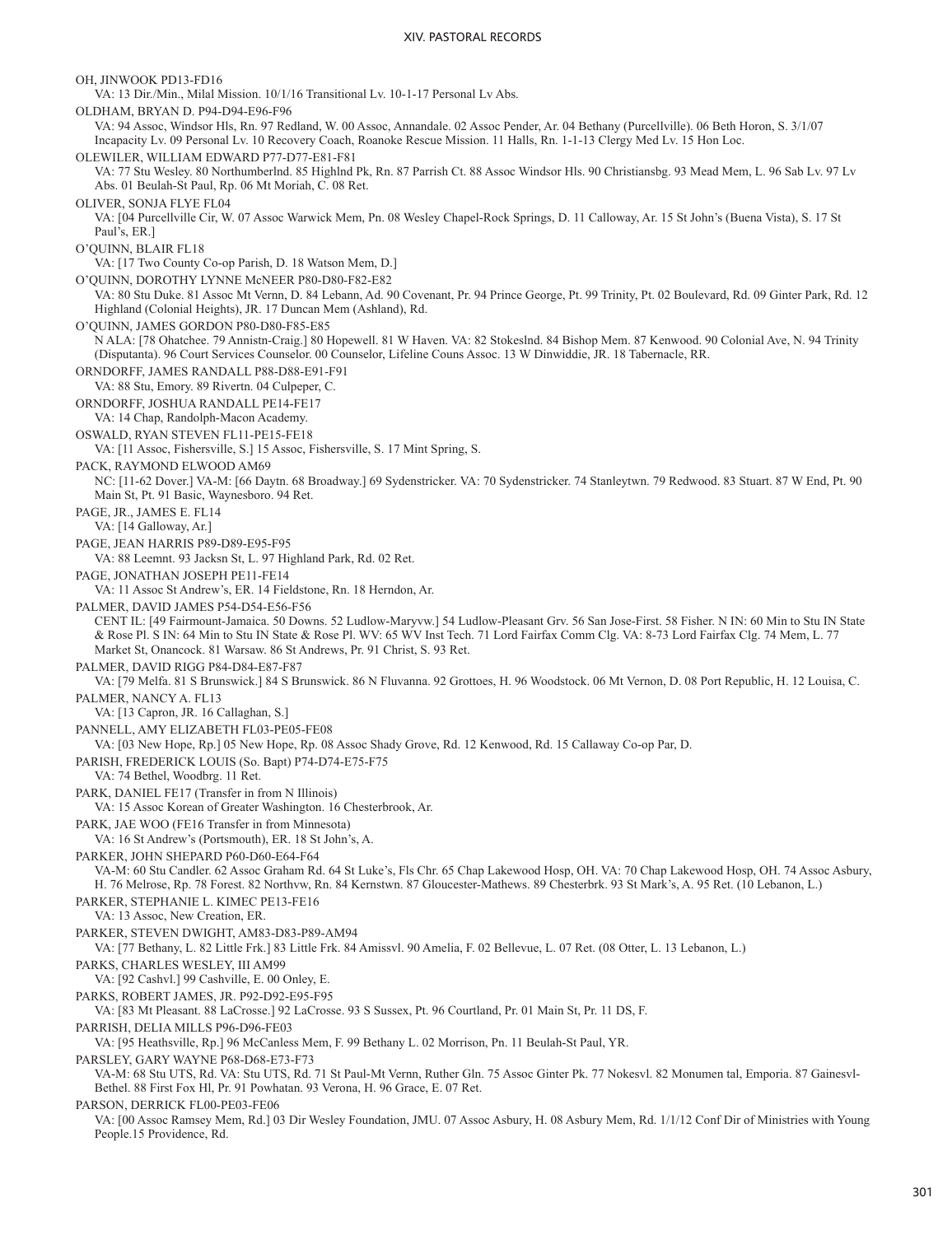OH, JINWOOK PD13-FD16
VA: 13 Dir./Min., Milal Mission. 10/1/16 Transitional Lv. 10-1-17 Personal Lv Abs.

OLDHAM, BRYAN D. P94-D94-E96-F96
VA: 94 Assoc, Windsor Hls, Rn. 97 Redland, W. 00 Assoc, Annandale. 02 Assoc Pender, Ar. 04 Bethany (Purcellville). 06 Beth Horon, S. 3/1/07 Incapacity Lv. 09 Personal Lv. 10 Recovery Coach, Roanoke Rescue Mission. 11 Halls, Rn. 1-1-13 Clergy Med Lv. 15 Hon Loc.

OLEWILER, WILLIAM EDWARD P77-D77-E81-F81
VA: 77 Stu Wesley. 80 Northumberlnd. 85 Highlnd Pk, Rn. 87 Parrish Ct. 88 Assoc Windsor Hls. 90 Christiansbg. 93 Mead Mem, L. 96 Sab Lv. 97 Lv Abs. 01 Beulah-St Paul, Rp. 06 Mt Moriah, C. 08 Ret.

OLIVER, SONJA FLYE FL04
VA: [04 Purcellville Cir, W. 07 Assoc Warwick Mem, Pn. 08 Wesley Chapel-Rock Springs, D. 11 Calloway, Ar. 15 St John's (Buena Vista), S. 17 St Paul's, ER.]

O'QUINN, BLAIR FL18
VA: [17 Two County Co-op Parish, D. 18 Watson Mem, D.]

O'QUINN, DOROTHY LYNNE McNEER P80-D80-F82-E82
VA: 80 Stu Duke. 81 Assoc Mt Vernn, D. 84 Lebann, Ad. 90 Covenant, Pr. 94 Prince George, Pt. 99 Trinity, Pt. 02 Boulevard, Rd. 09 Ginter Park, Rd. 12 Highland (Colonial Heights), JR. 17 Duncan Mem (Ashland), Rd.

O'QUINN, JAMES GORDON P80-D80-F85-E85
N ALA: [78 Ohatchee. 79 Annistn-Craig.] 80 Hopewell. 81 W Haven. VA: 82 Stokeslnd. 84 Bishop Mem. 87 Kenwood. 90 Colonial Ave, N. 94 Trinity (Disputanta). 96 Court Services Counselor. 00 Counselor, Lifeline Couns Assoc. 13 W Dinwiddie, JR. 18 Tabernacle, RR.

ORNDORFF, JAMES RANDALL P88-D88-E91-F91
VA: 88 Stu, Emory. 89 Rivertn. 04 Culpeper, C.

ORNDORFF, JOSHUA RANDALL PE14-FE17
VA: 14 Chap, Randolph-Macon Academy.

OSWALD, RYAN STEVEN FL11-PE15-FE18
VA: [11 Assoc, Fishersville, S.] 15 Assoc, Fishersville, S. 17 Mint Spring, S.

PACK, RAYMOND ELWOOD AM69
NC: [11-62 Dover.] VA-M: [66 Daytn. 68 Broadway.] 69 Sydenstricker. VA: 70 Sydenstricker. 74 Stanleytwn. 79 Redwood. 83 Stuart. 87 W End, Pt. 90 Main St, Pt. 91 Basic, Waynesboro. 94 Ret.

PAGE, JR., JAMES E. FL14
VA: [14 Galloway, Ar.]

PAGE, JEAN HARRIS P89-D89-E95-F95
VA: 88 Leemnt. 93 Jacksn St, L. 97 Highland Park, Rd. 02 Ret.

PAGE, JONATHAN JOSEPH PE11-FE14
VA: 11 Assoc St Andrew's, ER. 14 Fieldstone, Rn. 18 Herndon, Ar.

PALMER, DAVID JAMES P54-D54-E56-F56
CENT IL: [49 Fairmount-Jamaica. 50 Downs. 52 Ludlow-Maryvw.] 54 Ludlow-Pleasant Grv. 56 San Jose-First. 58 Fisher. N IN: 60 Min to Stu IN State & Rose Pl. S IN: 64 Min to Stu IN State & Rose Pl. WV: 65 WV Inst Tech. 71 Lord Fairfax Comm Clg. VA: 8-73 Lord Fairfax Clg. 74 Mem, L. 77 Market St, Onancock. 81 Warsaw. 86 St Andrews, Pr. 91 Christ, S. 93 Ret.

PALMER, DAVID RIGG P84-D84-E87-F87
VA: [79 Melfa. 81 S Brunswick.] 84 S Brunswick. 86 N Fluvanna. 92 Grottoes, H. 96 Woodstock. 06 Mt Vernon, D. 08 Port Republic, H. 12 Louisa, C.

PALMER, NANCY A. FL13
VA: [13 Capron, JR. 16 Callaghan, S.]

PANNELL, AMY ELIZABETH FL03-PE05-FE08
VA: [03 New Hope, Rp.] 05 New Hope, Rp. 08 Assoc Shady Grove, Rd. 12 Kenwood, Rd. 15 Callaway Co-op Par, D.

PARISH, FREDERICK LOUIS (So. Bapt) P74-D74-E75-F75
VA: 74 Bethel, Woodbrg. 11 Ret.

PARK, DANIEL FE17 (Transfer in from N Illinois)
VA: 15 Assoc Korean of Greater Washington. 16 Chesterbrook, Ar.

PARK, JAE WOO (FE16 Transfer in from Minnesota)
VA: 16 St Andrew's (Portsmouth), ER. 18 St John's, A.

PARKER, JOHN SHEPARD P60-D60-E64-F64
VA-M: 60 Stu Candler. 62 Assoc Graham Rd. 64 St Luke's, Fls Chr. 65 Chap Lakewood Hosp, OH. VA: 70 Chap Lakewood Hosp, OH. 74 Assoc Asbury, H. 76 Melrose, Rp. 78 Forest. 82 Northvw, Rn. 84 Kernstwn. 87 Gloucester-Mathews. 89 Chesterbrk. 93 St Mark's, A. 95 Ret. (10 Lebanon, L.)

PARKER, STEPHANIE L. KIMEC PE13-FE16
VA: 13 Assoc, New Creation, ER.

PARKER, STEVEN DWIGHT, AM83-D83-P89-AM94
VA: [77 Bethany, L. 82 Little Frk.] 83 Little Frk. 84 Amissvl. 90 Amelia, F. 02 Bellevue, L. 07 Ret. (08 Otter, L. 13 Lebanon, L.)

PARKS, CHARLES WESLEY, III AM99
VA: [92 Cashvl.] 99 Cashville, E. 00 Onley, E.

PARKS, ROBERT JAMES, JR. P92-D92-E95-F95
VA: [83 Mt Pleasant. 88 LaCrosse.] 92 LaCrosse. 93 S Sussex, Pt. 96 Courtland, Pr. 01 Main St, Pr. 11 DS, F.

PARRISH, DELIA MILLS P96-D96-FE03
VA: [95 Heathsville, Rp.] 96 McCanless Mem, F. 99 Bethany L. 02 Morrison, Pn. 11 Beulah-St Paul, YR.

PARSLEY, GARY WAYNE P68-D68-E73-F73
VA-M: 68 Stu UTS, Rd. VA: Stu UTS, Rd. 71 St Paul-Mt Vernn, Ruther Gln. 75 Assoc Ginter Pk. 77 Nokesvl. 82 Monumen tal, Emporia. 87 Gainesvl-Bethel. 88 First Fox Hl, Pr. 91 Powhatan. 93 Verona, H. 96 Grace, E. 07 Ret.

PARSON, DERRICK FL00-PE03-FE06
VA: [00 Assoc Ramsey Mem, Rd.] 03 Dir Wesley Foundation, JMU. 07 Assoc Asbury, H. 08 Asbury Mem, Rd. 1/1/12 Conf Dir of Ministries with Young People.15 Providence, Rd.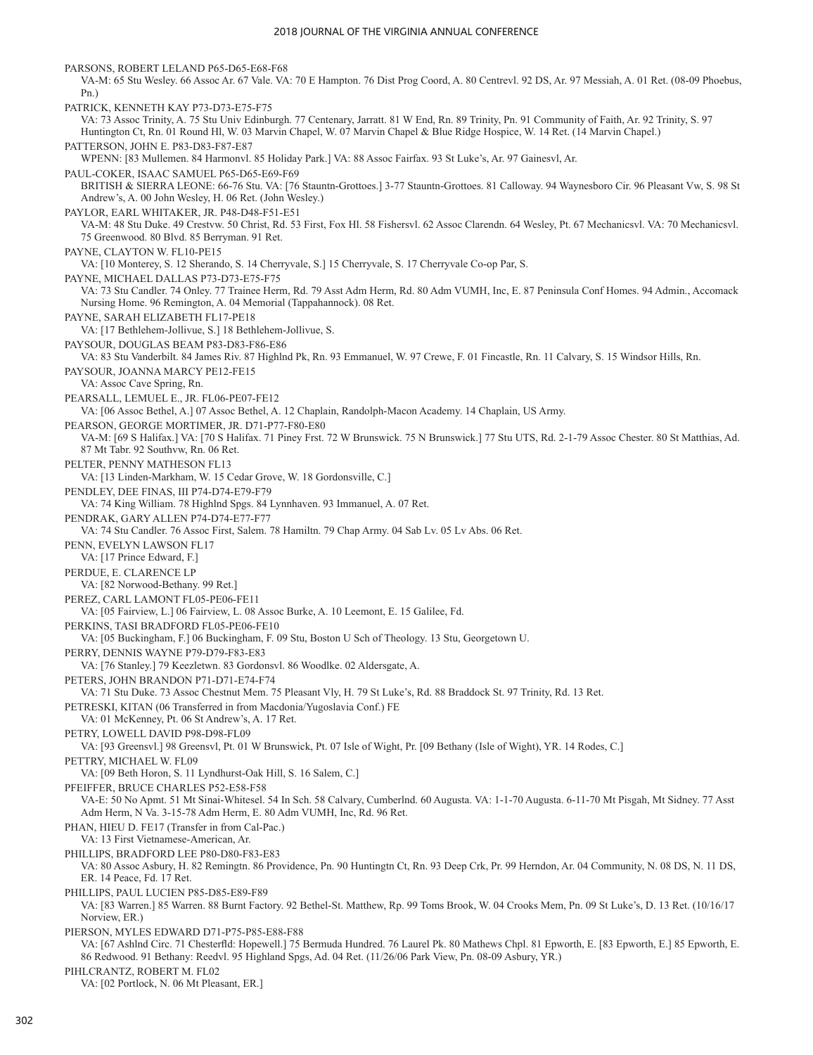PARSONS, ROBERT LELAND P65-D65-E68-F68
VA-M: 65 Stu Wesley. 66 Assoc Ar. 67 Vale. VA: 70 E Hampton. 76 Dist Prog Coord, A. 80 Centrevl. 92 DS, Ar. 97 Messiah, A. 01 Ret. (08-09 Phoebus, Pn.)

PATRICK, KENNETH KAY P73-D73-E75-F75
VA: 73 Assoc Trinity, A. 75 Stu Univ Edinburgh. 77 Centenary, Jarratt. 81 W End, Rn. 89 Trinity, Pn. 91 Community of Faith, Ar. 92 Trinity, S. 97 Huntington Ct, Rn. 01 Round Hl, W. 03 Marvin Chapel, W. 07 Marvin Chapel & Blue Ridge Hospice, W. 14 Ret. (14 Marvin Chapel.)

PATTERSON, JOHN E. P83-D83-F87-E87
WPENN: [83 Mullemen. 84 Harmonvl. 85 Holiday Park.] VA: 88 Assoc Fairfax. 93 St Luke's, Ar. 97 Gainesvl, Ar.

PAUL-COKER, ISAAC SAMUEL P65-D65-E69-F69
BRITISH & SIERRA LEONE: 66-76 Stu. VA: [76 Stauntn-Grottoes.] 3-77 Stauntn-Grottoes. 81 Calloway. 94 Waynesboro Cir. 96 Pleasant Vw, S. 98 St Andrew's, A. 00 John Wesley, H. 06 Ret. (John Wesley.)

PAYLOR, EARL WHITAKER, JR. P48-D48-F51-E51
VA-M: 48 Stu Duke. 49 Crestvw. 50 Christ, Rd. 53 First, Fox Hl. 58 Fishersvl. 62 Assoc Clarendn. 64 Wesley, Pt. 67 Mechanicsvl. VA: 70 Mechanicsvl. 75 Greenwood. 80 Blvd. 85 Berryman. 91 Ret.

PAYNE, CLAYTON W. FL10-PE15
VA: [10 Monterey, S. 12 Sherando, S. 14 Cherryvale, S.] 15 Cherryvale, S. 17 Cherryvale Co-op Par, S.

PAYNE, MICHAEL DALLAS P73-D73-E75-F75
VA: 73 Stu Candler. 74 Onley. 77 Trainee Herm, Rd. 79 Asst Adm Herm, Rd. 80 Adm VUMH, Inc, E. 87 Peninsula Conf Homes. 94 Admin., Accomack Nursing Home. 96 Remington, A. 04 Memorial (Tappahannock). 08 Ret.

PAYNE, SARAH ELIZABETH FL17-PE18
VA: [17 Bethlehem-Jollivue, S.] 18 Bethlehem-Jollivue, S.

PAYSOUR, DOUGLAS BEAM P83-D83-F86-E86
VA: 83 Stu Vanderbilt. 84 James Riv. 87 Highlnd Pk, Rn. 93 Emmanuel, W. 97 Crewe, F. 01 Fincastle, Rn. 11 Calvary, S. 15 Windsor Hills, Rn.

PAYSOUR, JOANNA MARCY PE12-FE15
VA: Assoc Cave Spring, Rn.

PEARSALL, LEMUEL E., JR. FL06-PE07-FE12
VA: [06 Assoc Bethel, A.] 07 Assoc Bethel, A. 12 Chaplain, Randolph-Macon Academy. 14 Chaplain, US Army.

PEARSON, GEORGE MORTIMER, JR. D71-P77-F80-E80
VA-M: [69 S Halifax.] VA: [70 S Halifax. 71 Piney Frst. 72 W Brunswick. 75 N Brunswick.] 77 Stu UTS, Rd. 2-1-79 Assoc Chester. 80 St Matthias, Ad. 87 Mt Tabr. 92 Southvw, Rn. 06 Ret.

PELTER, PENNY MATHESON FL13
VA: [13 Linden-Markham, W. 15 Cedar Grove, W. 18 Gordonsville, C.]

PENDLEY, DEE FINAS, III P74-D74-E79-F79
VA: 74 King William. 78 Highlnd Spgs. 84 Lynnhaven. 93 Immanuel, A. 07 Ret.

PENDRAK, GARY ALLEN P74-D74-E77-F77
VA: 74 Stu Candler. 76 Assoc First, Salem. 78 Hamiltn. 79 Chap Army. 04 Sab Lv. 05 Lv Abs. 06 Ret.

PENN, EVELYN LAWSON FL17
VA: [17 Prince Edward, F.]

PERDUE, E. CLARENCE LP
VA: [82 Norwood-Bethany. 99 Ret.]

PEREZ, CARL LAMONT FL05-PE06-FE11
VA: [05 Fairview, L.] 06 Fairview, L. 08 Assoc Burke, A. 10 Leemont, E. 15 Galilee, Fd.

PERKINS, TASI BRADFORD FL05-PE06-FE10
VA: [05 Buckingham, F.] 06 Buckingham, F. 09 Stu, Boston U Sch of Theology. 13 Stu, Georgetown U.

PERRY, DENNIS WAYNE P79-D79-F83-E83
VA: [76 Stanley.] 79 Keezletwn. 83 Gordonsvl. 86 Woodlke. 02 Aldersgate, A.

PETERS, JOHN BRANDON P71-D71-E74-F74
VA: 71 Stu Duke. 73 Assoc Chestnut Mem. 75 Pleasant Vly, H. 79 St Luke's, Rd. 88 Braddock St. 97 Trinity, Rd. 13 Ret.

PETRESKI, KITAN (06 Transferred in from Macdonia/Yugoslavia Conf.) FE
VA: 01 McKenney, Pt. 06 St Andrew's, A. 17 Ret.

PETRY, LOWELL DAVID P98-D98-FL09
VA: [93 Greensvl.] 98 Greensvl, Pt. 01 W Brunswick, Pt. 07 Isle of Wight, Pr. [09 Bethany (Isle of Wight), YR. 14 Rodes, C.]

PETTRY, MICHAEL W. FL09
VA: [09 Beth Horon, S. 11 Lyndhurst-Oak Hill, S. 16 Salem, C.]

PFEIFFER, BRUCE CHARLES P52-E58-F58
VA-E: 50 No Apmt. 51 Mt Sinai-Whitesel. 54 In Sch. 58 Calvary, Cumberlnd. 60 Augusta. VA: 1-1-70 Augusta. 6-11-70 Mt Pisgah, Mt Sidney. 77 Asst Adm Herm, N Va. 3-15-78 Adm Herm, E. 80 Adm VUMH, Inc, Rd. 96 Ret.

PHAN, HIEU D. FE17 (Transfer in from Cal-Pac.)
VA: 13 First Vietnamese-American, Ar.

PHILLIPS, BRADFORD LEE P80-D80-F83-E83
VA: 80 Assoc Asbury, H. 82 Remingtn. 86 Providence, Pn. 90 Huntingtn Ct, Rn. 93 Deep Crk, Pr. 99 Herndon, Ar. 04 Community, N. 08 DS, N. 11 DS, ER. 14 Peace, Fd. 17 Ret.

PHILLIPS, PAUL LUCIEN P85-D85-E89-F89
VA: [83 Warren.] 85 Warren. 88 Burnt Factory. 92 Bethel-St. Matthew, Rp. 99 Toms Brook, W. 04 Crooks Mem, Pn. 09 St Luke's, D. 13 Ret. (10/16/17 Norview, ER.)

PIERSON, MYLES EDWARD D71-P75-P85-E88-F88
VA: [67 Ashlnd Circ. 71 Chesterfld: Hopewell.] 75 Bermuda Hundred. 76 Laurel Pk. 80 Mathews Chpl. 81 Epworth, E. [83 Epworth, E.] 85 Epworth, E. 86 Redwood. 91 Bethany: Reedvl. 95 Highland Spgs, Ad. 04 Ret. (11/26/06 Park View, Pn. 08-09 Asbury, YR.)

PIHLCRANTZ, ROBERT M. FL02
VA: [02 Portlock, N. 06 Mt Pleasant, ER.]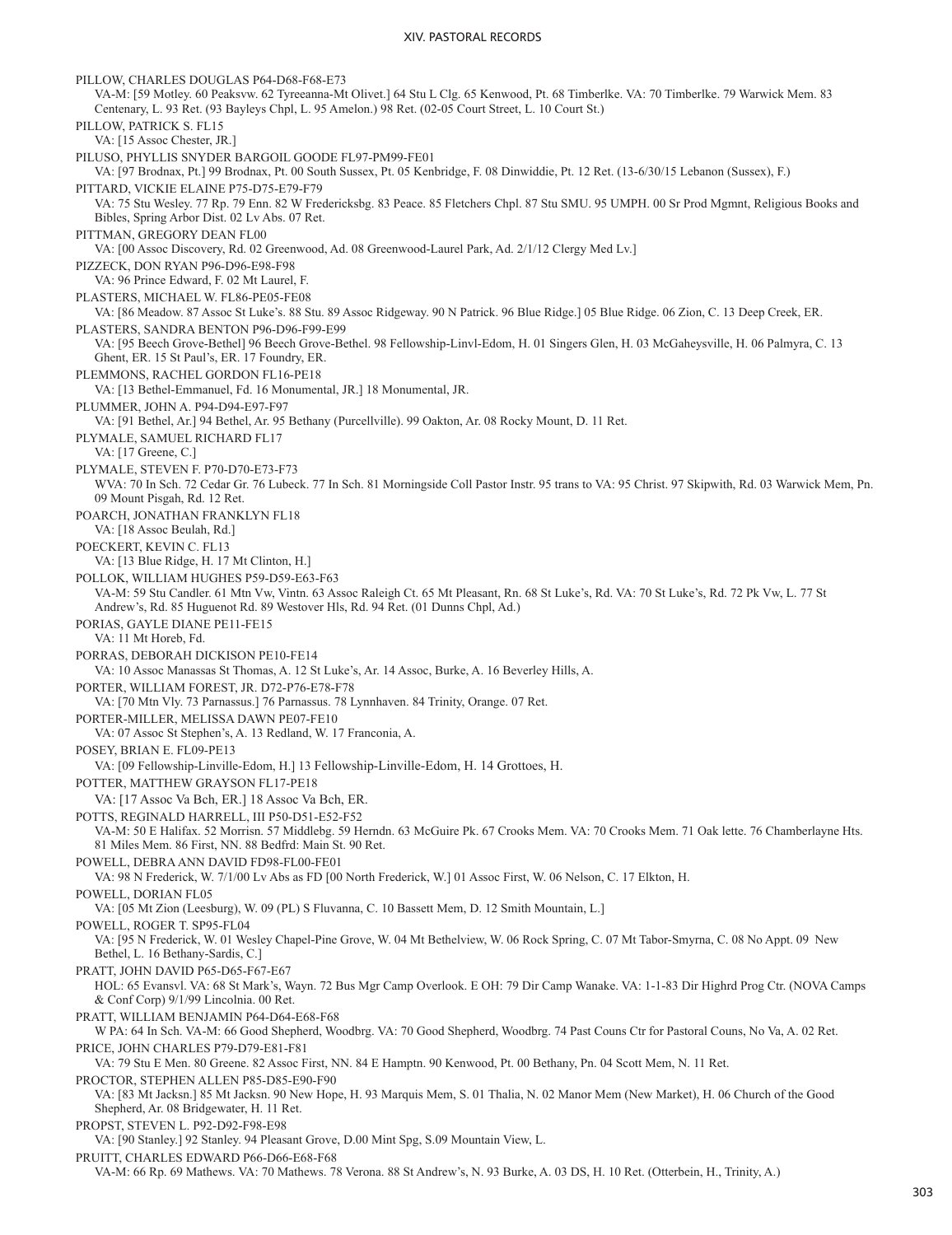PILLOW, CHARLES DOUGLAS P64-D68-F68-E73
VA-M: [59 Motley. 60 Peaksvw. 62 Tyreeanna-Mt Olivet.] 64 Stu L Clg. 65 Kenwood, Pt. 68 Timberlke. VA: 70 Timberlke. 79 Warwick Mem. 83 Centenary, L. 93 Ret. (93 Bayleys Chpl, L. 95 Amelon.) 98 Ret. (02-05 Court Street, L. 10 Court St.)

PILLOW, PATRICK S. FL15
VA: [15 Assoc Chester, JR.]

PILUSO, PHYLLIS SNYDER BARGOIL GOODE FL97-PM99-FE01
VA: [97 Brodnax, Pt.] 99 Brodnax, Pt. 00 South Sussex, Pt. 05 Kenbridge, F. 08 Dinwiddie, Pt. 12 Ret. (13-6/30/15 Lebanon (Sussex), F.)

PITTARD, VICKIE ELAINE P75-D75-E79-F79
VA: 75 Stu Wesley. 77 Rp. 79 Enn. 82 W Fredericksbg. 83 Peace. 85 Fletchers Chpl. 87 Stu SMU. 95 UMPH. 00 Sr Prod Mgmnt, Religious Books and Bibles, Spring Arbor Dist. 02 Lv Abs. 07 Ret.

PITTMAN, GREGORY DEAN FL00
VA: [00 Assoc Discovery, Rd. 02 Greenwood, Ad. 08 Greenwood-Laurel Park, Ad. 2/1/12 Clergy Med Lv.]

PIZZECK, DON RYAN P96-D96-E98-F98
VA: 96 Prince Edward, F. 02 Mt Laurel, F.

PLASTERS, MICHAEL W. FL86-PE05-FE08
VA: [86 Meadow. 87 Assoc St Luke's. 88 Stu. 89 Assoc Ridgeway. 90 N Patrick. 96 Blue Ridge.] 05 Blue Ridge. 06 Zion, C. 13 Deep Creek, ER.

PLASTERS, SANDRA BENTON P96-D96-F99-E99
VA: [95 Beech Grove-Bethel] 96 Beech Grove-Bethel. 98 Fellowship-Linvl-Edom, H. 01 Singers Glen, H. 03 McGaheysville, H. 06 Palmyra, C. 13 Ghent, ER. 15 St Paul's, ER. 17 Foundry, ER.

PLEMMONS, RACHEL GORDON FL16-PE18
VA: [13 Bethel-Emmanuel, Fd. 16 Monumental, JR.] 18 Monumental, JR.

PLUMMER, JOHN A. P94-D94-E97-F97
VA: [91 Bethel, Ar.] 94 Bethel, Ar. 95 Bethany (Purcellville). 99 Oakton, Ar. 08 Rocky Mount, D. 11 Ret.

PLYMALE, SAMUEL RICHARD FL17
VA: [17 Greene, C.]

PLYMALE, STEVEN F. P70-D70-E73-F73
WVA: 70 In Sch. 72 Cedar Gr. 76 Lubeck. 77 In Sch. 81 Morningside Coll Pastor Instr. 95 trans to VA: 95 Christ. 97 Skipwith, Rd. 03 Warwick Mem, Pn. 09 Mount Pisgah, Rd. 12 Ret.

POARCH, JONATHAN FRANKLYN FL18
VA: [18 Assoc Beulah, Rd.]

POECKERT, KEVIN C. FL13
VA: [13 Blue Ridge, H. 17 Mt Clinton, H.]

POLLOK, WILLIAM HUGHES P59-D59-E63-F63
VA-M: 59 Stu Candler. 61 Mtn Vw, Vintn. 63 Assoc Raleigh Ct. 65 Mt Pleasant, Rn. 68 St Luke's, Rd. VA: 70 St Luke's, Rd. 72 Pk Vw, L. 77 St Andrew's, Rd. 85 Huguenot Rd. 89 Westover Hls, Rd. 94 Ret. (01 Dunns Chpl, Ad.)

PORIAS, GAYLE DIANE PE11-FE15
VA: 11 Mt Horeb, Fd.

PORRAS, DEBORAH DICKISON PE10-FE14
VA: 10 Assoc Manassas St Thomas, A. 12 St Luke's, Ar. 14 Assoc, Burke, A. 16 Beverley Hills, A.

PORTER, WILLIAM FOREST, JR. D72-P76-E78-F78
VA: [70 Mtn Vly. 73 Parnassus.] 76 Parnassus. 78 Lynnhaven. 84 Trinity, Orange. 07 Ret.

PORTER-MILLER, MELISSA DAWN PE07-FE10
VA: 07 Assoc St Stephen's, A. 13 Redland, W. 17 Franconia, A.

POSEY, BRIAN E. FL09-PE13
VA: [09 Fellowship-Linville-Edom, H.] 13 Fellowship-Linville-Edom, H. 14 Grottoes, H.

POTTER, MATTHEW GRAYSON FL17-PE18
VA: [17 Assoc Va Bch, ER.] 18 Assoc Va Bch, ER.

POTTS, REGINALD HARRELL, III P50-D51-E52-F52
VA-M: 50 E Halifax. 52 Morrisn. 57 Middlebg. 59 Herndn. 63 McGuire Pk. 67 Crooks Mem. VA: 70 Crooks Mem. 71 Oak lette. 76 Chamberlayne Hts. 81 Miles Mem. 86 First, NN. 88 Bedfrd: Main St. 90 Ret.

POWELL, DEBRA ANN DAVID FD98-FL00-FE01
VA: 98 N Frederick, W. 7/1/00 Lv Abs as FD [00 North Frederick, W.] 01 Assoc First, W. 06 Nelson, C. 17 Elkton, H.

POWELL, DORIAN FL05
VA: [05 Mt Zion (Leesburg), W. 09 (PL) S Fluvanna, C. 10 Bassett Mem, D. 12 Smith Mountain, L.]

POWELL, ROGER T. SP95-FL04
VA: [95 N Frederick, W. 01 Wesley Chapel-Pine Grove, W. 04 Mt Bethelview, W. 06 Rock Spring, C. 07 Mt Tabor-Smyrna, C. 08 No Appt. 09 New Bethel, L. 16 Bethany-Sardis, C.]

PRATT, JOHN DAVID P65-D65-F67-E67
HOL: 65 Evansvl. VA: 68 St Mark's, Wayn. 72 Bus Mgr Camp Overlook. E OH: 79 Dir Camp Wanake. VA: 1-1-83 Dir Highrd Prog Ctr. (NOVA Camps & Conf Corp) 9/1/99 Lincolnia. 00 Ret.

PRATT, WILLIAM BENJAMIN P64-D64-E68-F68
W PA: 64 In Sch. VA-M: 66 Good Shepherd, Woodbrg. VA: 70 Good Shepherd, Woodbrg. 74 Past Couns Ctr for Pastoral Couns, No Va, A. 02 Ret.

PRICE, JOHN CHARLES P79-D79-E81-F81
VA: 79 Stu E Men. 80 Greene. 82 Assoc First, NN. 84 E Hamptn. 90 Kenwood, Pt. 00 Bethany, Pn. 04 Scott Mem, N. 11 Ret.

PROCTOR, STEPHEN ALLEN P85-D85-E90-F90
VA: [83 Mt Jacksn.] 85 Mt Jacksn. 90 New Hope, H. 93 Marquis Mem, S. 01 Thalia, N. 02 Manor Mem (New Market), H. 06 Church of the Good Shepherd, Ar. 08 Bridgewater, H. 11 Ret.

PROPST, STEVEN L. P92-D92-F98-E98
VA: [90 Stanley.] 92 Stanley. 94 Pleasant Grove, D.00 Mint Spg, S.09 Mountain View, L.

PRUITT, CHARLES EDWARD P66-D66-E68-F68
VA-M: 66 Rp. 69 Mathews. VA: 70 Mathews. 78 Verona. 88 St Andrew's, N. 93 Burke, A. 03 DS, H. 10 Ret. (Otterbein, H., Trinity, A.)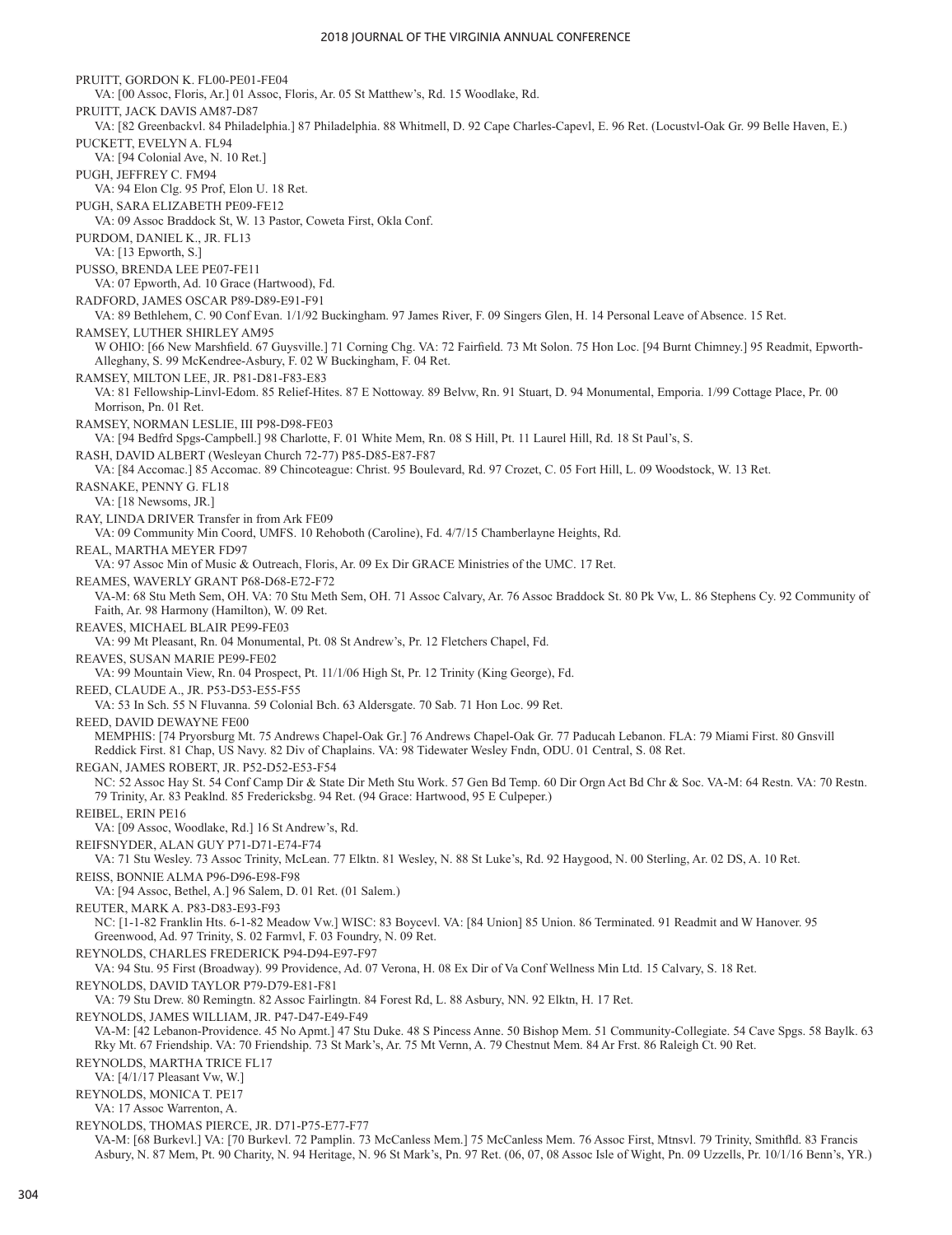PRUITT, GORDON K. FL00-PE01-FE04
VA: [00 Assoc, Floris, Ar.] 01 Assoc, Floris, Ar. 05 St Matthew's, Rd. 15 Woodlake, Rd.

PRUITT, JACK DAVIS AM87-D87
VA: [82 Greenbackvl. 84 Philadelphia.] 87 Philadelphia. 88 Whitmell, D. 92 Cape Charles-Capevl, E. 96 Ret. (Locustvl-Oak Gr. 99 Belle Haven, E.)

PUCKETT, EVELYN A. FL94
VA: [94 Colonial Ave, N. 10 Ret.]

PUGH, JEFFREY C. FM94
VA: 94 Elon Clg. 95 Prof, Elon U. 18 Ret.

PUGH, SARA ELIZABETH PE09-FE12
VA: 09 Assoc Braddock St, W. 13 Pastor, Coweta First, Okla Conf.

PURDOM, DANIEL K., JR. FL13
VA: [13 Epworth, S.]

PUSSO, BRENDA LEE PE07-FE11
VA: 07 Epworth, Ad. 10 Grace (Hartwood), Fd.

RADFORD, JAMES OSCAR P89-D89-E91-F91
VA: 89 Bethlehem, C. 90 Conf Evan. 1/1/92 Buckingham. 97 James River, F. 09 Singers Glen, H. 14 Personal Leave of Absence. 15 Ret.

RAMSEY, LUTHER SHIRLEY AM95
W OHIO: [66 New Marshfield. 67 Guysville.] 71 Corning Chg. VA: 72 Fairfield. 73 Mt Solon. 75 Hon Loc. [94 Burnt Chimney.] 95 Readmit, Epworth-Alleghany, S. 99 McKendree-Asbury, F. 02 W Buckingham, F. 04 Ret.

RAMSEY, MILTON LEE, JR. P81-D81-F83-E83
VA: 81 Fellowship-Linvl-Edom. 85 Relief-Hites. 87 E Nottoway. 89 Belvw, Rn. 91 Stuart, D. 94 Monumental, Emporia. 1/99 Cottage Place, Pr. 00 Morrison, Pn. 01 Ret.

RAMSEY, NORMAN LESLIE, III P98-D98-FE03
VA: [94 Bedfrd Spgs-Campbell.] 98 Charlotte, F. 01 White Mem, Rn. 08 S Hill, Pt. 11 Laurel Hill, Rd. 18 St Paul's, S.

RASH, DAVID ALBERT (Wesleyan Church 72-77) P85-D85-E87-F87
VA: [84 Accomac.] 85 Accomac. 89 Chincoteague: Christ. 95 Boulevard, Rd. 97 Crozet, C. 05 Fort Hill, L. 09 Woodstock, W. 13 Ret.

RASNAKE, PENNY G. FL18
VA: [18 Newsoms, JR.]

RAY, LINDA DRIVER Transfer in from Ark FE09
VA: 09 Community Min Coord, UMFS. 10 Rehoboth (Caroline), Fd. 4/7/15 Chamberlayne Heights, Rd.

REAL, MARTHA MEYER FD97
VA: 97 Assoc Min of Music & Outreach, Floris, Ar. 09 Ex Dir GRACE Ministries of the UMC. 17 Ret.

REAMES, WAVERLY GRANT P68-D68-E72-F72
VA-M: 68 Stu Meth Sem, OH. VA: 70 Stu Meth Sem, OH. 71 Assoc Calvary, Ar. 76 Assoc Braddock St. 80 Pk Vw, L. 86 Stephens Cy. 92 Community of Faith, Ar. 98 Harmony (Hamilton), W. 09 Ret.

REAVES, MICHAEL BLAIR PE99-FE03
VA: 99 Mt Pleasant, Rn. 04 Monumental, Pt. 08 St Andrew's, Pr. 12 Fletchers Chapel, Fd.

REAVES, SUSAN MARIE PE99-FE02
VA: 99 Mountain View, Rn. 04 Prospect, Pt. 11/1/06 High St, Pr. 12 Trinity (King George), Fd.

REED, CLAUDE A., JR. P53-D53-E55-F55
VA: 53 In Sch. 55 N Fluvanna. 59 Colonial Bch. 63 Aldersgate. 70 Sab. 71 Hon Loc. 99 Ret.

REED, DAVID DEWAYNE FE00
MEMPHIS: [74 Pryorsburg Mt. 75 Andrews Chapel-Oak Gr.] 76 Andrews Chapel-Oak Gr. 77 Paducah Lebanon. FLA: 79 Miami First. 80 Gnsvill Reddick First. 81 Chap, US Navy. 82 Div of Chaplains. VA: 98 Tidewater Wesley Fndn, ODU. 01 Central, S. 08 Ret.

REGAN, JAMES ROBERT, JR. P52-D52-E53-F54
NC: 52 Assoc Hay St. 54 Conf Camp Dir & State Dir Meth Stu Work. 57 Gen Bd Temp. 60 Dir Orgn Act Bd Chr & Soc. VA-M: 64 Restn. VA: 70 Restn. 79 Trinity, Ar. 83 Peaklnd. 85 Fredericksbg. 94 Ret. (94 Grace: Hartwood, 95 E Culpeper.)

REIBEL, ERIN PE16
VA: [09 Assoc, Woodlake, Rd.] 16 St Andrew's, Rd.

REIFSNYDER, ALAN GUY P71-D71-E74-F74
VA: 71 Stu Wesley. 73 Assoc Trinity, McLean. 77 Elktn. 81 Wesley, N. 88 St Luke's, Rd. 92 Haygood, N. 00 Sterling, Ar. 02 DS, A. 10 Ret.

REISS, BONNIE ALMA P96-D96-E98-F98
VA: [94 Assoc, Bethel, A.] 96 Salem, D. 01 Ret. (01 Salem.)

REUTER, MARK A. P83-D83-E93-F93
NC: [1-1-82 Franklin Hts. 6-1-82 Meadow Vw.] WISC: 83 Boycevl. VA: [84 Union] 85 Union. 86 Terminated. 91 Readmit and W Hanover. 95 Greenwood, Ad. 97 Trinity, S. 02 Farmvl, F. 03 Foundry, N. 09 Ret.

REYNOLDS, CHARLES FREDERICK P94-D94-E97-F97
VA: 94 Stu. 95 First (Broadway). 99 Providence, Ad. 07 Verona, H. 08 Ex Dir of Va Conf Wellness Min Ltd. 15 Calvary, S. 18 Ret.

REYNOLDS, DAVID TAYLOR P79-D79-E81-F81
VA: 79 Stu Drew. 80 Remingtn. 82 Assoc Fairlingtn. 84 Forest Rd, L. 88 Asbury, NN. 92 Elktn, H. 17 Ret.

REYNOLDS, JAMES WILLIAM, JR. P47-D47-E49-F49
VA-M: [42 Lebanon-Providence. 45 No Apmt.] 47 Stu Duke. 48 S Pincess Anne. 50 Bishop Mem. 51 Community-Collegiate. 54 Cave Spgs. 58 Baylk. 63 Rky Mt. 67 Friendship. VA: 70 Friendship. 73 St Mark's, Ar. 75 Mt Vernn, A. 79 Chestnut Mem. 84 Ar Frst. 86 Raleigh Ct. 90 Ret.

REYNOLDS, MARTHA TRICE FL17
VA: [4/1/17 Pleasant Vw, W.]

REYNOLDS, MONICA T. PE17
VA: 17 Assoc Warrenton, A.

REYNOLDS, THOMAS PIERCE, JR. D71-P75-E77-F77
VA-M: [68 Burkevl.] VA: [70 Burkevl. 72 Pamplin. 73 McCanless Mem.] 75 McCanless Mem. 76 Assoc First, Mtnsvl. 79 Trinity, Smithfld. 83 Francis Asbury, N. 87 Mem, Pt. 90 Charity, N. 94 Heritage, N. 96 St Mark's, Pn. 97 Ret. (06, 07, 08 Assoc Isle of Wight, Pn. 09 Uzzells, Pr. 10/1/16 Benn's, YR.)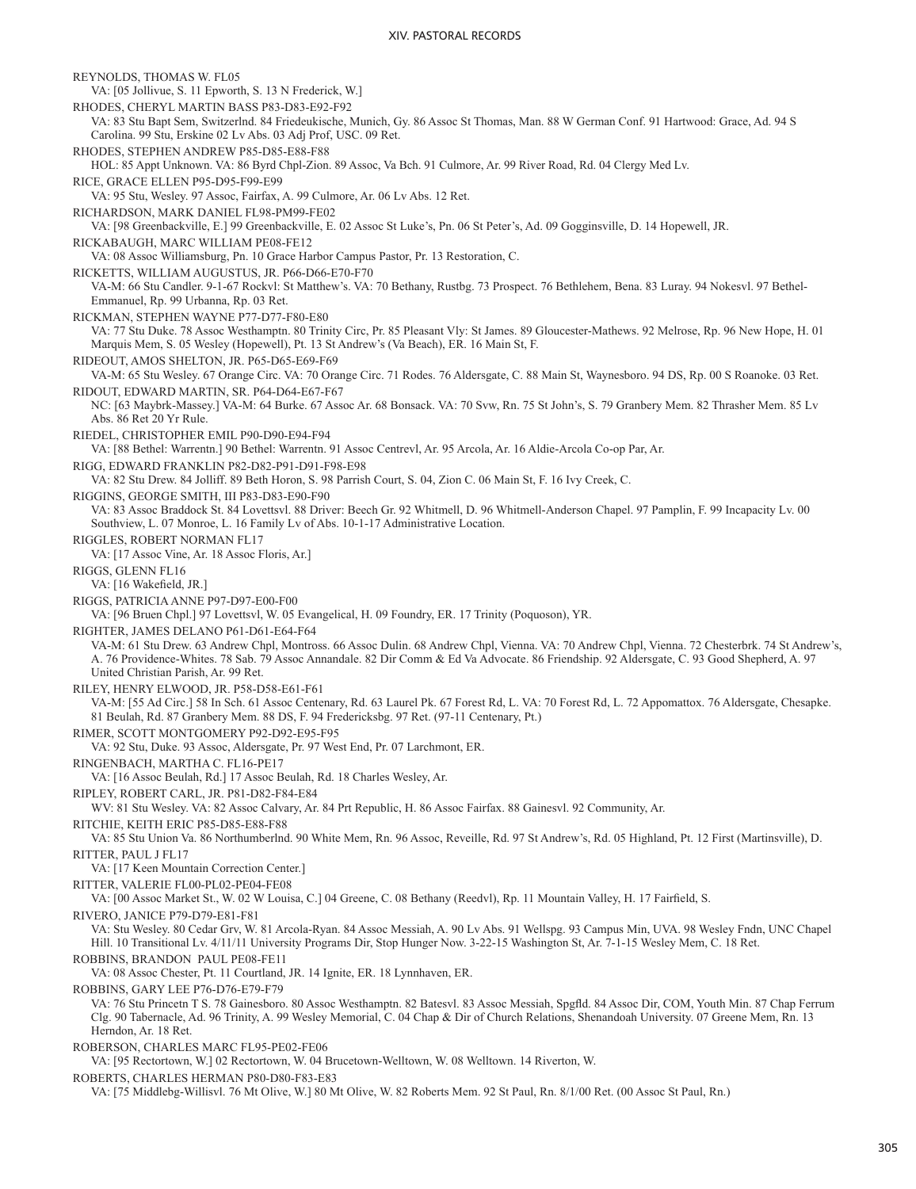REYNOLDS, THOMAS W. FL05
VA: [05 Jollivue, S. 11 Epworth, S. 13 N Frederick, W.]

RHODES, CHERYL MARTIN BASS P83-D83-E92-F92
VA: 83 Stu Bapt Sem, Switzerlnd. 84 Friedeukische, Munich, Gy. 86 Assoc St Thomas, Man. 88 W German Conf. 91 Hartwood: Grace, Ad. 94 S Carolina. 99 Stu, Erskine 02 Lv Abs. 03 Adj Prof, USC. 09 Ret.

RHODES, STEPHEN ANDREW P85-D85-E88-F88
HOL: 85 Appt Unknown. VA: 86 Byrd Chpl-Zion. 89 Assoc, Va Bch. 91 Culmore, Ar. 99 River Road, Rd. 04 Clergy Med Lv.

RICE, GRACE ELLEN P95-D95-F99-E99
VA: 95 Stu, Wesley. 97 Assoc, Fairfax, A. 99 Culmore, Ar. 06 Lv Abs. 12 Ret.

RICHARDSON, MARK DANIEL FL98-PM99-FE02
VA: [98 Greenbackville, E.] 99 Greenbackville, E. 02 Assoc St Luke's, Pn. 06 St Peter's, Ad. 09 Gogginsville, D. 14 Hopewell, JR.

RICKABAUGH, MARC WILLIAM PE08-FE12
VA: 08 Assoc Williamsburg, Pn. 10 Grace Harbor Campus Pastor, Pr. 13 Restoration, C.

RICKETTS, WILLIAM AUGUSTUS, JR. P66-D66-E70-F70
VA-M: 66 Stu Candler. 9-1-67 Rockvl: St Matthew's. VA: 70 Bethany, Rustbg. 73 Prospect. 76 Bethlehem, Bena. 83 Luray. 94 Nokesvl. 97 Bethel-Emmanuel, Rp. 99 Urbanna, Rp. 03 Ret.

RICKMAN, STEPHEN WAYNE P77-D77-F80-E80
VA: 77 Stu Duke. 78 Assoc Westhamptn. 80 Trinity Circ, Pr. 85 Pleasant Vly: St James. 89 Gloucester-Mathews. 92 Melrose, Rp. 96 New Hope, H. 01 Marquis Mem, S. 05 Wesley (Hopewell), Pt. 13 St Andrew's (Va Beach), ER. 16 Main St, F.

RIDEOUT, AMOS SHELTON, JR. P65-D65-E69-F69
VA-M: 65 Stu Wesley. 67 Orange Circ. VA: 70 Orange Circ. 71 Rodes. 76 Aldersgate, C. 88 Main St, Waynesboro. 94 DS, Rp. 00 S Roanoke. 03 Ret.

RIDOUT, EDWARD MARTIN, SR. P64-D64-E67-F67
NC: [63 Maybrk-Massey.] VA-M: 64 Burke. 67 Assoc Ar. 68 Bonsack. VA: 70 Svw, Rn. 75 St John's, S. 79 Granbery Mem. 82 Thrasher Mem. 85 Lv Abs. 86 Ret 20 Yr Rule.

RIEDEL, CHRISTOPHER EMIL P90-D90-E94-F94
VA: [88 Bethel: Warrentn.] 90 Bethel: Warrentn. 91 Assoc Centrevl, Ar. 95 Arcola, Ar. 16 Aldie-Arcola Co-op Par, Ar.

RIGG, EDWARD FRANKLIN P82-D82-P91-D91-F98-E98
VA: 82 Stu Drew. 84 Jolliff. 89 Beth Horon, S. 98 Parrish Court, S. 04, Zion C. 06 Main St, F. 16 Ivy Creek, C.

RIGGINS, GEORGE SMITH, III P83-D83-E90-F90
VA: 83 Assoc Braddock St. 84 Lovettsvl. 88 Driver: Beech Gr. 92 Whitmell, D. 96 Whitmell-Anderson Chapel. 97 Pamplin, F. 99 Incapacity Lv. 00 Southview, L. 07 Monroe, L. 16 Family Lv of Abs. 10-1-17 Administrative Location.

RIGGLES, ROBERT NORMAN FL17
VA: [17 Assoc Vine, Ar. 18 Assoc Floris, Ar.]

RIGGS, GLENN FL16
VA: [16 Wakefield, JR.]

RIGGS, PATRICIA ANNE P97-D97-E00-F00
VA: [96 Bruen Chpl.] 97 Lovettsvl, W. 05 Evangelical, H. 09 Foundry, ER. 17 Trinity (Poquoson), YR.

RIGHTER, JAMES DELANO P61-D61-E64-F64
VA-M: 61 Stu Drew. 63 Andrew Chpl, Montross. 66 Assoc Dulin. 68 Andrew Chpl, Vienna. VA: 70 Andrew Chpl, Vienna. 72 Chesterbrk. 74 St Andrew's, A. 76 Providence-Whites. 78 Sab. 79 Assoc Annandale. 82 Dir Comm & Ed Va Advocate. 86 Friendship. 92 Aldersgate, C. 93 Good Shepherd, A. 97 United Christian Parish, Ar. 99 Ret.

RILEY, HENRY ELWOOD, JR. P58-D58-E61-F61
VA-M: [55 Ad Circ.] 58 In Sch. 61 Assoc Centenary, Rd. 63 Laurel Pk. 67 Forest Rd, L. VA: 70 Forest Rd, L. 72 Appomattox. 76 Aldersgate, Chesapke. 81 Beulah, Rd. 87 Granbery Mem. 88 DS, F. 94 Fredericksbg. 97 Ret. (97-11 Centenary, Pt.)

RIMER, SCOTT MONTGOMERY P92-D92-E95-F95
VA: 92 Stu, Duke. 93 Assoc, Aldersgate, Pr. 97 West End, Pr. 07 Larchmont, ER.

RINGENBACH, MARTHA C. FL16-PE17
VA: [16 Assoc Beulah, Rd.] 17 Assoc Beulah, Rd. 18 Charles Wesley, Ar.

RIPLEY, ROBERT CARL, JR. P81-D82-F84-E84
WV: 81 Stu Wesley. VA: 82 Assoc Calvary, Ar. 84 Prt Republic, H. 86 Assoc Fairfax. 88 Gainesvl. 92 Community, Ar.

RITCHIE, KEITH ERIC P85-D85-E88-F88
VA: 85 Stu Union Va. 86 Northumberlnd. 90 White Mem, Rn. 96 Assoc, Reveille, Rd. 97 St Andrew's, Rd. 05 Highland, Pt. 12 First (Martinsville), D.

RITTER, PAUL J FL17
VA: [17 Keen Mountain Correction Center.]

RITTER, VALERIE FL00-PL02-PE04-FE08
VA: [00 Assoc Market St., W. 02 W Louisa, C.] 04 Greene, C. 08 Bethany (Reedvl), Rp. 11 Mountain Valley, H. 17 Fairfield, S.

RIVERO, JANICE P79-D79-E81-F81
VA: Stu Wesley. 80 Cedar Grv, W. 81 Arcola-Ryan. 84 Assoc Messiah, A. 90 Lv Abs. 91 Wellspg. 93 Campus Min, UVA. 98 Wesley Fndn, UNC Chapel Hill. 10 Transitional Lv. 4/11/11 University Programs Dir, Stop Hunger Now. 3-22-15 Washington St, Ar. 7-1-15 Wesley Mem, C. 18 Ret.

ROBBINS, BRANDON PAUL PE08-FE11
VA: 08 Assoc Chester, Pt. 11 Courtland, JR. 14 Ignite, ER. 18 Lynnhaven, ER.

ROBBINS, GARY LEE P76-D76-E79-F79
VA: 76 Stu Princetn T S. 78 Gainesboro. 80 Assoc Westhamptn. 82 Batesvl. 83 Assoc Messiah, Spgfld. 84 Assoc Dir, COM, Youth Min. 87 Chap Ferrum Clg. 90 Tabernacle, Ad. 96 Trinity, A. 99 Wesley Memorial, C. 04 Chap & Dir of Church Relations, Shenandoah University. 07 Greene Mem, Rn. 13 Herndon, Ar. 18 Ret.

ROBERSON, CHARLES MARC FL95-PE02-FE06
VA: [95 Rectortown, W.] 02 Rectortown, W. 04 Brucetown-Welltown, W. 08 Welltown. 14 Riverton, W.

ROBERTS, CHARLES HERMAN P80-D80-F83-E83
VA: [75 Middlebg-Willisvl. 76 Mt Olive, W.] 80 Mt Olive, W. 82 Roberts Mem. 92 St Paul, Rn. 8/1/00 Ret. (00 Assoc St Paul, Rn.)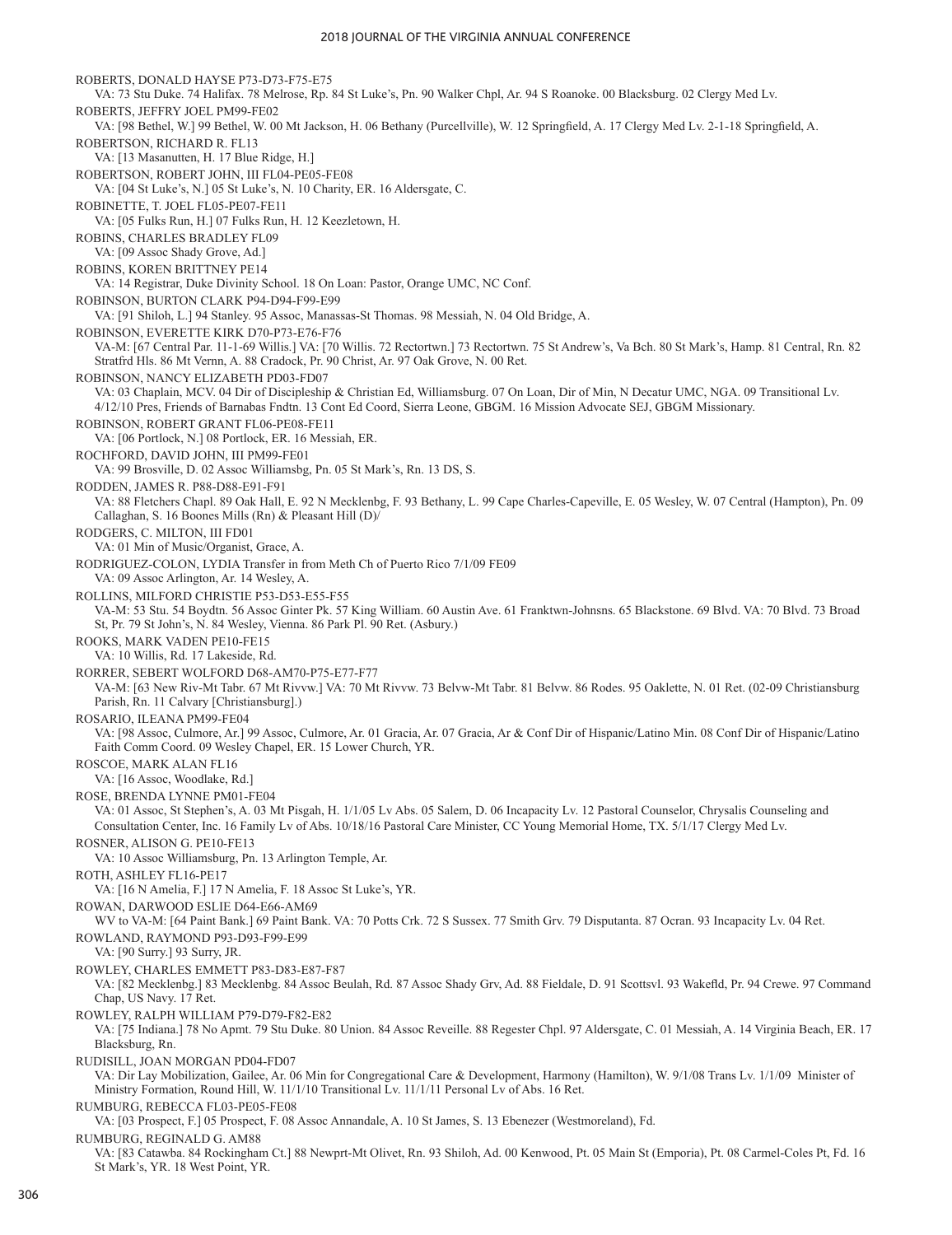ROBERTS, DONALD HAYSE P73-D73-F75-E75

VA: 73 Stu Duke. 74 Halifax. 78 Melrose, Rp. 84 St Luke's, Pn. 90 Walker Chpl, Ar. 94 S Roanoke. 00 Blacksburg. 02 Clergy Med Lv.

ROBERTS, JEFFRY JOEL PM99-FE02

VA: [98 Bethel, W.] 99 Bethel, W. 00 Mt Jackson, H. 06 Bethany (Purcellville), W. 12 Springfield, A. 17 Clergy Med Lv. 2-1-18 Springfield, A.

ROBERTSON, RICHARD R. FL13

VA: [13 Masanutten, H. 17 Blue Ridge, H.]

ROBERTSON, ROBERT JOHN, III FL04-PE05-FE08

VA: [04 St Luke's, N.] 05 St Luke's, N. 10 Charity, ER. 16 Aldersgate, C.

ROBINETTE, T. JOEL FL05-PE07-FE11

VA: [05 Fulks Run, H.] 07 Fulks Run, H. 12 Keezletown, H.

ROBINS, CHARLES BRADLEY FL09

VA: [09 Assoc Shady Grove, Ad.]

ROBINS, KOREN BRITTNEY PE14

VA: 14 Registrar, Duke Divinity School. 18 On Loan: Pastor, Orange UMC, NC Conf.

ROBINSON, BURTON CLARK P94-D94-F99-E99

VA: [91 Shiloh, L.] 94 Stanley. 95 Assoc, Manassas-St Thomas. 98 Messiah, N. 04 Old Bridge, A.

ROBINSON, EVERETTE KIRK D70-P73-E76-F76

VA-M: [67 Central Par. 11-1-69 Willis.] VA: [70 Willis. 72 Rectortwn.] 73 Rectortwn. 75 St Andrew's, Va Bch. 80 St Mark's, Hamp. 81 Central, Rn. 82 Stratfrd Hls. 86 Mt Vernn, A. 88 Cradock, Pr. 90 Christ, Ar. 97 Oak Grove, N. 00 Ret.

ROBINSON, NANCY ELIZABETH PD03-FD07

VA: 03 Chaplain, MCV. 04 Dir of Discipleship & Christian Ed, Williamsburg. 07 On Loan, Dir of Min, N Decatur UMC, NGA. 09 Transitional Lv. 4/12/10 Pres, Friends of Barnabas Fndtn. 13 Cont Ed Coord, Sierra Leone, GBGM. 16 Mission Advocate SEJ, GBGM Missionary.

ROBINSON, ROBERT GRANT FL06-PE08-FE11

VA: [06 Portlock, N.] 08 Portlock, ER. 16 Messiah, ER.

ROCHFORD, DAVID JOHN, III PM99-FE01

VA: 99 Brosville, D. 02 Assoc Williamsbg, Pn. 05 St Mark's, Rn. 13 DS, S.

RODDEN, JAMES R. P88-D88-E91-F91

VA: 88 Fletchers Chapl. 89 Oak Hall, E. 92 N Mecklenbg, F. 93 Bethany, L. 99 Cape Charles-Capeville, E. 05 Wesley, W. 07 Central (Hampton), Pn. 09 Callaghan, S. 16 Boones Mills (Rn) & Pleasant Hill (D)/

RODGERS, C. MILTON, III FD01

VA: 01 Min of Music/Organist, Grace, A.

RODRIGUEZ-COLON, LYDIA Transfer in from Meth Ch of Puerto Rico 7/1/09 FE09

VA: 09 Assoc Arlington, Ar. 14 Wesley, A.

ROLLINS, MILFORD CHRISTIE P53-D53-E55-F55

VA-M: 53 Stu. 54 Boydtn. 56 Assoc Ginter Pk. 57 King William. 60 Austin Ave. 61 Franktwn-Johnsns. 65 Blackstone. 69 Blvd. VA: 70 Blvd. 73 Broad St, Pr. 79 St John's, N. 84 Wesley, Vienna. 86 Park Pl. 90 Ret. (Asbury.)

ROOKS, MARK VADEN PE10-FE15

VA: 10 Willis, Rd. 17 Lakeside, Rd.

RORRER, SEBERT WOLFORD D68-AM70-P75-E77-F77

VA-M: [63 New Riv-Mt Tabr. 67 Mt Rivvw.] VA: 70 Mt Rivvw. 73 Belvw-Mt Tabr. 81 Belvw. 86 Rodes. 95 Oaklette, N. 01 Ret. (02-09 Christiansburg Parish, Rn. 11 Calvary [Christiansburg].)

ROSARIO, ILEANA PM99-FE04

VA: [98 Assoc, Culmore, Ar.] 99 Assoc, Culmore, Ar. 01 Gracia, Ar. 07 Gracia, Ar & Conf Dir of Hispanic/Latino Min. 08 Conf Dir of Hispanic/Latino Faith Comm Coord. 09 Wesley Chapel, ER. 15 Lower Church, YR.

ROSCOE, MARK ALAN FL16

VA: [16 Assoc, Woodlake, Rd.]

ROSE, BRENDA LYNNE PM01-FE04

VA: 01 Assoc, St Stephen's, A. 03 Mt Pisgah, H. 1/1/05 Lv Abs. 05 Salem, D. 06 Incapacity Lv. 12 Pastoral Counselor, Chrysalis Counseling and Consultation Center, Inc. 16 Family Lv of Abs. 10/18/16 Pastoral Care Minister, CC Young Memorial Home, TX. 5/1/17 Clergy Med Lv.

ROSNER, ALISON G. PE10-FE13

VA: 10 Assoc Williamsburg, Pn. 13 Arlington Temple, Ar.

ROTH, ASHLEY FL16-PE17

VA: [16 N Amelia, F.] 17 N Amelia, F. 18 Assoc St Luke's, YR.

ROWAN, DARWOOD ESLIE D64-E66-AM69

WV to VA-M: [64 Paint Bank.] 69 Paint Bank. VA: 70 Potts Crk. 72 S Sussex. 77 Smith Grv. 79 Disputanta. 87 Ocran. 93 Incapacity Lv. 04 Ret.

ROWLAND, RAYMOND P93-D93-F99-E99

VA: [90 Surry.] 93 Surry, JR.

ROWLEY, CHARLES EMMETT P83-D83-E87-F87

VA: [82 Mecklenbg.] 83 Mecklenbg. 84 Assoc Beulah, Rd. 87 Assoc Shady Grv, Ad. 88 Fieldale, D. 91 Scottsvl. 93 Wakefld, Pr. 94 Crewe. 97 Command Chap, US Navy. 17 Ret.

ROWLEY, RALPH WILLIAM P79-D79-F82-E82

VA: [75 Indiana.] 78 No Apmt. 79 Stu Duke. 80 Union. 84 Assoc Reveille. 88 Regester Chpl. 97 Aldersgate, C. 01 Messiah, A. 14 Virginia Beach, ER. 17 Blacksburg, Rn.

RUDISILL, JOAN MORGAN PD04-FD07

VA: Dir Lay Mobilization, Gailee, Ar. 06 Min for Congregational Care & Development, Harmony (Hamilton), W. 9/1/08 Trans Lv. 1/1/09 Minister of Ministry Formation, Round Hill, W. 11/1/10 Transitional Lv. 11/1/11 Personal Lv of Abs. 16 Ret.

RUMBURG, REBECCA FL03-PE05-FE08

VA: [03 Prospect, F.] 05 Prospect, F. 08 Assoc Annandale, A. 10 St James, S. 13 Ebenezer (Westmoreland), Fd.

RUMBURG, REGINALD G. AM88

VA: [83 Catawba. 84 Rockingham Ct.] 88 Newprt-Mt Olivet, Rn. 93 Shiloh, Ad. 00 Kenwood, Pt. 05 Main St (Emporia), Pt. 08 Carmel-Coles Pt, Fd. 16 St Mark's, YR. 18 West Point, YR.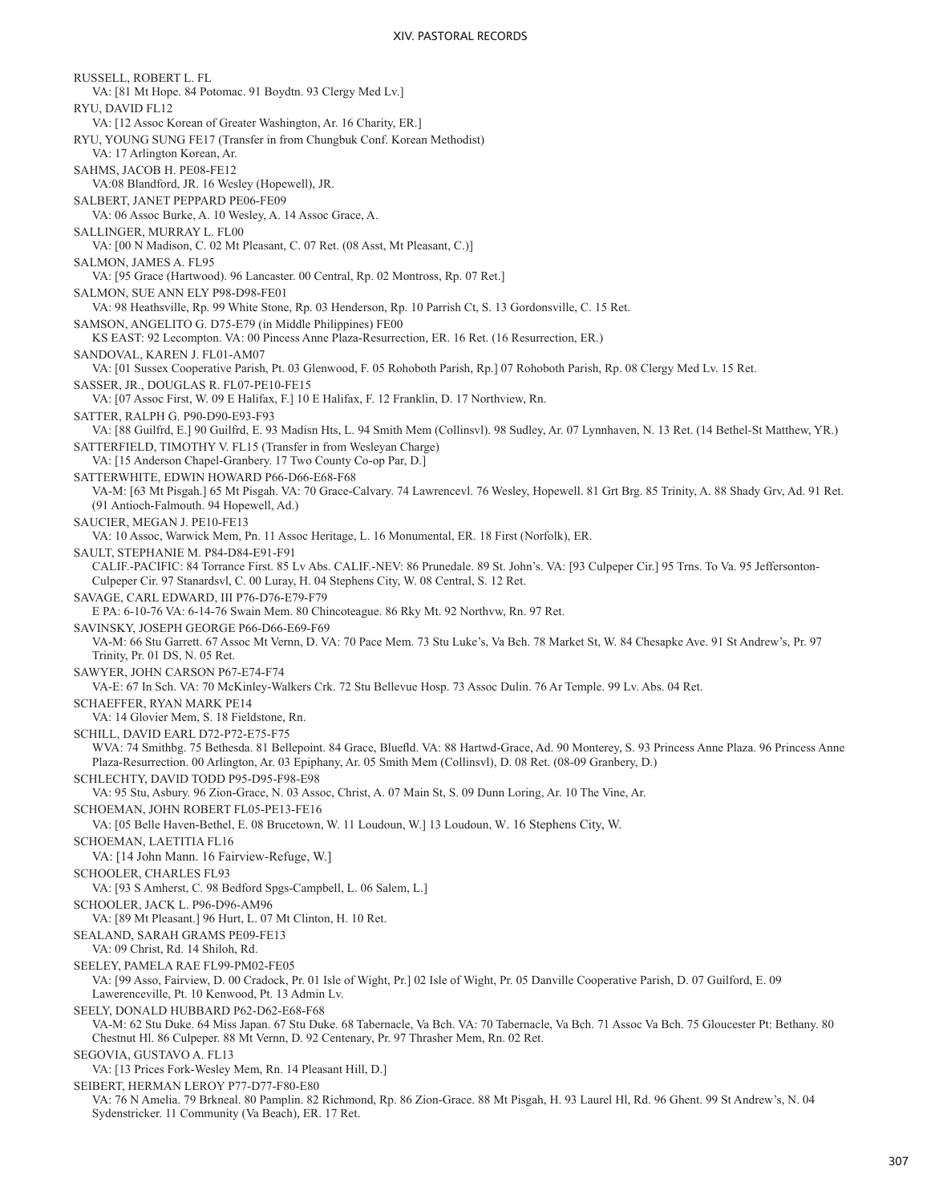RUSSELL, ROBERT L. FL
VA: [81 Mt Hope. 84 Potomac. 91 Boydtn. 93 Clergy Med Lv.]

RYU, DAVID FL12
VA: [12 Assoc Korean of Greater Washington, Ar. 16 Charity, ER.]

RYU, YOUNG SUNG FE17 (Transfer in from Chungbuk Conf. Korean Methodist)
VA: 17 Arlington Korean, Ar.

SAHMS, JACOB H. PE08-FE12
VA:08 Blandford, JR. 16 Wesley (Hopewell), JR.

SALBERT, JANET PEPPARD PE06-FE09
VA: 06 Assoc Burke, A. 10 Wesley, A. 14 Assoc Grace, A.

SALLINGER, MURRAY L. FL00
VA: [00 N Madison, C. 02 Mt Pleasant, C. 07 Ret. (08 Asst, Mt Pleasant, C.)]

SALMON, JAMES A. FL95
VA: [95 Grace (Hartwood). 96 Lancaster. 00 Central, Rp. 02 Montross, Rp. 07 Ret.]

SALMON, SUE ANN ELY P98-D98-FE01
VA: 98 Heathsville, Rp. 99 White Stone, Rp. 03 Henderson, Rp. 10 Parrish Ct, S. 13 Gordonsville, C. 15 Ret.

SAMSON, ANGELITO G. D75-E79 (in Middle Philippines) FE00
KS EAST: 92 Lecompton. VA: 00 Pincess Anne Plaza-Resurrection, ER. 16 Ret. (16 Resurrection, ER.)

SANDOVAL, KAREN J. FL01-AM07
VA: [01 Sussex Cooperative Parish, Pt. 03 Glenwood, F. 05 Rohoboth Parish, Rp.] 07 Rohoboth Parish, Rp. 08 Clergy Med Lv. 15 Ret.

SASSER, JR., DOUGLAS R. FL07-PE10-FE15
VA: [07 Assoc First, W. 09 E Halifax, F.] 10 E Halifax, F. 12 Franklin, D. 17 Northview, Rn.

SATTER, RALPH G. P90-D90-E93-F93
VA: [88 Guilfrd, E.] 90 Guilfrd, E. 93 Madisn Hts, L. 94 Smith Mem (Collinsvl). 98 Sudley, Ar. 07 Lynnhaven, N. 13 Ret. (14 Bethel-St Matthew, YR.)

SATTERFIELD, TIMOTHY V. FL15 (Transfer in from Wesleyan Charge)
VA: [15 Anderson Chapel-Granbery. 17 Two County Co-op Par, D.]

SATTERWHITE, EDWIN HOWARD P66-D66-E68-F68
VA-M: [63 Mt Pisgah.] 65 Mt Pisgah. VA: 70 Grace-Calvary. 74 Lawrencevl. 76 Wesley, Hopewell. 81 Grt Brg. 85 Trinity, A. 88 Shady Grv, Ad. 91 Ret. (91 Antioch-Falmouth. 94 Hopewell, Ad.)

SAUCIER, MEGAN J. PE10-FE13
VA: 10 Assoc, Warwick Mem, Pn. 11 Assoc Heritage, L. 16 Monumental, ER. 18 First (Norfolk), ER.

SAULT, STEPHANIE M. P84-D84-E91-F91
CALIF.-PACIFIC: 84 Torrance First. 85 Lv Abs. CALIF.-NEV: 86 Prunedale. 89 St. John's. VA: [93 Culpeper Cir.] 95 Trns. To Va. 95 Jeffersonton-Culpeper Cir. 97 Stanardsvl, C. 00 Luray, H. 04 Stephens City, W. 08 Central, S. 12 Ret.

SAVAGE, CARL EDWARD, III P76-D76-E79-F79
E PA: 6-10-76 VA: 6-14-76 Swain Mem. 80 Chincoteague. 86 Rky Mt. 92 Northvw, Rn. 97 Ret.

SAVINSKY, JOSEPH GEORGE P66-D66-E69-F69
VA-M: 66 Stu Garrett. 67 Assoc Mt Vernn, D. VA: 70 Pace Mem. 73 Stu Luke's, Va Bch. 78 Market St, W. 84 Chesapke Ave. 91 St Andrew's, Pr. 97 Trinity, Pr. 01 DS, N. 05 Ret.

SAWYER, JOHN CARSON P67-E74-F74
VA-E: 67 In Sch. VA: 70 McKinley-Walkers Crk. 72 Stu Bellevue Hosp. 73 Assoc Dulin. 76 Ar Temple. 99 Lv. Abs. 04 Ret.

SCHAEFFER, RYAN MARK PE14
VA: 14 Glovier Mem, S. 18 Fieldstone, Rn.

SCHILL, DAVID EARL D72-P72-E75-F75
WVA: 74 Smithbg. 75 Bethesda. 81 Bellepoint. 84 Grace, Bluefld. VA: 88 Hartwd-Grace, Ad. 90 Monterey, S. 93 Princess Anne Plaza. 96 Princess Anne Plaza-Resurrection. 00 Arlington, Ar. 03 Epiphany, Ar. 05 Smith Mem (Collinsvl), D. 08 Ret. (08-09 Granbery, D.)

SCHLECHTY, DAVID TODD P95-D95-F98-E98
VA: 95 Stu, Asbury. 96 Zion-Grace, N. 03 Assoc, Christ, A. 07 Main St, S. 09 Dunn Loring, Ar. 10 The Vine, Ar.

SCHOEMAN, JOHN ROBERT FL05-PE13-FE16
VA: [05 Belle Haven-Bethel, E. 08 Brucetown, W. 11 Loudoun, W.] 13 Loudoun, W. 16 Stephens City, W.

SCHOEMAN, LAETITIA FL16
VA: [14 John Mann. 16 Fairview-Refuge, W.]

SCHOOLER, CHARLES FL93
VA: [93 S Amherst, C. 98 Bedford Spgs-Campbell, L. 06 Salem, L.]

SCHOOLER, JACK L. P96-D96-AM96
VA: [89 Mt Pleasant.] 96 Hurt, L. 07 Mt Clinton, H. 10 Ret.

SEALAND, SARAH GRAMS PE09-FE13
VA: 09 Christ, Rd. 14 Shiloh, Rd.

SEELEY, PAMELA RAE FL99-PM02-FE05
VA: [99 Asso, Fairview, D. 00 Cradock, Pr. 01 Isle of Wight, Pr.] 02 Isle of Wight, Pr. 05 Danville Cooperative Parish, D. 07 Guilford, E. 09 Lawerenceville, Pt. 10 Kenwood, Pt. 13 Admin Lv.

SEELY, DONALD HUBBARD P62-D62-E68-F68
VA-M: 62 Stu Duke. 64 Miss Japan. 67 Stu Duke. 68 Tabernacle, Va Bch. VA: 70 Tabernacle, Va Bch. 71 Assoc Va Bch. 75 Gloucester Pt: Bethany. 80 Chestnut Hl. 86 Culpeper. 88 Mt Vernn, D. 92 Centenary, Pr. 97 Thrasher Mem, Rn. 02 Ret.

SEGOVIA, GUSTAVO A. FL13
VA: [13 Prices Fork-Wesley Mem, Rn. 14 Pleasant Hill, D.]

SEIBERT, HERMAN LEROY P77-D77-F80-E80
VA: 76 N Amelia. 79 Brkneal. 80 Pamplin. 82 Richmond, Rp. 86 Zion-Grace. 88 Mt Pisgah, H. 93 Laurel Hl, Rd. 96 Ghent. 99 St Andrew's, N. 04 Sydenstricker. 11 Community (Va Beach), ER. 17 Ret.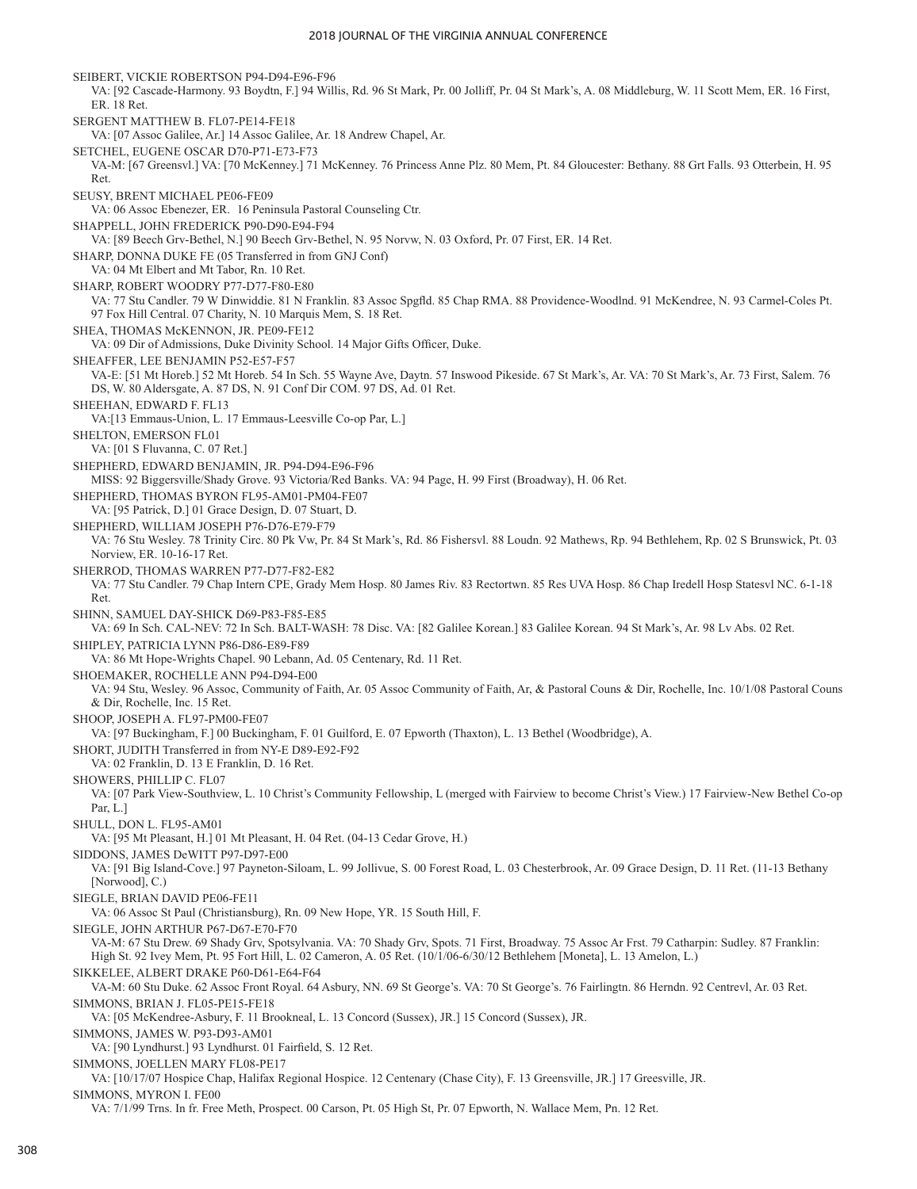SEIBERT, VICKIE ROBERTSON P94-D94-E96-F96
VA: [92 Cascade-Harmony. 93 Boydtn, F.] 94 Willis, Rd. 96 St Mark, Pr. 00 Jolliff, Pr. 04 St Mark's, A. 08 Middleburg, W. 11 Scott Mem, ER. 16 First, ER. 18 Ret.

SERGENT MATTHEW B. FL07-PE14-FE18
VA: [07 Assoc Galilee, Ar.] 14 Assoc Galilee, Ar. 18 Andrew Chapel, Ar.

SETCHEL, EUGENE OSCAR D70-P71-E73-F73
VA-M: [67 Greensvl.] VA: [70 McKenney.] 71 McKenney. 76 Princess Anne Plz. 80 Mem, Pt. 84 Gloucester: Bethany. 88 Grt Falls. 93 Otterbein, H. 95 Ret.

SEUSY, BRENT MICHAEL PE06-FE09
VA: 06 Assoc Ebenezer, ER. 16 Peninsula Pastoral Counseling Ctr.

SHAPPELL, JOHN FREDERICK P90-D90-E94-F94
VA: [89 Beech Grv-Bethel, N.] 90 Beech Grv-Bethel, N. 95 Norvw, N. 03 Oxford, Pr. 07 First, ER. 14 Ret.

SHARP, DONNA DUKE FE (05 Transferred in from GNJ Conf)
VA: 04 Mt Elbert and Mt Tabor, Rn. 10 Ret.

SHARP, ROBERT WOODRY P77-D77-F80-E80
VA: 77 Stu Candler. 79 W Dinwiddie. 81 N Franklin. 83 Assoc Spgfld. 85 Chap RMA. 88 Providence-Woodlnd. 91 McKendree, N. 93 Carmel-Coles Pt. 97 Fox Hill Central. 07 Charity, N. 10 Marquis Mem, S. 18 Ret.

SHEA, THOMAS McKENNON, JR. PE09-FE12
VA: 09 Dir of Admissions, Duke Divinity School. 14 Major Gifts Officer, Duke.

SHEAFFER, LEE BENJAMIN P52-E57-F57
VA-E: [51 Mt Horeb.] 52 Mt Horeb. 54 In Sch. 55 Wayne Ave, Daytn. 57 Inswood Pikeside. 67 St Mark's, Ar. VA: 70 St Mark's, Ar. 73 First, Salem. 76 DS, W. 80 Aldersgate, A. 87 DS, N. 91 Conf Dir COM. 97 DS, Ad. 01 Ret.

SHEEHAN, EDWARD F. FL13
VA:[13 Emmaus-Union, L. 17 Emmaus-Leesville Co-op Par, L.]

SHELTON, EMERSON FL01
VA: [01 S Fluvanna, C. 07 Ret.]

SHEPHERD, EDWARD BENJAMIN, JR. P94-D94-E96-F96
MISS: 92 Biggersville/Shady Grove. 93 Victoria/Red Banks. VA: 94 Page, H. 99 First (Broadway), H. 06 Ret.

SHEPHERD, THOMAS BYRON FL95-AM01-PM04-FE07
VA: [95 Patrick, D.] 01 Grace Design, D. 07 Stuart, D.

SHEPHERD, WILLIAM JOSEPH P76-D76-E79-F79
VA: 76 Stu Wesley. 78 Trinity Circ. 80 Pk Vw, Pr. 84 St Mark's, Rd. 86 Fishersvl. 88 Loudn. 92 Mathews, Rp. 94 Bethlehem, Rp. 02 S Brunswick, Pt. 03 Norview, ER. 10-16-17 Ret.

SHERROD, THOMAS WARREN P77-D77-F82-E82
VA: 77 Stu Candler. 79 Chap Intern CPE, Grady Mem Hosp. 80 James Riv. 83 Rectortwn. 85 Res UVA Hosp. 86 Chap Iredell Hosp Statesvl NC. 6-1-18 Ret.

SHINN, SAMUEL DAY-SHICK D69-P83-F85-E85
VA: 69 In Sch. CAL-NEV: 72 In Sch. BALT-WASH: 78 Disc. VA: [82 Galilee Korean.] 83 Galilee Korean. 94 St Mark's, Ar. 98 Lv Abs. 02 Ret.

SHIPLEY, PATRICIA LYNN P86-D86-E89-F89
VA: 86 Mt Hope-Wrights Chapel. 90 Lebann, Ad. 05 Centenary, Rd. 11 Ret.

SHOEMAKER, ROCHELLE ANN P94-D94-E00
VA: 94 Stu, Wesley. 96 Assoc, Community of Faith, Ar. 05 Assoc Community of Faith, Ar, & Pastoral Couns & Dir, Rochelle, Inc. 10/1/08 Pastoral Couns & Dir, Rochelle, Inc. 15 Ret.

SHOOP, JOSEPH A. FL97-PM00-FE07
VA: [97 Buckingham, F.] 00 Buckingham, F. 01 Guilford, E. 07 Epworth (Thaxton), L. 13 Bethel (Woodbridge), A.

SHORT, JUDITH Transferred in from NY-E D89-E92-F92
VA: 02 Franklin, D. 13 E Franklin, D. 16 Ret.

SHOWERS, PHILLIP C. FL07
VA: [07 Park View-Southview, L. 10 Christ's Community Fellowship, L (merged with Fairview to become Christ's View.) 17 Fairview-New Bethel Co-op Par, L.]

SHULL, DON L. FL95-AM01
VA: [95 Mt Pleasant, H.] 01 Mt Pleasant, H. 04 Ret. (04-13 Cedar Grove, H.)

SIDDONS, JAMES DeWITT P97-D97-E00
VA: [91 Big Island-Cove.] 97 Payneton-Siloam, L. 99 Jollivue, S. 00 Forest Road, L. 03 Chesterbrook, Ar. 09 Grace Design, D. 11 Ret. (11-13 Bethany [Norwood], C.)

SIEGLE, BRIAN DAVID PE06-FE11
VA: 06 Assoc St Paul (Christiansburg), Rn. 09 New Hope, YR. 15 South Hill, F.

SIEGLE, JOHN ARTHUR P67-D67-E70-F70
VA-M: 67 Stu Drew. 69 Shady Grv, Spotsylvania. VA: 70 Shady Grv, Spots. 71 First, Broadway. 75 Assoc Ar Frst. 79 Catharpin: Sudley. 87 Franklin: High St. 92 Ivey Mem, Pt. 95 Fort Hill, L. 02 Cameron, A. 05 Ret. (10/1/06-6/30/12 Bethlehem [Moneta], L. 13 Amelon, L.)

SIKKELEE, ALBERT DRAKE P60-D61-E64-F64
VA-M: 60 Stu Duke. 62 Assoc Front Royal. 64 Asbury, NN. 69 St George's. VA: 70 St George's. 76 Fairlingtn. 86 Herndn. 92 Centrevl, Ar. 03 Ret.

SIMMONS, BRIAN J. FL05-PE15-FE18
VA: [05 McKendree-Asbury, F. 11 Brookneal, L. 13 Concord (Sussex), JR.] 15 Concord (Sussex), JR.

SIMMONS, JAMES W. P93-D93-AM01
VA: [90 Lyndhurst.] 93 Lyndhurst. 01 Fairfield, S. 12 Ret.

SIMMONS, JOELLEN MARY FL08-PE17
VA: [10/17/07 Hospice Chap, Halifax Regional Hospice. 12 Centenary (Chase City), F. 13 Greensville, JR.] 17 Greesville, JR.

SIMMONS, MYRON I. FE00
VA: 7/1/99 Trns. In fr. Free Meth, Prospect. 00 Carson, Pt. 05 High St, Pr. 07 Epworth, N. Wallace Mem, Pn. 12 Ret.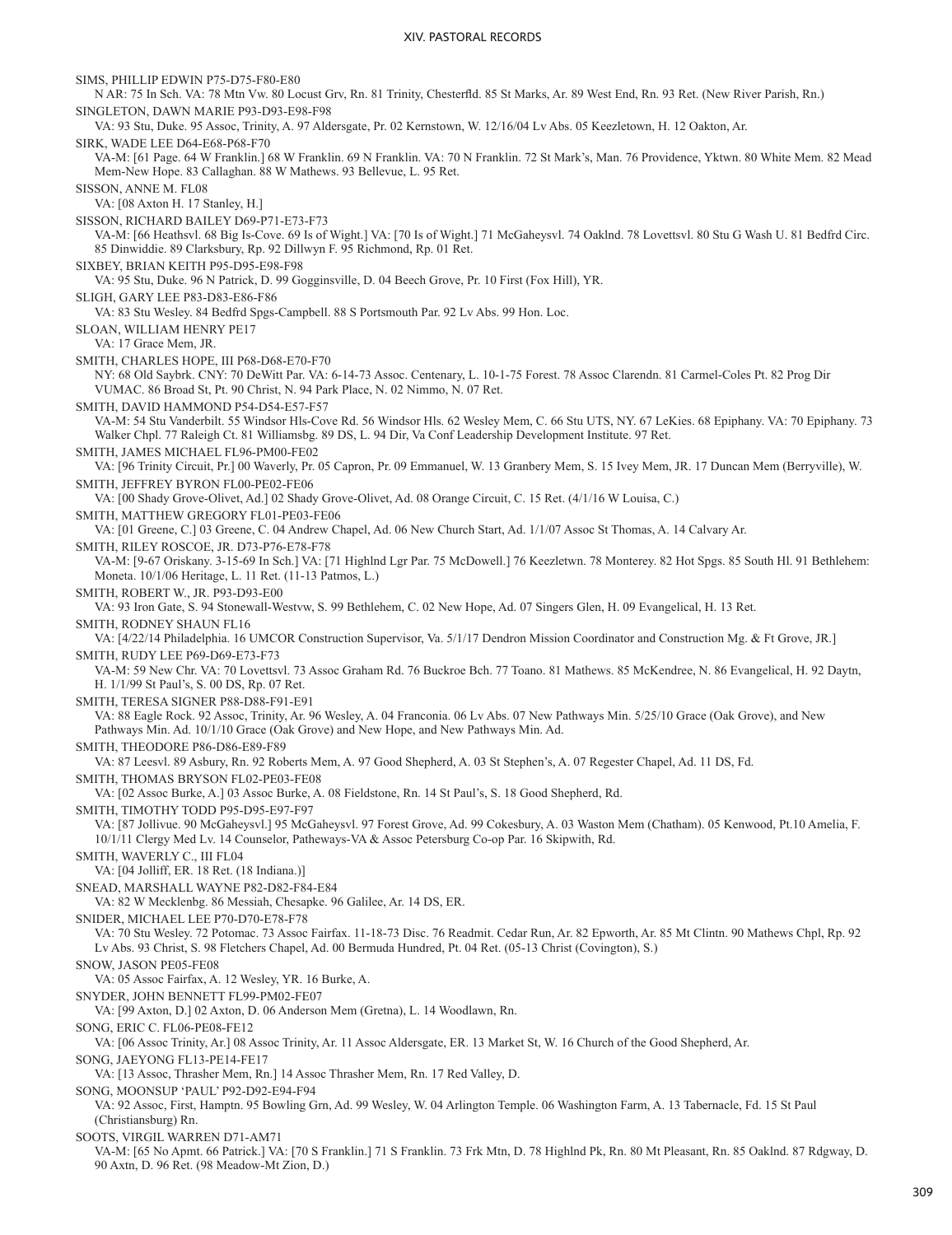SIMS, PHILLIP EDWIN P75-D75-F80-E80
N AR: 75 In Sch. VA: 78 Mtn Vw. 80 Locust Grv, Rn. 81 Trinity, Chesterfld. 85 St Marks, Ar. 89 West End, Rn. 93 Ret. (New River Parish, Rn.)

SINGLETON, DAWN MARIE P93-D93-E98-F98
VA: 93 Stu, Duke. 95 Assoc, Trinity, A. 97 Aldersgate, Pr. 02 Kernstown, W. 12/16/04 Lv Abs. 05 Keezletown, H. 12 Oakton, Ar.

SIRK, WADE LEE D64-E68-P68-F70
VA-M: [61 Page. 64 W Franklin.] 68 W Franklin. 69 N Franklin. VA: 70 N Franklin. 72 St Mark's, Man. 76 Providence, Yktwn. 80 White Mem. 82 Mead Mem-New Hope. 83 Callaghan. 88 W Mathews. 93 Bellevue, L. 95 Ret.

SISSON, ANNE M. FL08
VA: [08 Axton H. 17 Stanley, H.]

SISSON, RICHARD BAILEY D69-P71-E73-F73
VA-M: [66 Heathsvl. 68 Big Is-Cove. 69 Is of Wight.] VA: [70 Is of Wight.] 71 McGaheysvl. 74 Oaklnd. 78 Lovettsvl. 80 Stu G Wash U. 81 Bedfrd Circ. 85 Dinwiddie. 89 Clarksbury, Rp. 92 Dillwyn F. 95 Richmond, Rp. 01 Ret.

SIXBEY, BRIAN KEITH P95-D95-E98-F98
VA: 95 Stu, Duke. 96 N Patrick, D. 99 Gogginsville, D. 04 Beech Grove, Pr. 10 First (Fox Hill), YR.

SLIGH, GARY LEE P83-D83-E86-F86
VA: 83 Stu Wesley. 84 Bedfrd Spgs-Campbell. 88 S Portsmouth Par. 92 Lv Abs. 99 Hon. Loc.

SLOAN, WILLIAM HENRY PE17
VA: 17 Grace Mem, JR.

SMITH, CHARLES HOPE, III P68-D68-E70-F70
NY: 68 Old Saybrk. CNY: 70 DeWitt Par. VA: 6-14-73 Assoc. Centenary, L. 10-1-75 Forest. 78 Assoc Clarendn. 81 Carmel-Coles Pt. 82 Prog Dir VUMAC. 86 Broad St, Pt. 90 Christ, N. 94 Park Place, N. 02 Nimmo, N. 07 Ret.

SMITH, DAVID HAMMOND P54-D54-E57-F57
VA-M: 54 Stu Vanderbilt. 55 Windsor Hls-Cove Rd. 56 Windsor Hls. 62 Wesley Mem, C. 66 Stu UTS, NY. 67 LeKies. 68 Epiphany. VA: 70 Epiphany. 73 Walker Chpl. 77 Raleigh Ct. 81 Williamsbg. 89 DS, L. 94 Dir, Va Conf Leadership Development Institute. 97 Ret.

SMITH, JAMES MICHAEL FL96-PM00-FE02
VA: [96 Trinity Circuit, Pr.] 00 Waverly, Pr. 05 Capron, Pr. 09 Emmanuel, W. 13 Granbery Mem, S. 15 Ivey Mem, JR. 17 Duncan Mem (Berryville), W.

SMITH, JEFFREY BYRON FL00-PE02-FE06
VA: [00 Shady Grove-Olivet, Ad.] 02 Shady Grove-Olivet, Ad. 08 Orange Circuit, C. 15 Ret. (4/1/16 W Louisa, C.)

SMITH, MATTHEW GREGORY FL01-PE03-FE06
VA: [01 Greene, C.] 03 Greene, C. 04 Andrew Chapel, Ad. 06 New Church Start, Ad. 1/1/07 Assoc St Thomas, A. 14 Calvary Ar.

SMITH, RILEY ROSCOE, JR. D73-P76-E78-F78
VA-M: [9-67 Oriskany. 3-15-69 In Sch.] VA: [71 Highlnd Lgr Par. 75 McDowell.] 76 Keezletwn. 78 Monterey. 82 Hot Spgs. 85 South Hl. 91 Bethlehem: Moneta. 10/1/06 Heritage, L. 11 Ret. (11-13 Patmos, L.)

SMITH, ROBERT W., JR. P93-D93-E00
VA: 93 Iron Gate, S. 94 Stonewall-Westvw, S. 99 Bethlehem, C. 02 New Hope, Ad. 07 Singers Glen, H. 09 Evangelical, H. 13 Ret.

SMITH, RODNEY SHAUN FL16
VA: [4/22/14 Philadelphia. 16 UMCOR Construction Supervisor, Va. 5/1/17 Dendron Mission Coordinator and Construction Mg. & Ft Grove, JR.]

SMITH, RUDY LEE P69-D69-E73-F73
VA-M: 59 New Chr. VA: 70 Lovettsvl. 73 Assoc Graham Rd. 76 Buckroe Bch. 77 Toano. 81 Mathews. 85 McKendree, N. 86 Evangelical, H. 92 Daytn, H. 1/1/99 St Paul's, S. 00 DS, Rp. 07 Ret.

SMITH, TERESA SIGNER P88-D88-F91-E91
VA: 88 Eagle Rock. 92 Assoc, Trinity, Ar. 96 Wesley, A. 04 Franconia. 06 Lv Abs. 07 New Pathways Min. 5/25/10 Grace (Oak Grove), and New Pathways Min. Ad. 10/1/10 Grace (Oak Grove) and New Hope, and New Pathways Min. Ad.

SMITH, THEODORE P86-D86-E89-F89
VA: 87 Leesvl. 89 Asbury, Rn. 92 Roberts Mem, A. 97 Good Shepherd, A. 03 St Stephen's, A. 07 Regester Chapel, Ad. 11 DS, Fd.

SMITH, THOMAS BRYSON FL02-PE03-FE08
VA: [02 Assoc Burke, A.] 03 Assoc Burke, A. 08 Fieldstone, Rn. 14 St Paul's, S. 18 Good Shepherd, Rd.

SMITH, TIMOTHY TODD P95-D95-E97-F97
VA: [87 Jollivue. 90 McGaheysvl.] 95 McGaheysvl. 97 Forest Grove, Ad. 99 Cokesbury, A. 03 Waston Mem (Chatham). 05 Kenwood, Pt.10 Amelia, F. 10/1/11 Clergy Med Lv. 14 Counselor, Patheways-VA & Assoc Petersburg Co-op Par. 16 Skipwith, Rd.

SMITH, WAVERLY C., III FL04
VA: [04 Jolliff, ER. 18 Ret. (18 Indiana.)]

SNEAD, MARSHALL WAYNE P82-D82-F84-E84
VA: 82 W Mecklenbg. 86 Messiah, Chesapke. 96 Galilee, Ar. 14 DS, ER.

SNIDER, MICHAEL LEE P70-D70-E78-F78
VA: 70 Stu Wesley. 72 Potomac. 73 Assoc Fairfax. 11-18-73 Disc. 76 Readmit. Cedar Run, Ar. 82 Epworth, Ar. 85 Mt Clintn. 90 Mathews Chpl, Rp. 92 Lv Abs. 93 Christ, S. 98 Fletchers Chapel, Ad. 00 Bermuda Hundred, Pt. 04 Ret. (05-13 Christ (Covington), S.)

SNOW, JASON PE05-FE08
VA: 05 Assoc Fairfax, A. 12 Wesley, YR. 16 Burke, A.

SNYDER, JOHN BENNETT FL99-PM02-FE07
VA: [99 Axton, D.] 02 Axton, D. 06 Anderson Mem (Gretna), L. 14 Woodlawn, Rn.

SONG, ERIC C. FL06-PE08-FE12
VA: [06 Assoc Trinity, Ar.] 08 Assoc Trinity, Ar. 11 Assoc Aldersgate, ER. 13 Market St, W. 16 Church of the Good Shepherd, Ar.

SONG, JAEYONG FL13-PE14-FE17
VA: [13 Assoc, Thrasher Mem, Rn.] 14 Assoc Thrasher Mem, Rn. 17 Red Valley, D.

SONG, MOONSUP 'PAUL' P92-D92-E94-F94
VA: 92 Assoc, First, Hamptn. 95 Bowling Grn, Ad. 99 Wesley, W. 04 Arlington Temple. 06 Washington Farm, A. 13 Tabernacle, Fd. 15 St Paul (Christiansburg) Rn.

SOOTS, VIRGIL WARREN D71-AM71
VA-M: [65 No Apmt. 66 Patrick.] VA: [70 S Franklin.] 71 S Franklin. 73 Frk Mtn, D. 78 Highlnd Pk, Rn. 80 Mt Pleasant, Rn. 85 Oaklnd. 87 Rdgway, D. 90 Axtn, D. 96 Ret. (98 Meadow-Mt Zion, D.)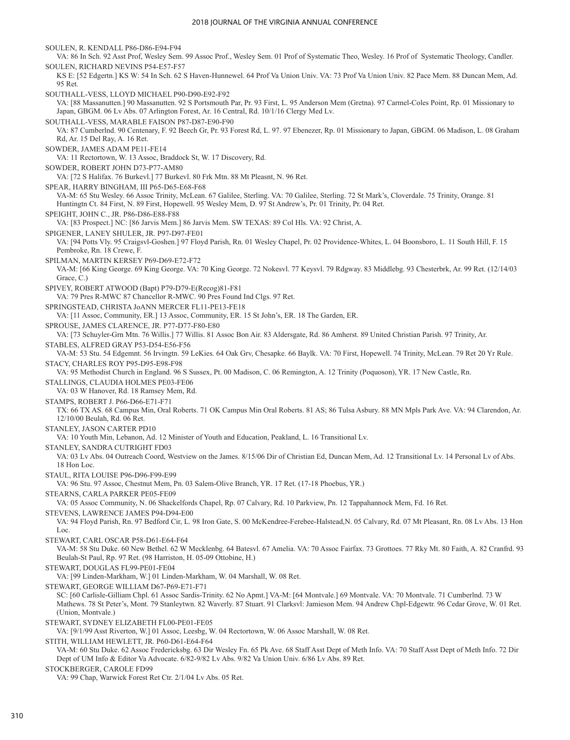SOULEN, R. KENDALL P86-D86-E94-F94
VA: 86 In Sch. 92 Asst Prof, Wesley Sem. 99 Assoc Prof., Wesley Sem. 01 Prof of Systematic Theo, Wesley. 16 Prof of Systematic Theology, Candler.

SOULEN, RICHARD NEVINS P54-E57-F57
KS E: [52 Edgertn.] KS W: 54 In Sch. 62 S Haven-Hunnewel. 64 Prof Va Union Univ. VA: 73 Prof Va Union Univ. 82 Pace Mem. 88 Duncan Mem, Ad. 95 Ret.

SOUTHALL-VESS, LLOYD MICHAEL P90-D90-E92-F92
VA: [88 Massanutten.] 90 Massanutten. 92 S Portsmouth Par, Pr. 93 First, L. 95 Anderson Mem (Gretna). 97 Carmel-Coles Point, Rp. 01 Missionary to Japan, GBGM. 06 Lv Abs. 07 Arlington Forest, Ar. 16 Central, Rd. 10/1/16 Clergy Med Lv.

SOUTHALL-VESS, MARABLE FAISON P87-D87-E90-F90
VA: 87 Cumberlnd. 90 Centenary, F. 92 Beech Gr, Pr. 93 Forest Rd, L. 97. 97 Ebenezer, Rp. 01 Missionary to Japan, GBGM. 06 Madison, L. 08 Graham Rd, Ar. 15 Del Ray, A. 16 Ret.

SOWDER, JAMES ADAM PE11-FE14
VA: 11 Rectortown, W. 13 Assoc, Braddock St, W. 17 Discovery, Rd.

SOWDER, ROBERT JOHN D73-P77-AM80
VA: [72 S Halifax. 76 Burkevl.] 77 Burkevl. 80 Frk Mtn. 88 Mt Pleasnt, N. 96 Ret.

SPEAR, HARRY BINGHAM, III P65-D65-E68-F68
VA-M: 65 Stu Wesley. 66 Assoc Trinity, McLean. 67 Galilee, Sterling. VA: 70 Galilee, Sterling. 72 St Mark's, Cloverdale. 75 Trinity, Orange. 81 Huntingtn Ct. 84 First, N. 89 First, Hopewell. 95 Wesley Mem, D. 97 St Andrew's, Pr. 01 Trinity, Pr. 04 Ret.

SPEIGHT, JOHN C., JR. P86-D86-E88-F88
VA: [83 Prospect.] NC: [86 Jarvis Mem.] 86 Jarvis Mem. SW TEXAS: 89 Col Hls. VA: 92 Christ, A.

SPIGENER, LANEY SHULER, JR. P97-D97-FE01
VA: [94 Potts Vly. 95 Craigsvl-Goshen.] 97 Floyd Parish, Rn. 01 Wesley Chapel, Pr. 02 Providence-Whites, L. 04 Boonsboro, L. 11 South Hill, F. 15 Pembroke, Rn. 18 Crewe, F.

SPILMAN, MARTIN KERSEY P69-D69-E72-F72
VA-M: [66 King George. 69 King George. VA: 70 King George. 72 Nokesvl. 77 Keysvl. 79 Rdgway. 83 Middlebg. 93 Chesterbrk, Ar. 99 Ret. (12/14/03 Grace, C.)

SPIVEY, ROBERT ATWOOD (Bapt) P79-D79-E(Recog)81-F81
VA: 79 Pres R-MWC 87 Chancellor R-MWC. 90 Pres Found Ind Clgs. 97 Ret.

SPRINGSTEAD, CHRISTA JoANN MERCER FL11-PE13-FE18
VA: [11 Assoc, Community, ER.] 13 Assoc, Community, ER. 15 St John's, ER. 18 The Garden, ER.

SPROUSE, JAMES CLARENCE, JR. P77-D77-F80-E80
VA: [73 Schuyler-Grn Mtn. 76 Willis.] 77 Willis. 81 Assoc Bon Air. 83 Aldersgate, Rd. 86 Amherst. 89 United Christian Parish. 97 Trinity, Ar.

STABLES, ALFRED GRAY P53-D54-E56-F56
VA-M: 53 Stu. 54 Edgemnt. 56 Irvingtn. 59 LeKies. 64 Oak Grv, Chesapke. 66 Baylk. VA: 70 First, Hopewell. 74 Trinity, McLean. 79 Ret 20 Yr Rule.

STACY, CHARLES ROY P95-D95-E98-F98
VA: 95 Methodist Church in England. 96 S Sussex, Pt. 00 Madison, C. 06 Remington, A. 12 Trinity (Poquoson), YR. 17 New Castle, Rn.

STALLINGS, CLAUDIA HOLMES PE03-FE06
VA: 03 W Hanover, Rd. 18 Ramsey Mem, Rd.

STAMPS, ROBERT J. P66-D66-E71-F71
TX: 66 TX AS. 68 Campus Min, Oral Roberts. 71 OK Campus Min Oral Roberts. 81 AS; 86 Tulsa Asbury. 88 MN Mpls Park Ave. VA: 94 Clarendon, Ar. 12/10/00 Beulah, Rd. 06 Ret.

STANLEY, JASON CARTER PD10
VA: 10 Youth Min, Lebanon, Ad. 12 Minister of Youth and Education, Peakland, L. 16 Transitional Lv.

STANLEY, SANDRA CUTRIGHT FD03
VA: 03 Lv Abs. 04 Outreach Coord, Westview on the James. 8/15/06 Dir of Christian Ed, Duncan Mem, Ad. 12 Transitional Lv. 14 Personal Lv of Abs. 18 Hon Loc.

STAUL, RITA LOUISE P96-D96-F99-E99
VA: 96 Stu. 97 Assoc, Chestnut Mem, Pn. 03 Salem-Olive Branch, YR. 17 Ret. (17-18 Phoebus, YR.)

STEARNS, CARLA PARKER PE05-FE09
VA: 05 Assoc Community, N. 06 Shackelfords Chapel, Rp. 07 Calvary, Rd. 10 Parkview, Pn. 12 Tappahannock Mem, Fd. 16 Ret.

STEVENS, LAWRENCE JAMES P94-D94-E00
VA: 94 Floyd Parish, Rn. 97 Bedford Cir, L. 98 Iron Gate, S. 00 McKendree-Ferebee-Halstead,N. 05 Calvary, Rd. 07 Mt Pleasant, Rn. 08 Lv Abs. 13 Hon Loc.

STEWART, CARL OSCAR P58-D61-E64-F64
VA-M: 58 Stu Duke. 60 New Bethel. 62 W Mecklenbg. 64 Batesvl. 67 Amelia. VA: 70 Assoc Fairfax. 73 Grottoes. 77 Rky Mt. 80 Faith, A. 82 Cranfrd. 93 Beulah-St Paul, Rp. 97 Ret. (98 Harriston, H. 05-09 Ottobine, H.)

STEWART, DOUGLAS FL99-PE01-FE04
VA: [99 Linden-Markham, W.] 01 Linden-Markham, W. 04 Marshall, W. 08 Ret.

STEWART, GEORGE WILLIAM D67-P69-E71-F71
SC: [60 Carlisle-Gilliam Chpl. 61 Assoc Sardis-Trinity. 62 No Apmt.] VA-M: [64 Montvale.] 69 Montvale. VA: 70 Montvale. 71 Cumberlnd. 73 W Mathews. 78 St Peter's, Mont. 79 Stanleytwn. 82 Waverly. 87 Stuart. 91 Clarksvl: Jamieson Mem. 94 Andrew Chpl-Edgewtr. 96 Cedar Grove, W. 01 Ret. (Union, Montvale.)

STEWART, SYDNEY ELIZABETH FL00-PE01-FE05
VA: [9/1/99 Asst Riverton, W.] 01 Assoc, Leesbg, W. 04 Rectortown, W. 06 Assoc Marshall, W. 08 Ret.

STITH, WILLIAM HEWLETT, JR. P60-D61-E64-F64
VA-M: 60 Stu Duke. 62 Assoc Fredericksbg. 63 Dir Wesley Fn. 65 Pk Ave. 68 Staff Asst Dept of Meth Info. VA: 70 Staff Asst Dept of Meth Info. 72 Dir Dept of UM Info & Editor Va Advocate. 6/82-9/82 Lv Abs. 9/82 Va Union Univ. 6/86 Lv Abs. 89 Ret.

STOCKBERGER, CAROLE FD99
VA: 99 Chap, Warwick Forest Ret Ctr. 2/1/04 Lv Abs. 05 Ret.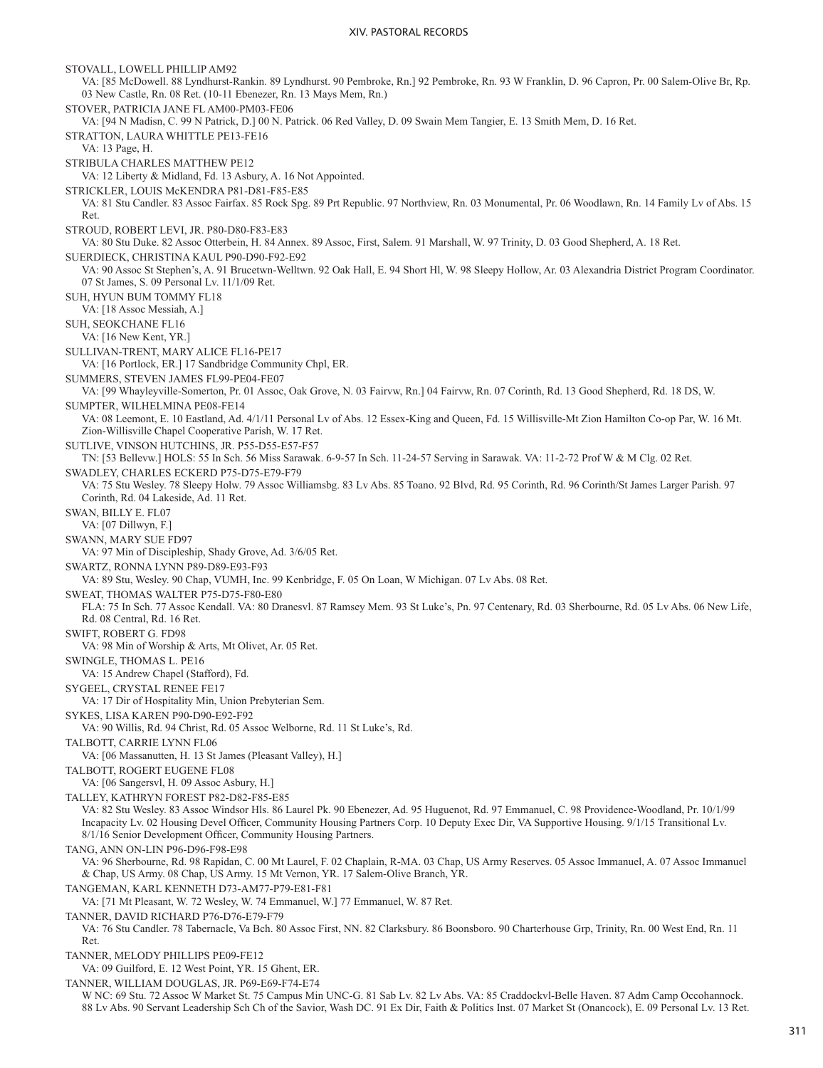STOVALL, LOWELL PHILLIP AM92
VA: [85 McDowell. 88 Lyndhurst-Rankin. 89 Lyndhurst. 90 Pembroke, Rn.] 92 Pembroke, Rn. 93 W Franklin, D. 96 Capron, Pr. 00 Salem-Olive Br, Rp. 03 New Castle, Rn. 08 Ret. (10-11 Ebenezer, Rn. 13 Mays Mem, Rn.)

STOVER, PATRICIA JANE FL AM00-PM03-FE06
VA: [94 N Madisn, C. 99 N Patrick, D.] 00 N. Patrick. 06 Red Valley, D. 09 Swain Mem Tangier, E. 13 Smith Mem, D. 16 Ret.

STRATTON, LAURA WHITTLE PE13-FE16
VA: 13 Page, H.

STRIBULA CHARLES MATTHEW PE12
VA: 12 Liberty & Midland, Fd. 13 Asbury, A. 16 Not Appointed.

STRICKLER, LOUIS McKENDRA P81-D81-F85-E85
VA: 81 Stu Candler. 83 Assoc Fairfax. 85 Rock Spg. 89 Prt Republic. 97 Northview, Rn. 03 Monumental, Pr. 06 Woodlawn, Rn. 14 Family Lv of Abs. 15 Ret.

STROUD, ROBERT LEVI, JR. P80-D80-F83-E83
VA: 80 Stu Duke. 82 Assoc Otterbein, H. 84 Annex. 89 Assoc, First, Salem. 91 Marshall, W. 97 Trinity, D. 03 Good Shepherd, A. 18 Ret.

SUERDIECK, CHRISTINA KAUL P90-D90-F92-E92
VA: 90 Assoc St Stephen's, A. 91 Brucetwn-Welltwn. 92 Oak Hall, E. 94 Short Hl, W. 98 Sleepy Hollow, Ar. 03 Alexandria District Program Coordinator. 07 St James, S. 09 Personal Lv. 11/1/09 Ret.

SUH, HYUN BUM TOMMY FL18
VA: [18 Assoc Messiah, A.]

SUH, SEOKCHANE FL16
VA: [16 New Kent, YR.]

SULLIVAN-TRENT, MARY ALICE FL16-PE17
VA: [16 Portlock, ER.] 17 Sandbridge Community Chpl, ER.

SUMMERS, STEVEN JAMES FL99-PE04-FE07
VA: [99 Whayleyville-Somerton, Pr. 01 Assoc, Oak Grove, N. 03 Fairvw, Rn.] 04 Fairvw, Rn. 07 Corinth, Rd. 13 Good Shepherd, Rd. 18 DS, W.

SUMPTER, WILHELMINA PE08-FE14
VA: 08 Leemont, E. 10 Eastland, Ad. 4/1/11 Personal Lv of Abs. 12 Essex-King and Queen, Fd. 15 Willisville-Mt Zion Hamilton Co-op Par, W. 16 Mt. Zion-Willisville Chapel Cooperative Parish, W. 17 Ret.

SUTLIVE, VINSON HUTCHINS, JR. P55-D55-E57-F57
TN: [53 Bellevw.] HOLS: 55 In Sch. 56 Miss Sarawak. 6-9-57 In Sch. 11-24-57 Serving in Sarawak. VA: 11-2-72 Prof W & M Clg. 02 Ret.

SWADLEY, CHARLES ECKERD P75-D75-E79-F79
VA: 75 Stu Wesley. 78 Sleepy Holw. 79 Assoc Williamsbg. 83 Lv Abs. 85 Toano. 92 Blvd, Rd. 95 Corinth, Rd. 96 Corinth/St James Larger Parish. 97 Corinth, Rd. 04 Lakeside, Ad. 11 Ret.

SWAN, BILLY E. FL07
VA: [07 Dillwyn, F.]

SWANN, MARY SUE FD97
VA: 97 Min of Discipleship, Shady Grove, Ad. 3/6/05 Ret.

SWARTZ, RONNA LYNN P89-D89-E93-F93
VA: 89 Stu, Wesley. 90 Chap, VUMH, Inc. 99 Kenbridge, F. 05 On Loan, W Michigan. 07 Lv Abs. 08 Ret.

SWEAT, THOMAS WALTER P75-D75-F80-E80
FLA: 75 In Sch. 77 Assoc Kendall. VA: 80 Dranesvl. 87 Ramsey Mem. 93 St Luke's, Pn. 97 Centenary, Rd. 03 Sherbourne, Rd. 05 Lv Abs. 06 New Life, Rd. 08 Central, Rd. 16 Ret.

SWIFT, ROBERT G. FD98
VA: 98 Min of Worship & Arts, Mt Olivet, Ar. 05 Ret.

SWINGLE, THOMAS L. PE16
VA: 15 Andrew Chapel (Stafford), Fd.

SYGEEL, CRYSTAL RENEE FE17
VA: 17 Dir of Hospitality Min, Union Prebyterian Sem.

SYKES, LISA KAREN P90-D90-E92-F92
VA: 90 Willis, Rd. 94 Christ, Rd. 05 Assoc Welborne, Rd. 11 St Luke's, Rd.

TALBOTT, CARRIE LYNN FL06
VA: [06 Massanutten, H. 13 St James (Pleasant Valley), H.]

TALBOTT, ROGERT EUGENE FL08
VA: [06 Sangersvl, H. 09 Assoc Asbury, H.]

TALLEY, KATHRYN FOREST P82-D82-F85-E85
VA: 82 Stu Wesley. 83 Assoc Windsor Hls. 86 Laurel Pk. 90 Ebenezer, Ad. 95 Huguenot, Rd. 97 Emmanuel, C. 98 Providence-Woodland, Pr. 10/1/99 Incapacity Lv. 02 Housing Devel Officer, Community Housing Partners Corp. 10 Deputy Exec Dir, VA Supportive Housing. 9/1/15 Transitional Lv. 8/1/16 Senior Development Officer, Community Housing Partners.

TANG, ANN ON-LIN P96-D96-F98-E98
VA: 96 Sherbourne, Rd. 98 Rapidan, C. 00 Mt Laurel, F. 02 Chaplain, R-MA. 03 Chap, US Army Reserves. 05 Assoc Immanuel, A. 07 Assoc Immanuel & Chap, US Army. 08 Chap, US Army. 15 Mt Vernon, YR. 17 Salem-Olive Branch, YR.

TANGEMAN, KARL KENNETH D73-AM77-P79-E81-F81
VA: [71 Mt Pleasant, W. 72 Wesley, W. 74 Emmanuel, W.] 77 Emmanuel, W. 87 Ret.

TANNER, DAVID RICHARD P76-D76-E79-F79
VA: 76 Stu Candler. 78 Tabernacle, Va Bch. 80 Assoc First, NN. 82 Clarksbury. 86 Boonsboro. 90 Charterhouse Grp, Trinity, Rn. 00 West End, Rn. 11 Ret.

TANNER, MELODY PHILLIPS PE09-FE12
VA: 09 Guilford, E. 12 West Point, YR. 15 Ghent, ER.

TANNER, WILLIAM DOUGLAS, JR. P69-E69-F74-E74
W NC: 69 Stu. 72 Assoc W Market St. 75 Campus Min UNC-G. 81 Sab Lv. 82 Lv Abs. VA: 85 Craddockvl-Belle Haven. 87 Adm Camp Occohannock. 88 Lv Abs. 90 Servant Leadership Sch Ch of the Savior, Wash DC. 91 Ex Dir, Faith & Politics Inst. 07 Market St (Onancock), E. 09 Personal Lv. 13 Ret.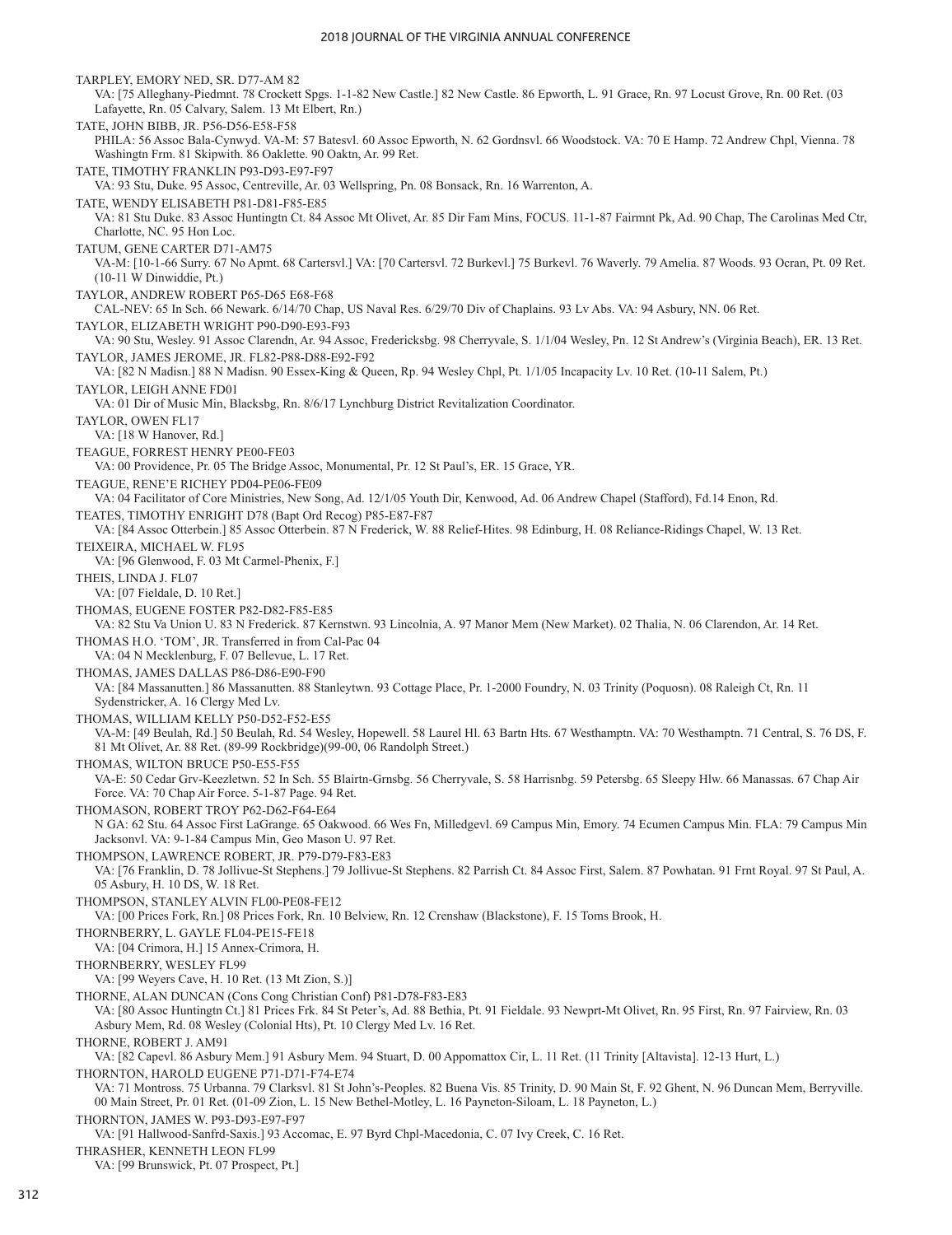TARPLEY, EMORY NED, SR. D77-AM 82
VA: [75 Alleghany-Piedmnt. 78 Crockett Spgs. 1-1-82 New Castle.] 82 New Castle. 86 Epworth, L. 91 Grace, Rn. 97 Locust Grove, Rn. 00 Ret. (03 Lafayette, Rn. 05 Calvary, Salem. 13 Mt Elbert, Rn.)

TATE, JOHN BIBB, JR. P56-D56-E58-F58
PHILA: 56 Assoc Bala-Cynwyd. VA-M: 57 Batesvl. 60 Assoc Epworth, N. 62 Gordnsvl. 66 Woodstock. VA: 70 E Hamp. 72 Andrew Chpl, Vienna. 78 Washingtn Frm. 81 Skipwith. 86 Oaklette. 90 Oaktn, Ar. 99 Ret.

TATE, TIMOTHY FRANKLIN P93-D93-E97-F97
VA: 93 Stu, Duke. 95 Assoc, Centreville, Ar. 03 Wellspring, Pn. 08 Bonsack, Rn. 16 Warrenton, A.

TATE, WENDY ELISABETH P81-D81-F85-E85
VA: 81 Stu Duke. 83 Assoc Huntingtn Ct. 84 Assoc Mt Olivet, Ar. 85 Dir Fam Mins, FOCUS. 11-1-87 Fairmnt Pk, Ad. 90 Chap, The Carolinas Med Ctr, Charlotte, NC. 95 Hon Loc.

TATUM, GENE CARTER D71-AM75
VA-M: [10-1-66 Surry. 67 No Apmt. 68 Cartersvl.] VA: [70 Cartersvl. 72 Burkevl.] 75 Burkevl. 76 Waverly. 79 Amelia. 87 Woods. 93 Ocran, Pt. 09 Ret. (10-11 W Dinwiddie, Pt.)

TAYLOR, ANDREW ROBERT P65-D65 E68-F68
CAL-NEV: 65 In Sch. 66 Newark. 6/14/70 Chap, US Naval Res. 6/29/70 Div of Chaplains. 93 Lv Abs. VA: 94 Asbury, NN. 06 Ret.

TAYLOR, ELIZABETH WRIGHT P90-D90-E93-F93
VA: 90 Stu, Wesley. 91 Assoc Clarendn, Ar. 94 Assoc, Fredericksbg. 98 Cherryvale, S. 1/1/04 Wesley, Pn. 12 St Andrew's (Virginia Beach), ER. 13 Ret.

TAYLOR, JAMES JEROME, JR. FL82-P88-D88-E92-F92
VA: [82 N Madisn.] 88 N Madisn. 90 Essex-King & Queen, Rp. 94 Wesley Chpl, Pt. 1/1/05 Incapacity Lv. 10 Ret. (10-11 Salem, Pt.)

TAYLOR, LEIGH ANNE FD01
VA: 01 Dir of Music Min, Blacksbg, Rn. 8/6/17 Lynchburg District Revitalization Coordinator.

TAYLOR, OWEN FL17
VA: [18 W Hanover, Rd.]

TEAGUE, FORREST HENRY PE00-FE03
VA: 00 Providence, Pr. 05 The Bridge Assoc, Monumental, Pr. 12 St Paul's, ER. 15 Grace, YR.

TEAGUE, RENE'E RICHEY PD04-PE06-FE09
VA: 04 Facilitator of Core Ministries, New Song, Ad. 12/1/05 Youth Dir, Kenwood, Ad. 06 Andrew Chapel (Stafford), Fd.14 Enon, Rd.

TEATES, TIMOTHY ENRIGHT D78 (Bapt Ord Recog) P85-E87-F87
VA: [84 Assoc Otterbein.] 85 Assoc Otterbein. 87 N Frederick, W. 88 Relief-Hites. 98 Edinburg, H. 08 Reliance-Ridings Chapel, W. 13 Ret.

TEIXEIRA, MICHAEL W. FL95
VA: [96 Glenwood, F. 03 Mt Carmel-Phenix, F.]

THEIS, LINDA J. FL07
VA: [07 Fieldale, D. 10 Ret.]

THOMAS, EUGENE FOSTER P82-D82-F85-E85
VA: 82 Stu Va Union U. 83 N Frederick. 87 Kernstwn. 93 Lincolnia, A. 97 Manor Mem (New Market). 02 Thalia, N. 06 Clarendon, Ar. 14 Ret.

THOMAS H.O. 'TOM', JR. Transferred in from Cal-Pac 04
VA: 04 N Mecklenburg, F. 07 Bellevue, L. 17 Ret.

THOMAS, JAMES DALLAS P86-D86-E90-F90
VA: [84 Massanutten.] 86 Massanutten. 88 Stanleytwn. 93 Cottage Place, Pr. 1-2000 Foundry, N. 03 Trinity (Poquosn). 08 Raleigh Ct, Rn. 11 Sydenstricker, A. 16 Clergy Med Lv.

THOMAS, WILLIAM KELLY P50-D52-F52-E55
VA-M: [49 Beulah, Rd.] 50 Beulah, Rd. 54 Wesley, Hopewell. 58 Laurel Hl. 63 Bartn Hts. 67 Westhamptn. VA: 70 Westhamptn. 71 Central, S. 76 DS, F. 81 Mt Olivet, Ar. 88 Ret. (89-99 Rockbridge)(99-00, 06 Randolph Street.)

THOMAS, WILTON BRUCE P50-E55-F55
VA-E: 50 Cedar Grv-Keezletwn. 52 In Sch. 55 Blairtn-Grnsbg. 56 Cherryvale, S. 58 Harrisnbg. 59 Petersbg. 65 Sleepy Hlw. 66 Manassas. 67 Chap Air Force. VA: 70 Chap Air Force. 5-1-87 Page. 94 Ret.

THOMASON, ROBERT TROY P62-D62-F64-E64
N GA: 62 Stu. 64 Assoc First LaGrange. 65 Oakwood. 66 Wes Fn, Milledgevl. 69 Campus Min, Emory. 74 Ecumen Campus Min. FLA: 79 Campus Min Jacksonvl. VA: 9-1-84 Campus Min, Geo Mason U. 97 Ret.

THOMPSON, LAWRENCE ROBERT, JR. P79-D79-F83-E83
VA: [76 Franklin, D. 78 Jollivue-St Stephens.] 79 Jollivue-St Stephens. 82 Parrish Ct. 84 Assoc First, Salem. 87 Powhatan. 91 Frnt Royal. 97 St Paul, A. 05 Asbury, H. 10 DS, W. 18 Ret.

THOMPSON, STANLEY ALVIN FL00-PE08-FE12
VA: [00 Prices Fork, Rn.] 08 Prices Fork, Rn. 10 Belview, Rn. 12 Crenshaw (Blackstone), F. 15 Toms Brook, H.

THORNBERRY, L. GAYLE FL04-PE15-FE18
VA: [04 Crimora, H.] 15 Annex-Crimora, H.

THORNBERRY, WESLEY FL99
VA: [99 Weyers Cave, H. 10 Ret. (13 Mt Zion, S.)]

THORNE, ALAN DUNCAN (Cons Cong Christian Conf) P81-D78-F83-E83
VA: [80 Assoc Huntingtn Ct.] 81 Prices Frk. 84 St Peter's, Ad. 88 Bethia, Pt. 91 Fieldale. 93 Newprt-Mt Olivet, Rn. 95 First, Rn. 97 Fairview, Rn. 03 Asbury Mem, Rd. 08 Wesley (Colonial Hts), Pt. 10 Clergy Med Lv. 16 Ret.

THORNE, ROBERT J. AM91
VA: [82 Capevl. 86 Asbury Mem.] 91 Asbury Mem. 94 Stuart, D. 00 Appomattox Cir, L. 11 Ret. (11 Trinity [Altavista]. 12-13 Hurt, L.)

THORNTON, HAROLD EUGENE P71-D71-F74-E74
VA: 71 Montross. 75 Urbanna. 79 Clarksvl. 81 St John's-Peoples. 82 Buena Vis. 85 Trinity, D. 90 Main St, F. 92 Ghent, N. 96 Duncan Mem, Berryville. 00 Main Street, Pr. 01 Ret. (01-09 Zion, L. 15 New Bethel-Motley, L. 16 Payneton-Siloam, L. 18 Payneton, L.)

THORNTON, JAMES W. P93-D93-E97-F97
VA: [91 Hallwood-Sanfrd-Saxis.] 93 Accomac, E. 97 Byrd Chpl-Macedonia, C. 07 Ivy Creek, C. 16 Ret.

THRASHER, KENNETH LEON FL99
VA: [99 Brunswick, Pt. 07 Prospect, Pt.]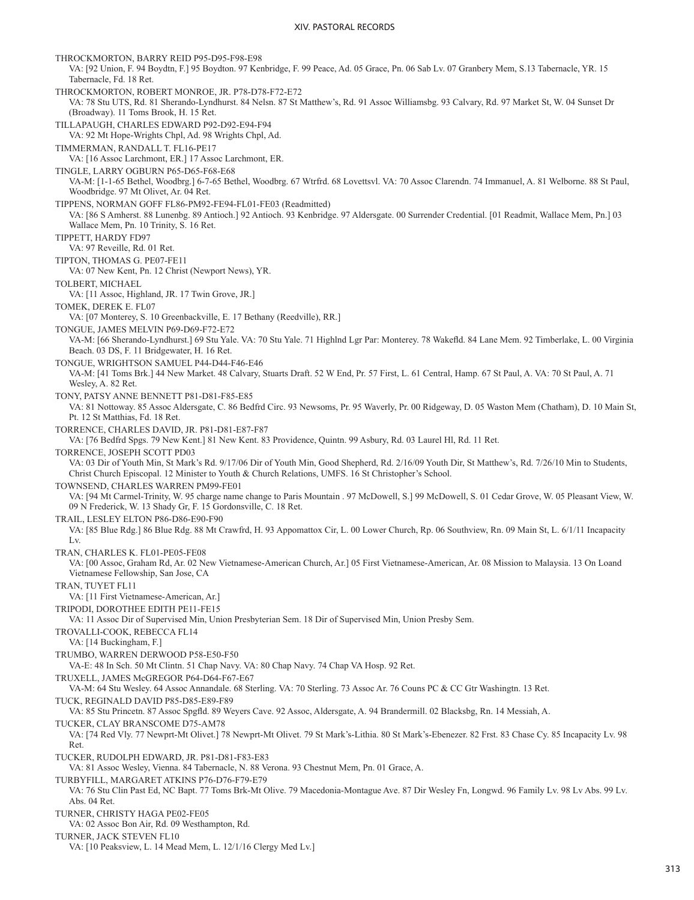THROCKMORTON, BARRY REID P95-D95-F98-E98
VA: [92 Union, F. 94 Boydtn, F.] 95 Boydton. 97 Kenbridge, F. 99 Peace, Ad. 05 Grace, Pn. 06 Sab Lv. 07 Granbery Mem, S.13 Tabernacle, YR. 15 Tabernacle, Fd. 18 Ret.

THROCKMORTON, ROBERT MONROE, JR. P78-D78-F72-E72
VA: 78 Stu UTS, Rd. 81 Sherando-Lyndhurst. 84 Nelsn. 87 St Matthew's, Rd. 91 Assoc Williamsbg. 93 Calvary, Rd. 97 Market St, W. 04 Sunset Dr (Broadway). 11 Toms Brook, H. 15 Ret.

TILLAPAUGH, CHARLES EDWARD P92-D92-E94-F94
VA: 92 Mt Hope-Wrights Chpl, Ad. 98 Wrights Chpl, Ad.

TIMMERMAN, RANDALL T. FL16-PE17
VA: [16 Assoc Larchmont, ER.] 17 Assoc Larchmont, ER.

TINGLE, LARRY OGBURN P65-D65-F68-E68
VA-M: [1-1-65 Bethel, Woodbrg.] 6-7-65 Bethel, Woodbrg. 67 Wtrfrd. 68 Lovettsvl. VA: 70 Assoc Clarendn. 74 Immanuel, A. 81 Welborne. 88 St Paul, Woodbridge. 97 Mt Olivet, Ar. 04 Ret.

TIPPENS, NORMAN GOFF FL86-PM92-FE94-FL01-FE03 (Readmitted)
VA: [86 S Amherst. 88 Lunenbg. 89 Antioch.] 92 Antioch. 93 Kenbridge. 97 Aldersgate. 00 Surrender Credential. [01 Readmit, Wallace Mem, Pn.] 03 Wallace Mem, Pn. 10 Trinity, S. 16 Ret.

TIPPETT, HARDY FD97
VA: 97 Reveille, Rd. 01 Ret.

TIPTON, THOMAS G. PE07-FE11
VA: 07 New Kent, Pn. 12 Christ (Newport News), YR.

TOLBERT, MICHAEL
VA: [11 Assoc, Highland, JR. 17 Twin Grove, JR.]

TOMEK, DEREK E. FL07
VA: [07 Monterey, S. 10 Greenbackville, E. 17 Bethany (Reedville), RR.]

TONGUE, JAMES MELVIN P69-D69-F72-E72
VA-M: [66 Sherando-Lyndhurst.] 69 Stu Yale. VA: 70 Stu Yale. 71 Highlnd Lgr Par: Monterey. 78 Wakefld. 84 Lane Mem. 92 Timberlake, L. 00 Virginia Beach. 03 DS, F. 11 Bridgewater, H. 16 Ret.

TONGUE, WRIGHTSON SAMUEL P44-D44-F46-E46
VA-M: [41 Toms Brk.] 44 New Market. 48 Calvary, Stuarts Draft. 52 W End, Pr. 57 First, L. 61 Central, Hamp. 67 St Paul, A. VA: 70 St Paul, A. 71 Wesley, A. 82 Ret.

TONY, PATSY ANNE BENNETT P81-D81-F85-E85
VA: 81 Nottoway. 85 Assoc Aldersgate, C. 86 Bedfrd Circ. 93 Newsoms, Pr. 95 Waverly, Pr. 00 Ridgeway, D. 05 Waston Mem (Chatham), D. 10 Main St, Pt. 12 St Matthias, Fd. 18 Ret.

TORRENCE, CHARLES DAVID, JR. P81-D81-E87-F87
VA: [76 Bedfrd Spgs. 79 New Kent.] 81 New Kent. 83 Providence, Quintn. 99 Asbury, Rd. 03 Laurel Hl, Rd. 11 Ret.

TORRENCE, JOSEPH SCOTT PD03
VA: 03 Dir of Youth Min, St Mark's Rd. 9/17/06 Dir of Youth Min, Good Shepherd, Rd. 2/16/09 Youth Dir, St Matthew's, Rd. 7/26/10 Min to Students, Christ Church Episcopal. 12 Minister to Youth & Church Relations, UMFS. 16 St Christopher's School.

TOWNSEND, CHARLES WARREN PM99-FE01
VA: [94 Mt Carmel-Trinity, W. 95 charge name change to Paris Mountain . 97 McDowell, S.] 99 McDowell, S. 01 Cedar Grove, W. 05 Pleasant View, W. 09 N Frederick, W. 13 Shady Gr, F. 15 Gordonsville, C. 18 Ret.

TRAIL, LESLEY ELTON P86-D86-E90-F90
VA: [85 Blue Rdg.] 86 Blue Rdg. 88 Mt Crawfrd, H. 93 Appomattox Cir, L. 00 Lower Church, Rp. 06 Southview, Rn. 09 Main St, L. 6/1/11 Incapacity Lv.

TRAN, CHARLES K. FL01-PE05-FE08
VA: [00 Assoc, Graham Rd, Ar. 02 New Vietnamese-American Church, Ar.] 05 First Vietnamese-American, Ar. 08 Mission to Malaysia. 13 On Loand Vietnamese Fellowship, San Jose, CA

TRAN, TUYET FL11
VA: [11 First Vietnamese-American, Ar.]

TRIPODI, DOROTHEE EDITH PE11-FE15
VA: 11 Assoc Dir of Supervised Min, Union Presbyterian Sem. 18 Dir of Supervised Min, Union Presby Sem.

TROVALLI-COOK, REBECCA FL14
VA: [14 Buckingham, F.]

TRUMBO, WARREN DERWOOD P58-E50-F50
VA-E: 48 In Sch. 50 Mt Clintn. 51 Chap Navy. VA: 80 Chap Navy. 74 Chap VA Hosp. 92 Ret.

TRUXELL, JAMES McGREGOR P64-D64-F67-E67
VA-M: 64 Stu Wesley. 64 Assoc Annandale. 68 Sterling. VA: 70 Sterling. 73 Assoc Ar. 76 Couns PC & CC Gtr Washingtn. 13 Ret.

TUCK, REGINALD DAVID P85-D85-E89-F89
VA: 85 Stu Princetn. 87 Assoc Spgfld. 89 Weyers Cave. 92 Assoc, Aldersgate, A. 94 Brandermill. 02 Blacksbg, Rn. 14 Messiah, A.

TUCKER, CLAY BRANSCOME D75-AM78
VA: [74 Red Vly. 77 Newprt-Mt Olivet.] 78 Newprt-Mt Olivet. 79 St Mark's-Lithia. 80 St Mark's-Ebenezer. 82 Frst. 83 Chase Cy. 85 Incapacity Lv. 98 Ret.

TUCKER, RUDOLPH EDWARD, JR. P81-D81-F83-E83
VA: 81 Assoc Wesley, Vienna. 84 Tabernacle, N. 88 Verona. 93 Chestnut Mem, Pn. 01 Grace, A.

TURBYFILL, MARGARET ATKINS P76-D76-F79-E79
VA: 76 Stu Clin Past Ed, NC Bapt. 77 Toms Brk-Mt Olive. 79 Macedonia-Montague Ave. 87 Dir Wesley Fn, Longwd. 96 Family Lv. 98 Lv Abs. 99 Lv. Abs. 04 Ret.

TURNER, CHRISTY HAGA PE02-FE05
VA: 02 Assoc Bon Air, Rd. 09 Westhampton, Rd.

TURNER, JACK STEVEN FL10
VA: [10 Peaksview, L. 14 Mead Mem, L. 12/1/16 Clergy Med Lv.]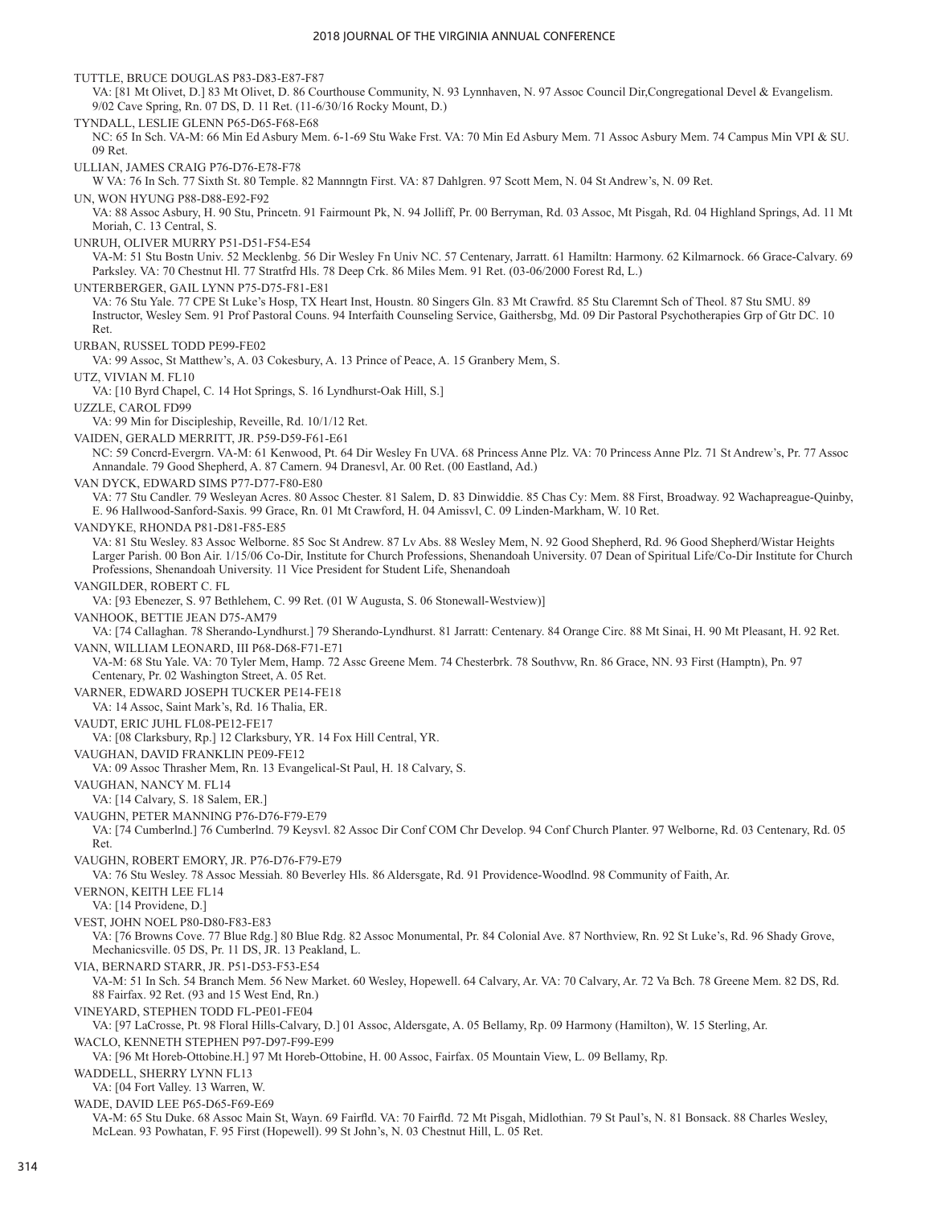TUTTLE, BRUCE DOUGLAS P83-D83-E87-F87
VA: [81 Mt Olivet, D.] 83 Mt Olivet, D. 86 Courthouse Community, N. 93 Lynnhaven, N. 97 Assoc Council Dir,Congregational Devel & Evangelism. 9/02 Cave Spring, Rn. 07 DS, D. 11 Ret. (11-6/30/16 Rocky Mount, D.)

TYNDALL, LESLIE GLENN P65-D65-F68-E68
NC: 65 In Sch. VA-M: 66 Min Ed Asbury Mem. 6-1-69 Stu Wake Frst. VA: 70 Min Ed Asbury Mem. 71 Assoc Asbury Mem. 74 Campus Min VPI & SU. 09 Ret.

ULLIAN, JAMES CRAIG P76-D76-E78-F78
W VA: 76 In Sch. 77 Sixth St. 80 Temple. 82 Mannngtn First. VA: 87 Dahlgren. 97 Scott Mem, N. 04 St Andrew's, N. 09 Ret.

UN, WON HYUNG P88-D88-E92-F92
VA: 88 Assoc Asbury, H. 90 Stu, Princetn. 91 Fairmount Pk, N. 94 Jolliff, Pr. 00 Berryman, Rd. 03 Assoc, Mt Pisgah, Rd. 04 Highland Springs, Ad. 11 Mt Moriah, C. 13 Central, S.

UNRUH, OLIVER MURRY P51-D51-F54-E54
VA-M: 51 Stu Bostn Univ. 52 Mecklenbg. 56 Dir Wesley Fn Univ NC. 57 Centenary, Jarratt. 61 Hamiltn: Harmony. 62 Kilmarnock. 66 Grace-Calvary. 69 Parksley. VA: 70 Chestnut Hl. 77 Stratfrd Hls. 78 Deep Crk. 86 Miles Mem. 91 Ret. (03-06/2000 Forest Rd, L.)

UNTERBERGER, GAIL LYNN P75-D75-F81-E81
VA: 76 Stu Yale. 77 CPE St Luke's Hosp, TX Heart Inst, Houstn. 80 Singers Gln. 83 Mt Crawfrd. 85 Stu Claremnt Sch of Theol. 87 Stu SMU. 89 Instructor, Wesley Sem. 91 Prof Pastoral Couns. 94 Interfaith Counseling Service, Gaithersbg, Md. 09 Dir Pastoral Psychotherapies Grp of Gtr DC. 10 Ret.

URBAN, RUSSEL TODD PE99-FE02
VA: 99 Assoc, St Matthew's, A. 03 Cokesbury, A. 13 Prince of Peace, A. 15 Granbery Mem, S.

UTZ, VIVIAN M. FL10
VA: [10 Byrd Chapel, C. 14 Hot Springs, S. 16 Lyndhurst-Oak Hill, S.]

UZZLE, CAROL FD99
VA: 99 Min for Discipleship, Reveille, Rd. 10/1/12 Ret.

VAIDEN, GERALD MERRITT, JR. P59-D59-F61-E61
NC: 59 Concrd-Evergrn. VA-M: 61 Kenwood, Pt. 64 Dir Wesley Fn UVA. 68 Princess Anne Plz. VA: 70 Princess Anne Plz. 71 St Andrew's, Pr. 77 Assoc Annandale. 79 Good Shepherd, A. 87 Camern. 94 Dranesvl, Ar. 00 Ret. (00 Eastland, Ad.)

VAN DYCK, EDWARD SIMS P77-D77-F80-E80
VA: 77 Stu Candler. 79 Wesleyan Acres. 80 Assoc Chester. 81 Salem, D. 83 Dinwiddie. 85 Chas Cy: Mem. 88 First, Broadway. 92 Wachapreague-Quinby, E. 96 Hallwood-Sanford-Saxis. 99 Grace, Rn. 01 Mt Crawford, H. 04 Amissvl, C. 09 Linden-Markham, W. 10 Ret.

VANDYKE, RHONDA P81-D81-F85-E85
VA: 81 Stu Wesley. 83 Assoc Welborne. 85 Soc St Andrew. 87 Lv Abs. 88 Wesley Mem, N. 92 Good Shepherd, Rd. 96 Good Shepherd/Wistar Heights Larger Parish. 00 Bon Air. 1/15/06 Co-Dir, Institute for Church Professions, Shenandoah University. 07 Dean of Spiritual Life/Co-Dir Institute for Church Professions, Shenandoah University. 11 Vice President for Student Life, Shenandoah

VANGILDER, ROBERT C. FL
VA: [93 Ebenezer, S. 97 Bethlehem, C. 99 Ret. (01 W Augusta, S. 06 Stonewall-Westview)]

VANHOOK, BETTIE JEAN D75-AM79
VA: [74 Callaghan. 78 Sherando-Lyndhurst.] 79 Sherando-Lyndhurst. 81 Jarratt: Centenary. 84 Orange Circ. 88 Mt Sinai, H. 90 Mt Pleasant, H. 92 Ret.

VANN, WILLIAM LEONARD, III P68-D68-F71-E71
VA-M: 68 Stu Yale. VA: 70 Tyler Mem, Hamp. 72 Assc Greene Mem. 74 Chesterbrk. 78 Southvw, Rn. 86 Grace, NN. 93 First (Hamptn), Pn. 97 Centenary, Pr. 02 Washington Street, A. 05 Ret.

VARNER, EDWARD JOSEPH TUCKER PE14-FE18
VA: 14 Assoc, Saint Mark's, Rd. 16 Thalia, ER.

VAUDT, ERIC JUHL FL08-PE12-FE17
VA: [08 Clarksbury, Rp.] 12 Clarksbury, YR. 14 Fox Hill Central, YR.

VAUGHAN, DAVID FRANKLIN PE09-FE12
VA: 09 Assoc Thrasher Mem, Rn. 13 Evangelical-St Paul, H. 18 Calvary, S.

VAUGHAN, NANCY M. FL14
VA: [14 Calvary, S. 18 Salem, ER.]

VAUGHN, PETER MANNING P76-D76-F79-E79
VA: [74 Cumberlnd.] 76 Cumberlnd. 79 Keysvl. 82 Assoc Dir Conf COM Chr Develop. 94 Conf Church Planter. 97 Welborne, Rd. 03 Centenary, Rd. 05 Ret.

VAUGHN, ROBERT EMORY, JR. P76-D76-F79-E79
VA: 76 Stu Wesley. 78 Assoc Messiah. 80 Beverley Hls. 86 Aldersgate, Rd. 91 Providence-Woodlnd. 98 Community of Faith, Ar.

VERNON, KEITH LEE FL14
VA: [14 Providene, D.]

VEST, JOHN NOEL P80-D80-F83-E83
VA: [76 Browns Cove. 77 Blue Rdg.] 80 Blue Rdg. 82 Assoc Monumental, Pr. 84 Colonial Ave. 87 Northview, Rn. 92 St Luke's, Rd. 96 Shady Grove, Mechanicsville. 05 DS, Pr. 11 DS, JR. 13 Peakland, L.

VIA, BERNARD STARR, JR. P51-D53-F53-E54
VA-M: 51 In Sch. 54 Branch Mem. 56 New Market. 60 Wesley, Hopewell. 64 Calvary, Ar. VA: 70 Calvary, Ar. 72 Va Bch. 78 Greene Mem. 82 DS, Rd. 88 Fairfax. 92 Ret. (93 and 15 West End, Rn.)

VINEYARD, STEPHEN TODD FL-PE01-FE04
VA: [97 LaCrosse, Pt. 98 Floral Hills-Calvary, D.] 01 Assoc, Aldersgate, A. 05 Bellamy, Rp. 09 Harmony (Hamilton), W. 15 Sterling, Ar.

WACLO, KENNETH STEPHEN P97-D97-F99-E99
VA: [96 Mt Horeb-Ottobine.H.] 97 Mt Horeb-Ottobine, H. 00 Assoc, Fairfax. 05 Mountain View, L. 09 Bellamy, Rp.

WADDELL, SHERRY LYNN FL13
VA: [04 Fort Valley. 13 Warren, W.

WADE, DAVID LEE P65-D65-F69-E69
VA-M: 65 Stu Duke. 68 Assoc Main St, Wayn. 69 Fairfld. VA: 70 Fairfld. 72 Mt Pisgah, Midlothian. 79 St Paul's, N. 81 Bonsack. 88 Charles Wesley, McLean. 93 Powhatan, F. 95 First (Hopewell). 99 St John's, N. 03 Chestnut Hill, L. 05 Ret.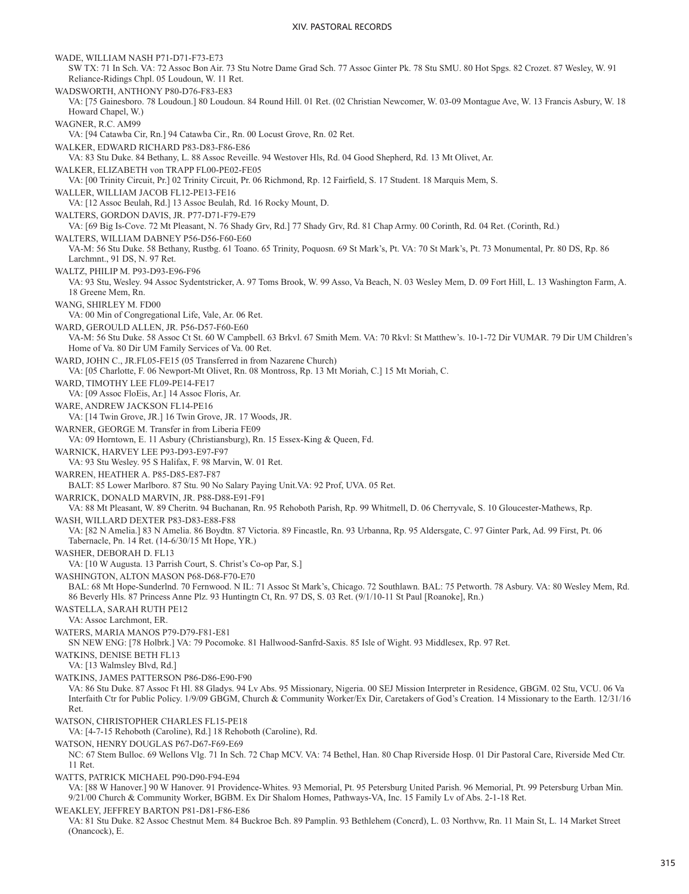WADE, WILLIAM NASH P71-D71-F73-E73
SW TX: 71 In Sch. VA: 72 Assoc Bon Air. 73 Stu Notre Dame Grad Sch. 77 Assoc Ginter Pk. 78 Stu SMU. 80 Hot Spgs. 82 Crozet. 87 Wesley, W. 91 Reliance-Ridings Chpl. 05 Loudoun, W. 11 Ret.

WADSWORTH, ANTHONY P80-D76-F83-E83
VA: [75 Gainesboro. 78 Loudoun.] 80 Loudoun. 84 Round Hill. 01 Ret. (02 Christian Newcomer, W. 03-09 Montague Ave, W. 13 Francis Asbury, W. 18 Howard Chapel, W.)

WAGNER, R.C. AM99
VA: [94 Catawba Cir, Rn.] 94 Catawba Cir., Rn. 00 Locust Grove, Rn. 02 Ret.

WALKER, EDWARD RICHARD P83-D83-F86-E86
VA: 83 Stu Duke. 84 Bethany, L. 88 Assoc Reveille. 94 Westover Hls, Rd. 04 Good Shepherd, Rd. 13 Mt Olivet, Ar.

WALKER, ELIZABETH von TRAPP FL00-PE02-FE05
VA: [00 Trinity Circuit, Pr.] 02 Trinity Circuit, Pr. 06 Richmond, Rp. 12 Fairfield, S. 17 Student. 18 Marquis Mem, S.

WALLER, WILLIAM JACOB FL12-PE13-FE16
VA: [12 Assoc Beulah, Rd.] 13 Assoc Beulah, Rd. 16 Rocky Mount, D.

WALTERS, GORDON DAVIS, JR. P77-D71-F79-E79
VA: [69 Big Is-Cove. 72 Mt Pleasant, N. 76 Shady Grv, Rd.] 77 Shady Grv, Rd. 81 Chap Army. 00 Corinth, Rd. 04 Ret. (Corinth, Rd.)

WALTERS, WILLIAM DABNEY P56-D56-F60-E60
VA-M: 56 Stu Duke. 58 Bethany, Rustbg. 61 Toano. 65 Trinity, Poquosn. 69 St Mark's, Pt. VA: 70 St Mark's, Pt. 73 Monumental, Pr. 80 DS, Rp. 86 Larchmnt., 91 DS, N. 97 Ret.

WALTZ, PHILIP M. P93-D93-E96-F96
VA: 93 Stu, Wesley. 94 Assoc Sydentstricker, A. 97 Toms Brook, W. 99 Asso, Va Beach, N. 03 Wesley Mem, D. 09 Fort Hill, L. 13 Washington Farm, A. 18 Greene Mem, Rn.

WANG, SHIRLEY M. FD00
VA: 00 Min of Congregational Life, Vale, Ar. 06 Ret.

WARD, GEROULD ALLEN, JR. P56-D57-F60-E60
VA-M: 56 Stu Duke. 58 Assoc Ct St. 60 W Campbell. 63 Brkvl. 67 Smith Mem. VA: 70 Rkvl: St Matthew's. 10-1-72 Dir VUMAR. 79 Dir UM Children's Home of Va. 80 Dir UM Family Services of Va. 00 Ret.

WARD, JOHN C., JR.FL05-FE15 (05 Transferred in from Nazarene Church)
VA: [05 Charlotte, F. 06 Newport-Mt Olivet, Rn. 08 Montross, Rp. 13 Mt Moriah, C.] 15 Mt Moriah, C.

WARD, TIMOTHY LEE FL09-PE14-FE17
VA: [09 Assoc FloEis, Ar.] 14 Assoc Floris, Ar.

WARE, ANDREW JACKSON FL14-PE16
VA: [14 Twin Grove, JR.] 16 Twin Grove, JR. 17 Woods, JR.

WARNER, GEORGE M. Transfer in from Liberia FE09
VA: 09 Horntown, E. 11 Asbury (Christiansburg), Rn. 15 Essex-King & Queen, Fd.

WARNICK, HARVEY LEE P93-D93-E97-F97
VA: 93 Stu Wesley. 95 S Halifax, F. 98 Marvin, W. 01 Ret.

WARREN, HEATHER A. P85-D85-E87-F87
BALT: 85 Lower Marlboro. 87 Stu. 90 No Salary Paying Unit.VA: 92 Prof, UVA. 05 Ret.

WARRICK, DONALD MARVIN, JR. P88-D88-E91-F91
VA: 88 Mt Pleasant, W. 89 Cheritn. 94 Buchanan, Rn. 95 Rehoboth Parish, Rp. 99 Whitmell, D. 06 Cherryvale, S. 10 Gloucester-Mathews, Rp.

WASH, WILLARD DEXTER P83-D83-E88-F88
VA: [82 N Amelia.] 83 N Amelia. 86 Boydtn. 87 Victoria. 89 Fincastle, Rn. 93 Urbanna, Rp. 95 Aldersgate, C. 97 Ginter Park, Ad. 99 First, Pt. 06 Tabernacle, Pn. 14 Ret. (14-6/30/15 Mt Hope, YR.)

WASHER, DEBORAH D. FL13
VA: [10 W Augusta. 13 Parrish Court, S. Christ's Co-op Par, S.]

WASHINGTON, ALTON MASON P68-D68-F70-E70
BAL: 68 Mt Hope-Sunderlnd. 70 Fernwood. N IL: 71 Assoc St Mark's, Chicago. 72 Southlawn. BAL: 75 Petworth. 78 Asbury. VA: 80 Wesley Mem, Rd. 86 Beverly Hls. 87 Princess Anne Plz. 93 Huntingtn Ct, Rn. 97 DS, S. 03 Ret. (9/1/10-11 St Paul [Roanoke], Rn.)

WASTELLA, SARAH RUTH PE12
VA: Assoc Larchmont, ER.

WATERS, MARIA MANOS P79-D79-F81-E81
SN NEW ENG: [78 Holbrk.] VA: 79 Pocomoke. 81 Hallwood-Sanfrd-Saxis. 85 Isle of Wight. 93 Middlesex, Rp. 97 Ret.

WATKINS, DENISE BETH FL13
VA: [13 Walmsley Blvd, Rd.]

WATKINS, JAMES PATTERSON P86-D86-E90-F90
VA: 86 Stu Duke. 87 Assoc Ft Hl. 88 Gladys. 94 Lv Abs. 95 Missionary, Nigeria. 00 SEJ Mission Interpreter in Residence, GBGM. 02 Stu, VCU. 06 Va Interfaith Ctr for Public Policy. 1/9/09 GBGM, Church & Community Worker/Ex Dir, Caretakers of God's Creation. 14 Missionary to the Earth. 12/31/16 Ret.

WATSON, CHRISTOPHER CHARLES FL15-PE18
VA: [4-7-15 Rehoboth (Caroline), Rd.] 18 Rehoboth (Caroline), Rd.

WATSON, HENRY DOUGLAS P67-D67-F69-E69
NC: 67 Stem Bulloc. 69 Wellons Vlg. 71 In Sch. 72 Chap MCV. VA: 74 Bethel, Han. 80 Chap Riverside Hosp. 01 Dir Pastoral Care, Riverside Med Ctr. 11 Ret.

WATTS, PATRICK MICHAEL P90-D90-F94-E94
VA: [88 W Hanover.] 90 W Hanover. 91 Providence-Whites. 93 Memorial, Pt. 95 Petersburg United Parish. 96 Memorial, Pt. 99 Petersburg Urban Min. 9/21/00 Church & Community Worker, BGBM. Ex Dir Shalom Homes, Pathways-VA, Inc. 15 Family Lv of Abs. 2-1-18 Ret.

WEAKLEY, JEFFREY BARTON P81-D81-F86-E86
VA: 81 Stu Duke. 82 Assoc Chestnut Mem. 84 Buckroe Bch. 89 Pamplin. 93 Bethlehem (Concrd), L. 03 Northvw, Rn. 11 Main St, L. 14 Market Street (Onancock), E.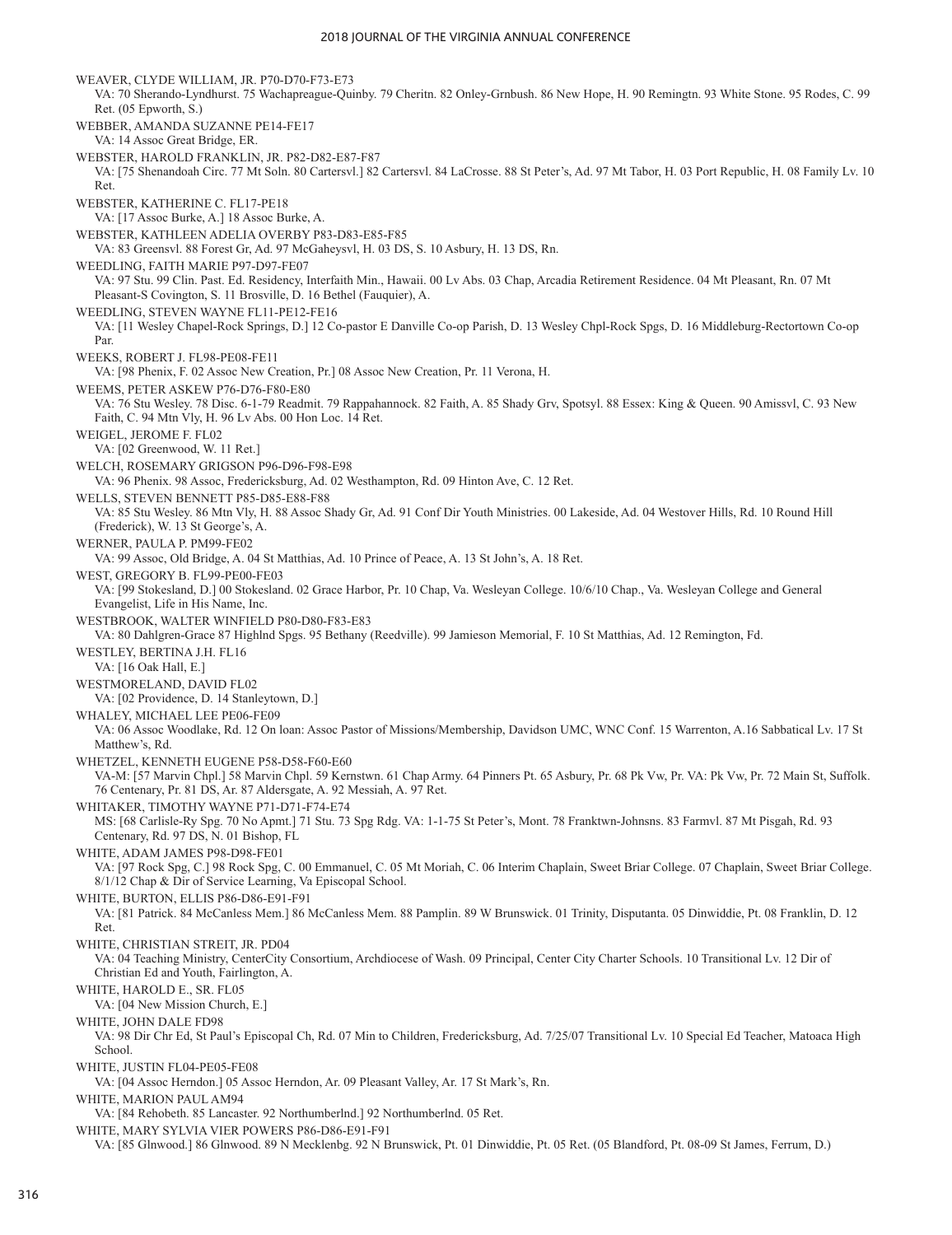WEAVER, CLYDE WILLIAM, JR. P70-D70-F73-E73
VA: 70 Sherando-Lyndhurst. 75 Wachapreague-Quinby. 79 Cheritn. 82 Onley-Grnbush. 86 New Hope, H. 90 Remingtn. 93 White Stone. 95 Rodes, C. 99 Ret. (05 Epworth, S.)

WEBBER, AMANDA SUZANNE PE14-FE17
VA: 14 Assoc Great Bridge, ER.

WEBSTER, HAROLD FRANKLIN, JR. P82-D82-E87-F87
VA: [75 Shenandoah Circ. 77 Mt Soln. 80 Cartersvl.] 82 Cartersvl. 84 LaCrosse. 88 St Peter's, Ad. 97 Mt Tabor, H. 03 Port Republic, H. 08 Family Lv. 10 Ret.

WEBSTER, KATHERINE C. FL17-PE18
VA: [17 Assoc Burke, A.] 18 Assoc Burke, A.

WEBSTER, KATHLEEN ADELIA OVERBY P83-D83-E85-F85
VA: 83 Greensvl. 88 Forest Gr, Ad. 97 McGaheysvl, H. 03 DS, S. 10 Asbury, H. 13 DS, Rn.

WEEDLING, FAITH MARIE P97-D97-FE07
VA: 97 Stu. 99 Clin. Past. Ed. Residency, Interfaith Min., Hawaii. 00 Lv Abs. 03 Chap, Arcadia Retirement Residence. 04 Mt Pleasant, Rn. 07 Mt Pleasant-S Covington, S. 11 Brosville, D. 16 Bethel (Fauquier), A.

WEEDLING, STEVEN WAYNE FL11-PE12-FE16
VA: [11 Wesley Chapel-Rock Springs, D.] 12 Co-pastor E Danville Co-op Parish, D. 13 Wesley Chpl-Rock Spgs, D. 16 Middleburg-Rectortown Co-op Par.

WEEKS, ROBERT J. FL98-PE08-FE11
VA: [98 Phenix, F. 02 Assoc New Creation, Pr.] 08 Assoc New Creation, Pr. 11 Verona, H.

WEEMS, PETER ASKEW P76-D76-F80-E80
VA: 76 Stu Wesley. 78 Disc. 6-1-79 Readmit. 79 Rappahannock. 82 Faith, A. 85 Shady Grv, Spotsyl. 88 Essex: King & Queen. 90 Amissvl, C. 93 New Faith, C. 94 Mtn Vly, H. 96 Lv Abs. 00 Hon Loc. 14 Ret.

WEIGEL, JEROME F. FL02
VA: [02 Greenwood, W. 11 Ret.]

WELCH, ROSEMARY GRIGSON P96-D96-F98-E98
VA: 96 Phenix. 98 Assoc, Fredericksburg, Ad. 02 Westhampton, Rd. 09 Hinton Ave, C. 12 Ret.

WELLS, STEVEN BENNETT P85-D85-E88-F88
VA: 85 Stu Wesley. 86 Mtn Vly, H. 88 Assoc Shady Gr, Ad. 91 Conf Dir Youth Ministries. 00 Lakeside, Ad. 04 Westover Hills, Rd. 10 Round Hill (Frederick), W. 13 St George's, A.

WERNER, PAULA P. PM99-FE02
VA: 99 Assoc, Old Bridge, A. 04 St Matthias, Ad. 10 Prince of Peace, A. 13 St John's, A. 18 Ret.

WEST, GREGORY B. FL99-PE00-FE03
VA: [99 Stokesland, D.] 00 Stokesland. 02 Grace Harbor, Pr. 10 Chap, Va. Wesleyan College. 10/6/10 Chap., Va. Wesleyan College and General Evangelist, Life in His Name, Inc.

WESTBROOK, WALTER WINFIELD P80-D80-F83-E83
VA: 80 Dahlgren-Grace 87 Highlnd Spgs. 95 Bethany (Reedville). 99 Jamieson Memorial, F. 10 St Matthias, Ad. 12 Remington, Fd.

WESTLEY, BERTINA J.H. FL16
VA: [16 Oak Hall, E.]

WESTMORELAND, DAVID FL02
VA: [02 Providence, D. 14 Stanleytown, D.]

WHALEY, MICHAEL LEE PE06-FE09
VA: 06 Assoc Woodlake, Rd. 12 On loan: Assoc Pastor of Missions/Membership, Davidson UMC, WNC Conf. 15 Warrenton, A.16 Sabbatical Lv. 17 St Matthew's, Rd.

WHETZEL, KENNETH EUGENE P58-D58-F60-E60
VA-M: [57 Marvin Chpl.] 58 Marvin Chpl. 59 Kernstwn. 61 Chap Army. 64 Pinners Pt. 65 Asbury, Pr. 68 Pk Vw, Pr. VA: Pk Vw, Pr. 72 Main St, Suffolk. 76 Centenary, Pr. 81 DS, Ar. 87 Aldersgate, A. 92 Messiah, A. 97 Ret.

WHITAKER, TIMOTHY WAYNE P71-D71-F74-E74
MS: [68 Carlisle-Ry Spg. 70 No Apmt.] 71 Stu. 73 Spg Rdg. VA: 1-1-75 St Peter's, Mont. 78 Franktwn-Johnsns. 83 Farmvl. 87 Mt Pisgah, Rd. 93 Centenary, Rd. 97 DS, N. 01 Bishop, FL

WHITE, ADAM JAMES P98-D98-FE01
VA: [97 Rock Spg, C.] 98 Rock Spg, C. 00 Emmanuel, C. 05 Mt Moriah, C. 06 Interim Chaplain, Sweet Briar College. 07 Chaplain, Sweet Briar College. 8/1/12 Chap & Dir of Service Learning, Va Episcopal School.

WHITE, BURTON, ELLIS P86-D86-E91-F91
VA: [81 Patrick. 84 McCanless Mem.] 86 McCanless Mem. 88 Pamplin. 89 W Brunswick. 01 Trinity, Disputanta. 05 Dinwiddie, Pt. 08 Franklin, D. 12 Ret.

WHITE, CHRISTIAN STREIT, JR. PD04
VA: 04 Teaching Ministry, CenterCity Consortium, Archdiocese of Wash. 09 Principal, Center City Charter Schools. 10 Transitional Lv. 12 Dir of Christian Ed and Youth, Fairlington, A.

WHITE, HAROLD E., SR. FL05
VA: [04 New Mission Church, E.]

WHITE, JOHN DALE FD98
VA: 98 Dir Chr Ed, St Paul's Episcopal Ch, Rd. 07 Min to Children, Fredericksburg, Ad. 7/25/07 Transitional Lv. 10 Special Ed Teacher, Matoaca High School.

WHITE, JUSTIN FL04-PE05-FE08
VA: [04 Assoc Herndon.] 05 Assoc Herndon, Ar. 09 Pleasant Valley, Ar. 17 St Mark's, Rn.

WHITE, MARION PAUL AM94
VA: [84 Rehobeth. 85 Lancaster. 92 Northumberlnd.] 92 Northumberlnd. 05 Ret.

WHITE, MARY SYLVIA VIER POWERS P86-D86-E91-F91
VA: [85 Glnwood.] 86 Glnwood. 89 N Mecklenbg. 92 N Brunswick, Pt. 01 Dinwiddie, Pt. 05 Ret. (05 Blandford, Pt. 08-09 St James, Ferrum, D.)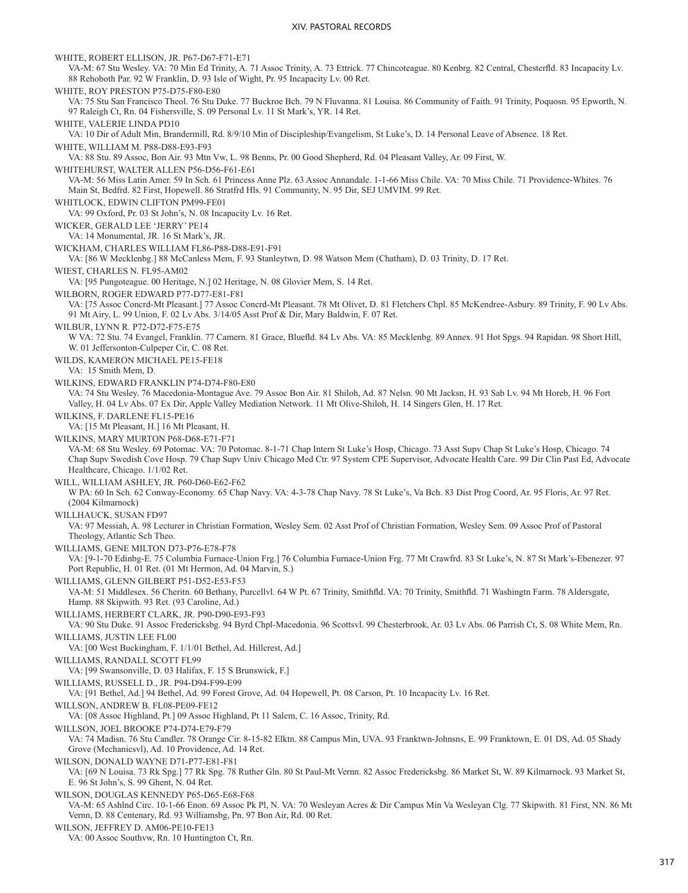WHITE, ROBERT ELLISON, JR. P67-D67-F71-E71
VA-M: 67 Stu Wesley. VA: 70 Min Ed Trinity, A. 71 Assoc Trinity, A. 73 Ettrick. 77 Chincoteague. 80 Kenbrg. 82 Central, Chesterfld. 83 Incapacity Lv. 88 Rehoboth Par. 92 W Franklin, D. 93 Isle of Wight, Pr. 95 Incapacity Lv. 00 Ret.

WHITE, ROY PRESTON P75-D75-F80-E80
VA: 75 Stu San Francisco Theol. 76 Stu Duke. 77 Buckroe Bch. 79 N Fluvanna. 81 Louisa. 86 Community of Faith. 91 Trinity, Poquosn. 95 Epworth, N. 97 Raleigh Ct, Rn. 04 Fishersville, S. 09 Personal Lv. 11 St Mark's, YR. 14 Ret.

WHITE, VALERIE LINDA PD10
VA: 10 Dir of Adult Min, Brandermill, Rd. 8/9/10 Min of Discipleship/Evangelism, St Luke's, D. 14 Personal Leave of Absence. 18 Ret.

WHITE, WILLIAM M. P88-D88-E93-F93
VA: 88 Stu. 89 Assoc, Bon Air. 93 Mtn Vw, L. 98 Benns, Pr. 00 Good Shepherd, Rd. 04 Pleasant Valley, Ar. 09 First, W.

WHITEHURST, WALTER ALLEN P56-D56-F61-E61
VA-M: 56 Miss Latin Amer. 59 In Sch. 61 Princess Anne Plz. 63 Assoc Annandale. 1-1-66 Miss Chile. VA: 70 Miss Chile. 71 Providence-Whites. 76 Main St, Bedfrd. 82 First, Hopewell. 86 Stratfrd Hls. 91 Community, N. 95 Dir, SEJ UMVIM. 99 Ret.

WHITLOCK, EDWIN CLIFTON PM99-FE01
VA: 99 Oxford, Pr. 03 St John's, N. 08 Incapacity Lv. 16 Ret.

WICKER, GERALD LEE 'JERRY' PE14
VA: 14 Monumental, JR. 16 St Mark's, JR.

WICKHAM, CHARLES WILLIAM FL86-P88-D88-E91-F91
VA: [86 W Mecklenbg.] 88 McCanless Mem, F. 93 Stanleytwn, D. 98 Watson Mem (Chatham), D. 03 Trinity, D. 17 Ret.

WIEST, CHARLES N. FL95-AM02
VA: [95 Pungoteague. 00 Heritage, N.] 02 Heritage, N. 08 Glovier Mem, S. 14 Ret.

WILBORN, ROGER EDWARD P77-D77-E81-F81
VA: [75 Assoc Concrd-Mt Pleasant.] 77 Assoc Concrd-Mt Pleasant. 78 Mt Olivet, D. 81 Fletchers Chpl. 85 McKendree-Asbury. 89 Trinity, F. 90 Lv Abs. 91 Mt Airy, L. 99 Union, F. 02 Lv Abs. 3/14/05 Asst Prof & Dir, Mary Baldwin, F. 07 Ret.

WILBUR, LYNN R. P72-D72-F75-E75
W VA: 72 Stu. 74 Evangel, Franklin. 77 Camern. 81 Grace, Bluefld. 84 Lv Abs. VA: 85 Mecklenbg. 89 Annex. 91 Hot Spgs. 94 Rapidan. 98 Short Hill, W. 01 Jeffersonton-Culpeper Cir, C. 08 Ret.

WILDS, KAMERON MICHAEL PE15-FE18
VA: 15 Smith Mem, D.

WILKINS, EDWARD FRANKLIN P74-D74-F80-E80
VA: 74 Stu Wesley. 76 Macedonia-Montague Ave. 79 Assoc Bon Air. 81 Shiloh, Ad. 87 Nelsn. 90 Mt Jacksn, H. 93 Sab Lv. 94 Mt Horeb, H. 96 Fort Valley, H. 04 Lv Abs. 07 Ex Dir, Apple Valley Mediation Network. 11 Mt Olive-Shiloh, H. 14 Singers Glen, H. 17 Ret.

WILKINS, F. DARLENE FL15-PE16
VA: [15 Mt Pleasant, H.] 16 Mt Pleasant, H.

WILKINS, MARY MURTON P68-D68-E71-F71
VA-M: 68 Stu Wesley. 69 Potomac. VA: 70 Potomac. 8-1-71 Chap Intern St Luke's Hosp, Chicago. 73 Asst Supv Chap St Luke's Hosp, Chicago. 74 Chap Supv Swedish Cove Hosp. 79 Chap Supv Univ Chicago Med Ctr. 97 System CPE Supervisor, Advocate Health Care. 99 Dir Clin Past Ed, Advocate Healthcare, Chicago. 1/1/02 Ret.

WILL, WILLIAM ASHLEY, JR. P60-D60-E62-F62
W PA: 60 In Sch. 62 Conway-Economy. 65 Chap Navy. VA: 4-3-78 Chap Navy. 78 St Luke's, Va Bch. 83 Dist Prog Coord, Ar. 95 Floris, Ar. 97 Ret. (2004 Kilmarnock)

WILLHAUCK, SUSAN FD97
VA: 97 Messiah, A. 98 Lecturer in Christian Formation, Wesley Sem. 02 Asst Prof of Christian Formation, Wesley Sem. 09 Assoc Prof of Pastoral Theology, Atlantic Sch Theo.

WILLIAMS, GENE MILTON D73-P76-E78-F78
VA: [9-1-70 Edinbg-E. 75 Columbia Furnace-Union Frg.] 76 Columbia Furnace-Union Frg. 77 Mt Crawfrd. 83 St Luke's, N. 87 St Mark's-Ebenezer. 97 Port Republic, H. 01 Ret. (01 Mt Hermon, Ad. 04 Marvin, S.)

WILLIAMS, GLENN GILBERT P51-D52-E53-F53
VA-M: 51 Middlesex. 56 Cheritn. 60 Bethany, Purcellvl. 64 W Pt. 67 Trinity, Smithfld. VA: 70 Trinity, Smithfld. 71 Washingtn Farm. 78 Aldersgate, Hamp. 88 Skipwith. 93 Ret. (93 Caroline, Ad.)

WILLIAMS, HERBERT CLARK, JR. P90-D90-E93-F93
VA: 90 Stu Duke. 91 Assoc Fredericksbg. 94 Byrd Chpl-Macedonia. 96 Scottsvl. 99 Chesterbrook, Ar. 03 Lv Abs. 06 Parrish Ct, S. 08 White Mem, Rn.

WILLIAMS, JUSTIN LEE FL00
VA: [00 West Buckingham, F. 1/1/01 Bethel, Ad. Hillcrest, Ad.]

WILLIAMS, RANDALL SCOTT FL99
VA: [99 Swansonville, D. 03 Halifax, F. 15 S Brunswick, F.]

WILLIAMS, RUSSELL D., JR. P94-D94-F99-E99
VA: [91 Bethel, Ad.] 94 Bethel, Ad. 99 Forest Grove, Ad. 04 Hopewell, Pt. 08 Carson, Pt. 10 Incapacity Lv. 16 Ret.

WILLSON, ANDREW B. FL08-PE09-FE12
VA: [08 Assoc Highland, Pt.] 09 Assoc Highland, Pt 11 Salem, C. 16 Assoc, Trinity, Rd.

WILLSON, JOEL BROOKE P74-D74-E79-F79
VA: 74 Madisn. 76 Stu Candler. 78 Orange Cir. 8-15-82 Elktn. 88 Campus Min, UVA. 93 Franktwn-Johnsns, E. 99 Franktown, E. 01 DS, Ad. 05 Shady Grove (Mechanicsvl), Ad. 10 Providence, Ad. 14 Ret.

WILSON, DONALD WAYNE D71-P77-E81-F81
VA: [69 N Louisa. 73 Rk Spg.] 77 Rk Spg. 78 Ruther Gln. 80 St Paul-Mt Vernn. 82 Assoc Fredericksbg. 86 Market St, W. 89 Kilmarnock. 93 Market St, E. 96 St John's, S. 99 Ghent, N. 04 Ret.

WILSON, DOUGLAS KENNEDY P65-D65-E68-F68
VA-M: 65 Ashlnd Circ. 10-1-66 Enon. 69 Assoc Pk Pl, N. VA: 70 Wesleyan Acres & Dir Campus Min Va Wesleyan Clg. 77 Skipwith. 81 First, NN. 86 Mt Vernn, D. 88 Centenary, Rd. 93 Williamsbg, Pn. 97 Bon Air, Rd. 00 Ret.

WILSON, JEFFREY D. AM06-PE10-FE13
VA: 00 Assoc Southvw, Rn. 10 Huntington Ct, Rn.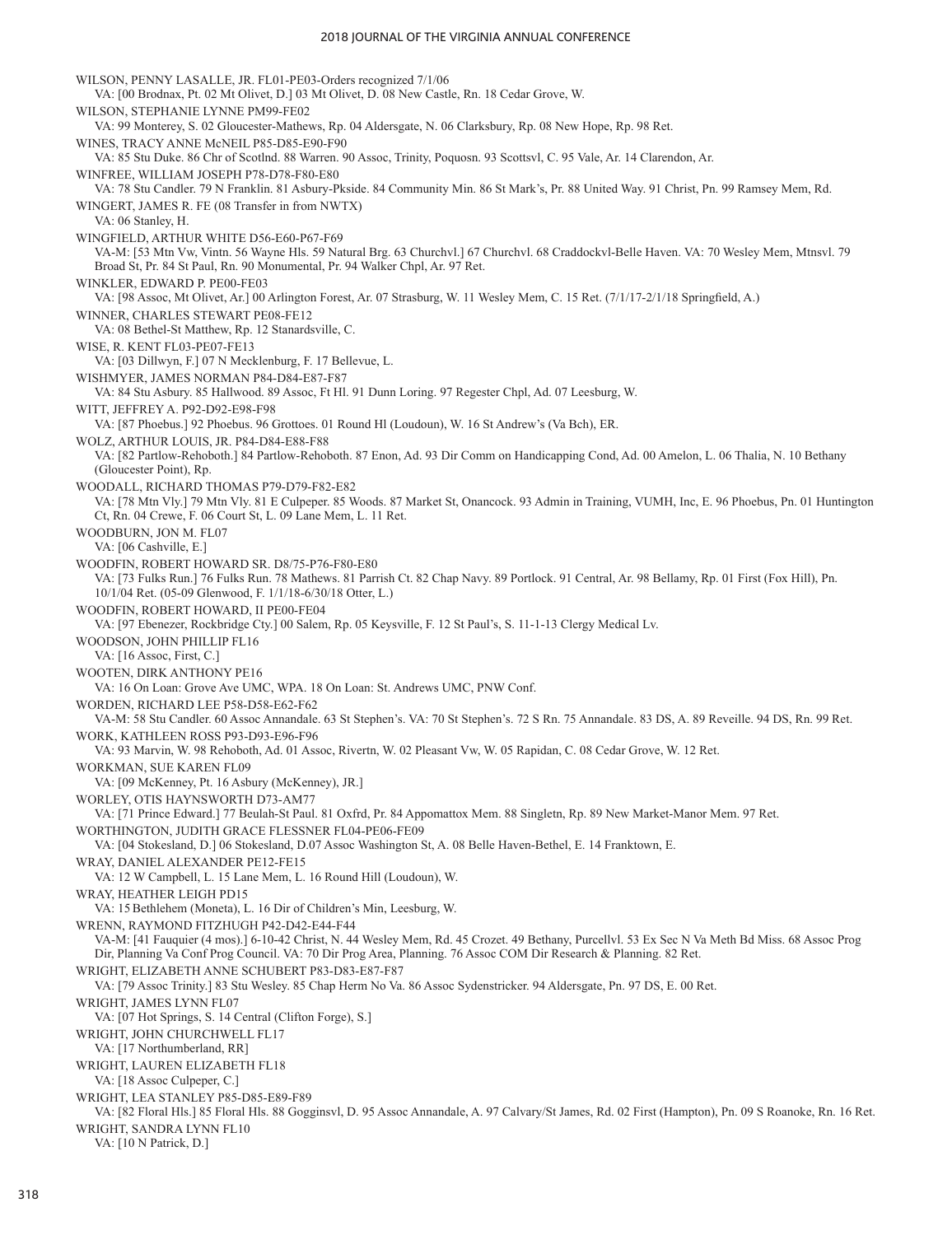WILSON, PENNY LASALLE, JR. FL01-PE03-Orders recognized 7/1/06
VA: [00 Brodnax, Pt. 02 Mt Olivet, D.] 03 Mt Olivet, D. 08 New Castle, Rn. 18 Cedar Grove, W.

WILSON, STEPHANIE LYNNE PM99-FE02
VA: 99 Monterey, S. 02 Gloucester-Mathews, Rp. 04 Aldersgate, N. 06 Clarksbury, Rp. 08 New Hope, Rp. 98 Ret.

WINES, TRACY ANNE McNEIL P85-D85-E90-F90
VA: 85 Stu Duke. 86 Chr of Scotlnd. 88 Warren. 90 Assoc, Trinity, Poquosn. 93 Scottsvl, C. 95 Vale, Ar. 14 Clarendon, Ar.

WINFREE, WILLIAM JOSEPH P78-D78-F80-E80
VA: 78 Stu Candler. 79 N Franklin. 81 Asbury-Pkside. 84 Community Min. 86 St Mark's, Pr. 88 United Way. 91 Christ, Pn. 99 Ramsey Mem, Rd.

WINGERT, JAMES R. FE (08 Transfer in from NWTX)
VA: 06 Stanley, H.

WINGFIELD, ARTHUR WHITE D56-E60-P67-F69
VA-M: [53 Mtn Vw, Vintn. 56 Wayne Hls. 59 Natural Brg. 63 Churchvl.] 67 Churchvl. 68 Craddockvl-Belle Haven. VA: 70 Wesley Mem, Mtnsvl. 79 Broad St, Pr. 84 St Paul, Rn. 90 Monumental, Pr. 94 Walker Chpl, Ar. 97 Ret.

WINKLER, EDWARD P. PE00-FE03
VA: [98 Assoc, Mt Olivet, Ar.] 00 Arlington Forest, Ar. 07 Strasburg, W. 11 Wesley Mem, C. 15 Ret. (7/1/17-2/1/18 Springfield, A.)

WINNER, CHARLES STEWART PE08-FE12
VA: 08 Bethel-St Matthew, Rp. 12 Stanardsville, C.

WISE, R. KENT FL03-PE07-FE13
VA: [03 Dillwyn, F.] 07 N Mecklenburg, F. 17 Bellevue, L.

WISHMYER, JAMES NORMAN P84-D84-E87-F87
VA: 84 Stu Asbury. 85 Hallwood. 89 Assoc, Ft Hl. 91 Dunn Loring. 97 Regester Chpl, Ad. 07 Leesburg, W.

WITT, JEFFREY A. P92-D92-E98-F98
VA: [87 Phoebus.] 92 Phoebus. 96 Grottoes. 01 Round Hl (Loudoun), W. 16 St Andrew's (Va Bch), ER.

WOLZ, ARTHUR LOUIS, JR. P84-D84-E88-F88
VA: [82 Partlow-Rehoboth.] 84 Partlow-Rehoboth. 87 Enon, Ad. 93 Dir Comm on Handicapping Cond, Ad. 00 Amelon, L. 06 Thalia, N. 10 Bethany (Gloucester Point), Rp.

WOODALL, RICHARD THOMAS P79-D79-F82-E82
VA: [78 Mtn Vly.] 79 Mtn Vly. 81 E Culpeper. 85 Woods. 87 Market St, Onancock. 93 Admin in Training, VUMH, Inc, E. 96 Phoebus, Pn. 01 Huntington Ct, Rn. 04 Crewe, F. 06 Court St, L. 09 Lane Mem, L. 11 Ret.

WOODBURN, JON M. FL07
VA: [06 Cashville, E.]

WOODFIN, ROBERT HOWARD SR. D8/75-P76-F80-E80
VA: [73 Fulks Run.] 76 Fulks Run. 78 Mathews. 81 Parrish Ct. 82 Chap Navy. 89 Portlock. 91 Central, Ar. 98 Bellamy, Rp. 01 First (Fox Hill), Pn. 10/1/04 Ret. (05-09 Glenwood, F. 1/1/18-6/30/18 Otter, L.)

WOODFIN, ROBERT HOWARD, II PE00-FE04
VA: [97 Ebenezer, Rockbridge Cty.] 00 Salem, Rp. 05 Keysville, F. 12 St Paul's, S. 11-1-13 Clergy Medical Lv.

WOODSON, JOHN PHILLIP FL16
VA: [16 Assoc, First, C.]

WOOTEN, DIRK ANTHONY PE16
VA: 16 On Loan: Grove Ave UMC, WPA. 18 On Loan: St. Andrews UMC, PNW Conf.

WORDEN, RICHARD LEE P58-D58-E62-F62
VA-M: 58 Stu Candler. 60 Assoc Annandale. 63 St Stephen's. VA: 70 St Stephen's. 72 S Rn. 75 Annandale. 83 DS, A. 89 Reveille. 94 DS, Rn. 99 Ret.

WORK, KATHLEEN ROSS P93-D93-E96-F96
VA: 93 Marvin, W. 98 Rehoboth, Ad. 01 Assoc, Rivertn, W. 02 Pleasant Vw, W. 05 Rapidan, C. 08 Cedar Grove, W. 12 Ret.

WORKMAN, SUE KAREN FL09
VA: [09 McKenney, Pt. 16 Asbury (McKenney), JR.]

WORLEY, OTIS HAYNSWORTH D73-AM77
VA: [71 Prince Edward.] 77 Beulah-St Paul. 81 Oxfrd, Pr. 84 Appomattox Mem. 88 Singletn, Rp. 89 New Market-Manor Mem. 97 Ret.

WORTHINGTON, JUDITH GRACE FLESSNER FL04-PE06-FE09
VA: [04 Stokesland, D.] 06 Stokesland, D.07 Assoc Washington St, A. 08 Belle Haven-Bethel, E. 14 Franktown, E.

WRAY, DANIEL ALEXANDER PE12-FE15
VA: 12 W Campbell, L. 15 Lane Mem, L. 16 Round Hill (Loudoun), W.

WRAY, HEATHER LEIGH PD15
VA: 15 Bethlehem (Moneta), L. 16 Dir of Children's Min, Leesburg, W.

WRENN, RAYMOND FITZHUGH P42-D42-E44-F44
VA-M: [41 Fauquier (4 mos).] 6-10-42 Christ, N. 44 Wesley Mem, Rd. 45 Crozet. 49 Bethany, Purcellvl. 53 Ex Sec N Va Meth Bd Miss. 68 Assoc Prog Dir, Planning Va Conf Prog Council. VA: 70 Dir Prog Area, Planning. 76 Assoc COM Dir Research & Planning. 82 Ret.

WRIGHT, ELIZABETH ANNE SCHUBERT P83-D83-E87-F87
VA: [79 Assoc Trinity.] 83 Stu Wesley. 85 Chap Herm No Va. 86 Assoc Sydenstricker. 94 Aldersgate, Pn. 97 DS, E. 00 Ret.

WRIGHT, JAMES LYNN FL07
VA: [07 Hot Springs, S. 14 Central (Clifton Forge), S.]

WRIGHT, JOHN CHURCHWELL FL17
VA: [17 Northumberland, RR]

WRIGHT, LAUREN ELIZABETH FL18
VA: [18 Assoc Culpeper, C.]

WRIGHT, LEA STANLEY P85-D85-E89-F89
VA: [82 Floral Hls.] 85 Floral Hls. 88 Gogginsvl, D. 95 Assoc Annandale, A. 97 Calvary/St James, Rd. 02 First (Hampton), Pn. 09 S Roanoke, Rn. 16 Ret.

WRIGHT, SANDRA LYNN FL10
VA: [10 N Patrick, D.]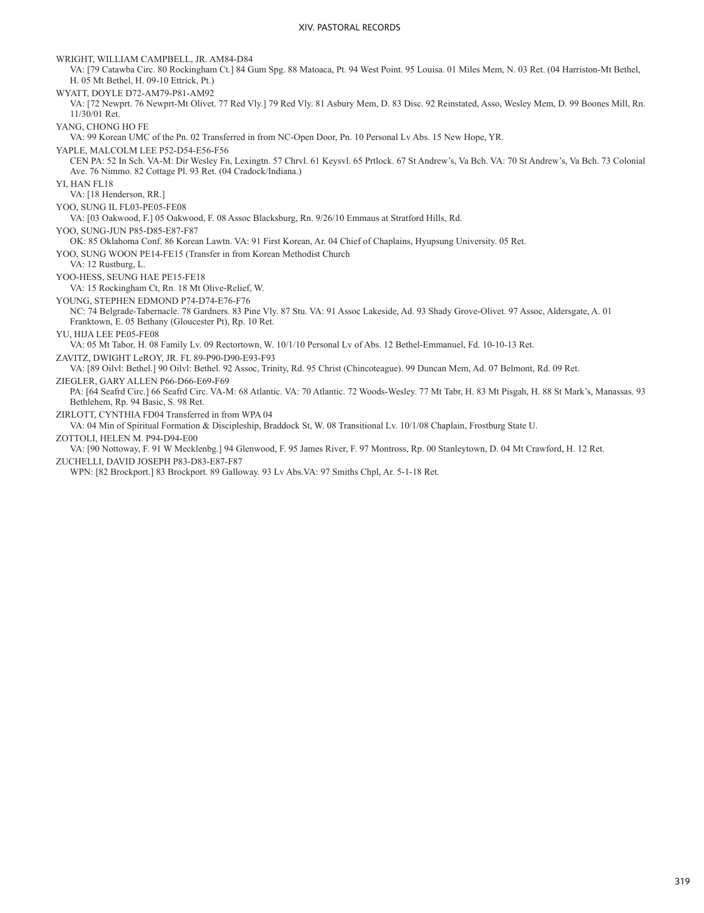WRIGHT, WILLIAM CAMPBELL, JR. AM84-D84
VA: [79 Catawba Circ. 80 Rockingham Ct.] 84 Gum Spg. 88 Matoaca, Pt. 94 West Point. 95 Louisa. 01 Miles Mem, N. 03 Ret. (04 Harriston-Mt Bethel, H. 05 Mt Bethel, H. 09-10 Ettrick, Pt.)

WYATT, DOYLE D72-AM79-P81-AM92
VA: [72 Newprt. 76 Newprt-Mt Olivet. 77 Red Vly.] 79 Red Vly. 81 Asbury Mem, D. 83 Disc. 92 Reinstated, Asso, Wesley Mem, D. 99 Boones Mill, Rn. 11/30/01 Ret.

YANG, CHONG HO FE
VA: 99 Korean UMC of the Pn. 02 Transferred in from NC-Open Door, Pn. 10 Personal Lv Abs. 15 New Hope, YR.

YAPLE, MALCOLM LEE P52-D54-E56-F56
CEN PA: 52 In Sch. VA-M: Dir Wesley Fn, Lexingtn. 57 Chrvl. 61 Keysvl. 65 Prtlock. 67 St Andrew's, Va Bch. VA: 70 St Andrew's, Va Bch. 73 Colonial Ave. 76 Nimmo. 82 Cottage Pl. 93 Ret. (04 Cradock/Indiana.)

YI, HAN FL18
VA: [18 Henderson, RR.]

YOO, SUNG IL FL03-PE05-FE08
VA: [03 Oakwood, F.] 05 Oakwood, F. 08 Assoc Blacksburg, Rn. 9/26/10 Emmaus at Stratford Hills, Rd.

YOO, SUNG-JUN P85-D85-E87-F87
OK: 85 Oklahoma Conf. 86 Korean Lawtn. VA: 91 First Korean, Ar. 04 Chief of Chaplains, Hyupsung University. 05 Ret.

YOO, SUNG WOON PE14-FE15 (Transfer in from Korean Methodist Church
VA: 12 Rustburg, L.

YOO-HESS, SEUNG HAE PE15-FE18
VA: 15 Rockingham Ct, Rn. 18 Mt Olive-Relief, W.

YOUNG, STEPHEN EDMOND P74-D74-E76-F76
NC: 74 Belgrade-Tabernacle. 78 Gardners. 83 Pine Vly. 87 Stu. VA: 91 Assoc Lakeside, Ad. 93 Shady Grove-Olivet. 97 Assoc, Aldersgate, A. 01 Franktown, E. 05 Bethany (Gloucester Pt), Rp. 10 Ret.

YU, HIJA LEE PE05-FE08
VA: 05 Mt Tabor, H. 08 Family Lv. 09 Rectortown, W. 10/1/10 Personal Lv of Abs. 12 Bethel-Emmanuel, Fd. 10-10-13 Ret.

ZAVITZ, DWIGHT LeROY, JR. FL 89-P90-D90-E93-F93
VA: [89 Oilvl: Bethel.] 90 Oilvl: Bethel. 92 Assoc, Trinity, Rd. 95 Christ (Chincoteague). 99 Duncan Mem, Ad. 07 Belmont, Rd. 09 Ret.

ZIEGLER, GARY ALLEN P66-D66-E69-F69
PA: [64 Seafrd Circ.] 66 Seafrd Circ. VA-M: 68 Atlantic. VA: 70 Atlantic. 72 Woods-Wesley. 77 Mt Tabr, H. 83 Mt Pisgah, H. 88 St Mark's, Manassas. 93 Bethlehem, Rp. 94 Basic, S. 98 Ret.

ZIRLOTT, CYNTHIA FD04 Transferred in from WPA 04
VA: 04 Min of Spiritual Formation & Discipleship, Braddock St, W. 08 Transitional Lv. 10/1/08 Chaplain, Frostburg State U.

ZOTTOLI, HELEN M. P94-D94-E00
VA: [90 Nottoway, F. 91 W Mecklenbg.] 94 Glenwood, F. 95 James River, F. 97 Montross, Rp. 00 Stanleytown, D. 04 Mt Crawford, H. 12 Ret.

ZUCHELLI, DAVID JOSEPH P83-D83-E87-F87
WPN: [82 Brockport.] 83 Brockport. 89 Galloway. 93 Lv Abs.VA: 97 Smiths Chpl, Ar. 5-1-18 Ret.